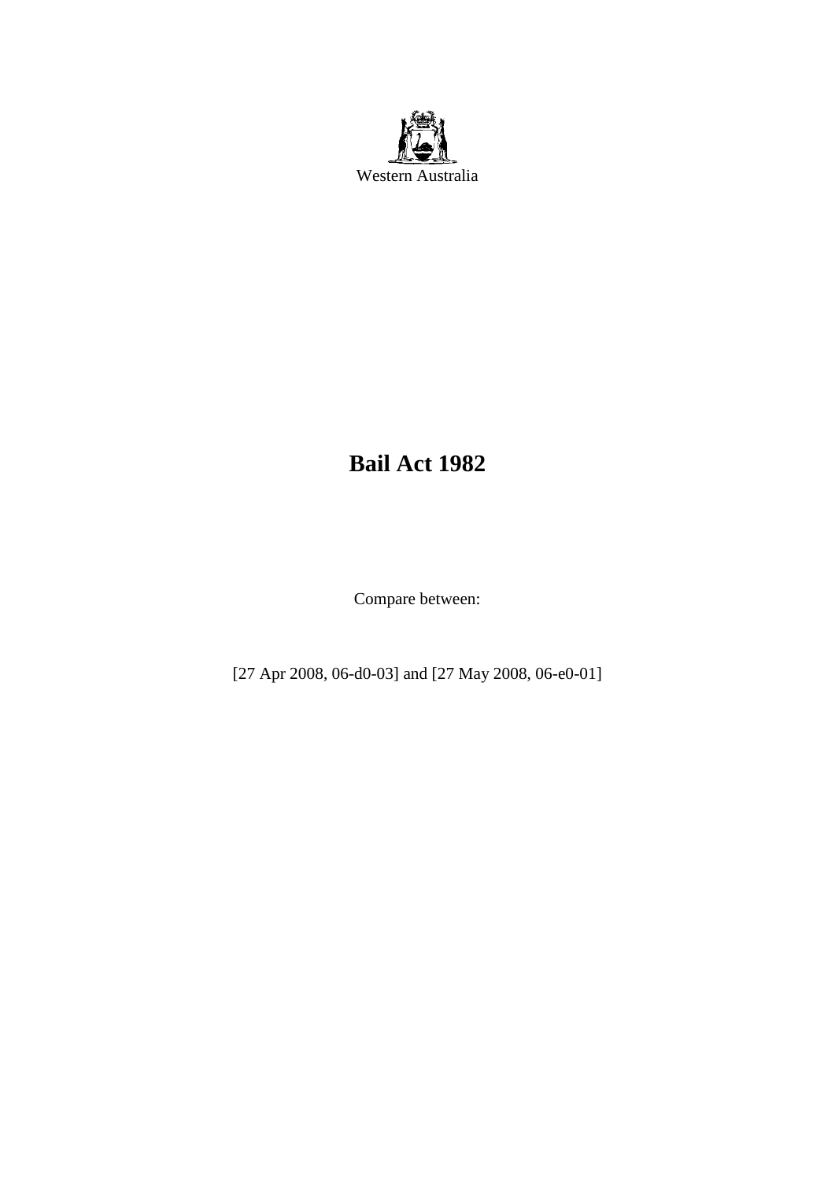Western Australia

# Bail Act 1982

Compare between:

[27 Apr 2008, 06-d0-03] and [27 May 2008, 06-e0-01]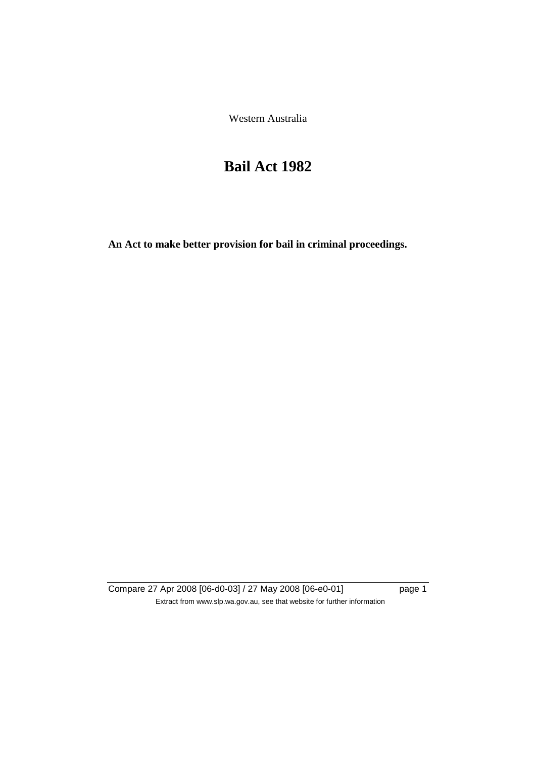Western Australia

# Bail Act 1982

**An Act to make better provision for bail in criminal proceedings.**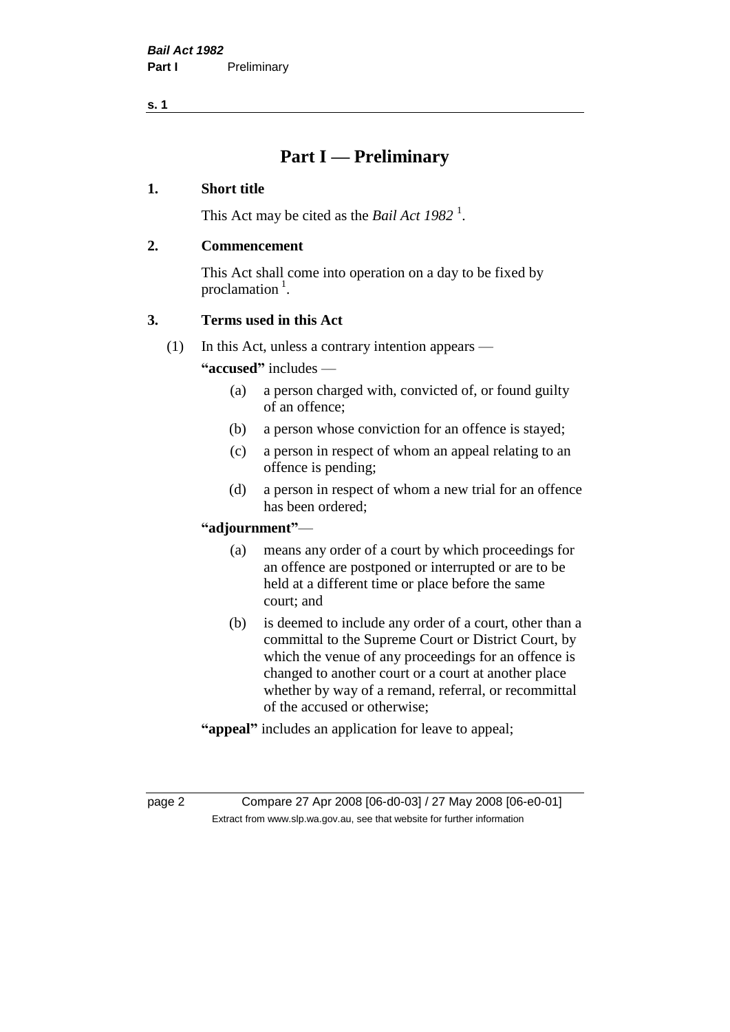# Part I — Preliminary

## 1. Short title

This Act may be cited as the *Bail Act 1982* [1].

## 2. Commencement

This Act shall come into operation on a day to be fixed by proclamation [1].

## 3. Terms used in this Act

(1) In this Act, unless a contrary intention appears —

**"accused"** includes —

- (a) a person charged with, convicted of, or found guilty of an offence;
- (b) a person whose conviction for an offence is stayed;
- (c) a person in respect of whom an appeal relating to an offence is pending;
- (d) a person in respect of whom a new trial for an offence has been ordered;

**"adjournment"**—

- (a) means any order of a court by which proceedings for an offence are postponed or interrupted or are to be held at a different time or place before the same court; and
- (b) is deemed to include any order of a court, other than a committal to the Supreme Court or District Court, by which the venue of any proceedings for an offence is changed to another court or a court at another place whether by way of a remand, referral, or recommittal of the accused or otherwise;

**"appeal"** includes an application for leave to appeal;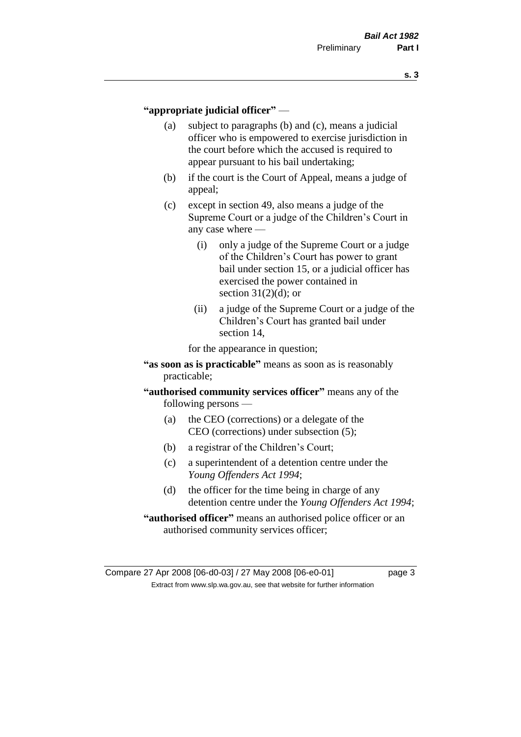**"appropriate judicial officer"** —

(a) subject to paragraphs (b) and (c), means a judicial officer who is empowered to exercise jurisdiction in the court before which the accused is required to appear pursuant to his bail undertaking;

(b) if the court is the Court of Appeal, means a judge of appeal;

(c) except in section 49, also means a judge of the Supreme Court or a judge of the Children's Court in any case where —

(i) only a judge of the Supreme Court or a judge of the Children's Court has power to grant bail under section 15, or a judicial officer has exercised the power contained in section 31(2)(d); or

(ii) a judge of the Supreme Court or a judge of the Children's Court has granted bail under section 14,

for the appearance in question;

**"as soon as is practicable"** means as soon as is reasonably practicable;

**"authorised community services officer"** means any of the following persons —

(a) the CEO (corrections) or a delegate of the CEO (corrections) under subsection (5);

(b) a registrar of the Children's Court;

(c) a superintendent of a detention centre under the *Young Offenders Act 1994*;

(d) the officer for the time being in charge of any detention centre under the *Young Offenders Act 1994*;

**"authorised officer"** means an authorised police officer or an authorised community services officer;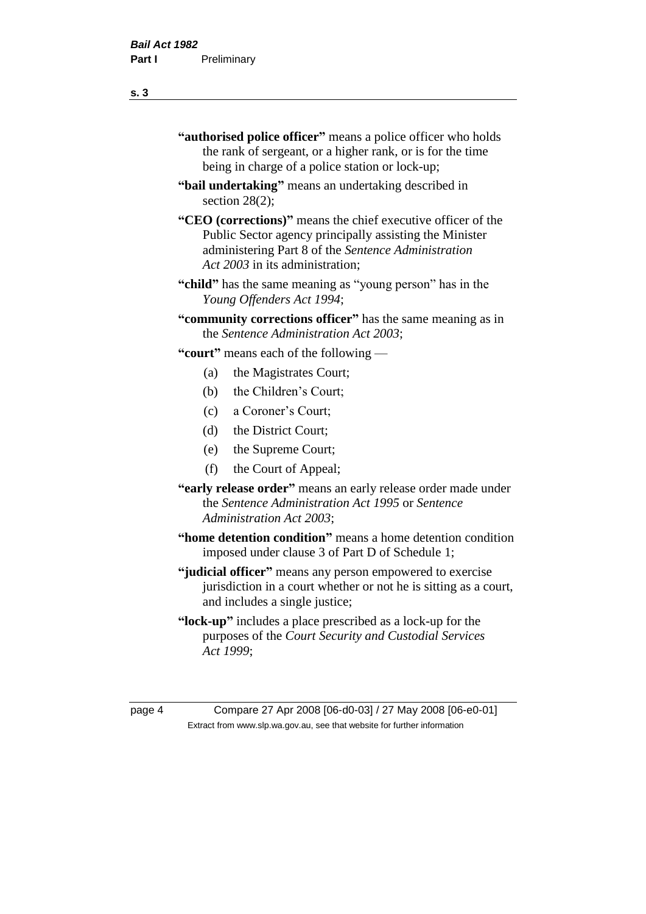**"authorised police officer"** means a police officer who holds the rank of sergeant, or a higher rank, or is for the time being in charge of a police station or lock-up;

**"bail undertaking"** means an undertaking described in section 28(2);

**"CEO (corrections)"** means the chief executive officer of the Public Sector agency principally assisting the Minister administering Part 8 of the *Sentence Administration Act 2003* in its administration;

**"child"** has the same meaning as "young person" has in the *Young Offenders Act 1994*;

**"community corrections officer"** has the same meaning as in the *Sentence Administration Act 2003*;

**"court"** means each of the following —

- (a) the Magistrates Court;
- (b) the Children's Court;
- (c) a Coroner's Court;
- (d) the District Court;
- (e) the Supreme Court;
- (f) the Court of Appeal;

**"early release order"** means an early release order made under the *Sentence Administration Act 1995* or *Sentence Administration Act 2003*;

**"home detention condition"** means a home detention condition imposed under clause 3 of Part D of Schedule 1;

**"judicial officer"** means any person empowered to exercise jurisdiction in a court whether or not he is sitting as a court, and includes a single justice;

**"lock-up"** includes a place prescribed as a lock-up for the purposes of the *Court Security and Custodial Services Act 1999*;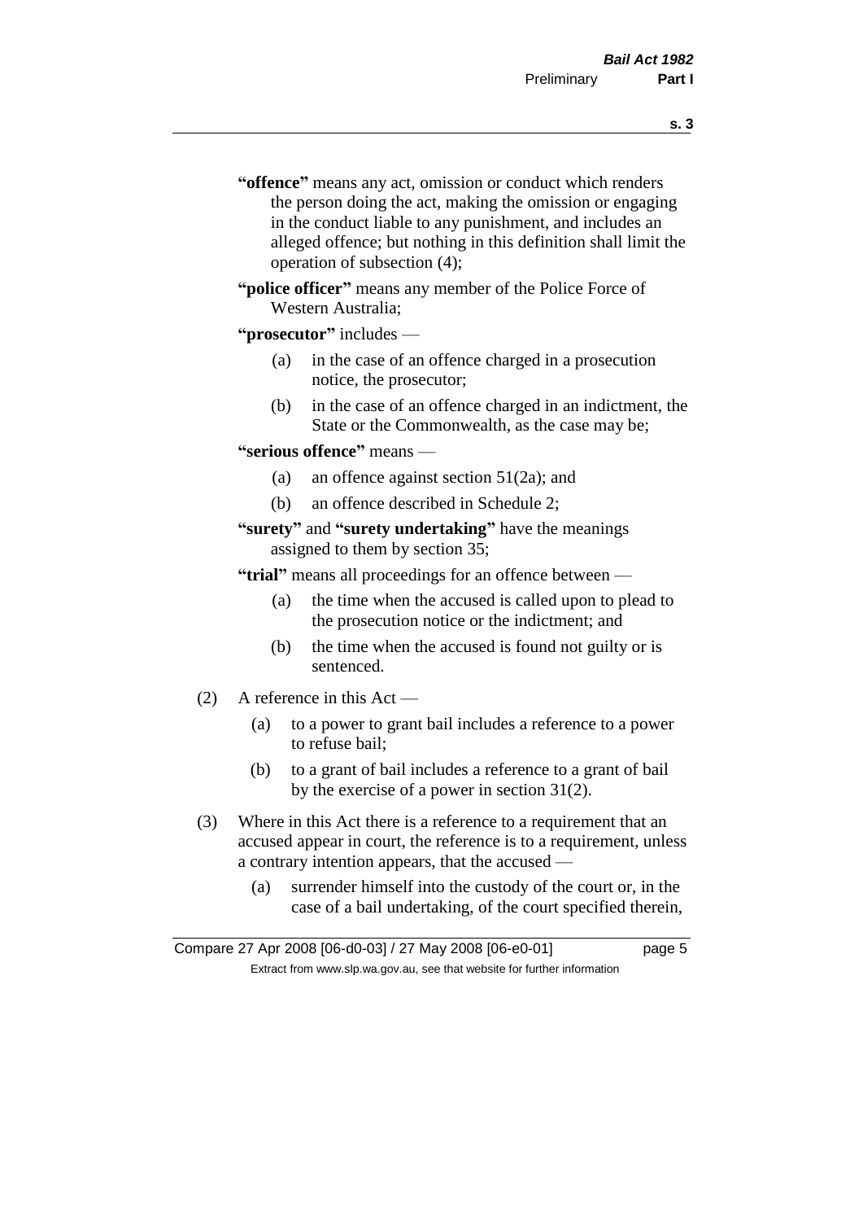**"offence"** means any act, omission or conduct which renders the person doing the act, making the omission or engaging in the conduct liable to any punishment, and includes an alleged offence; but nothing in this definition shall limit the operation of subsection (4);

**"police officer"** means any member of the Police Force of Western Australia;

**"prosecutor"** includes —

- (a) in the case of an offence charged in a prosecution notice, the prosecutor;
- (b) in the case of an offence charged in an indictment, the State or the Commonwealth, as the case may be;

**"serious offence"** means —

- (a) an offence against section 51(2a); and
- (b) an offence described in Schedule 2;

**"surety"** and **"surety undertaking"** have the meanings assigned to them by section 35;

**"trial"** means all proceedings for an offence between —

- (a) the time when the accused is called upon to plead to the prosecution notice or the indictment; and
- (b) the time when the accused is found not guilty or is sentenced.

(2) A reference in this Act —

- (a) to a power to grant bail includes a reference to a power to refuse bail;
- (b) to a grant of bail includes a reference to a grant of bail by the exercise of a power in section 31(2).

(3) Where in this Act there is a reference to a requirement that an accused appear in court, the reference is to a requirement, unless a contrary intention appears, that the accused —

- (a) surrender himself into the custody of the court or, in the case of a bail undertaking, of the court specified therein,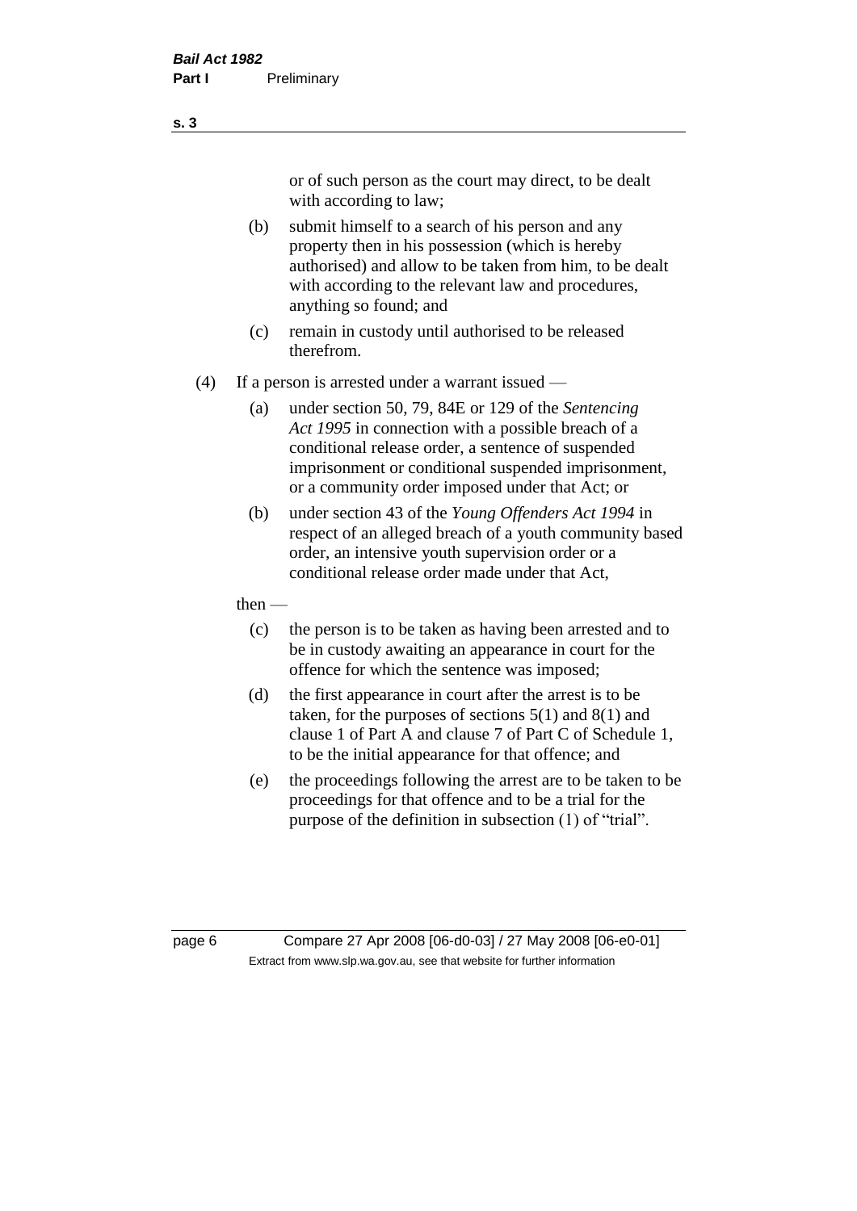or of such person as the court may direct, to be dealt with according to law;

(b) submit himself to a search of his person and any property then in his possession (which is hereby authorised) and allow to be taken from him, to be dealt with according to the relevant law and procedures, anything so found; and

(c) remain in custody until authorised to be released therefrom.

(4) If a person is arrested under a warrant issued —

(a) under section 50, 79, 84E or 129 of the *Sentencing Act 1995* in connection with a possible breach of a conditional release order, a sentence of suspended imprisonment or conditional suspended imprisonment, or a community order imposed under that Act; or

(b) under section 43 of the *Young Offenders Act 1994* in respect of an alleged breach of a youth community based order, an intensive youth supervision order or a conditional release order made under that Act,

then —

(c) the person is to be taken as having been arrested and to be in custody awaiting an appearance in court for the offence for which the sentence was imposed;

(d) the first appearance in court after the arrest is to be taken, for the purposes of sections 5(1) and 8(1) and clause 1 of Part A and clause 7 of Part C of Schedule 1, to be the initial appearance for that offence; and

(e) the proceedings following the arrest are to be taken to be proceedings for that offence and to be a trial for the purpose of the definition in subsection (1) of "trial".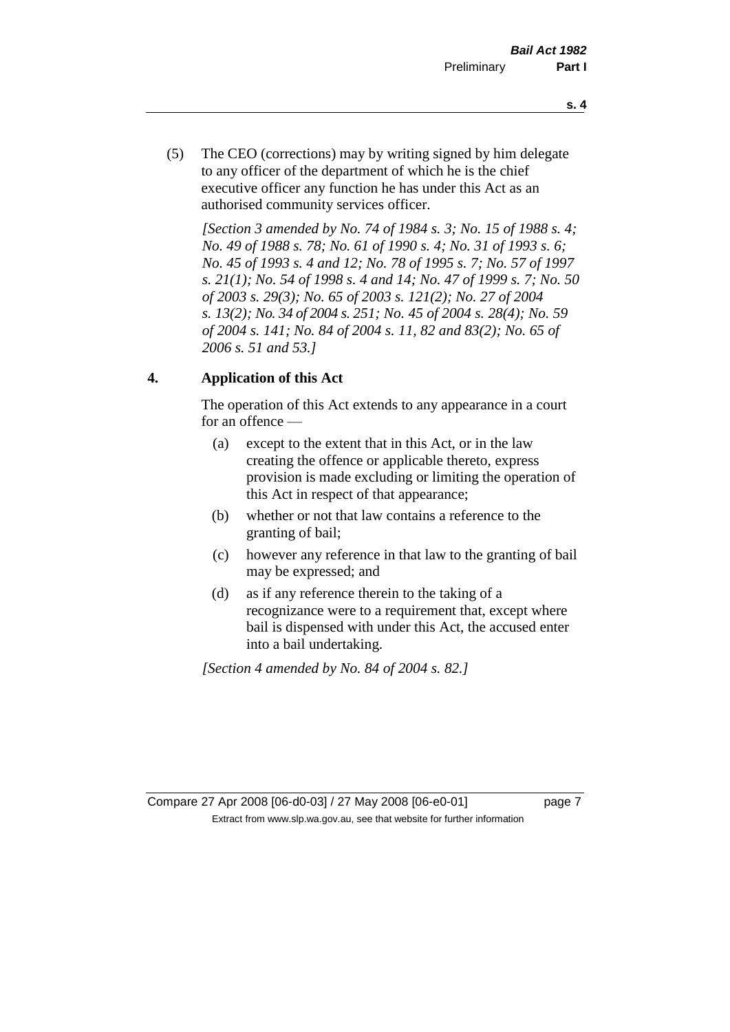(5) The CEO (corrections) may by writing signed by him delegate to any officer of the department of which he is the chief executive officer any function he has under this Act as an authorised community services officer.

*[Section 3 amended by No. 74 of 1984 s. 3; No. 15 of 1988 s. 4; No. 49 of 1988 s. 78; No. 61 of 1990 s. 4; No. 31 of 1993 s. 6; No. 45 of 1993 s. 4 and 12; No. 78 of 1995 s. 7; No. 57 of 1997 s. 21(1); No. 54 of 1998 s. 4 and 14; No. 47 of 1999 s. 7; No. 50 of 2003 s. 29(3); No. 65 of 2003 s. 121(2); No. 27 of 2004 s. 13(2); No. 34 of 2004 s. 251; No. 45 of 2004 s. 28(4); No. 59 of 2004 s. 141; No. 84 of 2004 s. 11, 82 and 83(2); No. 65 of 2006 s. 51 and 53.]*

## 4. Application of this Act

The operation of this Act extends to any appearance in a court for an offence —

(a) except to the extent that in this Act, or in the law creating the offence or applicable thereto, express provision is made excluding or limiting the operation of this Act in respect of that appearance;

(b) whether or not that law contains a reference to the granting of bail;

(c) however any reference in that law to the granting of bail may be expressed; and

(d) as if any reference therein to the taking of a recognizance were to a requirement that, except where bail is dispensed with under this Act, the accused enter into a bail undertaking.

*[Section 4 amended by No. 84 of 2004 s. 82.]*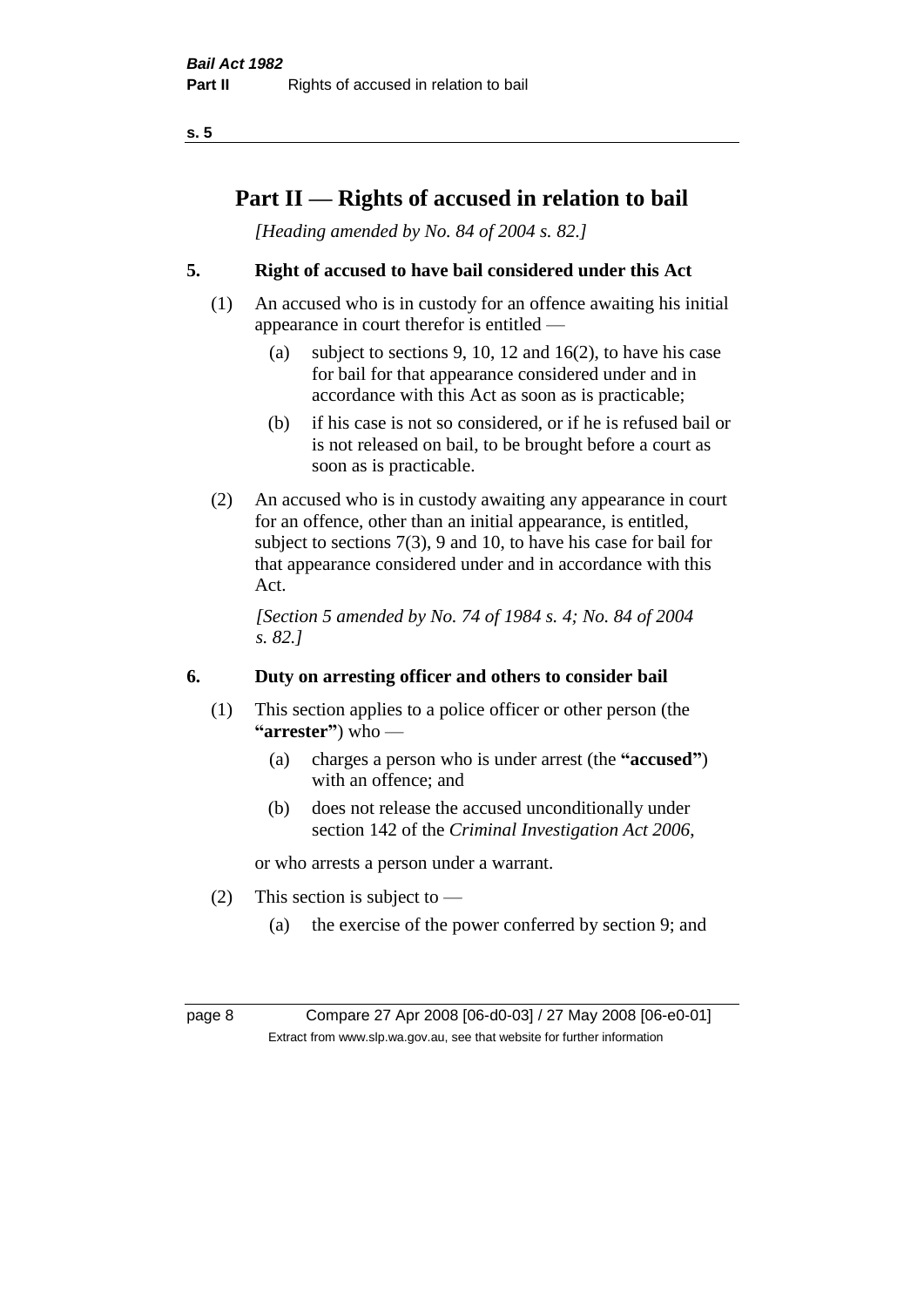# Part II — Rights of accused in relation to bail

*[Heading amended by No. 84 of 2004 s. 82.]*

## 5. Right of accused to have bail considered under this Act

(1) An accused who is in custody for an offence awaiting his initial appearance in court therefor is entitled —

- (a) subject to sections 9, 10, 12 and 16(2), to have his case for bail for that appearance considered under and in accordance with this Act as soon as is practicable;
- (b) if his case is not so considered, or if he is refused bail or is not released on bail, to be brought before a court as soon as is practicable.

(2) An accused who is in custody awaiting any appearance in court for an offence, other than an initial appearance, is entitled, subject to sections 7(3), 9 and 10, to have his case for bail for that appearance considered under and in accordance with this Act.

*[Section 5 amended by No. 74 of 1984 s. 4; No. 84 of 2004 s. 82.]*

## 6. Duty on arresting officer and others to consider bail

(1) This section applies to a police officer or other person (the **"arrester"**) who —

- (a) charges a person who is under arrest (the **"accused"**) with an offence; and
- (b) does not release the accused unconditionally under section 142 of the *Criminal Investigation Act 2006*,

or who arrests a person under a warrant.

(2) This section is subject to —

- (a) the exercise of the power conferred by section 9; and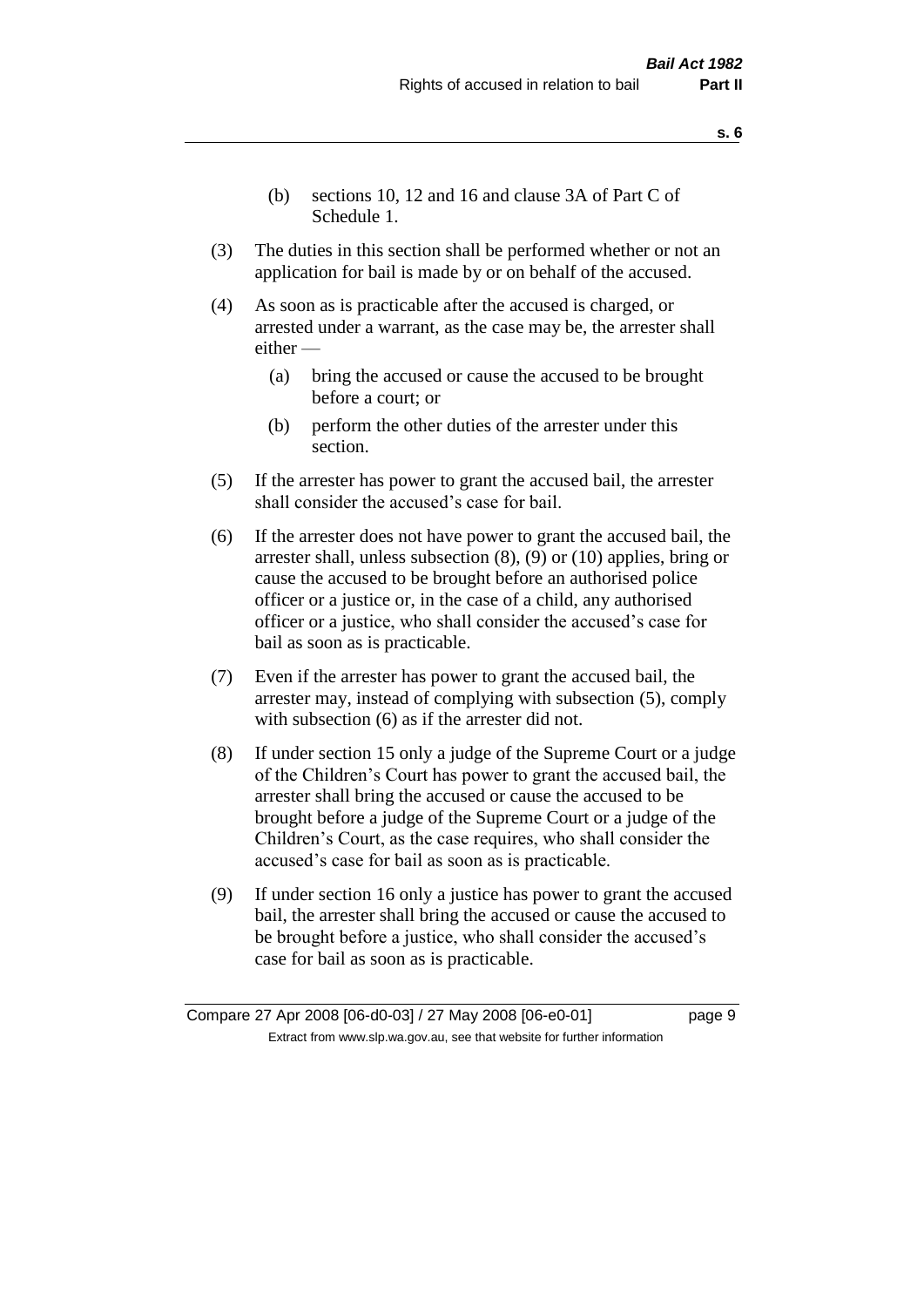(b) sections 10, 12 and 16 and clause 3A of Part C of Schedule 1.

(3) The duties in this section shall be performed whether or not an application for bail is made by or on behalf of the accused.

(4) As soon as is practicable after the accused is charged, or arrested under a warrant, as the case may be, the arrester shall either —

(a) bring the accused or cause the accused to be brought before a court; or

(b) perform the other duties of the arrester under this section.

(5) If the arrester has power to grant the accused bail, the arrester shall consider the accused's case for bail.

(6) If the arrester does not have power to grant the accused bail, the arrester shall, unless subsection (8), (9) or (10) applies, bring or cause the accused to be brought before an authorised police officer or a justice or, in the case of a child, any authorised officer or a justice, who shall consider the accused's case for bail as soon as is practicable.

(7) Even if the arrester has power to grant the accused bail, the arrester may, instead of complying with subsection (5), comply with subsection (6) as if the arrester did not.

(8) If under section 15 only a judge of the Supreme Court or a judge of the Children's Court has power to grant the accused bail, the arrester shall bring the accused or cause the accused to be brought before a judge of the Supreme Court or a judge of the Children's Court, as the case requires, who shall consider the accused's case for bail as soon as is practicable.

(9) If under section 16 only a justice has power to grant the accused bail, the arrester shall bring the accused or cause the accused to be brought before a justice, who shall consider the accused's case for bail as soon as is practicable.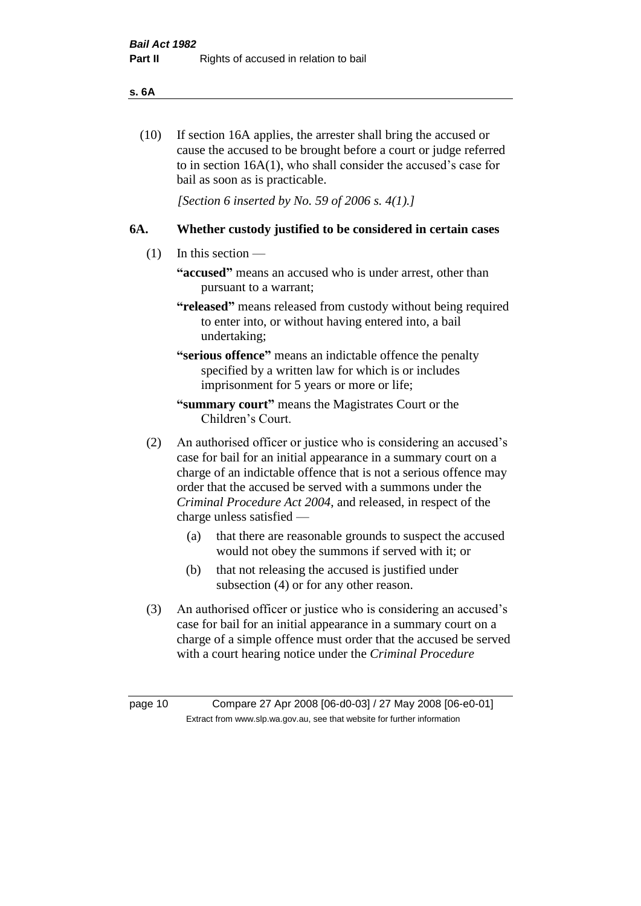(10) If section 16A applies, the arrester shall bring the accused or cause the accused to be brought before a court or judge referred to in section 16A(1), who shall consider the accused's case for bail as soon as is practicable.

*[Section 6 inserted by No. 59 of 2006 s. 4(1).]*

## 6A. Whether custody justified to be considered in certain cases

(1) In this section —

**"accused"** means an accused who is under arrest, other than pursuant to a warrant;

**"released"** means released from custody without being required to enter into, or without having entered into, a bail undertaking;

**"serious offence"** means an indictable offence the penalty specified by a written law for which is or includes imprisonment for 5 years or more or life;

**"summary court"** means the Magistrates Court or the Children's Court.

(2) An authorised officer or justice who is considering an accused's case for bail for an initial appearance in a summary court on a charge of an indictable offence that is not a serious offence may order that the accused be served with a summons under the *Criminal Procedure Act 2004*, and released, in respect of the charge unless satisfied —

(a) that there are reasonable grounds to suspect the accused would not obey the summons if served with it; or

(b) that not releasing the accused is justified under subsection (4) or for any other reason.

(3) An authorised officer or justice who is considering an accused's case for bail for an initial appearance in a summary court on a charge of a simple offence must order that the accused be served with a court hearing notice under the *Criminal Procedure*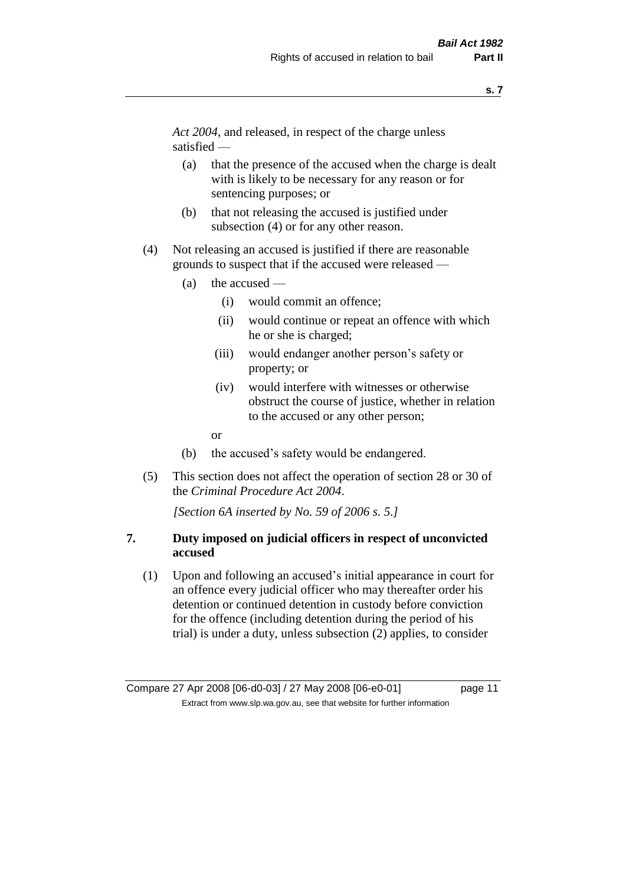*Act 2004*, and released, in respect of the charge unless satisfied —

(a) that the presence of the accused when the charge is dealt with is likely to be necessary for any reason or for sentencing purposes; or

(b) that not releasing the accused is justified under subsection (4) or for any other reason.

(4) Not releasing an accused is justified if there are reasonable grounds to suspect that if the accused were released —

(a) the accused —

(i) would commit an offence;

(ii) would continue or repeat an offence with which he or she is charged;

(iii) would endanger another person's safety or property; or

(iv) would interfere with witnesses or otherwise obstruct the course of justice, whether in relation to the accused or any other person;

or

(b) the accused's safety would be endangered.

(5) This section does not affect the operation of section 28 or 30 of the *Criminal Procedure Act 2004*.

*[Section 6A inserted by No. 59 of 2006 s. 5.]*

## 7. Duty imposed on judicial officers in respect of unconvicted accused

(1) Upon and following an accused's initial appearance in court for an offence every judicial officer who may thereafter order his detention or continued detention in custody before conviction for the offence (including detention during the period of his trial) is under a duty, unless subsection (2) applies, to consider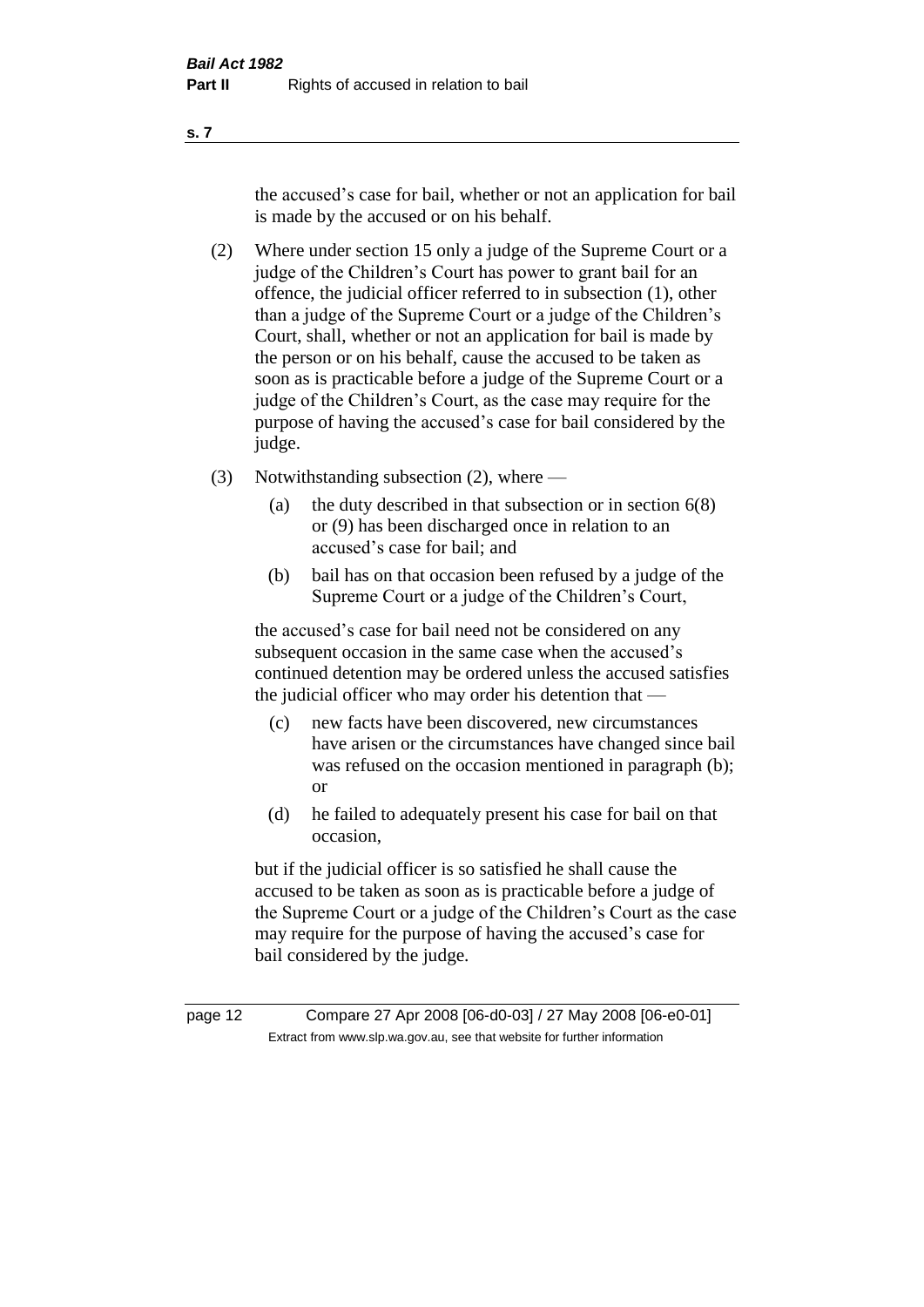the accused's case for bail, whether or not an application for bail is made by the accused or on his behalf.

(2) Where under section 15 only a judge of the Supreme Court or a judge of the Children's Court has power to grant bail for an offence, the judicial officer referred to in subsection (1), other than a judge of the Supreme Court or a judge of the Children's Court, shall, whether or not an application for bail is made by the person or on his behalf, cause the accused to be taken as soon as is practicable before a judge of the Supreme Court or a judge of the Children's Court, as the case may require for the purpose of having the accused's case for bail considered by the judge.

(3) Notwithstanding subsection (2), where —

  (a) the duty described in that subsection or in section 6(8) or (9) has been discharged once in relation to an accused's case for bail; and

  (b) bail has on that occasion been refused by a judge of the Supreme Court or a judge of the Children's Court,

the accused's case for bail need not be considered on any subsequent occasion in the same case when the accused's continued detention may be ordered unless the accused satisfies the judicial officer who may order his detention that —

  (c) new facts have been discovered, new circumstances have arisen or the circumstances have changed since bail was refused on the occasion mentioned in paragraph (b); or

  (d) he failed to adequately present his case for bail on that occasion,

but if the judicial officer is so satisfied he shall cause the accused to be taken as soon as is practicable before a judge of the Supreme Court or a judge of the Children's Court as the case may require for the purpose of having the accused's case for bail considered by the judge.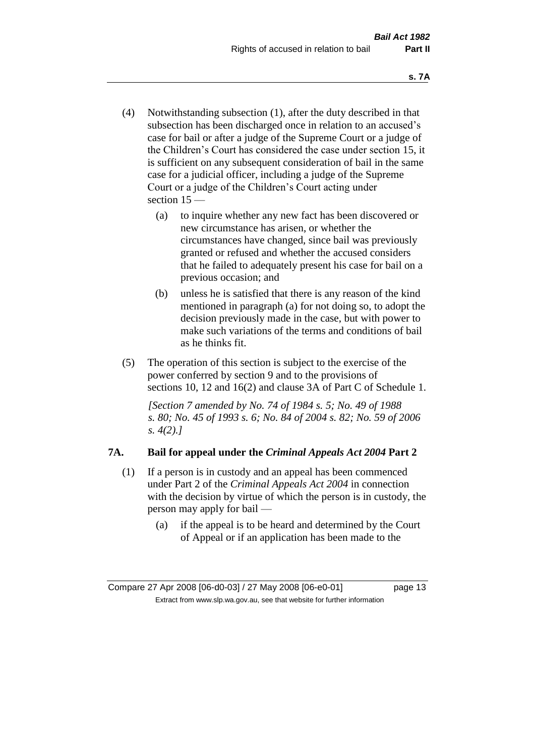(4) Notwithstanding subsection (1), after the duty described in that subsection has been discharged once in relation to an accused's case for bail or after a judge of the Supreme Court or a judge of the Children's Court has considered the case under section 15, it is sufficient on any subsequent consideration of bail in the same case for a judicial officer, including a judge of the Supreme Court or a judge of the Children's Court acting under section 15 —

(a) to inquire whether any new fact has been discovered or new circumstance has arisen, or whether the circumstances have changed, since bail was previously granted or refused and whether the accused considers that he failed to adequately present his case for bail on a previous occasion; and

(b) unless he is satisfied that there is any reason of the kind mentioned in paragraph (a) for not doing so, to adopt the decision previously made in the case, but with power to make such variations of the terms and conditions of bail as he thinks fit.

(5) The operation of this section is subject to the exercise of the power conferred by section 9 and to the provisions of sections 10, 12 and 16(2) and clause 3A of Part C of Schedule 1.

*[Section 7 amended by No. 74 of 1984 s. 5; No. 49 of 1988 s. 80; No. 45 of 1993 s. 6; No. 84 of 2004 s. 82; No. 59 of 2006 s. 4(2).]*

## 7A. Bail for appeal under the *Criminal Appeals Act 2004* Part 2

(1) If a person is in custody and an appeal has been commenced under Part 2 of the *Criminal Appeals Act 2004* in connection with the decision by virtue of which the person is in custody, the person may apply for bail —

(a) if the appeal is to be heard and determined by the Court of Appeal or if an application has been made to the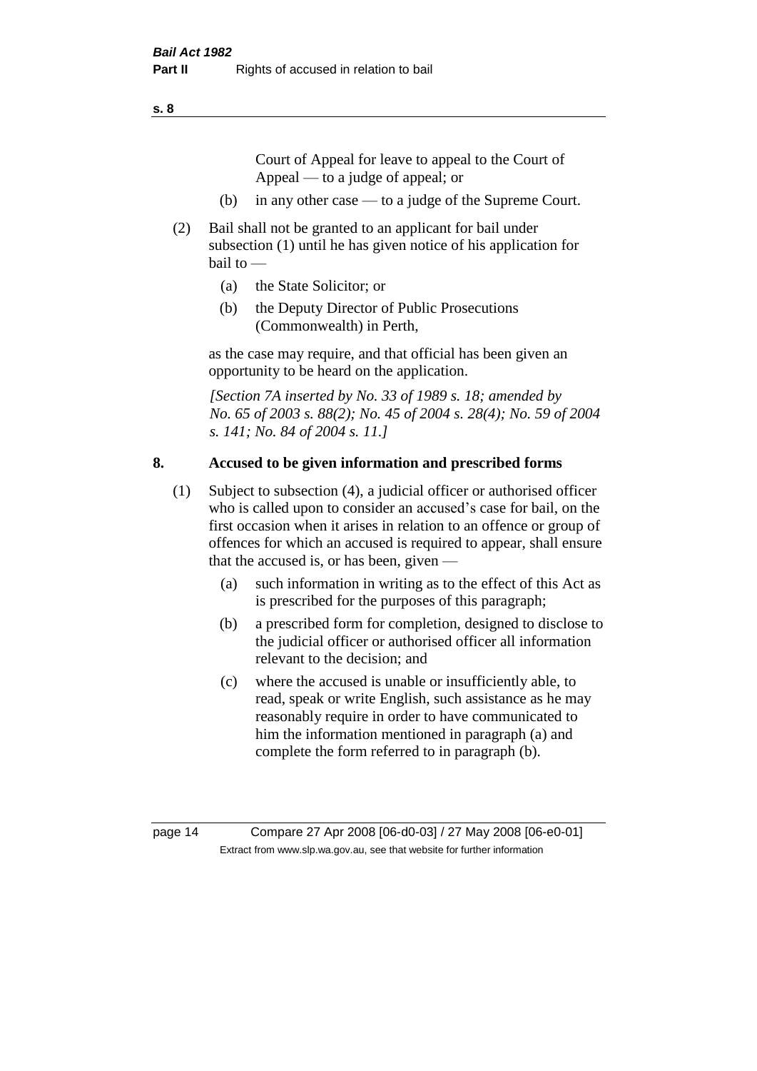Court of Appeal for leave to appeal to the Court of Appeal — to a judge of appeal; or

(b) in any other case — to a judge of the Supreme Court.

(2) Bail shall not be granted to an applicant for bail under subsection (1) until he has given notice of his application for bail to —

(a) the State Solicitor; or

(b) the Deputy Director of Public Prosecutions (Commonwealth) in Perth,

as the case may require, and that official has been given an opportunity to be heard on the application.

*[Section 7A inserted by No. 33 of 1989 s. 18; amended by No. 65 of 2003 s. 88(2); No. 45 of 2004 s. 28(4); No. 59 of 2004 s. 141; No. 84 of 2004 s. 11.]*

## 8. Accused to be given information and prescribed forms

(1) Subject to subsection (4), a judicial officer or authorised officer who is called upon to consider an accused's case for bail, on the first occasion when it arises in relation to an offence or group of offences for which an accused is required to appear, shall ensure that the accused is, or has been, given —

(a) such information in writing as to the effect of this Act as is prescribed for the purposes of this paragraph;

(b) a prescribed form for completion, designed to disclose to the judicial officer or authorised officer all information relevant to the decision; and

(c) where the accused is unable or insufficiently able, to read, speak or write English, such assistance as he may reasonably require in order to have communicated to him the information mentioned in paragraph (a) and complete the form referred to in paragraph (b).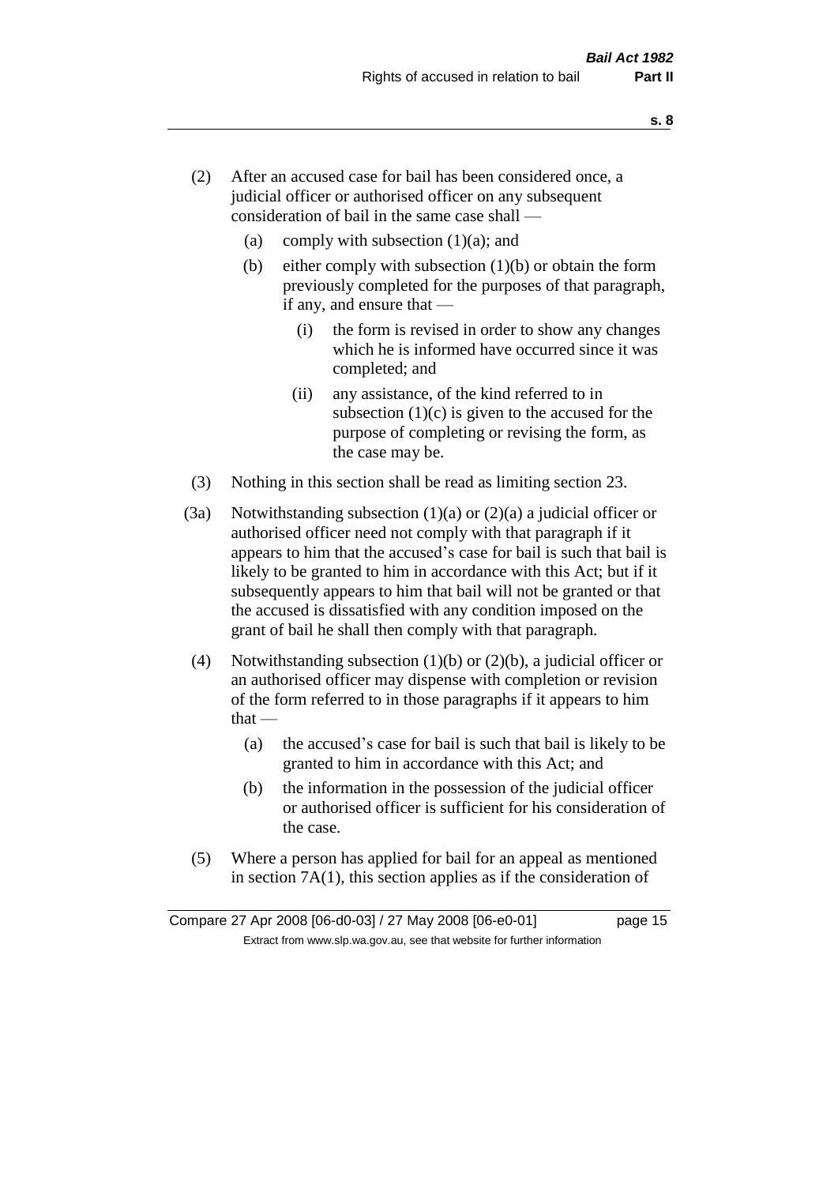(2) After an accused case for bail has been considered once, a judicial officer or authorised officer on any subsequent consideration of bail in the same case shall —

  (a) comply with subsection (1)(a); and

  (b) either comply with subsection (1)(b) or obtain the form previously completed for the purposes of that paragraph, if any, and ensure that —

    (i) the form is revised in order to show any changes which he is informed have occurred since it was completed; and

    (ii) any assistance, of the kind referred to in subsection (1)(c) is given to the accused for the purpose of completing or revising the form, as the case may be.

(3) Nothing in this section shall be read as limiting section 23.

(3a) Notwithstanding subsection (1)(a) or (2)(a) a judicial officer or authorised officer need not comply with that paragraph if it appears to him that the accused's case for bail is such that bail is likely to be granted to him in accordance with this Act; but if it subsequently appears to him that bail will not be granted or that the accused is dissatisfied with any condition imposed on the grant of bail he shall then comply with that paragraph.

(4) Notwithstanding subsection (1)(b) or (2)(b), a judicial officer or an authorised officer may dispense with completion or revision of the form referred to in those paragraphs if it appears to him that —

  (a) the accused's case for bail is such that bail is likely to be granted to him in accordance with this Act; and

  (b) the information in the possession of the judicial officer or authorised officer is sufficient for his consideration of the case.

(5) Where a person has applied for bail for an appeal as mentioned in section 7A(1), this section applies as if the consideration of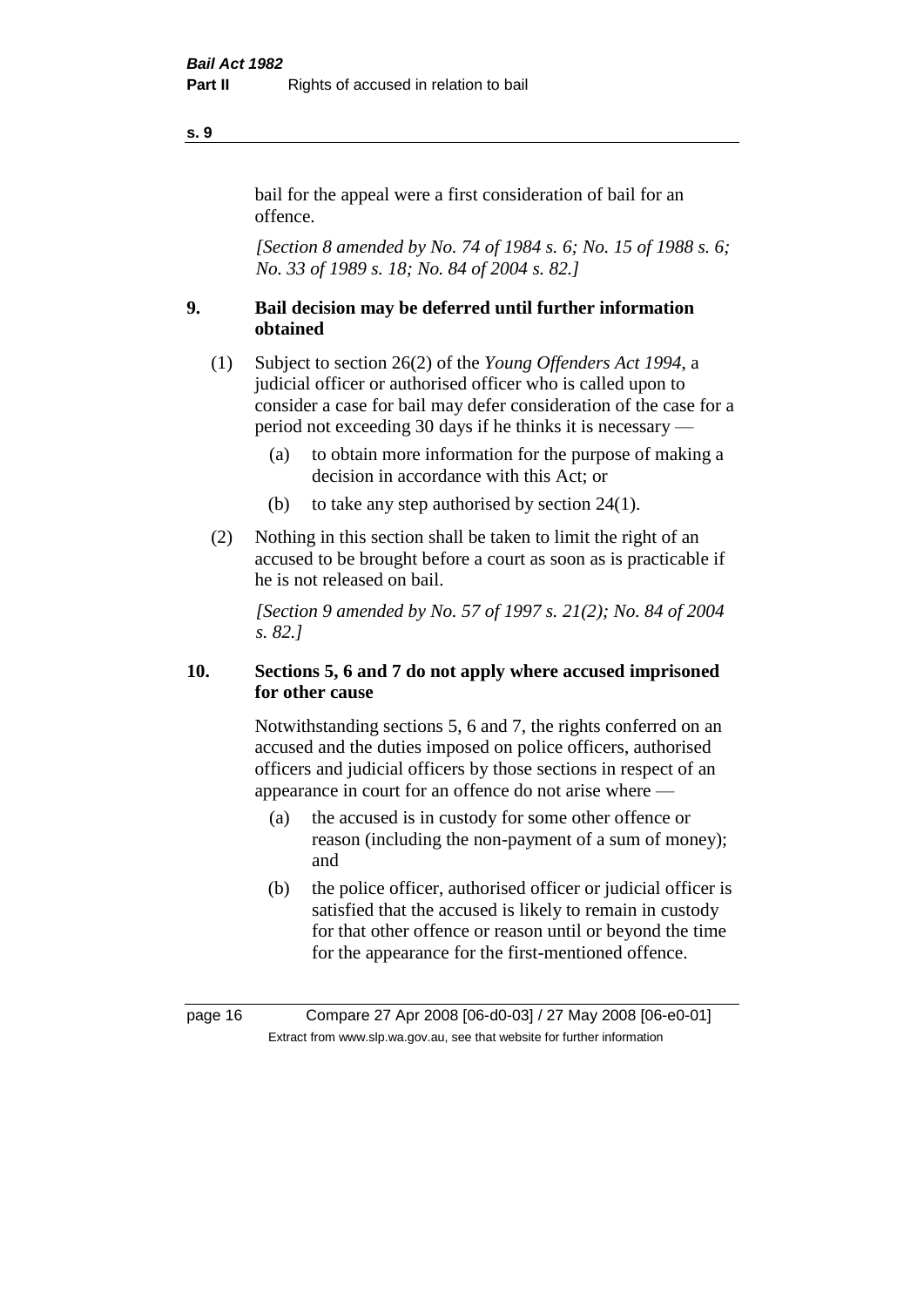bail for the appeal were a first consideration of bail for an offence.

*[Section 8 amended by No. 74 of 1984 s. 6; No. 15 of 1988 s. 6; No. 33 of 1989 s. 18; No. 84 of 2004 s. 82.]*

## 9. Bail decision may be deferred until further information obtained

(1) Subject to section 26(2) of the *Young Offenders Act 1994*, a judicial officer or authorised officer who is called upon to consider a case for bail may defer consideration of the case for a period not exceeding 30 days if he thinks it is necessary —

   (a) to obtain more information for the purpose of making a decision in accordance with this Act; or

   (b) to take any step authorised by section 24(1).

(2) Nothing in this section shall be taken to limit the right of an accused to be brought before a court as soon as is practicable if he is not released on bail.

*[Section 9 amended by No. 57 of 1997 s. 21(2); No. 84 of 2004 s. 82.]*

## 10. Sections 5, 6 and 7 do not apply where accused imprisoned for other cause

Notwithstanding sections 5, 6 and 7, the rights conferred on an accused and the duties imposed on police officers, authorised officers and judicial officers by those sections in respect of an appearance in court for an offence do not arise where —

   (a) the accused is in custody for some other offence or reason (including the non-payment of a sum of money); and

   (b) the police officer, authorised officer or judicial officer is satisfied that the accused is likely to remain in custody for that other offence or reason until or beyond the time for the appearance for the first-mentioned offence.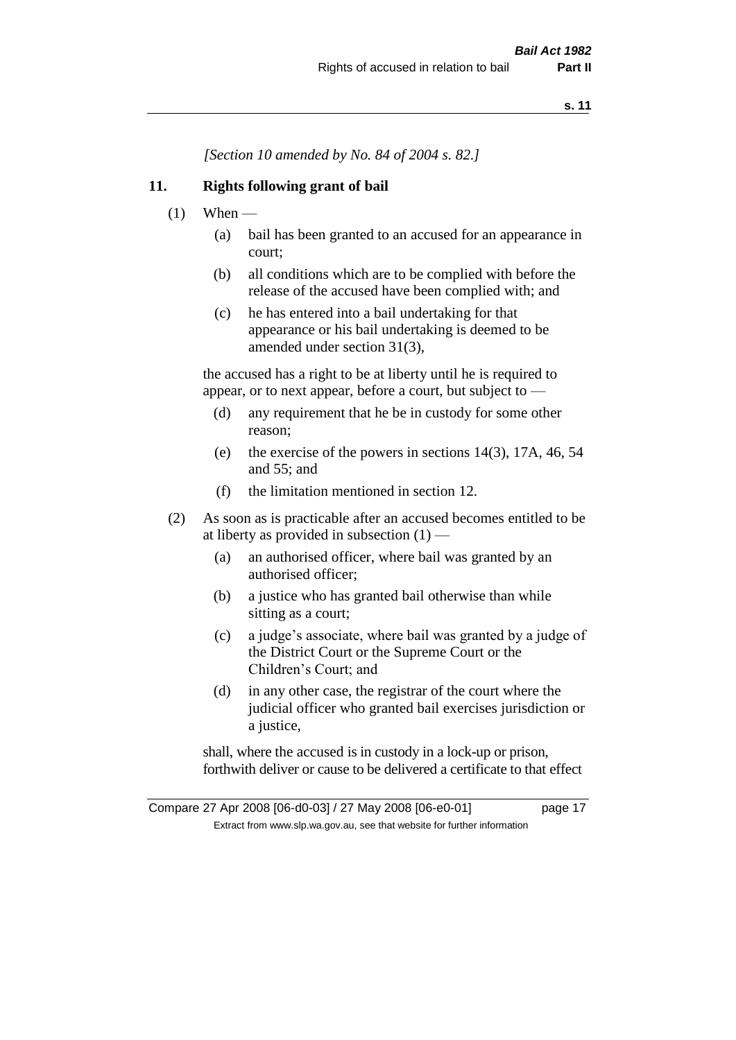*[Section 10 amended by No. 84 of 2004 s. 82.]*

## 11. Rights following grant of bail

(1) When —

(a) bail has been granted to an accused for an appearance in court;

(b) all conditions which are to be complied with before the release of the accused have been complied with; and

(c) he has entered into a bail undertaking for that appearance or his bail undertaking is deemed to be amended under section 31(3),

the accused has a right to be at liberty until he is required to appear, or to next appear, before a court, but subject to —

(d) any requirement that he be in custody for some other reason;

(e) the exercise of the powers in sections 14(3), 17A, 46, 54 and 55; and

(f) the limitation mentioned in section 12.

(2) As soon as is practicable after an accused becomes entitled to be at liberty as provided in subsection (1) —

(a) an authorised officer, where bail was granted by an authorised officer;

(b) a justice who has granted bail otherwise than while sitting as a court;

(c) a judge's associate, where bail was granted by a judge of the District Court or the Supreme Court or the Children's Court; and

(d) in any other case, the registrar of the court where the judicial officer who granted bail exercises jurisdiction or a justice,

shall, where the accused is in custody in a lock-up or prison, forthwith deliver or cause to be delivered a certificate to that effect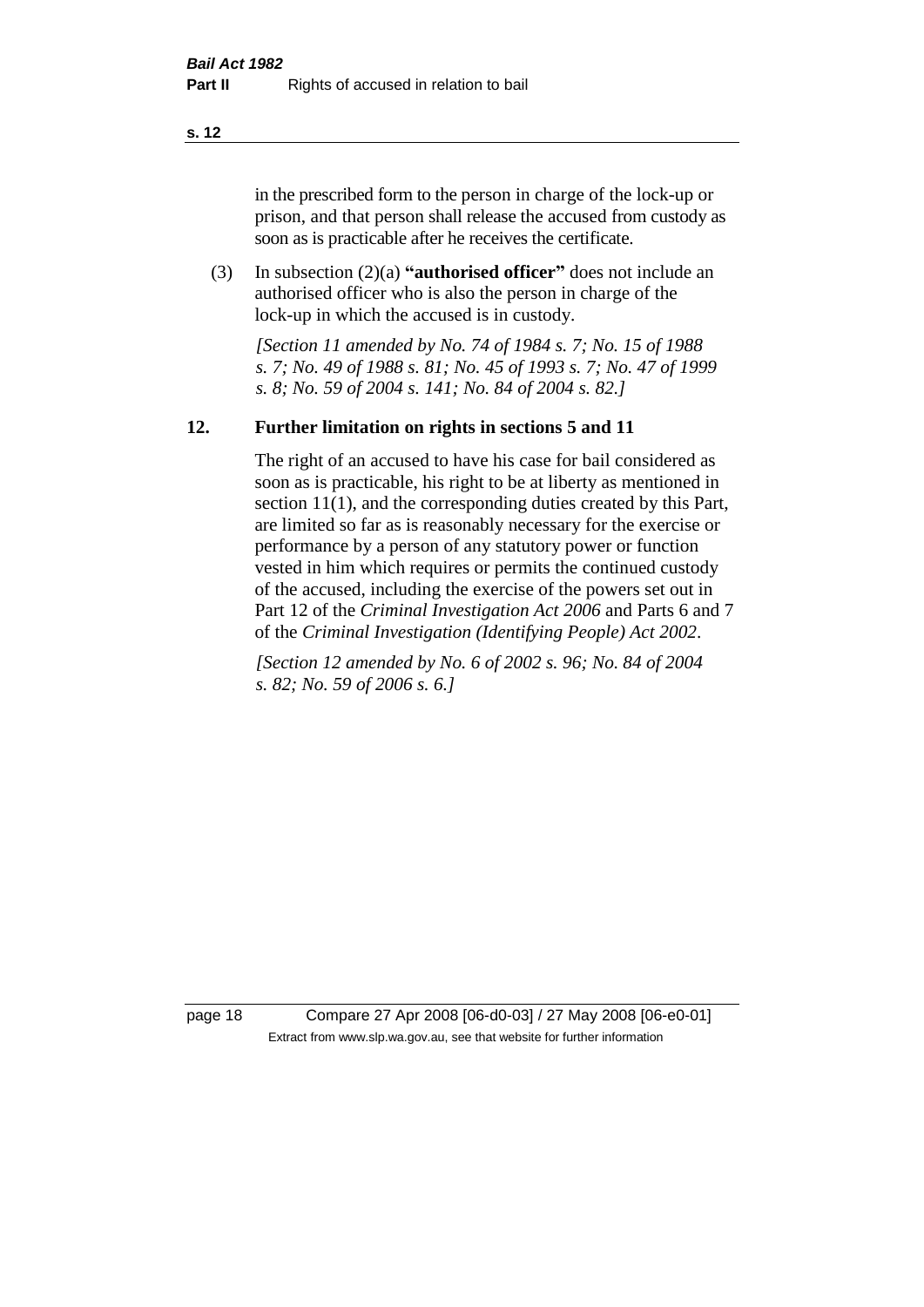in the prescribed form to the person in charge of the lock-up or prison, and that person shall release the accused from custody as soon as is practicable after he receives the certificate.

(3) In subsection (2)(a) **"authorised officer"** does not include an authorised officer who is also the person in charge of the lock-up in which the accused is in custody.

*[Section 11 amended by No. 74 of 1984 s. 7; No. 15 of 1988 s. 7; No. 49 of 1988 s. 81; No. 45 of 1993 s. 7; No. 47 of 1999 s. 8; No. 59 of 2004 s. 141; No. 84 of 2004 s. 82.]*

## 12. Further limitation on rights in sections 5 and 11

The right of an accused to have his case for bail considered as soon as is practicable, his right to be at liberty as mentioned in section 11(1), and the corresponding duties created by this Part, are limited so far as is reasonably necessary for the exercise or performance by a person of any statutory power or function vested in him which requires or permits the continued custody of the accused, including the exercise of the powers set out in Part 12 of the *Criminal Investigation Act 2006* and Parts 6 and 7 of the *Criminal Investigation (Identifying People) Act 2002*.

*[Section 12 amended by No. 6 of 2002 s. 96; No. 84 of 2004 s. 82; No. 59 of 2006 s. 6.]*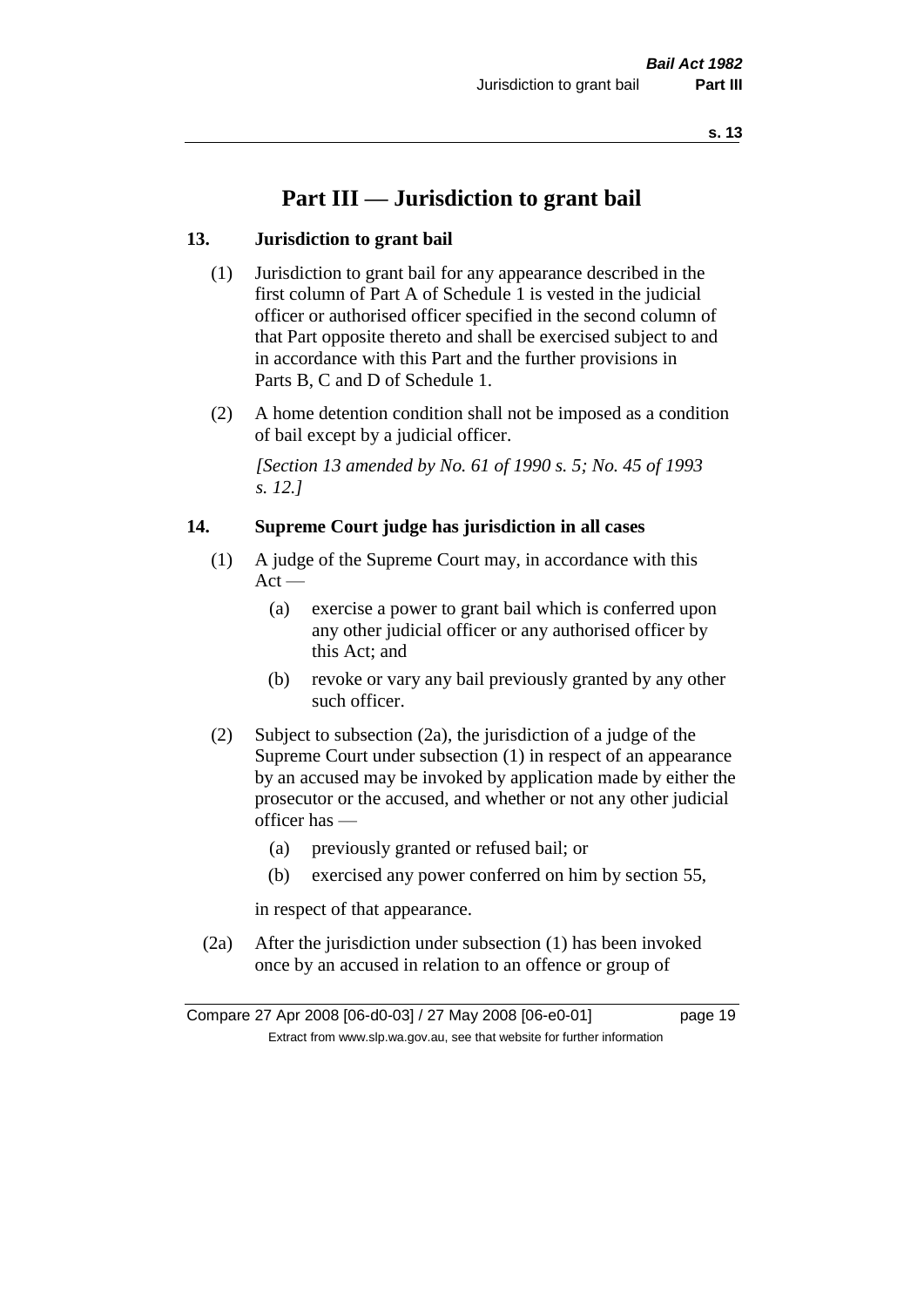# Part III — Jurisdiction to grant bail

## 13. Jurisdiction to grant bail

(1) Jurisdiction to grant bail for any appearance described in the first column of Part A of Schedule 1 is vested in the judicial officer or authorised officer specified in the second column of that Part opposite thereto and shall be exercised subject to and in accordance with this Part and the further provisions in Parts B, C and D of Schedule 1.

(2) A home detention condition shall not be imposed as a condition of bail except by a judicial officer.

*[Section 13 amended by No. 61 of 1990 s. 5; No. 45 of 1993 s. 12.]*

## 14. Supreme Court judge has jurisdiction in all cases

(1) A judge of the Supreme Court may, in accordance with this Act —

- (a) exercise a power to grant bail which is conferred upon any other judicial officer or any authorised officer by this Act; and
- (b) revoke or vary any bail previously granted by any other such officer.

(2) Subject to subsection (2a), the jurisdiction of a judge of the Supreme Court under subsection (1) in respect of an appearance by an accused may be invoked by application made by either the prosecutor or the accused, and whether or not any other judicial officer has —

- (a) previously granted or refused bail; or
- (b) exercised any power conferred on him by section 55,

in respect of that appearance.

(2a) After the jurisdiction under subsection (1) has been invoked once by an accused in relation to an offence or group of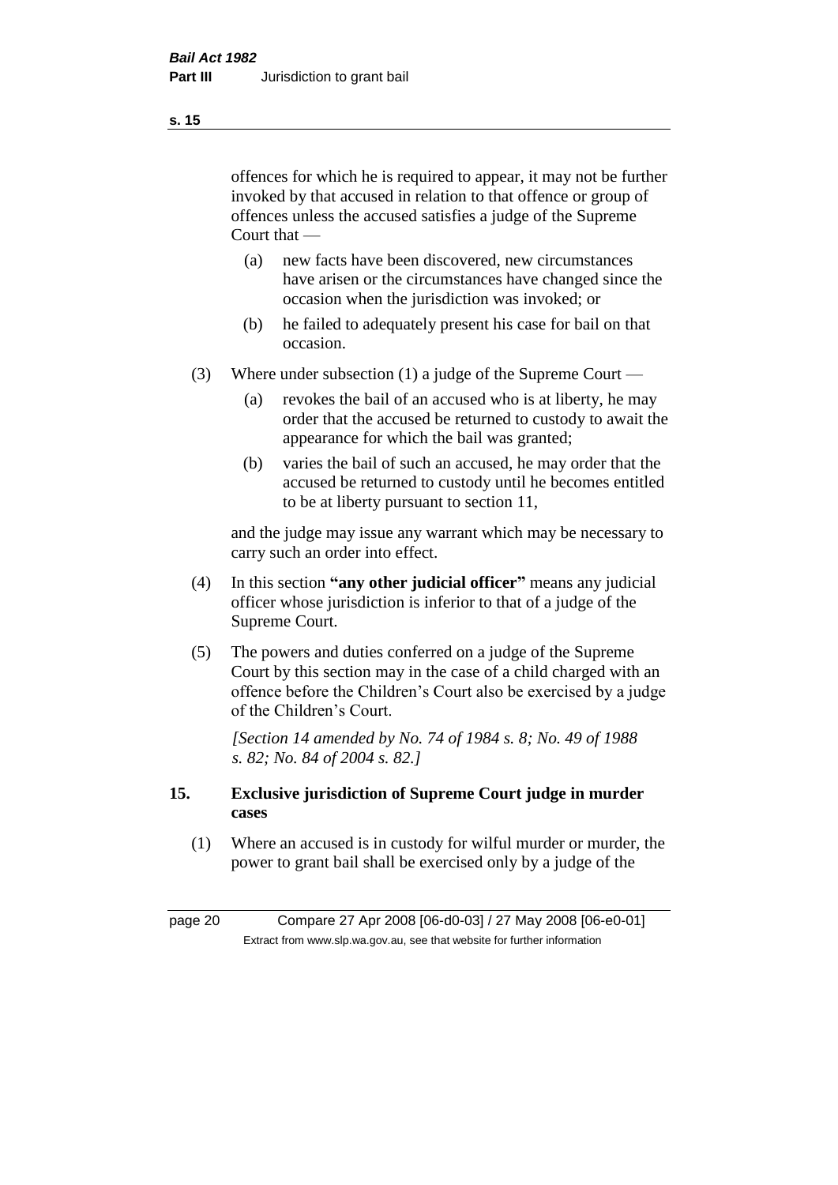offences for which he is required to appear, it may not be further invoked by that accused in relation to that offence or group of offences unless the accused satisfies a judge of the Supreme Court that —

(a) new facts have been discovered, new circumstances have arisen or the circumstances have changed since the occasion when the jurisdiction was invoked; or

(b) he failed to adequately present his case for bail on that occasion.

(3) Where under subsection (1) a judge of the Supreme Court —

(a) revokes the bail of an accused who is at liberty, he may order that the accused be returned to custody to await the appearance for which the bail was granted;

(b) varies the bail of such an accused, he may order that the accused be returned to custody until he becomes entitled to be at liberty pursuant to section 11,

and the judge may issue any warrant which may be necessary to carry such an order into effect.

(4) In this section **"any other judicial officer"** means any judicial officer whose jurisdiction is inferior to that of a judge of the Supreme Court.

(5) The powers and duties conferred on a judge of the Supreme Court by this section may in the case of a child charged with an offence before the Children's Court also be exercised by a judge of the Children's Court.

*[Section 14 amended by No. 74 of 1984 s. 8; No. 49 of 1988 s. 82; No. 84 of 2004 s. 82.]*

## 15. Exclusive jurisdiction of Supreme Court judge in murder cases

(1) Where an accused is in custody for wilful murder or murder, the power to grant bail shall be exercised only by a judge of the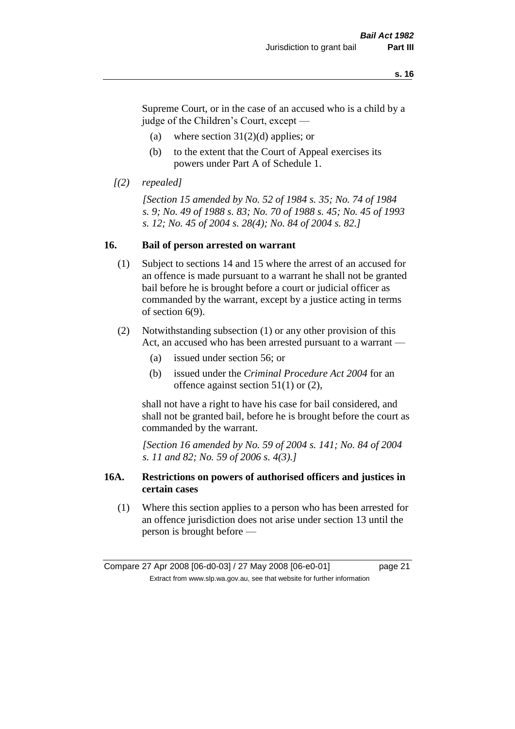Supreme Court, or in the case of an accused who is a child by a judge of the Children's Court, except —

- (a) where section 31(2)(d) applies; or
- (b) to the extent that the Court of Appeal exercises its powers under Part A of Schedule 1.

*[(2) repealed]*

*[Section 15 amended by No. 52 of 1984 s. 35; No. 74 of 1984 s. 9; No. 49 of 1988 s. 83; No. 70 of 1988 s. 45; No. 45 of 1993 s. 12; No. 45 of 2004 s. 28(4); No. 84 of 2004 s. 82.]*

## 16. Bail of person arrested on warrant

(1) Subject to sections 14 and 15 where the arrest of an accused for an offence is made pursuant to a warrant he shall not be granted bail before he is brought before a court or judicial officer as commanded by the warrant, except by a justice acting in terms of section 6(9).

(2) Notwithstanding subsection (1) or any other provision of this Act, an accused who has been arrested pursuant to a warrant —

- (a) issued under section 56; or
- (b) issued under the *Criminal Procedure Act 2004* for an offence against section 51(1) or (2),

shall not have a right to have his case for bail considered, and shall not be granted bail, before he is brought before the court as commanded by the warrant.

*[Section 16 amended by No. 59 of 2004 s. 141; No. 84 of 2004 s. 11 and 82; No. 59 of 2006 s. 4(3).]*

## 16A. Restrictions on powers of authorised officers and justices in certain cases

(1) Where this section applies to a person who has been arrested for an offence jurisdiction does not arise under section 13 until the person is brought before —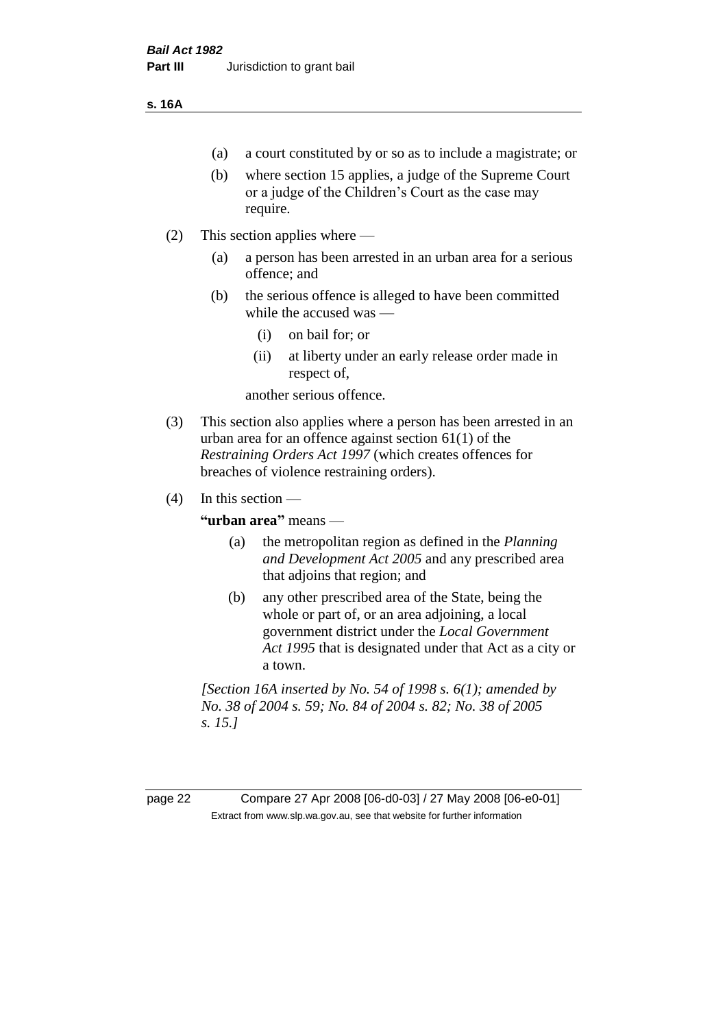(a) a court constituted by or so as to include a magistrate; or

(b) where section 15 applies, a judge of the Supreme Court or a judge of the Children's Court as the case may require.

(2) This section applies where —

(a) a person has been arrested in an urban area for a serious offence; and

(b) the serious offence is alleged to have been committed while the accused was —

(i) on bail for; or

(ii) at liberty under an early release order made in respect of,

another serious offence.

(3) This section also applies where a person has been arrested in an urban area for an offence against section 61(1) of the *Restraining Orders Act 1997* (which creates offences for breaches of violence restraining orders).

(4) In this section —

**"urban area"** means —

(a) the metropolitan region as defined in the *Planning and Development Act 2005* and any prescribed area that adjoins that region; and

(b) any other prescribed area of the State, being the whole or part of, or an area adjoining, a local government district under the *Local Government Act 1995* that is designated under that Act as a city or a town.

*[Section 16A inserted by No. 54 of 1998 s. 6(1); amended by No. 38 of 2004 s. 59; No. 84 of 2004 s. 82; No. 38 of 2005 s. 15.]*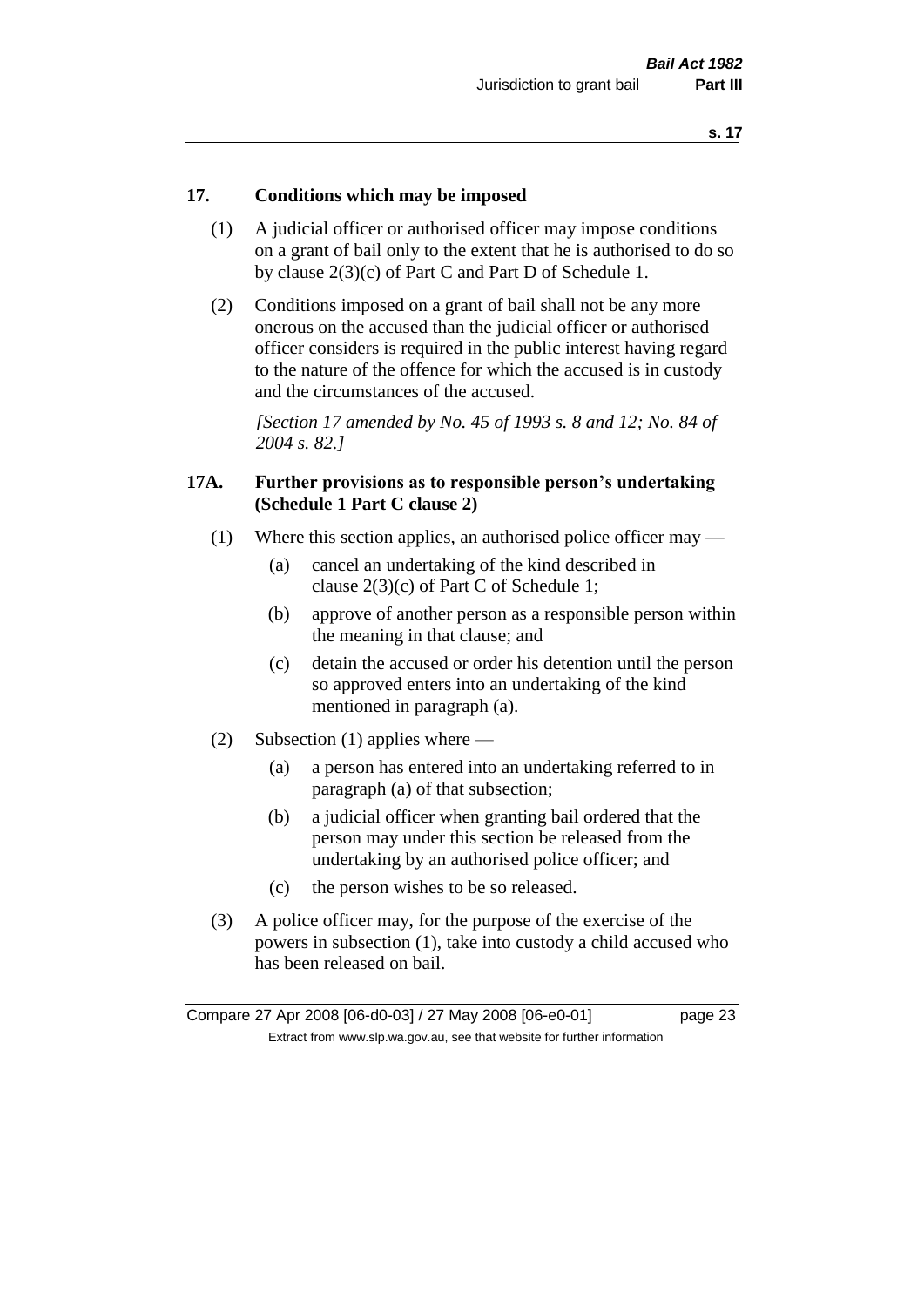## 17. Conditions which may be imposed

(1) A judicial officer or authorised officer may impose conditions on a grant of bail only to the extent that he is authorised to do so by clause 2(3)(c) of Part C and Part D of Schedule 1.

(2) Conditions imposed on a grant of bail shall not be any more onerous on the accused than the judicial officer or authorised officer considers is required in the public interest having regard to the nature of the offence for which the accused is in custody and the circumstances of the accused.

*[Section 17 amended by No. 45 of 1993 s. 8 and 12; No. 84 of 2004 s. 82.]*

## 17A. Further provisions as to responsible person's undertaking (Schedule 1 Part C clause 2)

(1) Where this section applies, an authorised police officer may —

(a) cancel an undertaking of the kind described in clause 2(3)(c) of Part C of Schedule 1;

(b) approve of another person as a responsible person within the meaning in that clause; and

(c) detain the accused or order his detention until the person so approved enters into an undertaking of the kind mentioned in paragraph (a).

(2) Subsection (1) applies where —

(a) a person has entered into an undertaking referred to in paragraph (a) of that subsection;

(b) a judicial officer when granting bail ordered that the person may under this section be released from the undertaking by an authorised police officer; and

(c) the person wishes to be so released.

(3) A police officer may, for the purpose of the exercise of the powers in subsection (1), take into custody a child accused who has been released on bail.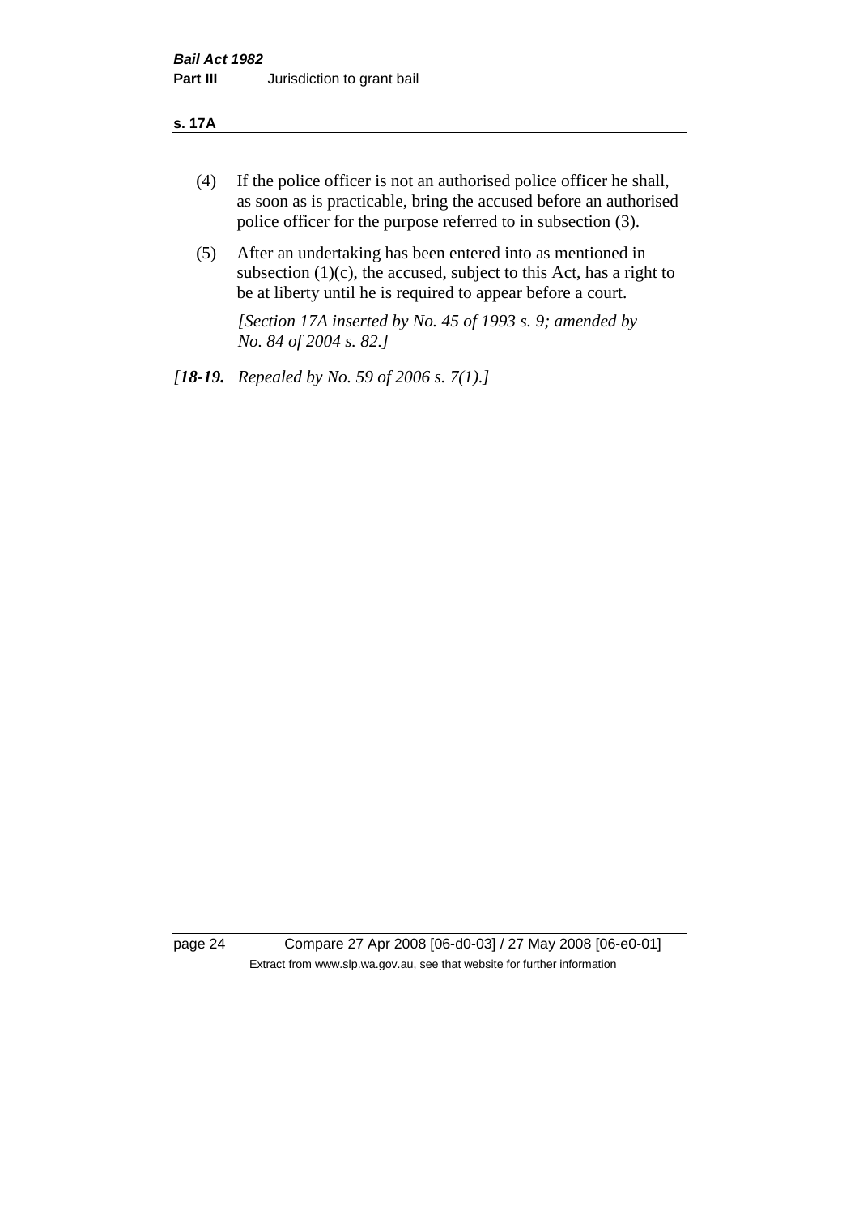(4) If the police officer is not an authorised police officer he shall, as soon as is practicable, bring the accused before an authorised police officer for the purpose referred to in subsection (3).

(5) After an undertaking has been entered into as mentioned in subsection (1)(c), the accused, subject to this Act, has a right to be at liberty until he is required to appear before a court.

*[Section 17A inserted by No. 45 of 1993 s. 9; amended by No. 84 of 2004 s. 82.]*

*[**18-19.** Repealed by No. 59 of 2006 s. 7(1).]*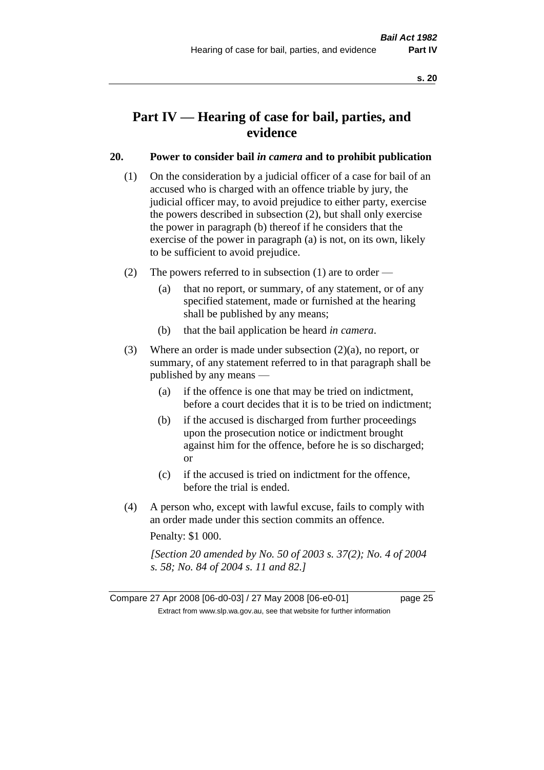# Part IV — Hearing of case for bail, parties, and evidence

## 20. Power to consider bail *in camera* and to prohibit publication

(1) On the consideration by a judicial officer of a case for bail of an accused who is charged with an offence triable by jury, the judicial officer may, to avoid prejudice to either party, exercise the powers described in subsection (2), but shall only exercise the power in paragraph (b) thereof if he considers that the exercise of the power in paragraph (a) is not, on its own, likely to be sufficient to avoid prejudice.

(2) The powers referred to in subsection (1) are to order —

(a) that no report, or summary, of any statement, or of any specified statement, made or furnished at the hearing shall be published by any means;

(b) that the bail application be heard *in camera*.

(3) Where an order is made under subsection (2)(a), no report, or summary, of any statement referred to in that paragraph shall be published by any means —

(a) if the offence is one that may be tried on indictment, before a court decides that it is to be tried on indictment;

(b) if the accused is discharged from further proceedings upon the prosecution notice or indictment brought against him for the offence, before he is so discharged; or

(c) if the accused is tried on indictment for the offence, before the trial is ended.

(4) A person who, except with lawful excuse, fails to comply with an order made under this section commits an offence.

Penalty: $1 000.

*[Section 20 amended by No. 50 of 2003 s. 37(2); No. 4 of 2004 s. 58; No. 84 of 2004 s. 11 and 82.]*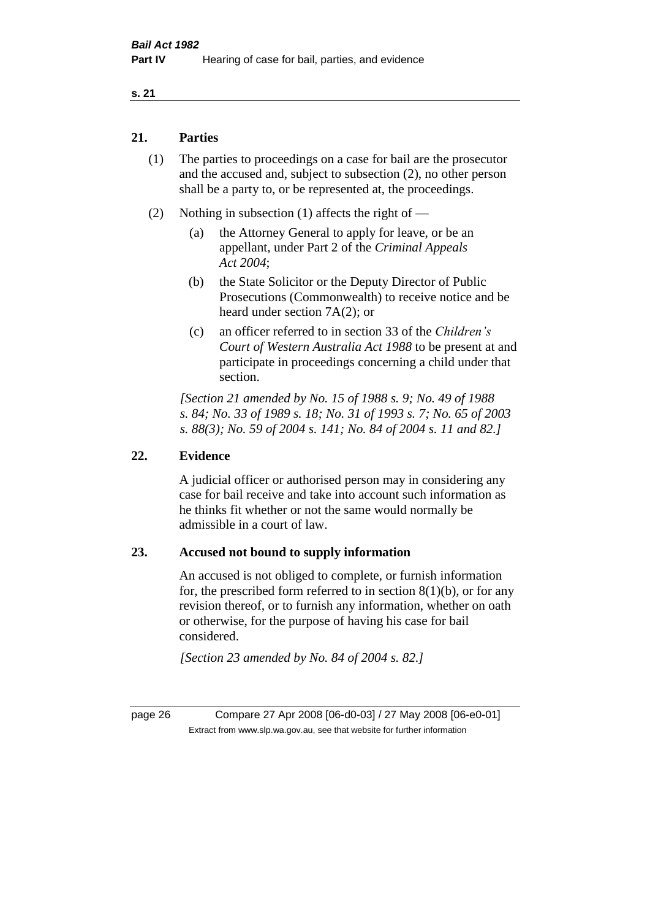## 21. Parties

(1) The parties to proceedings on a case for bail are the prosecutor and the accused and, subject to subsection (2), no other person shall be a party to, or be represented at, the proceedings.

(2) Nothing in subsection (1) affects the right of —

(a) the Attorney General to apply for leave, or be an appellant, under Part 2 of the *Criminal Appeals Act 2004*;

(b) the State Solicitor or the Deputy Director of Public Prosecutions (Commonwealth) to receive notice and be heard under section 7A(2); or

(c) an officer referred to in section 33 of the *Children's Court of Western Australia Act 1988* to be present at and participate in proceedings concerning a child under that section.

*[Section 21 amended by No. 15 of 1988 s. 9; No. 49 of 1988 s. 84; No. 33 of 1989 s. 18; No. 31 of 1993 s. 7; No. 65 of 2003 s. 88(3); No. 59 of 2004 s. 141; No. 84 of 2004 s. 11 and 82.]*

## 22. Evidence

A judicial officer or authorised person may in considering any case for bail receive and take into account such information as he thinks fit whether or not the same would normally be admissible in a court of law.

## 23. Accused not bound to supply information

An accused is not obliged to complete, or furnish information for, the prescribed form referred to in section 8(1)(b), or for any revision thereof, or to furnish any information, whether on oath or otherwise, for the purpose of having his case for bail considered.

*[Section 23 amended by No. 84 of 2004 s. 82.]*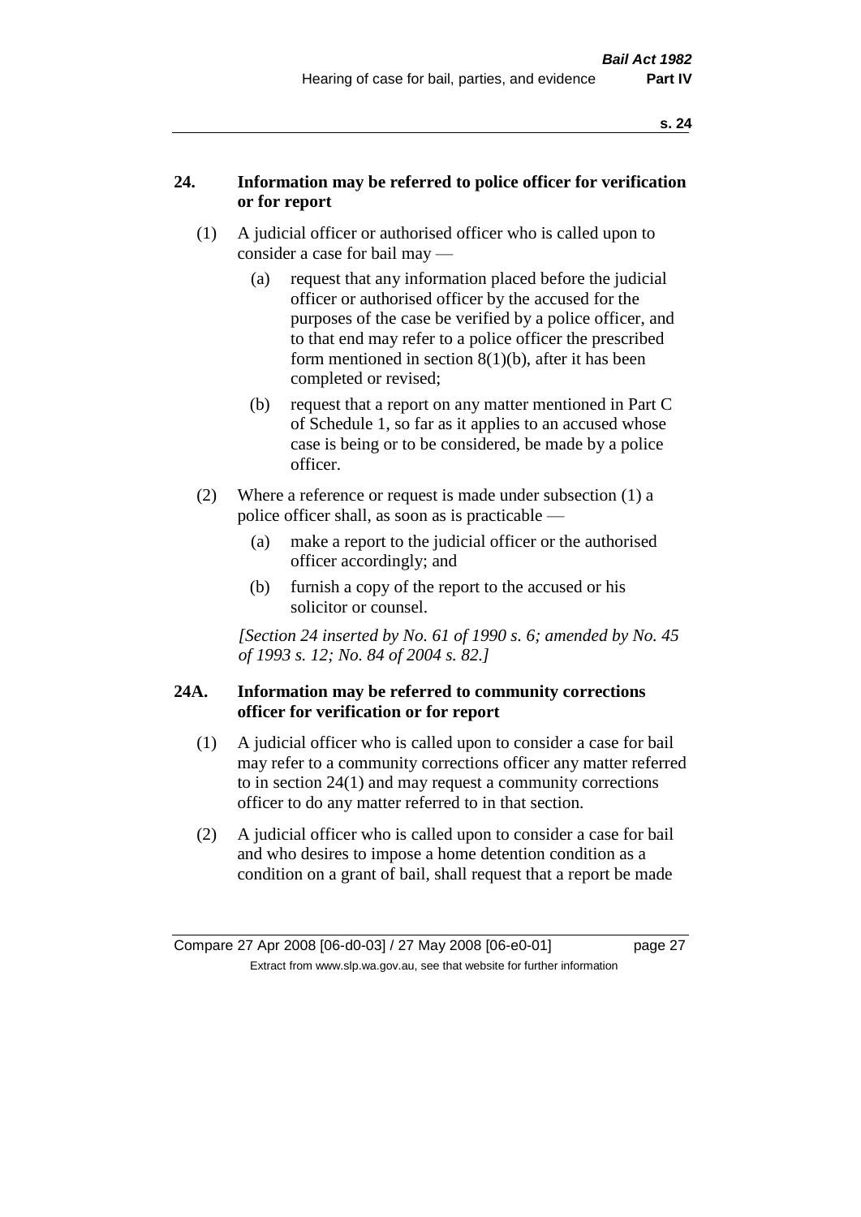## 24. Information may be referred to police officer for verification or for report

(1) A judicial officer or authorised officer who is called upon to consider a case for bail may —

(a) request that any information placed before the judicial officer or authorised officer by the accused for the purposes of the case be verified by a police officer, and to that end may refer to a police officer the prescribed form mentioned in section 8(1)(b), after it has been completed or revised;

(b) request that a report on any matter mentioned in Part C of Schedule 1, so far as it applies to an accused whose case is being or to be considered, be made by a police officer.

(2) Where a reference or request is made under subsection (1) a police officer shall, as soon as is practicable —

(a) make a report to the judicial officer or the authorised officer accordingly; and

(b) furnish a copy of the report to the accused or his solicitor or counsel.

*[Section 24 inserted by No. 61 of 1990 s. 6; amended by No. 45 of 1993 s. 12; No. 84 of 2004 s. 82.]*

## 24A. Information may be referred to community corrections officer for verification or for report

(1) A judicial officer who is called upon to consider a case for bail may refer to a community corrections officer any matter referred to in section 24(1) and may request a community corrections officer to do any matter referred to in that section.

(2) A judicial officer who is called upon to consider a case for bail and who desires to impose a home detention condition as a condition on a grant of bail, shall request that a report be made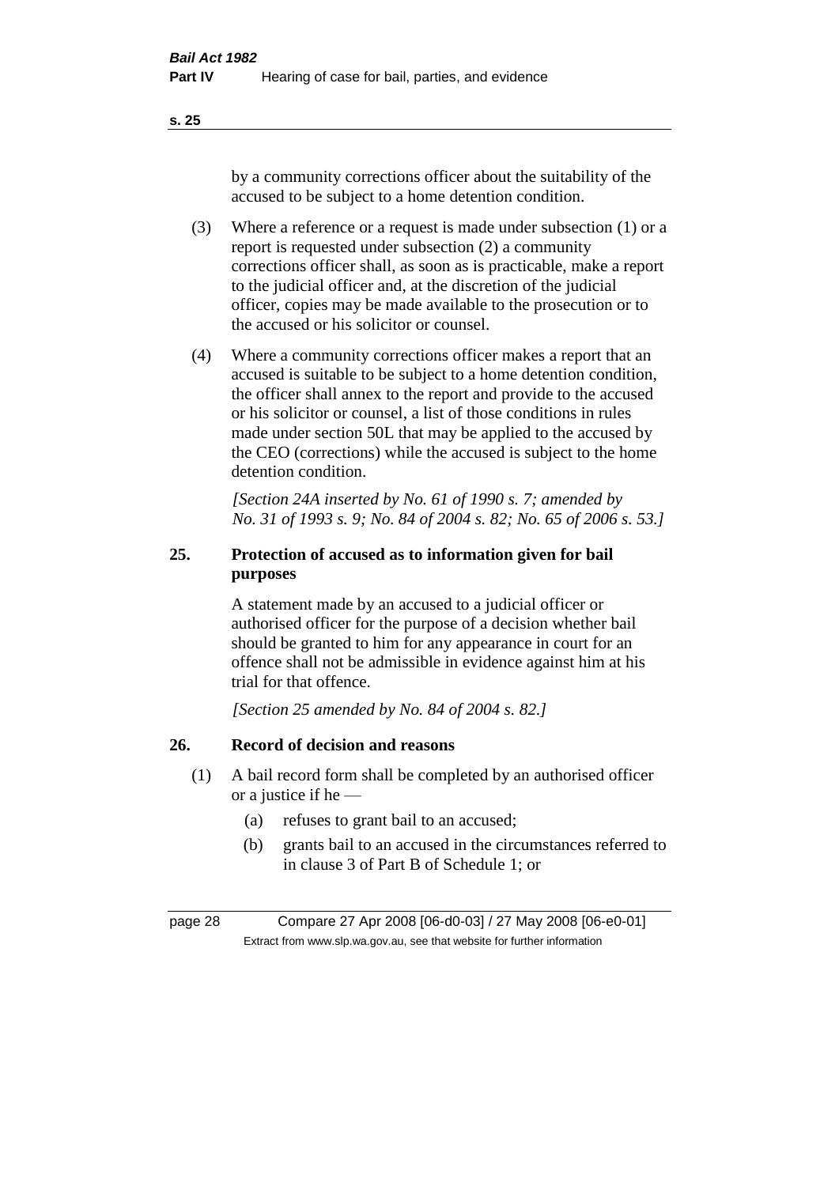by a community corrections officer about the suitability of the accused to be subject to a home detention condition.

(3) Where a reference or a request is made under subsection (1) or a report is requested under subsection (2) a community corrections officer shall, as soon as is practicable, make a report to the judicial officer and, at the discretion of the judicial officer, copies may be made available to the prosecution or to the accused or his solicitor or counsel.

(4) Where a community corrections officer makes a report that an accused is suitable to be subject to a home detention condition, the officer shall annex to the report and provide to the accused or his solicitor or counsel, a list of those conditions in rules made under section 50L that may be applied to the accused by the CEO (corrections) while the accused is subject to the home detention condition.

*[Section 24A inserted by No. 61 of 1990 s. 7; amended by No. 31 of 1993 s. 9; No. 84 of 2004 s. 82; No. 65 of 2006 s. 53.]*

## 25. Protection of accused as to information given for bail purposes

A statement made by an accused to a judicial officer or authorised officer for the purpose of a decision whether bail should be granted to him for any appearance in court for an offence shall not be admissible in evidence against him at his trial for that offence.

*[Section 25 amended by No. 84 of 2004 s. 82.]*

## 26. Record of decision and reasons

(1) A bail record form shall be completed by an authorised officer or a justice if he —

(a) refuses to grant bail to an accused;

(b) grants bail to an accused in the circumstances referred to in clause 3 of Part B of Schedule 1; or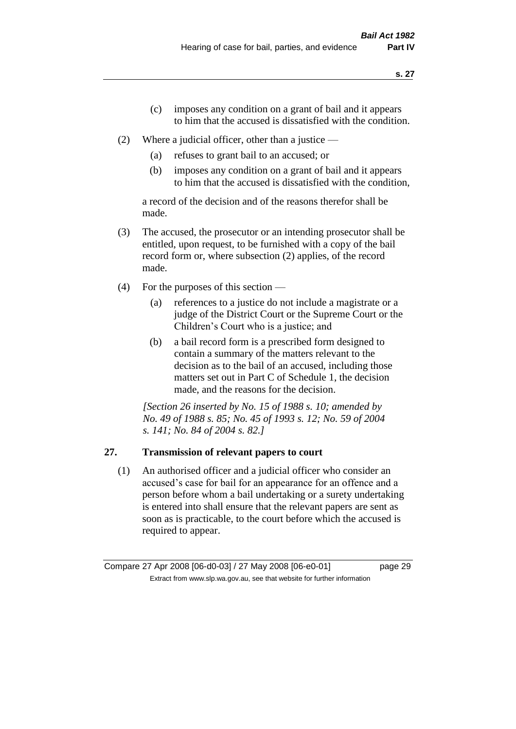(c) imposes any condition on a grant of bail and it appears to him that the accused is dissatisfied with the condition.

(2) Where a judicial officer, other than a justice —

(a) refuses to grant bail to an accused; or

(b) imposes any condition on a grant of bail and it appears to him that the accused is dissatisfied with the condition,

a record of the decision and of the reasons therefor shall be made.

(3) The accused, the prosecutor or an intending prosecutor shall be entitled, upon request, to be furnished with a copy of the bail record form or, where subsection (2) applies, of the record made.

(4) For the purposes of this section —

(a) references to a justice do not include a magistrate or a judge of the District Court or the Supreme Court or the Children's Court who is a justice; and

(b) a bail record form is a prescribed form designed to contain a summary of the matters relevant to the decision as to the bail of an accused, including those matters set out in Part C of Schedule 1, the decision made, and the reasons for the decision.

*[Section 26 inserted by No. 15 of 1988 s. 10; amended by No. 49 of 1988 s. 85; No. 45 of 1993 s. 12; No. 59 of 2004 s. 141; No. 84 of 2004 s. 82.]*

## 27. Transmission of relevant papers to court

(1) An authorised officer and a judicial officer who consider an accused's case for bail for an appearance for an offence and a person before whom a bail undertaking or a surety undertaking is entered into shall ensure that the relevant papers are sent as soon as is practicable, to the court before which the accused is required to appear.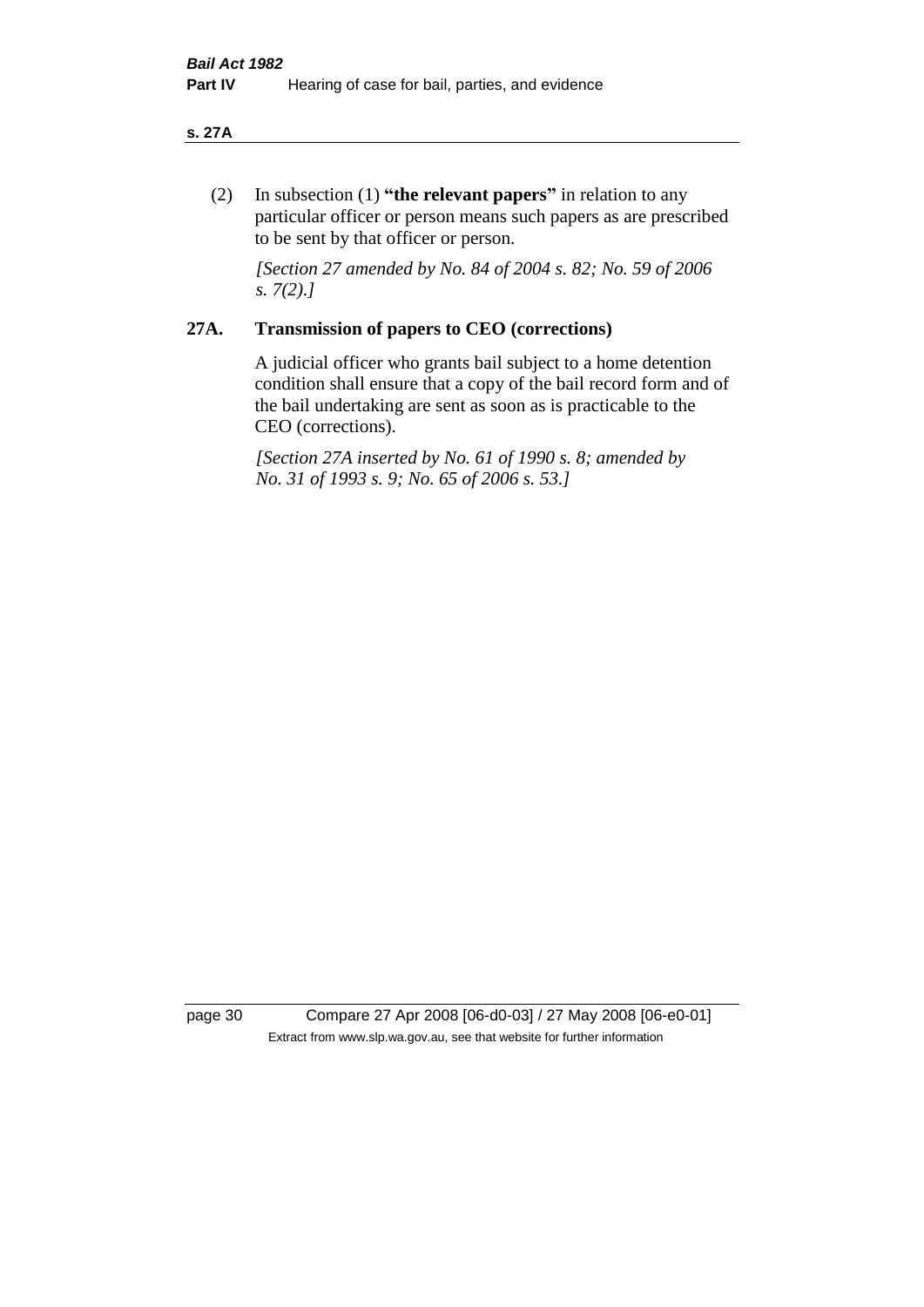(2) In subsection (1) **"the relevant papers"** in relation to any particular officer or person means such papers as are prescribed to be sent by that officer or person.

*[Section 27 amended by No. 84 of 2004 s. 82; No. 59 of 2006 s. 7(2).]*

## 27A. Transmission of papers to CEO (corrections)

A judicial officer who grants bail subject to a home detention condition shall ensure that a copy of the bail record form and of the bail undertaking are sent as soon as is practicable to the CEO (corrections).

*[Section 27A inserted by No. 61 of 1990 s. 8; amended by No. 31 of 1993 s. 9; No. 65 of 2006 s. 53.]*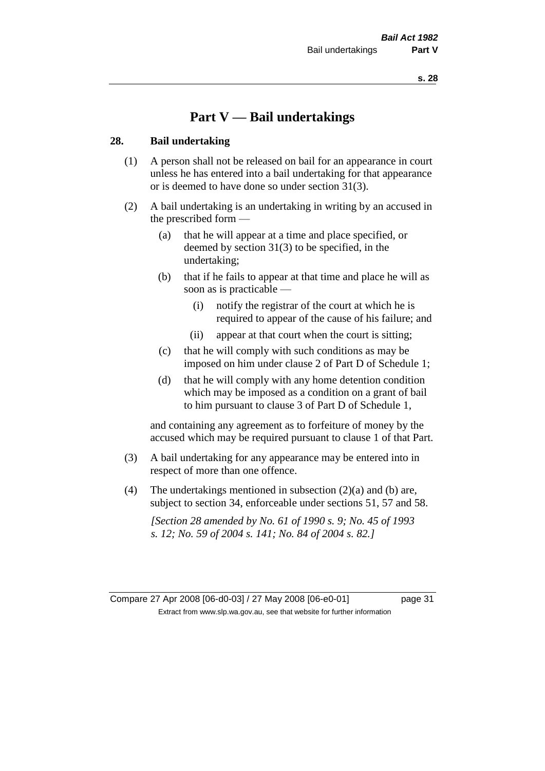# Part V — Bail undertakings

## 28. Bail undertaking

(1) A person shall not be released on bail for an appearance in court unless he has entered into a bail undertaking for that appearance or is deemed to have done so under section 31(3).

(2) A bail undertaking is an undertaking in writing by an accused in the prescribed form —

- (a) that he will appear at a time and place specified, or deemed by section 31(3) to be specified, in the undertaking;
- (b) that if he fails to appear at that time and place he will as soon as is practicable —
  - (i) notify the registrar of the court at which he is required to appear of the cause of his failure; and
  - (ii) appear at that court when the court is sitting;
- (c) that he will comply with such conditions as may be imposed on him under clause 2 of Part D of Schedule 1;
- (d) that he will comply with any home detention condition which may be imposed as a condition on a grant of bail to him pursuant to clause 3 of Part D of Schedule 1,

and containing any agreement as to forfeiture of money by the accused which may be required pursuant to clause 1 of that Part.

(3) A bail undertaking for any appearance may be entered into in respect of more than one offence.

(4) The undertakings mentioned in subsection (2)(a) and (b) are, subject to section 34, enforceable under sections 51, 57 and 58.

*[Section 28 amended by No. 61 of 1990 s. 9; No. 45 of 1993 s. 12; No. 59 of 2004 s. 141; No. 84 of 2004 s. 82.]*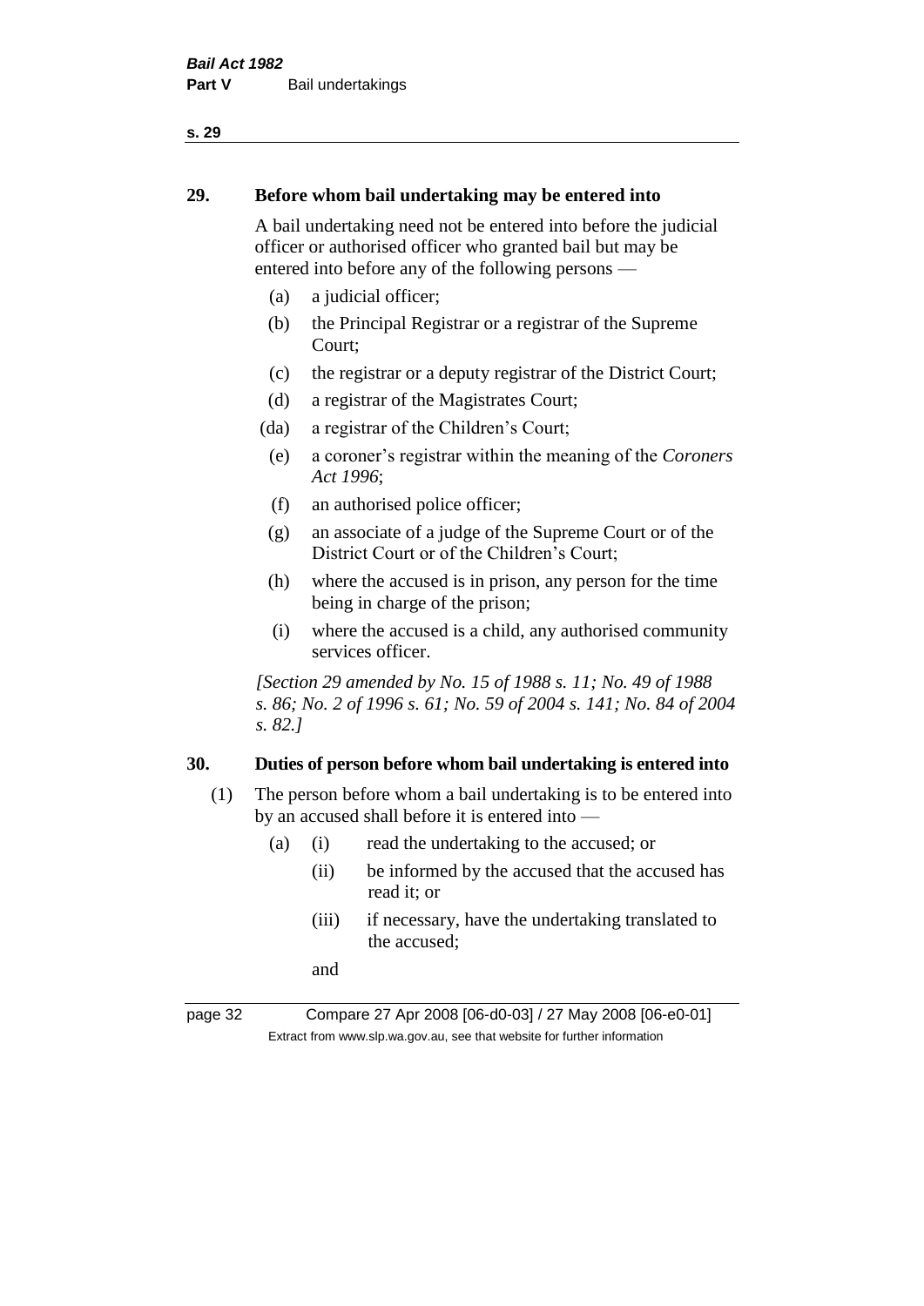## 29. Before whom bail undertaking may be entered into

A bail undertaking need not be entered into before the judicial officer or authorised officer who granted bail but may be entered into before any of the following persons —

(a) a judicial officer;

(b) the Principal Registrar or a registrar of the Supreme Court;

(c) the registrar or a deputy registrar of the District Court;

(d) a registrar of the Magistrates Court;

(da) a registrar of the Children's Court;

(e) a coroner's registrar within the meaning of the *Coroners Act 1996*;

(f) an authorised police officer;

(g) an associate of a judge of the Supreme Court or of the District Court or of the Children's Court;

(h) where the accused is in prison, any person for the time being in charge of the prison;

(i) where the accused is a child, any authorised community services officer.

*[Section 29 amended by No. 15 of 1988 s. 11; No. 49 of 1988 s. 86; No. 2 of 1996 s. 61; No. 59 of 2004 s. 141; No. 84 of 2004 s. 82.]*

## 30. Duties of person before whom bail undertaking is entered into

(1) The person before whom a bail undertaking is to be entered into by an accused shall before it is entered into —

(a) (i) read the undertaking to the accused; or

(ii) be informed by the accused that the accused has read it; or

(iii) if necessary, have the undertaking translated to the accused;

and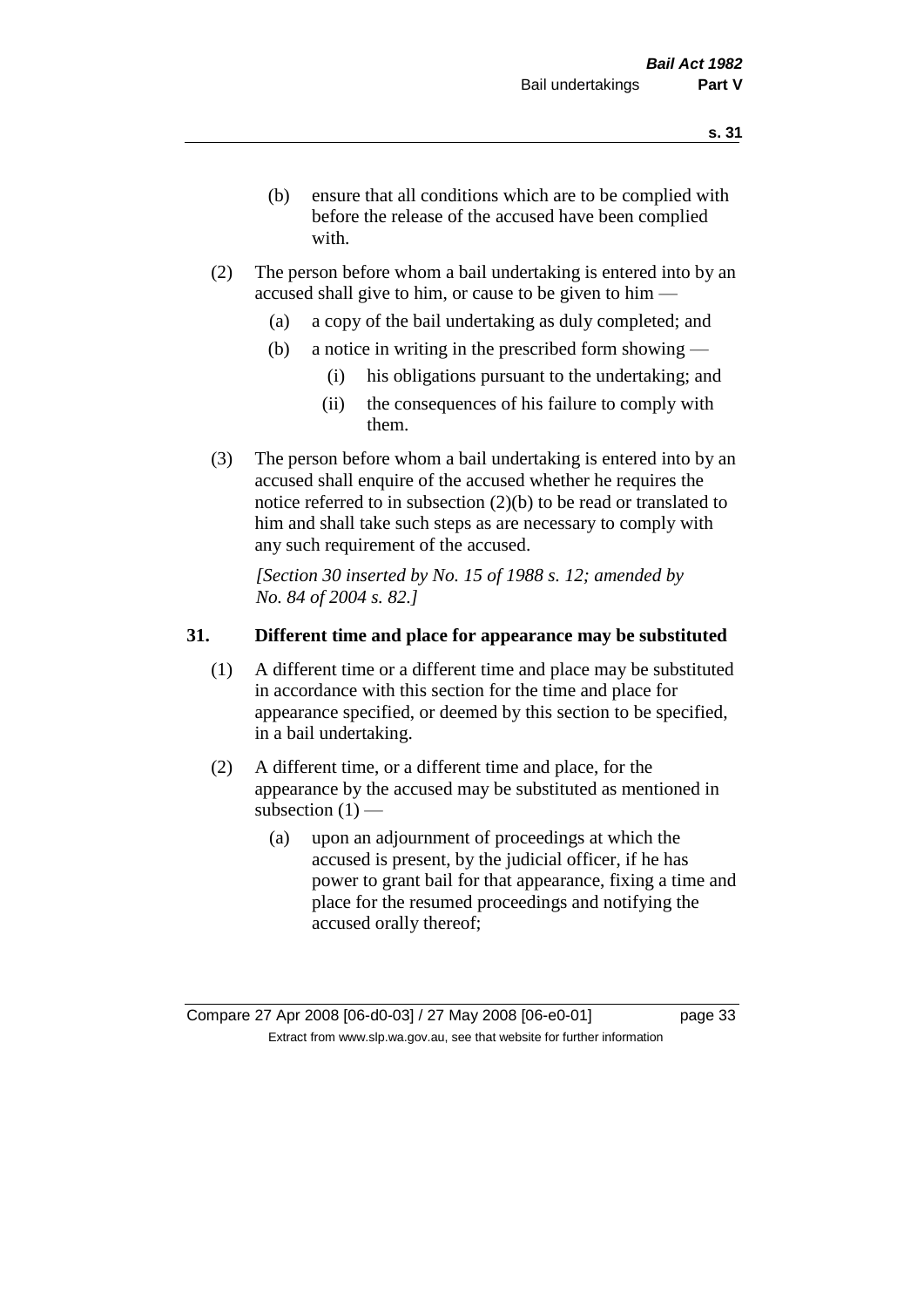(b) ensure that all conditions which are to be complied with before the release of the accused have been complied with.

(2) The person before whom a bail undertaking is entered into by an accused shall give to him, or cause to be given to him —

(a) a copy of the bail undertaking as duly completed; and

(b) a notice in writing in the prescribed form showing —

(i) his obligations pursuant to the undertaking; and

(ii) the consequences of his failure to comply with them.

(3) The person before whom a bail undertaking is entered into by an accused shall enquire of the accused whether he requires the notice referred to in subsection (2)(b) to be read or translated to him and shall take such steps as are necessary to comply with any such requirement of the accused.

*[Section 30 inserted by No. 15 of 1988 s. 12; amended by No. 84 of 2004 s. 82.]*

## 31. Different time and place for appearance may be substituted

(1) A different time or a different time and place may be substituted in accordance with this section for the time and place for appearance specified, or deemed by this section to be specified, in a bail undertaking.

(2) A different time, or a different time and place, for the appearance by the accused may be substituted as mentioned in subsection (1) —

(a) upon an adjournment of proceedings at which the accused is present, by the judicial officer, if he has power to grant bail for that appearance, fixing a time and place for the resumed proceedings and notifying the accused orally thereof;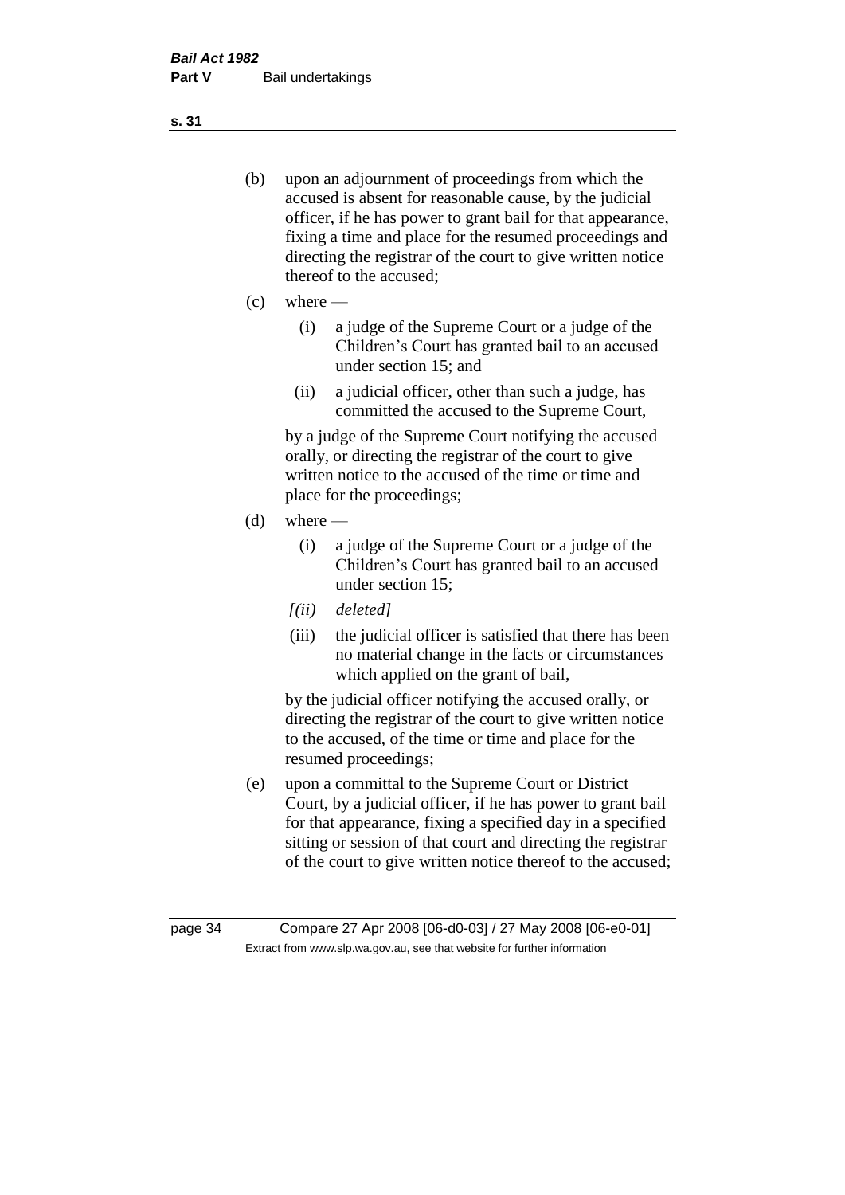(b) upon an adjournment of proceedings from which the accused is absent for reasonable cause, by the judicial officer, if he has power to grant bail for that appearance, fixing a time and place for the resumed proceedings and directing the registrar of the court to give written notice thereof to the accused;

(c) where —

  (i) a judge of the Supreme Court or a judge of the Children's Court has granted bail to an accused under section 15; and

  (ii) a judicial officer, other than such a judge, has committed the accused to the Supreme Court,

  by a judge of the Supreme Court notifying the accused orally, or directing the registrar of the court to give written notice to the accused of the time or time and place for the proceedings;

(d) where —

  (i) a judge of the Supreme Court or a judge of the Children's Court has granted bail to an accused under section 15;

  *[(ii) deleted]*

  (iii) the judicial officer is satisfied that there has been no material change in the facts or circumstances which applied on the grant of bail,

  by the judicial officer notifying the accused orally, or directing the registrar of the court to give written notice to the accused, of the time or time and place for the resumed proceedings;

(e) upon a committal to the Supreme Court or District Court, by a judicial officer, if he has power to grant bail for that appearance, fixing a specified day in a specified sitting or session of that court and directing the registrar of the court to give written notice thereof to the accused;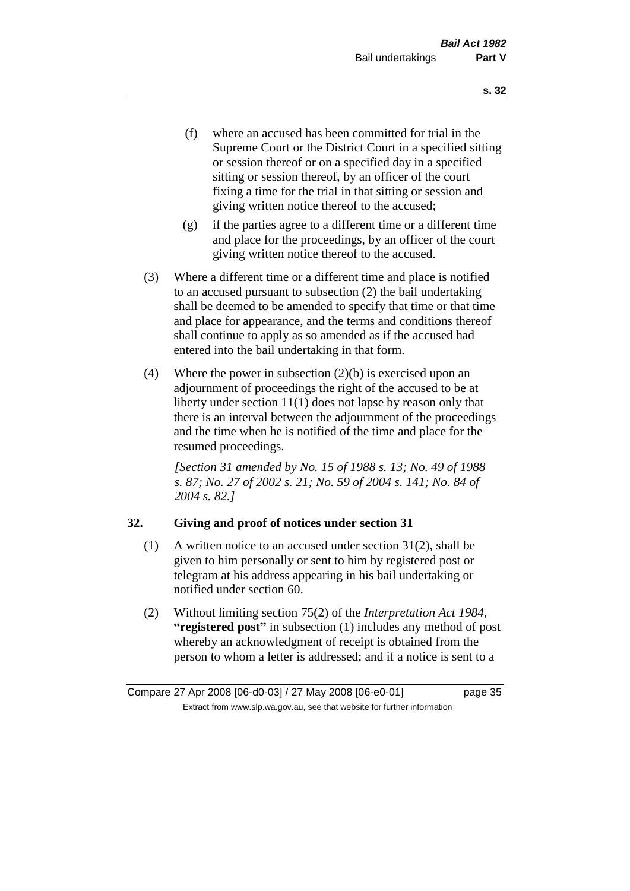(f) where an accused has been committed for trial in the Supreme Court or the District Court in a specified sitting or session thereof or on a specified day in a specified sitting or session thereof, by an officer of the court fixing a time for the trial in that sitting or session and giving written notice thereof to the accused;

(g) if the parties agree to a different time or a different time and place for the proceedings, by an officer of the court giving written notice thereof to the accused.

(3) Where a different time or a different time and place is notified to an accused pursuant to subsection (2) the bail undertaking shall be deemed to be amended to specify that time or that time and place for appearance, and the terms and conditions thereof shall continue to apply as so amended as if the accused had entered into the bail undertaking in that form.

(4) Where the power in subsection (2)(b) is exercised upon an adjournment of proceedings the right of the accused to be at liberty under section 11(1) does not lapse by reason only that there is an interval between the adjournment of the proceedings and the time when he is notified of the time and place for the resumed proceedings.

*[Section 31 amended by No. 15 of 1988 s. 13; No. 49 of 1988 s. 87; No. 27 of 2002 s. 21; No. 59 of 2004 s. 141; No. 84 of 2004 s. 82.]*

## 32. Giving and proof of notices under section 31

(1) A written notice to an accused under section 31(2), shall be given to him personally or sent to him by registered post or telegram at his address appearing in his bail undertaking or notified under section 60.

(2) Without limiting section 75(2) of the *Interpretation Act 1984*, **"registered post"** in subsection (1) includes any method of post whereby an acknowledgment of receipt is obtained from the person to whom a letter is addressed; and if a notice is sent to a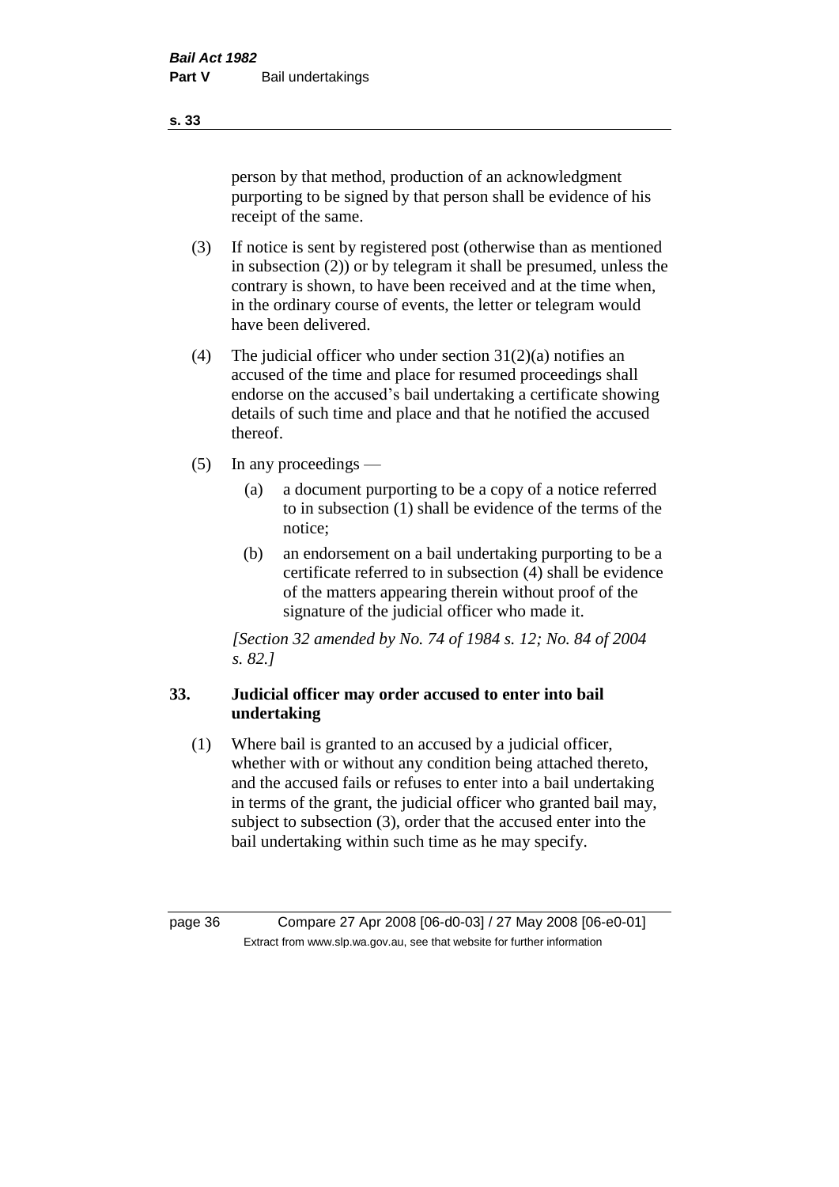person by that method, production of an acknowledgment purporting to be signed by that person shall be evidence of his receipt of the same.

(3) If notice is sent by registered post (otherwise than as mentioned in subsection (2)) or by telegram it shall be presumed, unless the contrary is shown, to have been received and at the time when, in the ordinary course of events, the letter or telegram would have been delivered.

(4) The judicial officer who under section 31(2)(a) notifies an accused of the time and place for resumed proceedings shall endorse on the accused's bail undertaking a certificate showing details of such time and place and that he notified the accused thereof.

(5) In any proceedings —

   (a) a document purporting to be a copy of a notice referred to in subsection (1) shall be evidence of the terms of the notice;

   (b) an endorsement on a bail undertaking purporting to be a certificate referred to in subsection (4) shall be evidence of the matters appearing therein without proof of the signature of the judicial officer who made it.

*[Section 32 amended by No. 74 of 1984 s. 12; No. 84 of 2004 s. 82.]*

### 33. Judicial officer may order accused to enter into bail undertaking

(1) Where bail is granted to an accused by a judicial officer, whether with or without any condition being attached thereto, and the accused fails or refuses to enter into a bail undertaking in terms of the grant, the judicial officer who granted bail may, subject to subsection (3), order that the accused enter into the bail undertaking within such time as he may specify.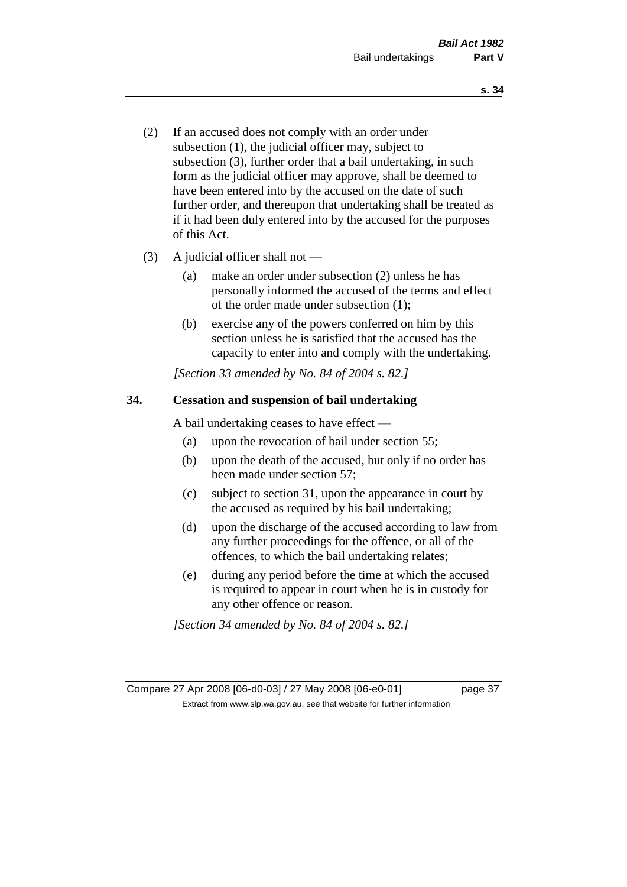(2) If an accused does not comply with an order under subsection (1), the judicial officer may, subject to subsection (3), further order that a bail undertaking, in such form as the judicial officer may approve, shall be deemed to have been entered into by the accused on the date of such further order, and thereupon that undertaking shall be treated as if it had been duly entered into by the accused for the purposes of this Act.

(3) A judicial officer shall not —

- (a) make an order under subsection (2) unless he has personally informed the accused of the terms and effect of the order made under subsection (1);
- (b) exercise any of the powers conferred on him by this section unless he is satisfied that the accused has the capacity to enter into and comply with the undertaking.

*[Section 33 amended by No. 84 of 2004 s. 82.]*

### 34. Cessation and suspension of bail undertaking

A bail undertaking ceases to have effect —

- (a) upon the revocation of bail under section 55;
- (b) upon the death of the accused, but only if no order has been made under section 57;
- (c) subject to section 31, upon the appearance in court by the accused as required by his bail undertaking;
- (d) upon the discharge of the accused according to law from any further proceedings for the offence, or all of the offences, to which the bail undertaking relates;
- (e) during any period before the time at which the accused is required to appear in court when he is in custody for any other offence or reason.

*[Section 34 amended by No. 84 of 2004 s. 82.]*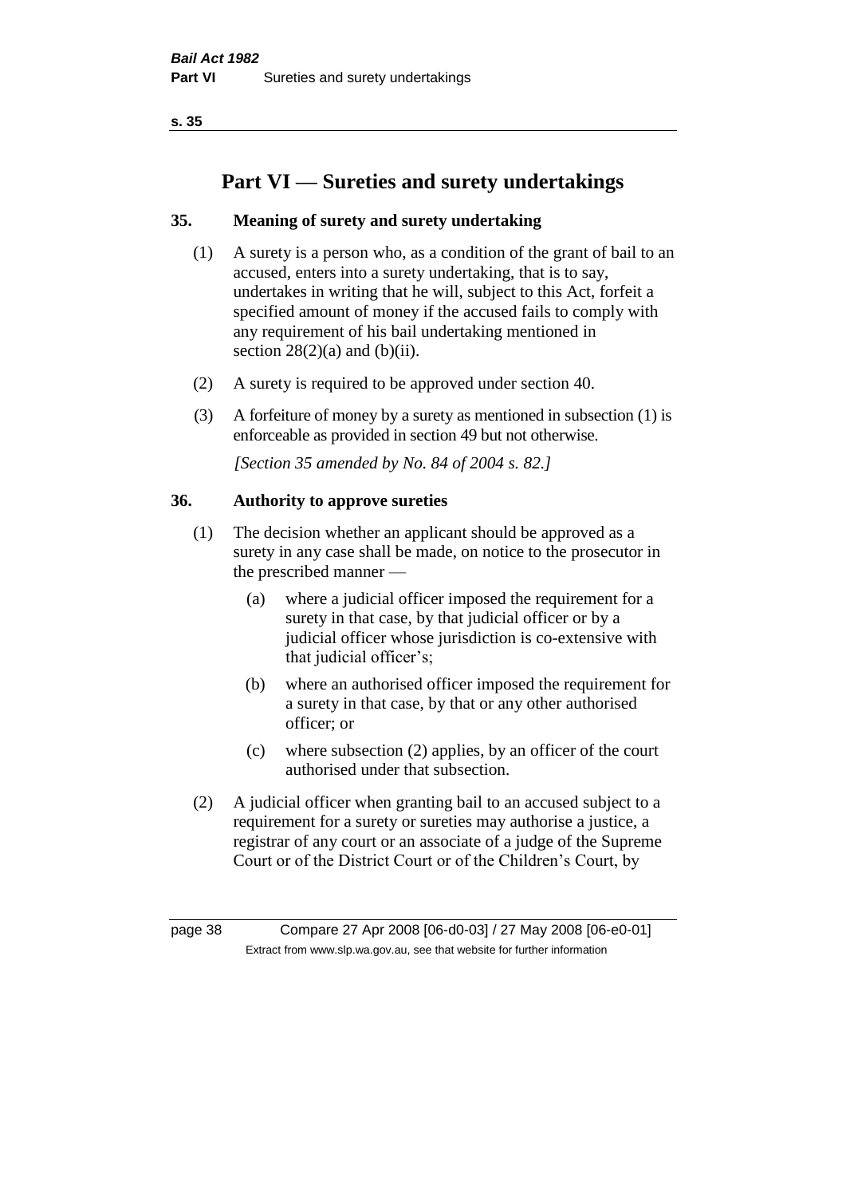# Part VI — Sureties and surety undertakings

## 35. Meaning of surety and surety undertaking

(1) A surety is a person who, as a condition of the grant of bail to an accused, enters into a surety undertaking, that is to say, undertakes in writing that he will, subject to this Act, forfeit a specified amount of money if the accused fails to comply with any requirement of his bail undertaking mentioned in section 28(2)(a) and (b)(ii).

(2) A surety is required to be approved under section 40.

(3) A forfeiture of money by a surety as mentioned in subsection (1) is enforceable as provided in section 49 but not otherwise.

*[Section 35 amended by No. 84 of 2004 s. 82.]*

## 36. Authority to approve sureties

(1) The decision whether an applicant should be approved as a surety in any case shall be made, on notice to the prosecutor in the prescribed manner —

- (a) where a judicial officer imposed the requirement for a surety in that case, by that judicial officer or by a judicial officer whose jurisdiction is co-extensive with that judicial officer's;
- (b) where an authorised officer imposed the requirement for a surety in that case, by that or any other authorised officer; or
- (c) where subsection (2) applies, by an officer of the court authorised under that subsection.

(2) A judicial officer when granting bail to an accused subject to a requirement for a surety or sureties may authorise a justice, a registrar of any court or an associate of a judge of the Supreme Court or of the District Court or of the Children's Court, by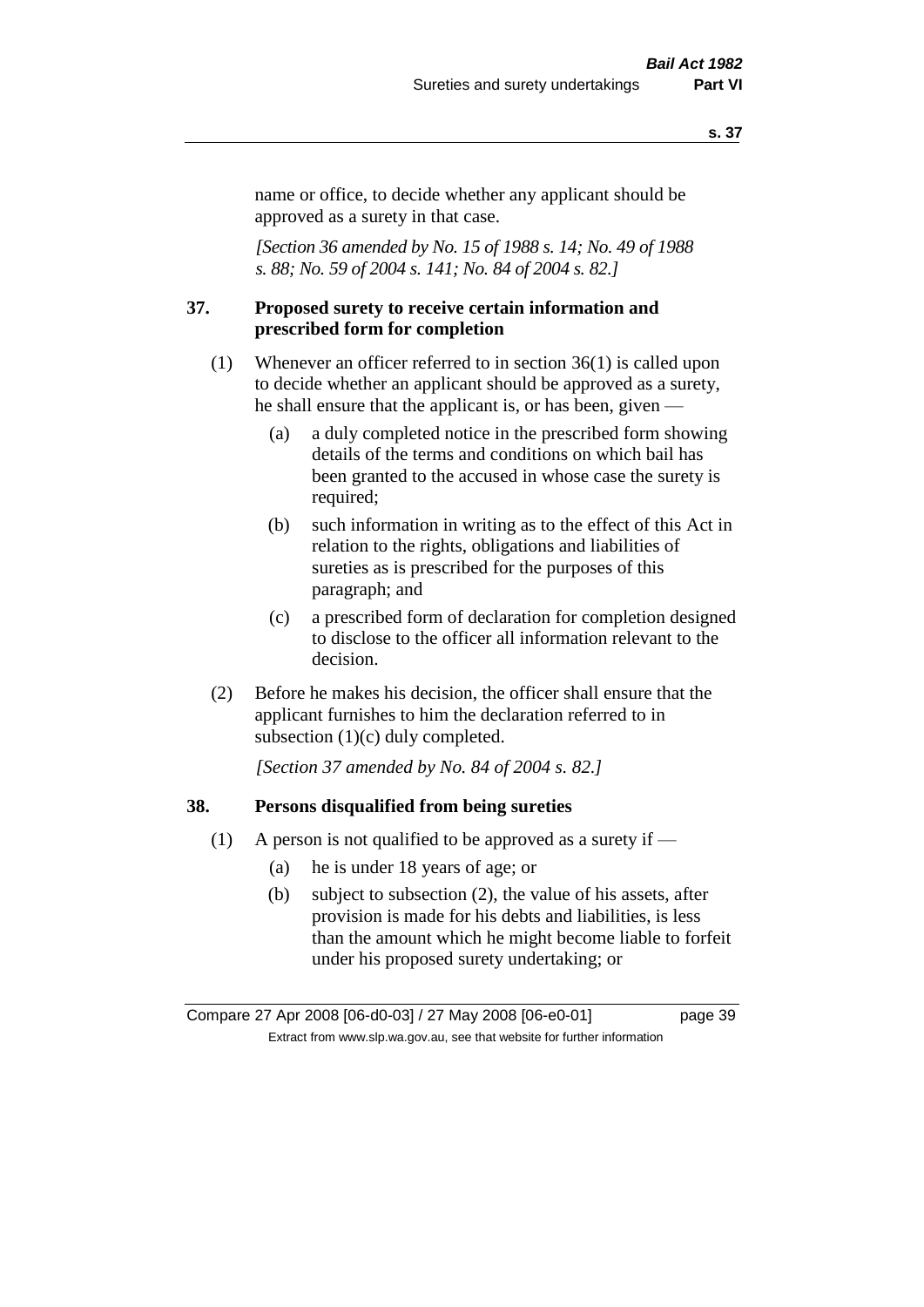name or office, to decide whether any applicant should be approved as a surety in that case.

*[Section 36 amended by No. 15 of 1988 s. 14; No. 49 of 1988 s. 88; No. 59 of 2004 s. 141; No. 84 of 2004 s. 82.]*

## 37. Proposed surety to receive certain information and prescribed form for completion

(1) Whenever an officer referred to in section 36(1) is called upon to decide whether an applicant should be approved as a surety, he shall ensure that the applicant is, or has been, given —

- (a) a duly completed notice in the prescribed form showing details of the terms and conditions on which bail has been granted to the accused in whose case the surety is required;
- (b) such information in writing as to the effect of this Act in relation to the rights, obligations and liabilities of sureties as is prescribed for the purposes of this paragraph; and
- (c) a prescribed form of declaration for completion designed to disclose to the officer all information relevant to the decision.

(2) Before he makes his decision, the officer shall ensure that the applicant furnishes to him the declaration referred to in subsection (1)(c) duly completed.

*[Section 37 amended by No. 84 of 2004 s. 82.]*

## 38. Persons disqualified from being sureties

(1) A person is not qualified to be approved as a surety if —

- (a) he is under 18 years of age; or
- (b) subject to subsection (2), the value of his assets, after provision is made for his debts and liabilities, is less than the amount which he might become liable to forfeit under his proposed surety undertaking; or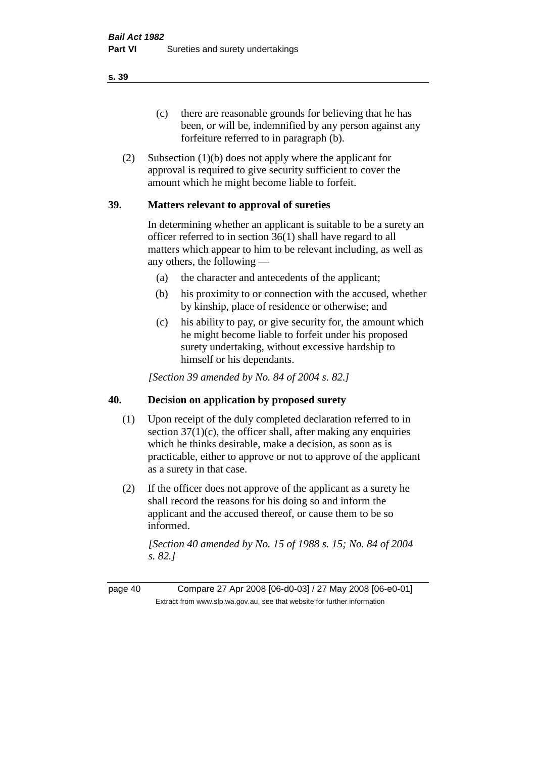(c) there are reasonable grounds for believing that he has been, or will be, indemnified by any person against any forfeiture referred to in paragraph (b).

(2) Subsection (1)(b) does not apply where the applicant for approval is required to give security sufficient to cover the amount which he might become liable to forfeit.

## 39. Matters relevant to approval of sureties

In determining whether an applicant is suitable to be a surety an officer referred to in section 36(1) shall have regard to all matters which appear to him to be relevant including, as well as any others, the following —

(a) the character and antecedents of the applicant;

(b) his proximity to or connection with the accused, whether by kinship, place of residence or otherwise; and

(c) his ability to pay, or give security for, the amount which he might become liable to forfeit under his proposed surety undertaking, without excessive hardship to himself or his dependants.

*[Section 39 amended by No. 84 of 2004 s. 82.]*

## 40. Decision on application by proposed surety

(1) Upon receipt of the duly completed declaration referred to in section 37(1)(c), the officer shall, after making any enquiries which he thinks desirable, make a decision, as soon as is practicable, either to approve or not to approve of the applicant as a surety in that case.

(2) If the officer does not approve of the applicant as a surety he shall record the reasons for his doing so and inform the applicant and the accused thereof, or cause them to be so informed.

*[Section 40 amended by No. 15 of 1988 s. 15; No. 84 of 2004 s. 82.]*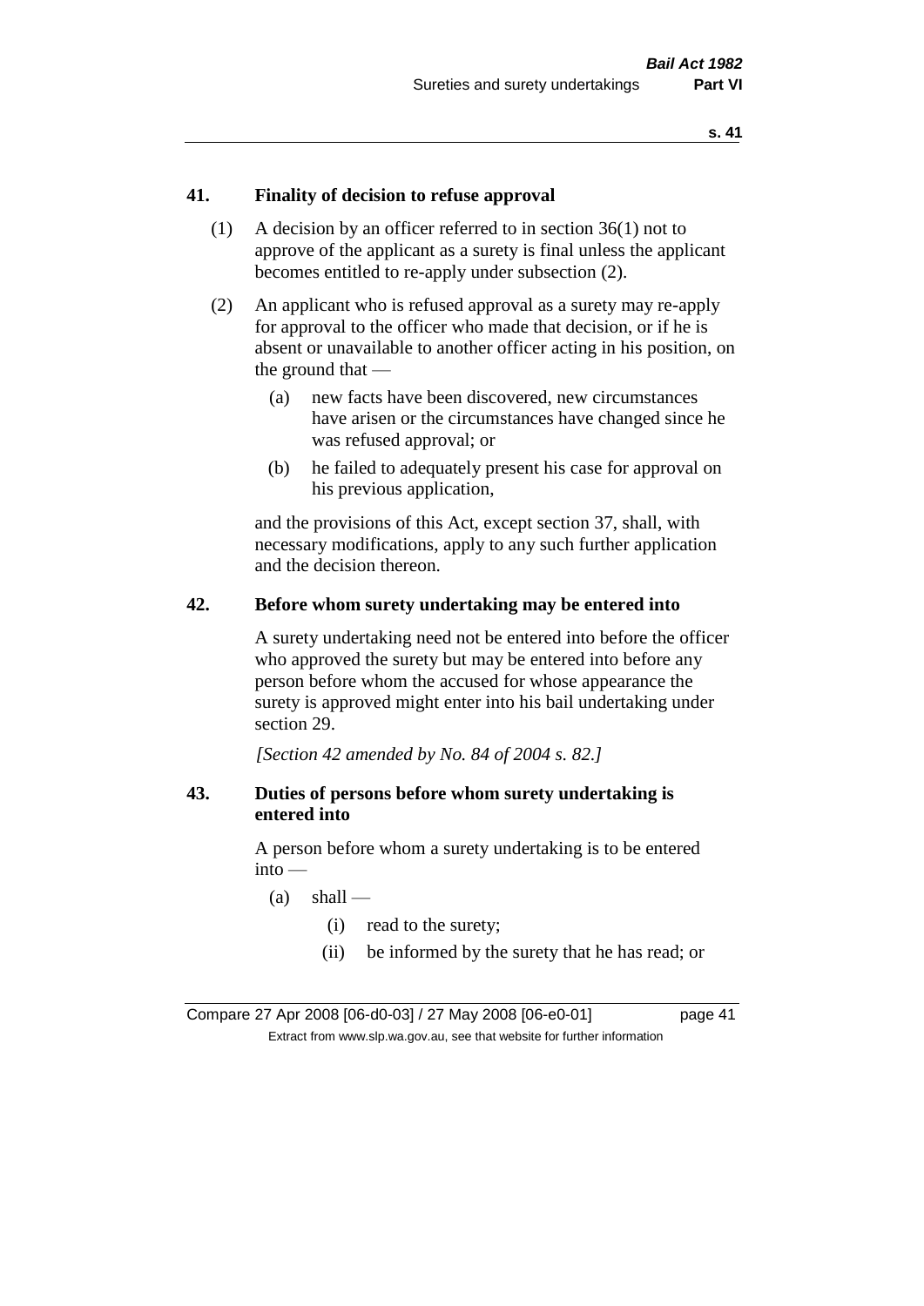## 41. Finality of decision to refuse approval

(1) A decision by an officer referred to in section 36(1) not to approve of the applicant as a surety is final unless the applicant becomes entitled to re-apply under subsection (2).

(2) An applicant who is refused approval as a surety may re-apply for approval to the officer who made that decision, or if he is absent or unavailable to another officer acting in his position, on the ground that —

(a) new facts have been discovered, new circumstances have arisen or the circumstances have changed since he was refused approval; or

(b) he failed to adequately present his case for approval on his previous application,

and the provisions of this Act, except section 37, shall, with necessary modifications, apply to any such further application and the decision thereon.

## 42. Before whom surety undertaking may be entered into

A surety undertaking need not be entered into before the officer who approved the surety but may be entered into before any person before whom the accused for whose appearance the surety is approved might enter into his bail undertaking under section 29.

*[Section 42 amended by No. 84 of 2004 s. 82.]*

## 43. Duties of persons before whom surety undertaking is entered into

A person before whom a surety undertaking is to be entered into —

(a) shall —

(i) read to the surety;

(ii) be informed by the surety that he has read; or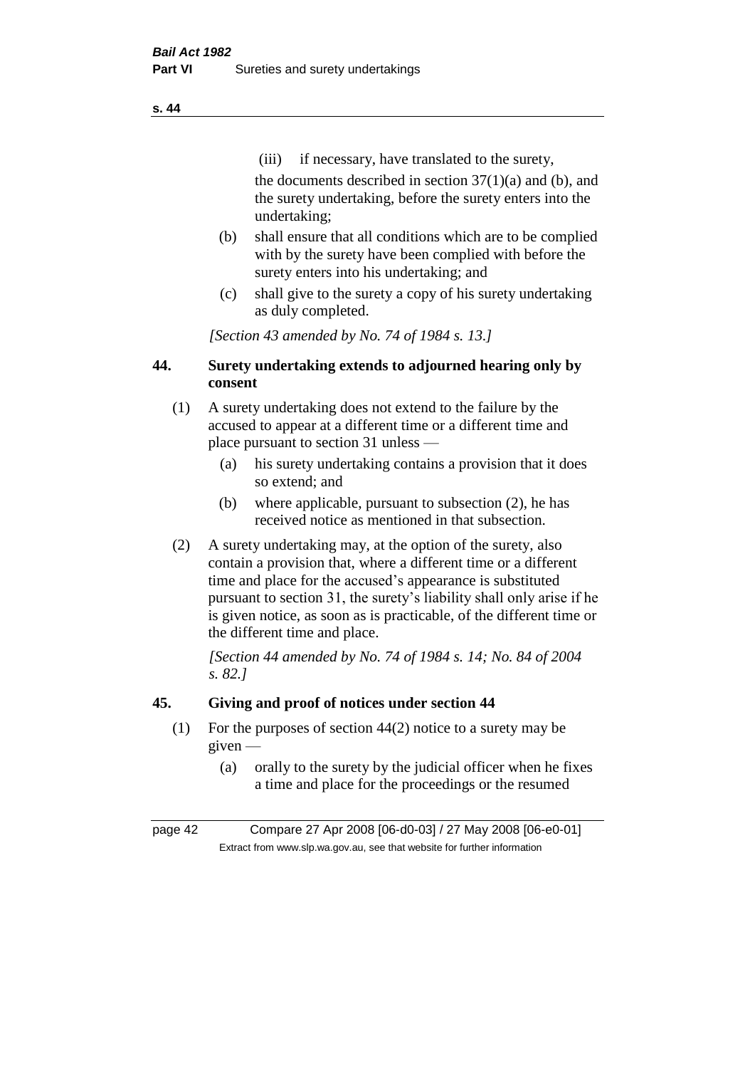(iii) if necessary, have translated to the surety,

the documents described in section 37(1)(a) and (b), and the surety undertaking, before the surety enters into the undertaking;

(b) shall ensure that all conditions which are to be complied with by the surety have been complied with before the surety enters into his undertaking; and

(c) shall give to the surety a copy of his surety undertaking as duly completed.

*[Section 43 amended by No. 74 of 1984 s. 13.]*

### 44. Surety undertaking extends to adjourned hearing only by consent

(1) A surety undertaking does not extend to the failure by the accused to appear at a different time or a different time and place pursuant to section 31 unless —

(a) his surety undertaking contains a provision that it does so extend; and

(b) where applicable, pursuant to subsection (2), he has received notice as mentioned in that subsection.

(2) A surety undertaking may, at the option of the surety, also contain a provision that, where a different time or a different time and place for the accused's appearance is substituted pursuant to section 31, the surety's liability shall only arise if he is given notice, as soon as is practicable, of the different time or the different time and place.

*[Section 44 amended by No. 74 of 1984 s. 14; No. 84 of 2004 s. 82.]*

### 45. Giving and proof of notices under section 44

(1) For the purposes of section 44(2) notice to a surety may be given —

(a) orally to the surety by the judicial officer when he fixes a time and place for the proceedings or the resumed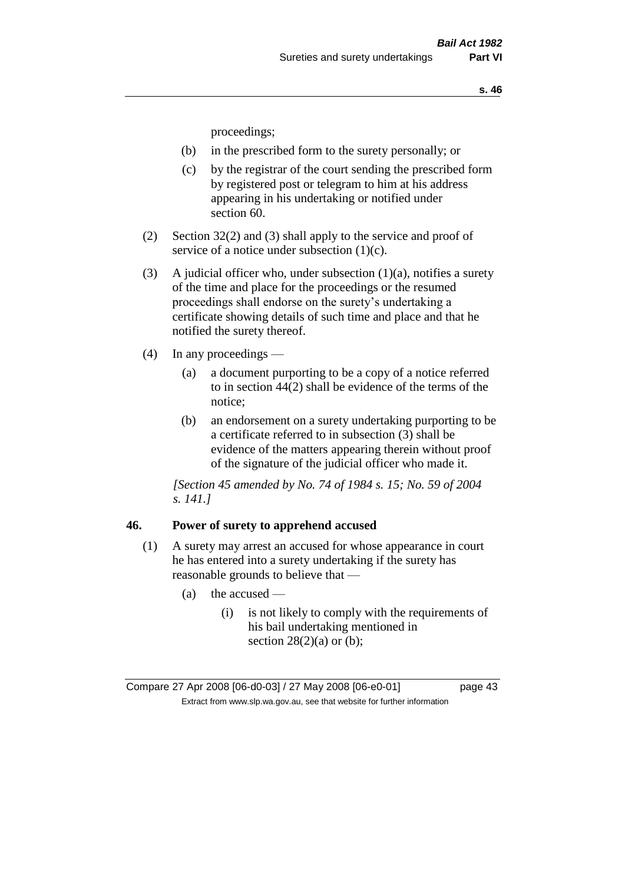proceedings;

- (b) in the prescribed form to the surety personally; or
- (c) by the registrar of the court sending the prescribed form by registered post or telegram to him at his address appearing in his undertaking or notified under section 60.

(2) Section 32(2) and (3) shall apply to the service and proof of service of a notice under subsection (1)(c).

(3) A judicial officer who, under subsection (1)(a), notifies a surety of the time and place for the proceedings or the resumed proceedings shall endorse on the surety's undertaking a certificate showing details of such time and place and that he notified the surety thereof.

(4) In any proceedings —

- (a) a document purporting to be a copy of a notice referred to in section 44(2) shall be evidence of the terms of the notice;
- (b) an endorsement on a surety undertaking purporting to be a certificate referred to in subsection (3) shall be evidence of the matters appearing therein without proof of the signature of the judicial officer who made it.

*[Section 45 amended by No. 74 of 1984 s. 15; No. 59 of 2004 s. 141.]*

### 46. Power of surety to apprehend accused

(1) A surety may arrest an accused for whose appearance in court he has entered into a surety undertaking if the surety has reasonable grounds to believe that —

- (a) the accused —
  - (i) is not likely to comply with the requirements of his bail undertaking mentioned in section 28(2)(a) or (b);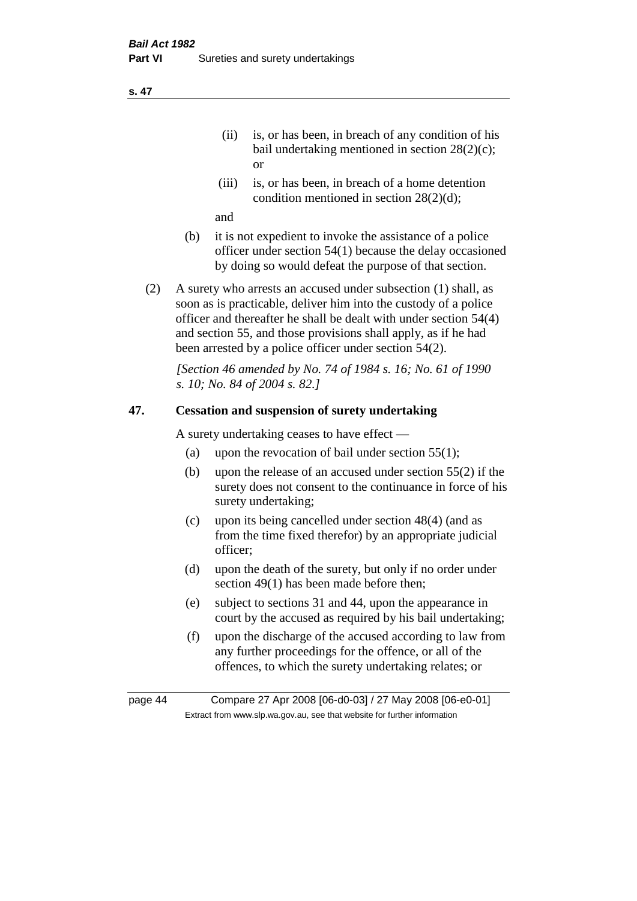(ii) is, or has been, in breach of any condition of his bail undertaking mentioned in section 28(2)(c); or

(iii) is, or has been, in breach of a home detention condition mentioned in section 28(2)(d);

and

(b) it is not expedient to invoke the assistance of a police officer under section 54(1) because the delay occasioned by doing so would defeat the purpose of that section.

(2) A surety who arrests an accused under subsection (1) shall, as soon as is practicable, deliver him into the custody of a police officer and thereafter he shall be dealt with under section 54(4) and section 55, and those provisions shall apply, as if he had been arrested by a police officer under section 54(2).

*[Section 46 amended by No. 74 of 1984 s. 16; No. 61 of 1990 s. 10; No. 84 of 2004 s. 82.]*

## 47. Cessation and suspension of surety undertaking

A surety undertaking ceases to have effect —

(a) upon the revocation of bail under section 55(1);

(b) upon the release of an accused under section 55(2) if the surety does not consent to the continuance in force of his surety undertaking;

(c) upon its being cancelled under section 48(4) (and as from the time fixed therefor) by an appropriate judicial officer;

(d) upon the death of the surety, but only if no order under section 49(1) has been made before then;

(e) subject to sections 31 and 44, upon the appearance in court by the accused as required by his bail undertaking;

(f) upon the discharge of the accused according to law from any further proceedings for the offence, or all of the offences, to which the surety undertaking relates; or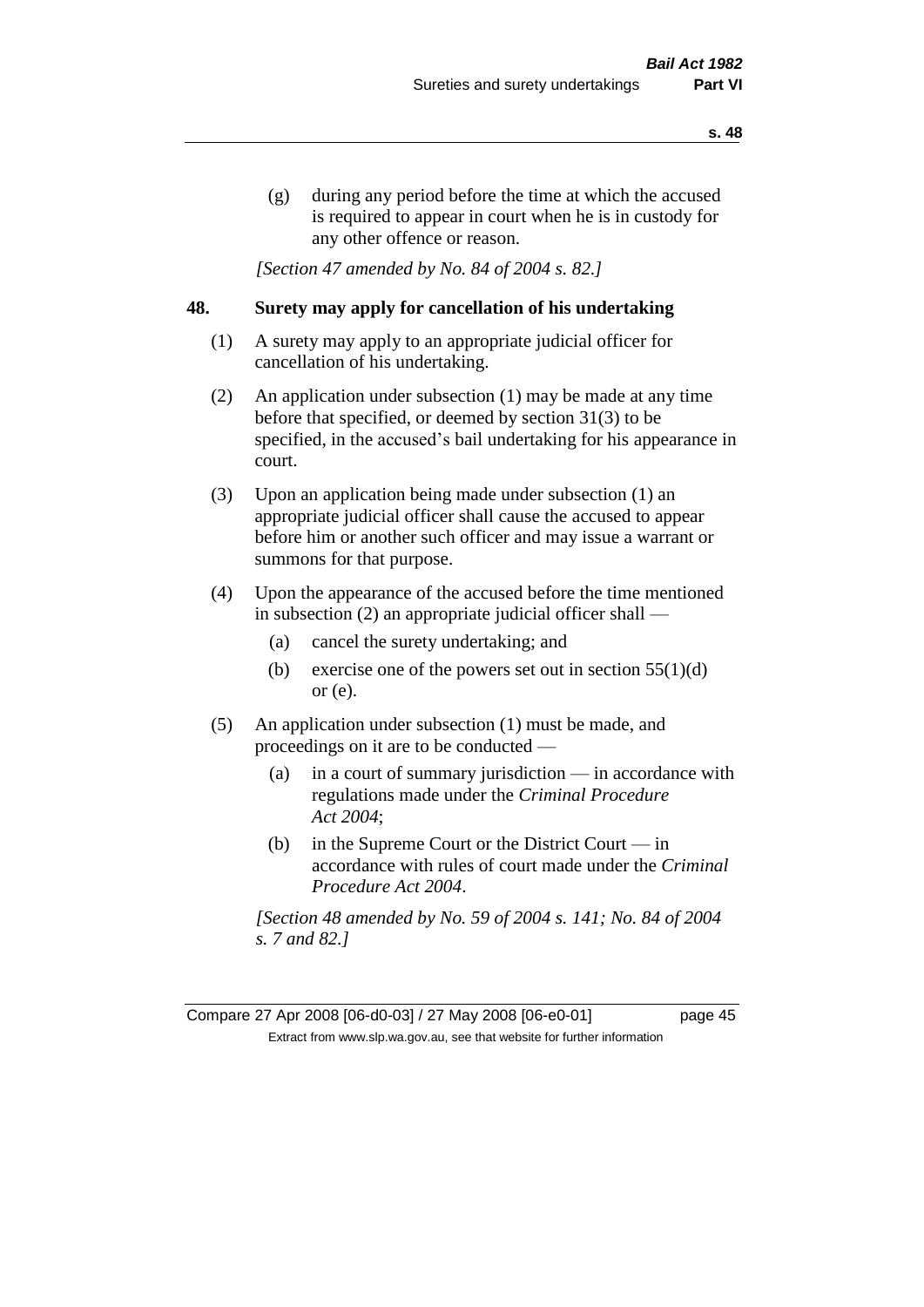(g) during any period before the time at which the accused is required to appear in court when he is in custody for any other offence or reason.

*[Section 47 amended by No. 84 of 2004 s. 82.]*

## 48. Surety may apply for cancellation of his undertaking

(1) A surety may apply to an appropriate judicial officer for cancellation of his undertaking.

(2) An application under subsection (1) may be made at any time before that specified, or deemed by section 31(3) to be specified, in the accused's bail undertaking for his appearance in court.

(3) Upon an application being made under subsection (1) an appropriate judicial officer shall cause the accused to appear before him or another such officer and may issue a warrant or summons for that purpose.

(4) Upon the appearance of the accused before the time mentioned in subsection (2) an appropriate judicial officer shall —

(a) cancel the surety undertaking; and

(b) exercise one of the powers set out in section 55(1)(d) or (e).

(5) An application under subsection (1) must be made, and proceedings on it are to be conducted —

(a) in a court of summary jurisdiction — in accordance with regulations made under the *Criminal Procedure Act 2004*;

(b) in the Supreme Court or the District Court — in accordance with rules of court made under the *Criminal Procedure Act 2004*.

*[Section 48 amended by No. 59 of 2004 s. 141; No. 84 of 2004 s. 7 and 82.]*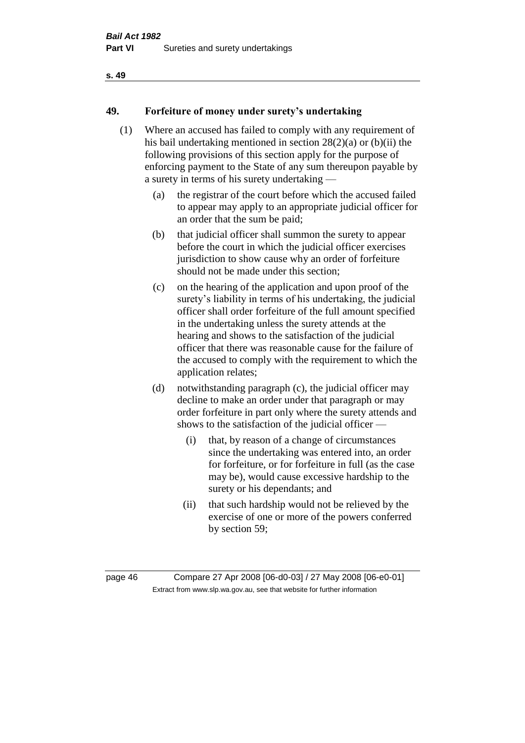## 49. Forfeiture of money under surety's undertaking

(1) Where an accused has failed to comply with any requirement of his bail undertaking mentioned in section 28(2)(a) or (b)(ii) the following provisions of this section apply for the purpose of enforcing payment to the State of any sum thereupon payable by a surety in terms of his surety undertaking —

  (a) the registrar of the court before which the accused failed to appear may apply to an appropriate judicial officer for an order that the sum be paid;

  (b) that judicial officer shall summon the surety to appear before the court in which the judicial officer exercises jurisdiction to show cause why an order of forfeiture should not be made under this section;

  (c) on the hearing of the application and upon proof of the surety's liability in terms of his undertaking, the judicial officer shall order forfeiture of the full amount specified in the undertaking unless the surety attends at the hearing and shows to the satisfaction of the judicial officer that there was reasonable cause for the failure of the accused to comply with the requirement to which the application relates;

  (d) notwithstanding paragraph (c), the judicial officer may decline to make an order under that paragraph or may order forfeiture in part only where the surety attends and shows to the satisfaction of the judicial officer —

    (i) that, by reason of a change of circumstances since the undertaking was entered into, an order for forfeiture, or for forfeiture in full (as the case may be), would cause excessive hardship to the surety or his dependants; and

    (ii) that such hardship would not be relieved by the exercise of one or more of the powers conferred by section 59;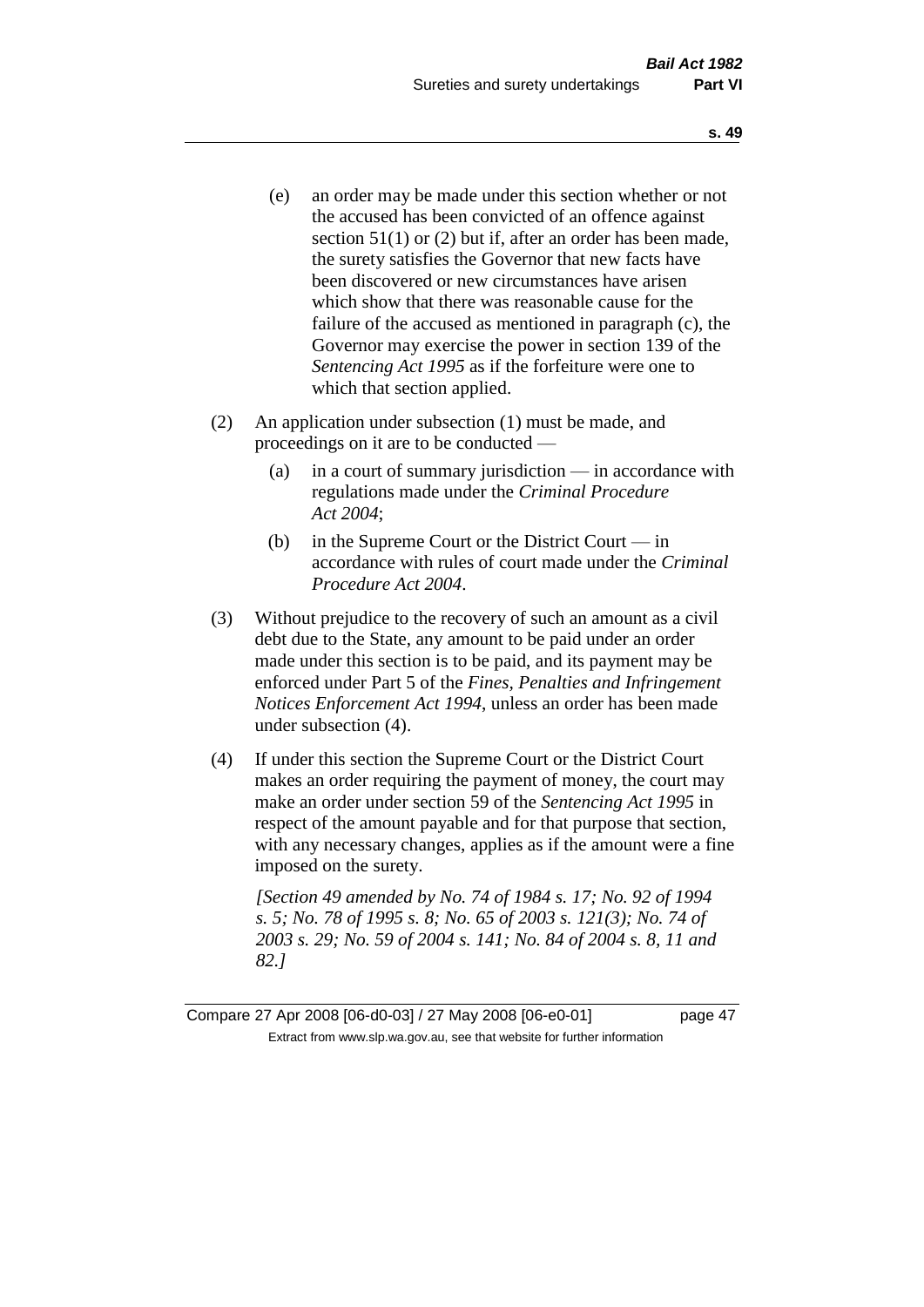(e) an order may be made under this section whether or not the accused has been convicted of an offence against section 51(1) or (2) but if, after an order has been made, the surety satisfies the Governor that new facts have been discovered or new circumstances have arisen which show that there was reasonable cause for the failure of the accused as mentioned in paragraph (c), the Governor may exercise the power in section 139 of the *Sentencing Act 1995* as if the forfeiture were one to which that section applied.

(2) An application under subsection (1) must be made, and proceedings on it are to be conducted —

(a) in a court of summary jurisdiction — in accordance with regulations made under the *Criminal Procedure Act 2004*;

(b) in the Supreme Court or the District Court — in accordance with rules of court made under the *Criminal Procedure Act 2004*.

(3) Without prejudice to the recovery of such an amount as a civil debt due to the State, any amount to be paid under an order made under this section is to be paid, and its payment may be enforced under Part 5 of the *Fines, Penalties and Infringement Notices Enforcement Act 1994*, unless an order has been made under subsection (4).

(4) If under this section the Supreme Court or the District Court makes an order requiring the payment of money, the court may make an order under section 59 of the *Sentencing Act 1995* in respect of the amount payable and for that purpose that section, with any necessary changes, applies as if the amount were a fine imposed on the surety.

*[Section 49 amended by No. 74 of 1984 s. 17; No. 92 of 1994 s. 5; No. 78 of 1995 s. 8; No. 65 of 2003 s. 121(3); No. 74 of 2003 s. 29; No. 59 of 2004 s. 141; No. 84 of 2004 s. 8, 11 and 82.]*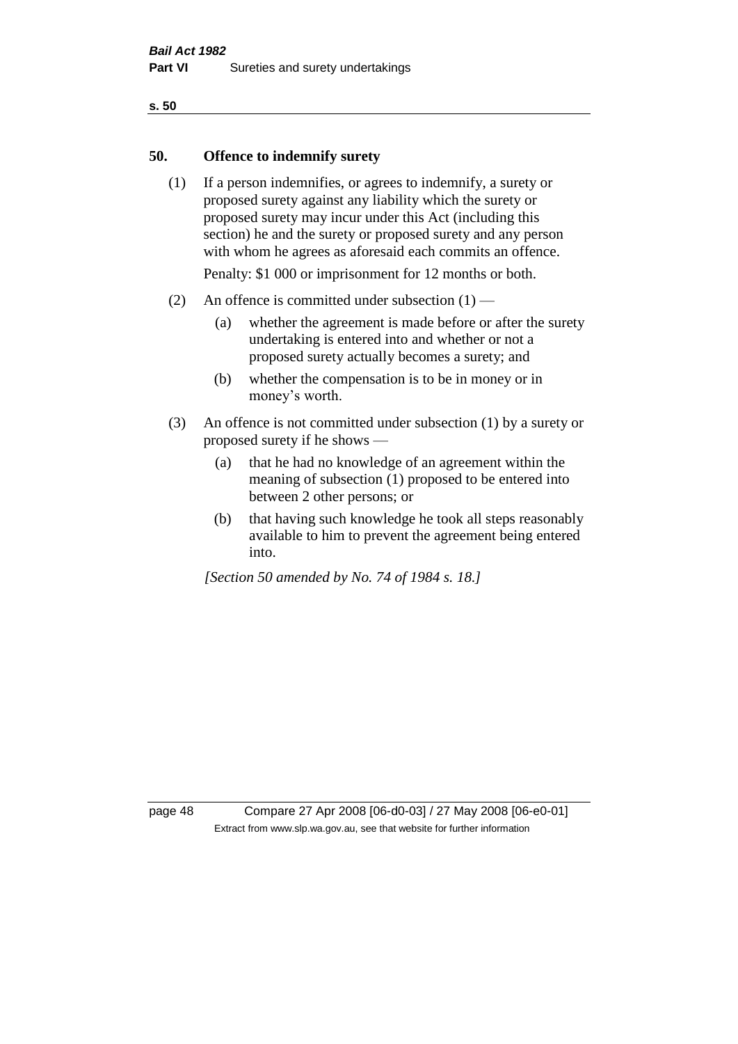## 50. Offence to indemnify surety

(1) If a person indemnifies, or agrees to indemnify, a surety or proposed surety against any liability which the surety or proposed surety may incur under this Act (including this section) he and the surety or proposed surety and any person with whom he agrees as aforesaid each commits an offence.

Penalty: $1 000 or imprisonment for 12 months or both.

(2) An offence is committed under subsection (1) —

   (a) whether the agreement is made before or after the surety undertaking is entered into and whether or not a proposed surety actually becomes a surety; and

   (b) whether the compensation is to be in money or in money's worth.

(3) An offence is not committed under subsection (1) by a surety or proposed surety if he shows —

   (a) that he had no knowledge of an agreement within the meaning of subsection (1) proposed to be entered into between 2 other persons; or

   (b) that having such knowledge he took all steps reasonably available to him to prevent the agreement being entered into.

*[Section 50 amended by No. 74 of 1984 s. 18.]*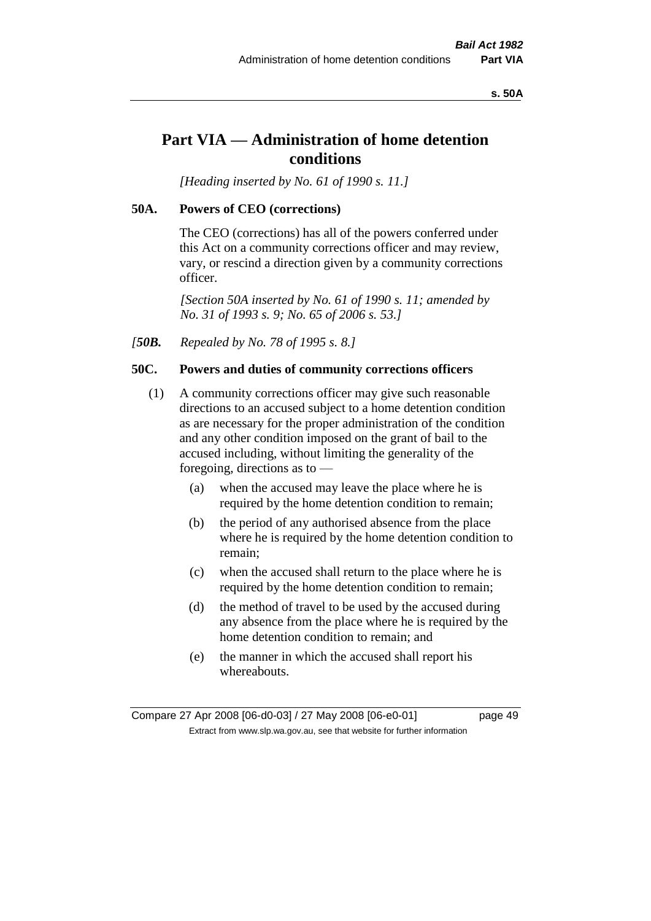# Part VIA — Administration of home detention conditions

*[Heading inserted by No. 61 of 1990 s. 11.]*

### 50A. Powers of CEO (corrections)

The CEO (corrections) has all of the powers conferred under this Act on a community corrections officer and may review, vary, or rescind a direction given by a community corrections officer.

*[Section 50A inserted by No. 61 of 1990 s. 11; amended by No. 31 of 1993 s. 9; No. 65 of 2006 s. 53.]*

*[**50B.** Repealed by No. 78 of 1995 s. 8.]*

### 50C. Powers and duties of community corrections officers

(1) A community corrections officer may give such reasonable directions to an accused subject to a home detention condition as are necessary for the proper administration of the condition and any other condition imposed on the grant of bail to the accused including, without limiting the generality of the foregoing, directions as to —

- (a) when the accused may leave the place where he is required by the home detention condition to remain;
- (b) the period of any authorised absence from the place where he is required by the home detention condition to remain;
- (c) when the accused shall return to the place where he is required by the home detention condition to remain;
- (d) the method of travel to be used by the accused during any absence from the place where he is required by the home detention condition to remain; and
- (e) the manner in which the accused shall report his whereabouts.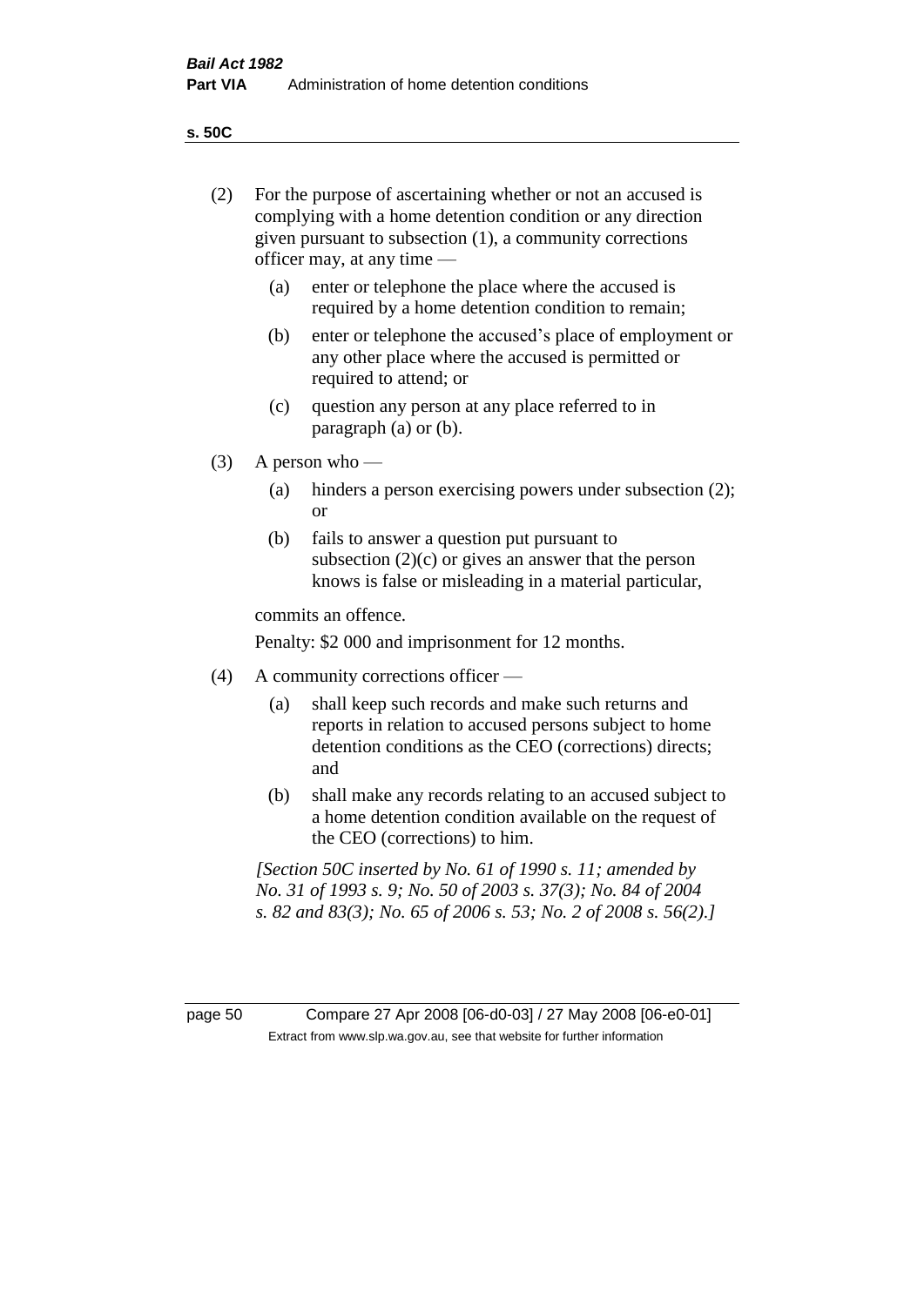(2) For the purpose of ascertaining whether or not an accused is complying with a home detention condition or any direction given pursuant to subsection (1), a community corrections officer may, at any time —

(a) enter or telephone the place where the accused is required by a home detention condition to remain;

(b) enter or telephone the accused's place of employment or any other place where the accused is permitted or required to attend; or

(c) question any person at any place referred to in paragraph (a) or (b).

(3) A person who —

(a) hinders a person exercising powers under subsection (2); or

(b) fails to answer a question put pursuant to subsection (2)(c) or gives an answer that the person knows is false or misleading in a material particular,

commits an offence.

Penalty: $2 000 and imprisonment for 12 months.

(4) A community corrections officer —

(a) shall keep such records and make such returns and reports in relation to accused persons subject to home detention conditions as the CEO (corrections) directs; and

(b) shall make any records relating to an accused subject to a home detention condition available on the request of the CEO (corrections) to him.

*[Section 50C inserted by No. 61 of 1990 s. 11; amended by No. 31 of 1993 s. 9; No. 50 of 2003 s. 37(3); No. 84 of 2004 s. 82 and 83(3); No. 65 of 2006 s. 53; No. 2 of 2008 s. 56(2).]*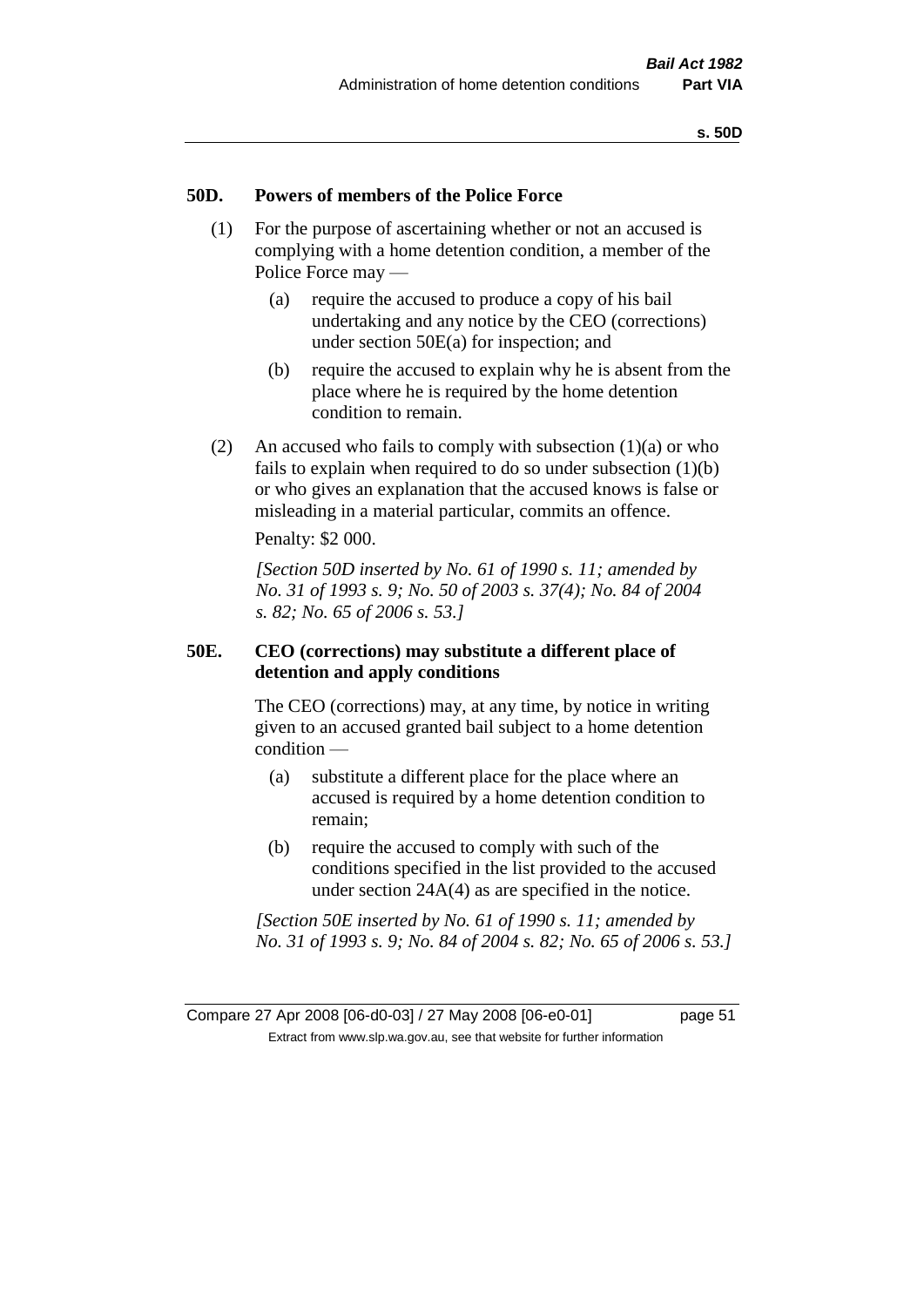### 50D. Powers of members of the Police Force

(1) For the purpose of ascertaining whether or not an accused is complying with a home detention condition, a member of the Police Force may —

(a) require the accused to produce a copy of his bail undertaking and any notice by the CEO (corrections) under section 50E(a) for inspection; and

(b) require the accused to explain why he is absent from the place where he is required by the home detention condition to remain.

(2) An accused who fails to comply with subsection (1)(a) or who fails to explain when required to do so under subsection (1)(b) or who gives an explanation that the accused knows is false or misleading in a material particular, commits an offence.

Penalty: $2 000.

*[Section 50D inserted by No. 61 of 1990 s. 11; amended by No. 31 of 1993 s. 9; No. 50 of 2003 s. 37(4); No. 84 of 2004 s. 82; No. 65 of 2006 s. 53.]*

### 50E. CEO (corrections) may substitute a different place of detention and apply conditions

The CEO (corrections) may, at any time, by notice in writing given to an accused granted bail subject to a home detention condition —

(a) substitute a different place for the place where an accused is required by a home detention condition to remain;

(b) require the accused to comply with such of the conditions specified in the list provided to the accused under section 24A(4) as are specified in the notice.

*[Section 50E inserted by No. 61 of 1990 s. 11; amended by No. 31 of 1993 s. 9; No. 84 of 2004 s. 82; No. 65 of 2006 s. 53.]*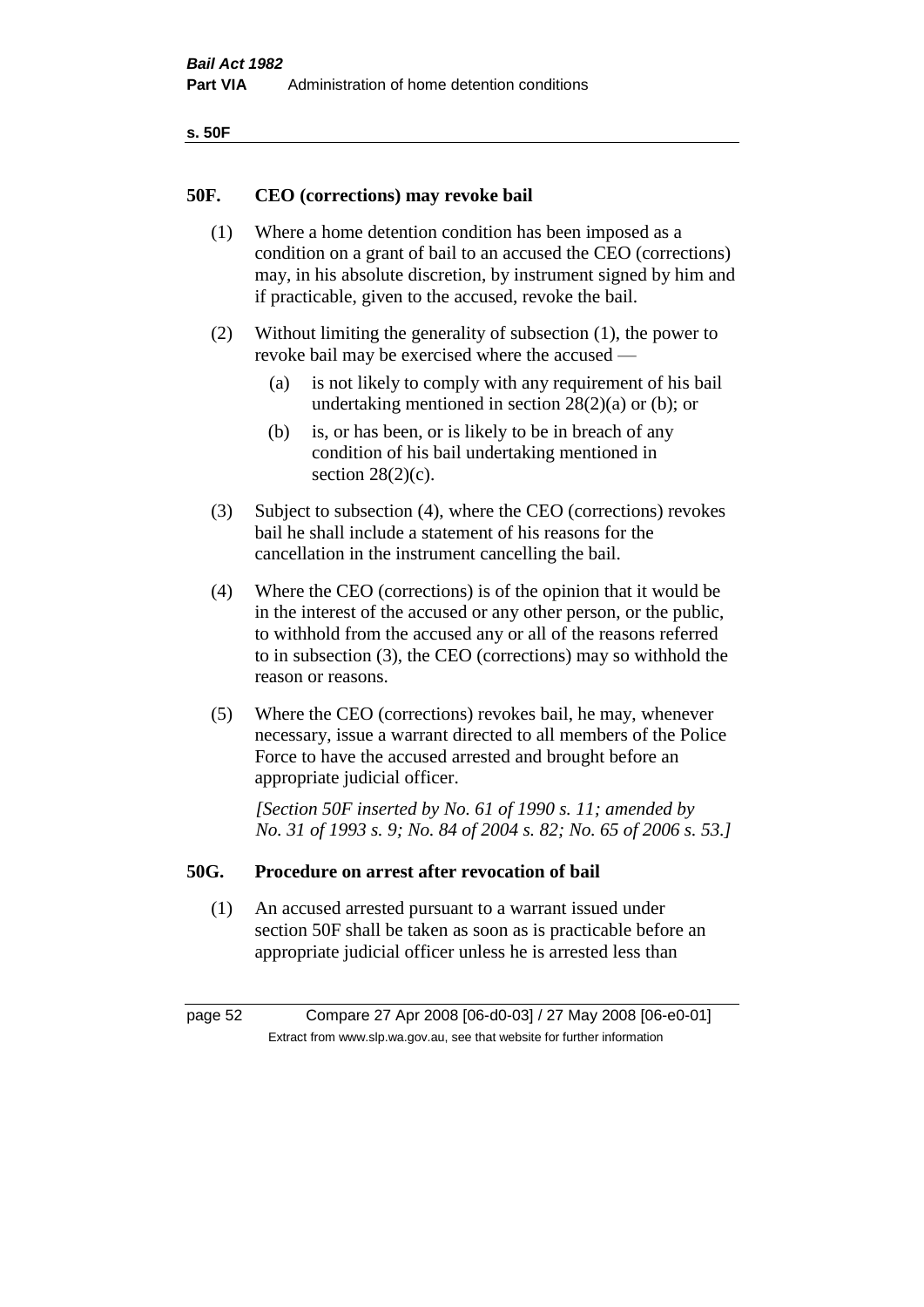## 50F. CEO (corrections) may revoke bail

(1) Where a home detention condition has been imposed as a condition on a grant of bail to an accused the CEO (corrections) may, in his absolute discretion, by instrument signed by him and if practicable, given to the accused, revoke the bail.

(2) Without limiting the generality of subsection (1), the power to revoke bail may be exercised where the accused —

(a) is not likely to comply with any requirement of his bail undertaking mentioned in section 28(2)(a) or (b); or

(b) is, or has been, or is likely to be in breach of any condition of his bail undertaking mentioned in section 28(2)(c).

(3) Subject to subsection (4), where the CEO (corrections) revokes bail he shall include a statement of his reasons for the cancellation in the instrument cancelling the bail.

(4) Where the CEO (corrections) is of the opinion that it would be in the interest of the accused or any other person, or the public, to withhold from the accused any or all of the reasons referred to in subsection (3), the CEO (corrections) may so withhold the reason or reasons.

(5) Where the CEO (corrections) revokes bail, he may, whenever necessary, issue a warrant directed to all members of the Police Force to have the accused arrested and brought before an appropriate judicial officer.

*[Section 50F inserted by No. 61 of 1990 s. 11; amended by No. 31 of 1993 s. 9; No. 84 of 2004 s. 82; No. 65 of 2006 s. 53.]*

## 50G. Procedure on arrest after revocation of bail

(1) An accused arrested pursuant to a warrant issued under section 50F shall be taken as soon as is practicable before an appropriate judicial officer unless he is arrested less than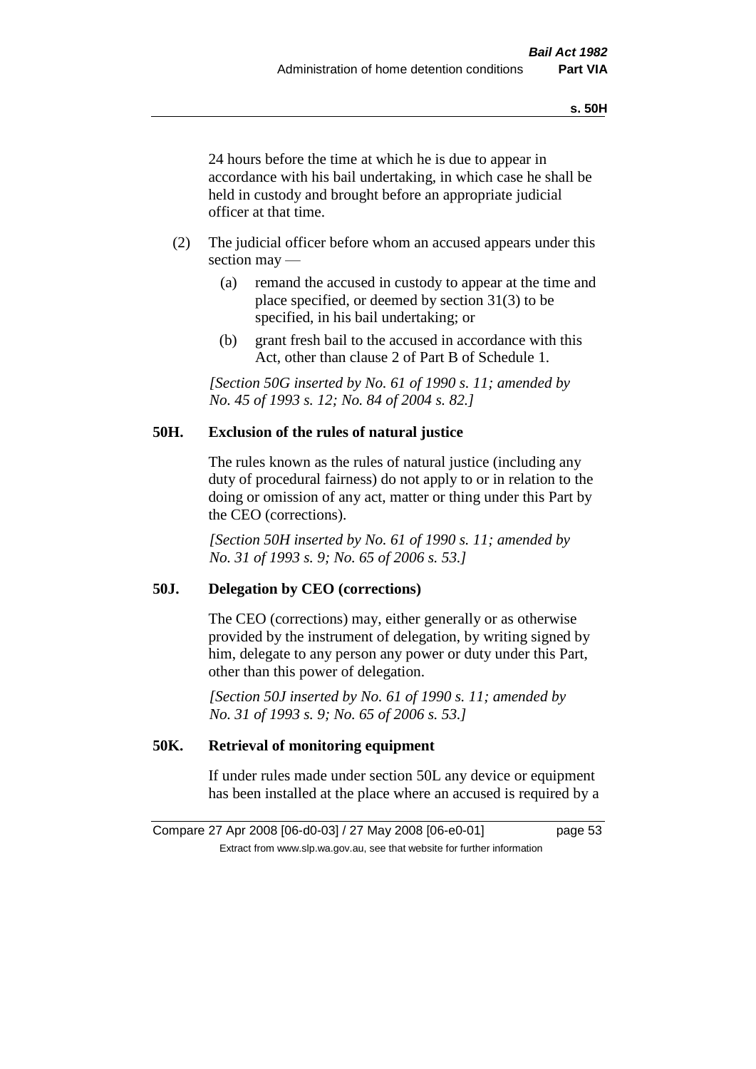24 hours before the time at which he is due to appear in accordance with his bail undertaking, in which case he shall be held in custody and brought before an appropriate judicial officer at that time.

(2) The judicial officer before whom an accused appears under this section may —

(a) remand the accused in custody to appear at the time and place specified, or deemed by section 31(3) to be specified, in his bail undertaking; or

(b) grant fresh bail to the accused in accordance with this Act, other than clause 2 of Part B of Schedule 1.

*[Section 50G inserted by No. 61 of 1990 s. 11; amended by No. 45 of 1993 s. 12; No. 84 of 2004 s. 82.]*

### 50H. Exclusion of the rules of natural justice

The rules known as the rules of natural justice (including any duty of procedural fairness) do not apply to or in relation to the doing or omission of any act, matter or thing under this Part by the CEO (corrections).

*[Section 50H inserted by No. 61 of 1990 s. 11; amended by No. 31 of 1993 s. 9; No. 65 of 2006 s. 53.]*

### 50J. Delegation by CEO (corrections)

The CEO (corrections) may, either generally or as otherwise provided by the instrument of delegation, by writing signed by him, delegate to any person any power or duty under this Part, other than this power of delegation.

*[Section 50J inserted by No. 61 of 1990 s. 11; amended by No. 31 of 1993 s. 9; No. 65 of 2006 s. 53.]*

### 50K. Retrieval of monitoring equipment

If under rules made under section 50L any device or equipment has been installed at the place where an accused is required by a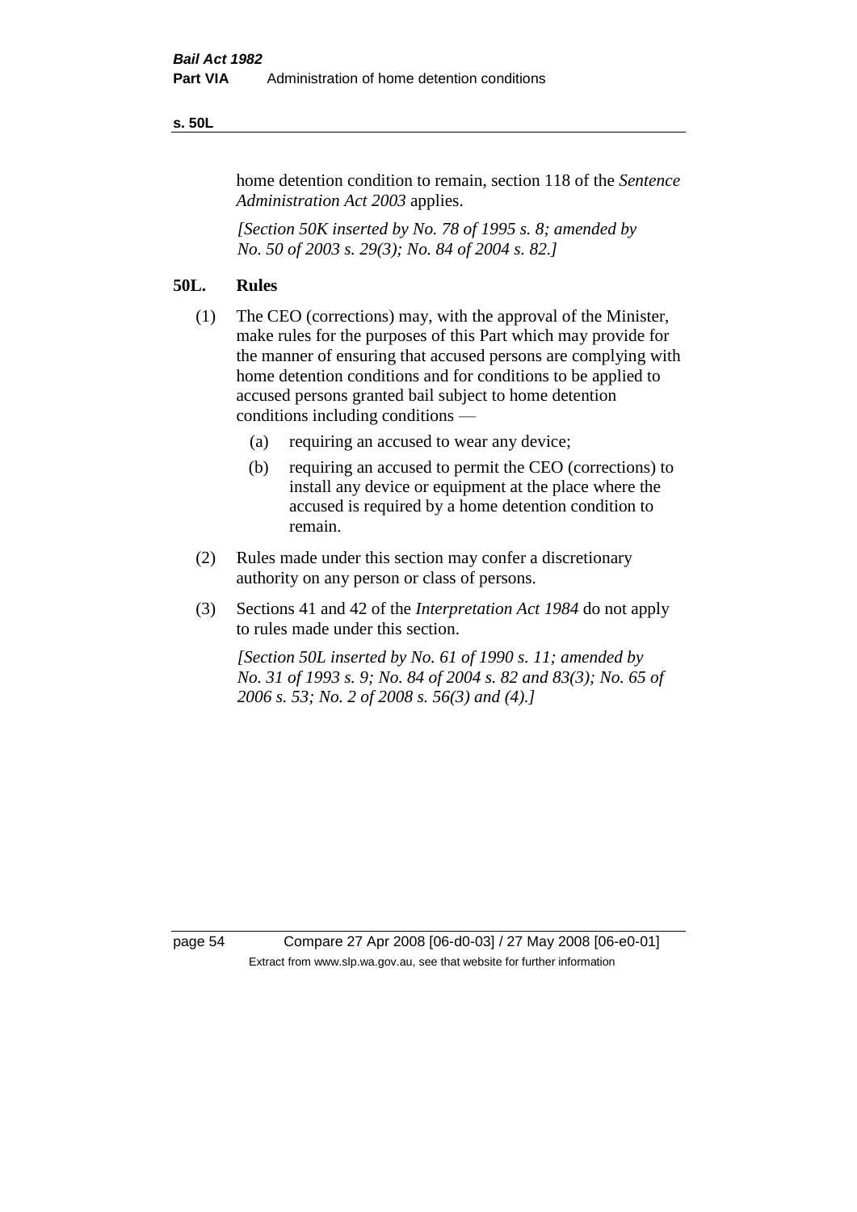home detention condition to remain, section 118 of the *Sentence Administration Act 2003* applies.

*[Section 50K inserted by No. 78 of 1995 s. 8; amended by No. 50 of 2003 s. 29(3); No. 84 of 2004 s. 82.]*

## 50L. Rules

(1) The CEO (corrections) may, with the approval of the Minister, make rules for the purposes of this Part which may provide for the manner of ensuring that accused persons are complying with home detention conditions and for conditions to be applied to accused persons granted bail subject to home detention conditions including conditions —

  (a) requiring an accused to wear any device;

  (b) requiring an accused to permit the CEO (corrections) to install any device or equipment at the place where the accused is required by a home detention condition to remain.

(2) Rules made under this section may confer a discretionary authority on any person or class of persons.

(3) Sections 41 and 42 of the *Interpretation Act 1984* do not apply to rules made under this section.

*[Section 50L inserted by No. 61 of 1990 s. 11; amended by No. 31 of 1993 s. 9; No. 84 of 2004 s. 82 and 83(3); No. 65 of 2006 s. 53; No. 2 of 2008 s. 56(3) and (4).]*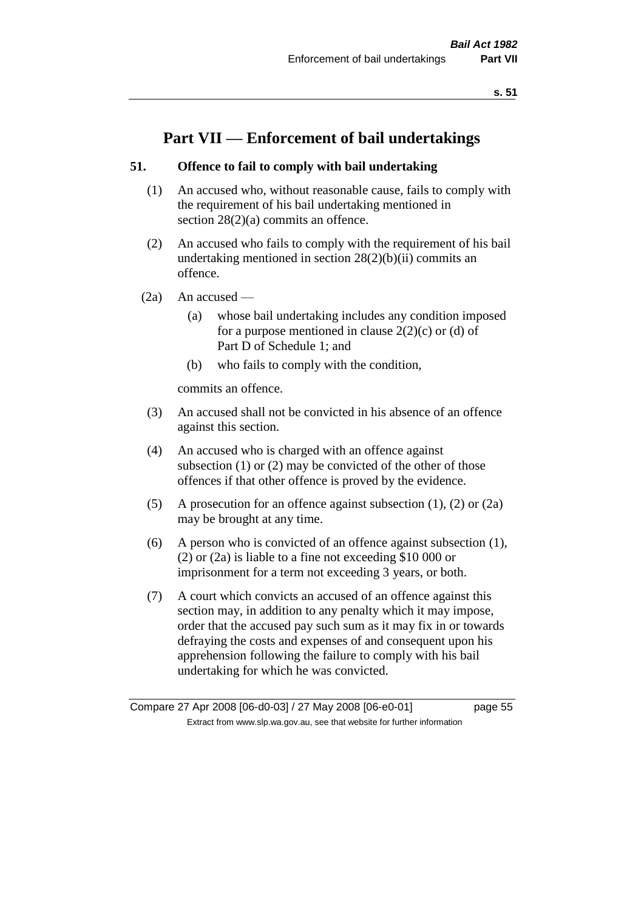# Part VII — Enforcement of bail undertakings

## 51. Offence to fail to comply with bail undertaking

(1) An accused who, without reasonable cause, fails to comply with the requirement of his bail undertaking mentioned in section 28(2)(a) commits an offence.

(2) An accused who fails to comply with the requirement of his bail undertaking mentioned in section 28(2)(b)(ii) commits an offence.

(2a) An accused —

- (a) whose bail undertaking includes any condition imposed for a purpose mentioned in clause 2(2)(c) or (d) of Part D of Schedule 1; and
- (b) who fails to comply with the condition,

commits an offence.

(3) An accused shall not be convicted in his absence of an offence against this section.

(4) An accused who is charged with an offence against subsection (1) or (2) may be convicted of the other of those offences if that other offence is proved by the evidence.

(5) A prosecution for an offence against subsection (1), (2) or (2a) may be brought at any time.

(6) A person who is convicted of an offence against subsection (1), (2) or (2a) is liable to a fine not exceeding $10 000 or imprisonment for a term not exceeding 3 years, or both.

(7) A court which convicts an accused of an offence against this section may, in addition to any penalty which it may impose, order that the accused pay such sum as it may fix in or towards defraying the costs and expenses of and consequent upon his apprehension following the failure to comply with his bail undertaking for which he was convicted.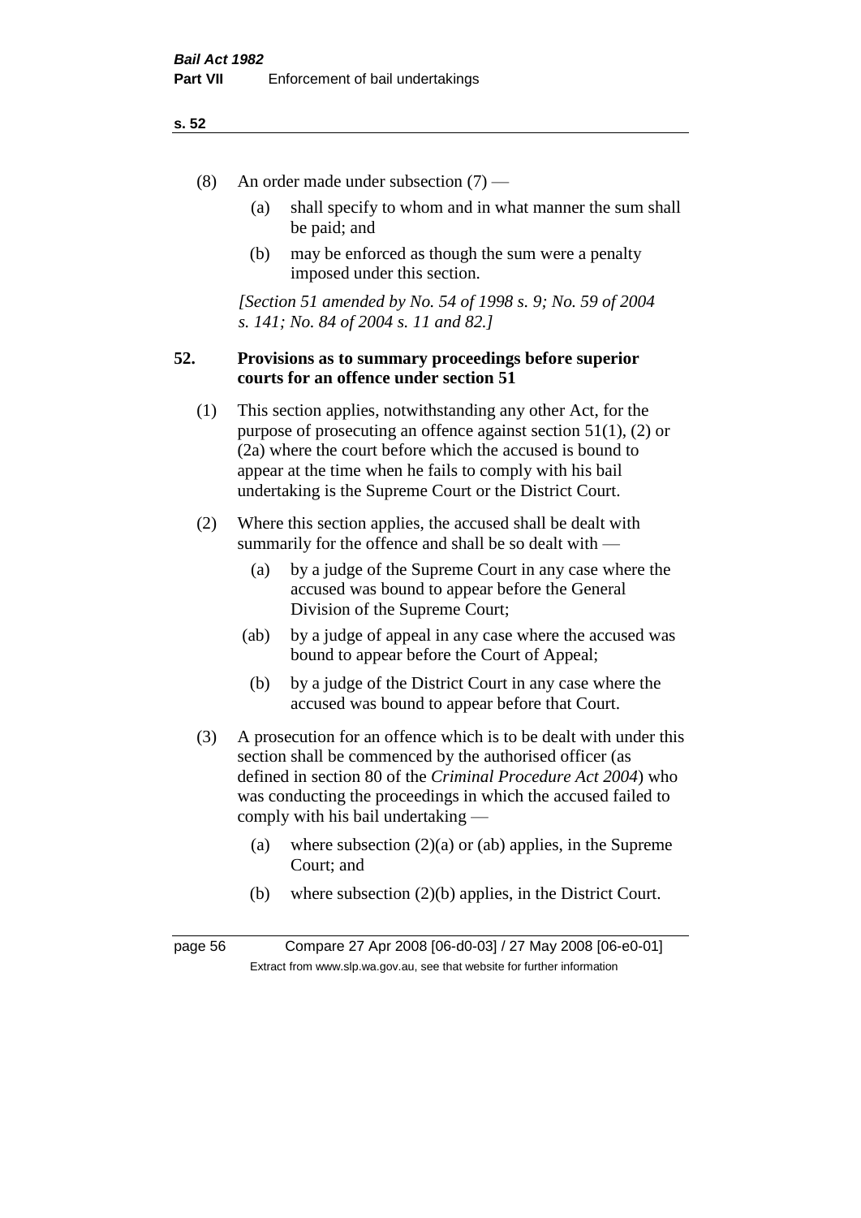(8) An order made under subsection (7) —

(a) shall specify to whom and in what manner the sum shall be paid; and

(b) may be enforced as though the sum were a penalty imposed under this section.

*[Section 51 amended by No. 54 of 1998 s. 9; No. 59 of 2004 s. 141; No. 84 of 2004 s. 11 and 82.]*

**52. Provisions as to summary proceedings before superior courts for an offence under section 51**

(1) This section applies, notwithstanding any other Act, for the purpose of prosecuting an offence against section 51(1), (2) or (2a) where the court before which the accused is bound to appear at the time when he fails to comply with his bail undertaking is the Supreme Court or the District Court.

(2) Where this section applies, the accused shall be dealt with summarily for the offence and shall be so dealt with —

(a) by a judge of the Supreme Court in any case where the accused was bound to appear before the General Division of the Supreme Court;

(ab) by a judge of appeal in any case where the accused was bound to appear before the Court of Appeal;

(b) by a judge of the District Court in any case where the accused was bound to appear before that Court.

(3) A prosecution for an offence which is to be dealt with under this section shall be commenced by the authorised officer (as defined in section 80 of the *Criminal Procedure Act 2004*) who was conducting the proceedings in which the accused failed to comply with his bail undertaking —

(a) where subsection (2)(a) or (ab) applies, in the Supreme Court; and

(b) where subsection (2)(b) applies, in the District Court.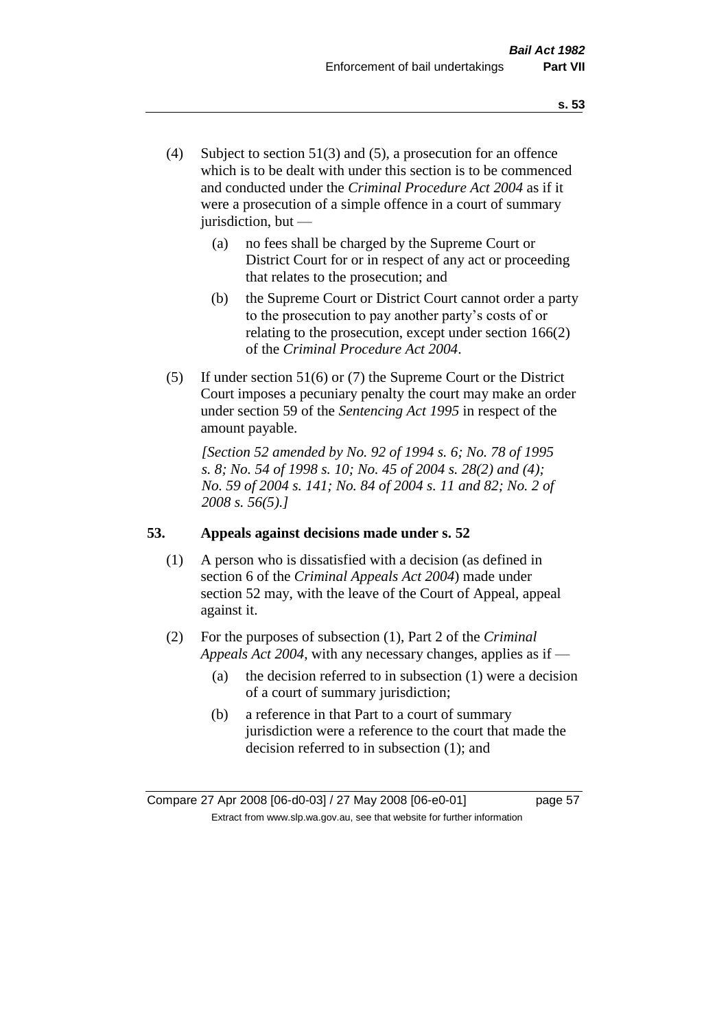(4) Subject to section 51(3) and (5), a prosecution for an offence which is to be dealt with under this section is to be commenced and conducted under the *Criminal Procedure Act 2004* as if it were a prosecution of a simple offence in a court of summary jurisdiction, but —

  (a) no fees shall be charged by the Supreme Court or District Court for or in respect of any act or proceeding that relates to the prosecution; and

  (b) the Supreme Court or District Court cannot order a party to the prosecution to pay another party's costs of or relating to the prosecution, except under section 166(2) of the *Criminal Procedure Act 2004*.

(5) If under section 51(6) or (7) the Supreme Court or the District Court imposes a pecuniary penalty the court may make an order under section 59 of the *Sentencing Act 1995* in respect of the amount payable.

*[Section 52 amended by No. 92 of 1994 s. 6; No. 78 of 1995 s. 8; No. 54 of 1998 s. 10; No. 45 of 2004 s. 28(2) and (4); No. 59 of 2004 s. 141; No. 84 of 2004 s. 11 and 82; No. 2 of 2008 s. 56(5).]*

## 53. Appeals against decisions made under s. 52

(1) A person who is dissatisfied with a decision (as defined in section 6 of the *Criminal Appeals Act 2004*) made under section 52 may, with the leave of the Court of Appeal, appeal against it.

(2) For the purposes of subsection (1), Part 2 of the *Criminal Appeals Act 2004*, with any necessary changes, applies as if —

  (a) the decision referred to in subsection (1) were a decision of a court of summary jurisdiction;

  (b) a reference in that Part to a court of summary jurisdiction were a reference to the court that made the decision referred to in subsection (1); and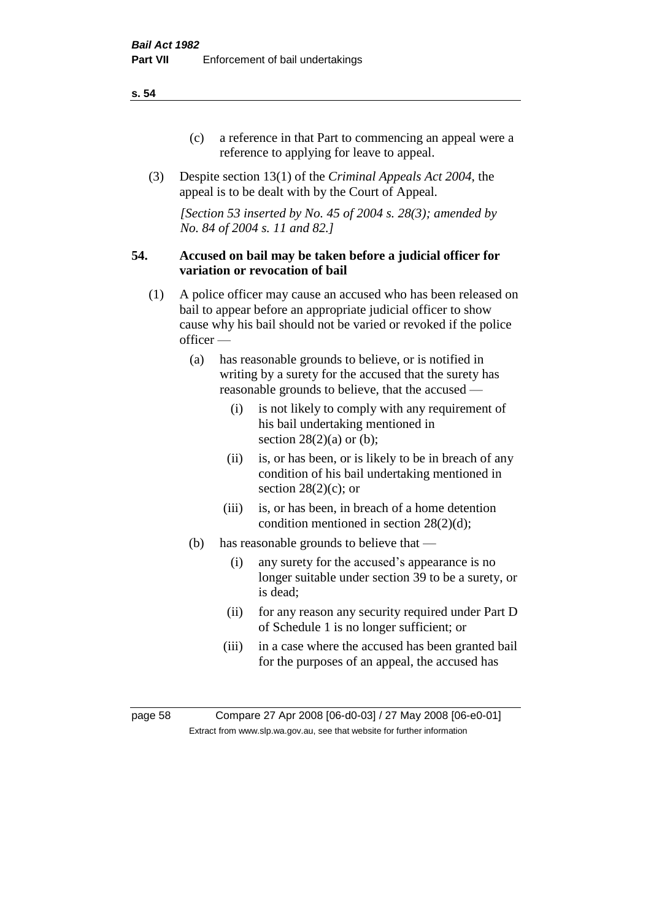(c) a reference in that Part to commencing an appeal were a reference to applying for leave to appeal.

(3) Despite section 13(1) of the *Criminal Appeals Act 2004*, the appeal is to be dealt with by the Court of Appeal.

*[Section 53 inserted by No. 45 of 2004 s. 28(3); amended by No. 84 of 2004 s. 11 and 82.]*

## 54. Accused on bail may be taken before a judicial officer for variation or revocation of bail

(1) A police officer may cause an accused who has been released on bail to appear before an appropriate judicial officer to show cause why his bail should not be varied or revoked if the police officer —

(a) has reasonable grounds to believe, or is notified in writing by a surety for the accused that the surety has reasonable grounds to believe, that the accused —

(i) is not likely to comply with any requirement of his bail undertaking mentioned in section 28(2)(a) or (b);

(ii) is, or has been, or is likely to be in breach of any condition of his bail undertaking mentioned in section 28(2)(c); or

(iii) is, or has been, in breach of a home detention condition mentioned in section 28(2)(d);

(b) has reasonable grounds to believe that —

(i) any surety for the accused's appearance is no longer suitable under section 39 to be a surety, or is dead;

(ii) for any reason any security required under Part D of Schedule 1 is no longer sufficient; or

(iii) in a case where the accused has been granted bail for the purposes of an appeal, the accused has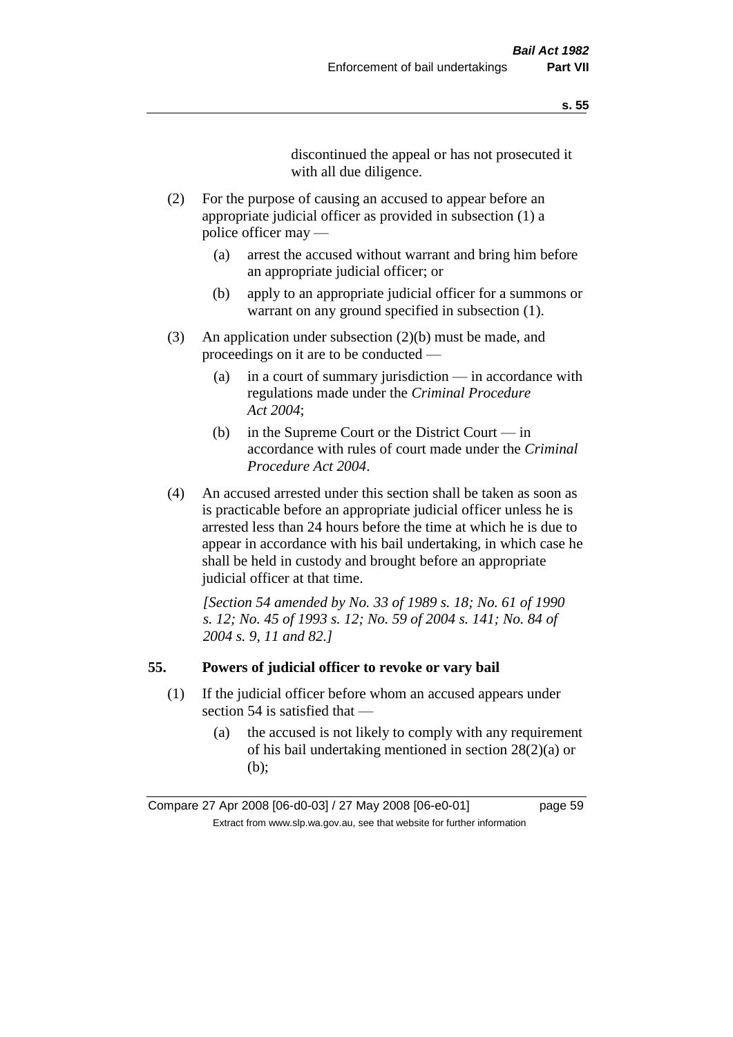discontinued the appeal or has not prosecuted it with all due diligence.

(2) For the purpose of causing an accused to appear before an appropriate judicial officer as provided in subsection (1) a police officer may —

(a) arrest the accused without warrant and bring him before an appropriate judicial officer; or

(b) apply to an appropriate judicial officer for a summons or warrant on any ground specified in subsection (1).

(3) An application under subsection (2)(b) must be made, and proceedings on it are to be conducted —

(a) in a court of summary jurisdiction — in accordance with regulations made under the *Criminal Procedure Act 2004*;

(b) in the Supreme Court or the District Court — in accordance with rules of court made under the *Criminal Procedure Act 2004*.

(4) An accused arrested under this section shall be taken as soon as is practicable before an appropriate judicial officer unless he is arrested less than 24 hours before the time at which he is due to appear in accordance with his bail undertaking, in which case he shall be held in custody and brought before an appropriate judicial officer at that time.

*[Section 54 amended by No. 33 of 1989 s. 18; No. 61 of 1990 s. 12; No. 45 of 1993 s. 12; No. 59 of 2004 s. 141; No. 84 of 2004 s. 9, 11 and 82.]*

## 55. Powers of judicial officer to revoke or vary bail

(1) If the judicial officer before whom an accused appears under section 54 is satisfied that —

(a) the accused is not likely to comply with any requirement of his bail undertaking mentioned in section 28(2)(a) or (b);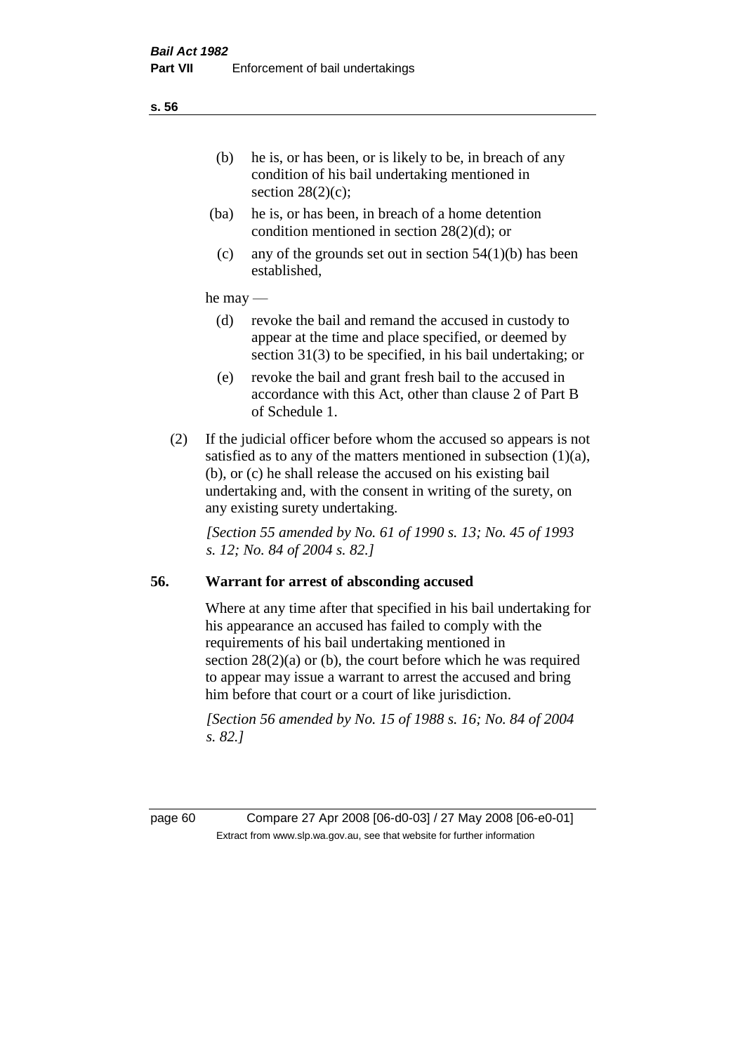(b) he is, or has been, or is likely to be, in breach of any condition of his bail undertaking mentioned in section 28(2)(c);

(ba) he is, or has been, in breach of a home detention condition mentioned in section 28(2)(d); or

(c) any of the grounds set out in section 54(1)(b) has been established,

he may —

(d) revoke the bail and remand the accused in custody to appear at the time and place specified, or deemed by section 31(3) to be specified, in his bail undertaking; or

(e) revoke the bail and grant fresh bail to the accused in accordance with this Act, other than clause 2 of Part B of Schedule 1.

(2) If the judicial officer before whom the accused so appears is not satisfied as to any of the matters mentioned in subsection (1)(a), (b), or (c) he shall release the accused on his existing bail undertaking and, with the consent in writing of the surety, on any existing surety undertaking.

*[Section 55 amended by No. 61 of 1990 s. 13; No. 45 of 1993 s. 12; No. 84 of 2004 s. 82.]*

## 56. Warrant for arrest of absconding accused

Where at any time after that specified in his bail undertaking for his appearance an accused has failed to comply with the requirements of his bail undertaking mentioned in section 28(2)(a) or (b), the court before which he was required to appear may issue a warrant to arrest the accused and bring him before that court or a court of like jurisdiction.

*[Section 56 amended by No. 15 of 1988 s. 16; No. 84 of 2004 s. 82.]*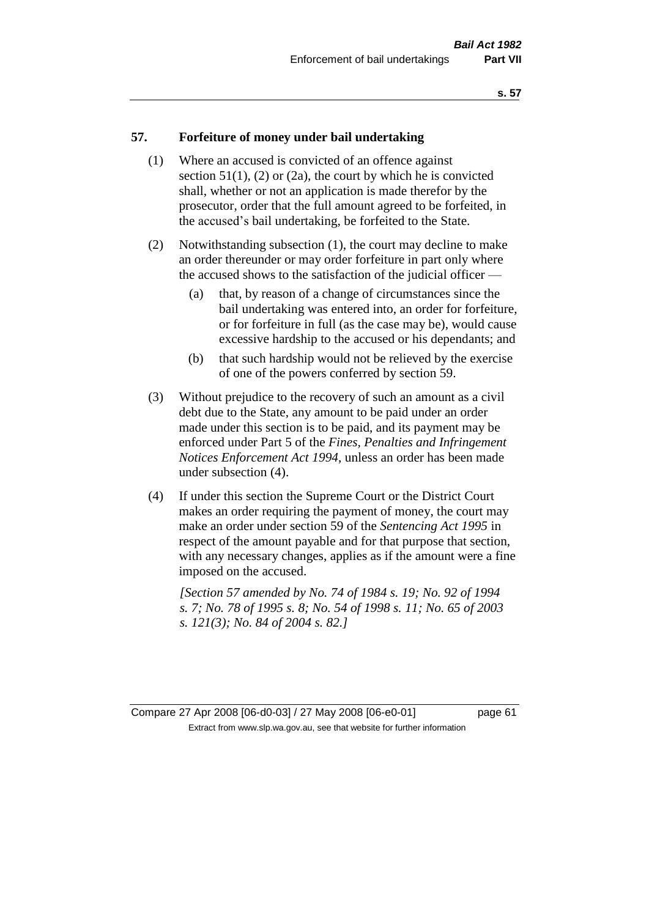## 57. Forfeiture of money under bail undertaking

(1) Where an accused is convicted of an offence against section 51(1), (2) or (2a), the court by which he is convicted shall, whether or not an application is made therefor by the prosecutor, order that the full amount agreed to be forfeited, in the accused's bail undertaking, be forfeited to the State.

(2) Notwithstanding subsection (1), the court may decline to make an order thereunder or may order forfeiture in part only where the accused shows to the satisfaction of the judicial officer —

- (a) that, by reason of a change of circumstances since the bail undertaking was entered into, an order for forfeiture, or for forfeiture in full (as the case may be), would cause excessive hardship to the accused or his dependants; and
- (b) that such hardship would not be relieved by the exercise of one of the powers conferred by section 59.

(3) Without prejudice to the recovery of such an amount as a civil debt due to the State, any amount to be paid under an order made under this section is to be paid, and its payment may be enforced under Part 5 of the *Fines, Penalties and Infringement Notices Enforcement Act 1994*, unless an order has been made under subsection (4).

(4) If under this section the Supreme Court or the District Court makes an order requiring the payment of money, the court may make an order under section 59 of the *Sentencing Act 1995* in respect of the amount payable and for that purpose that section, with any necessary changes, applies as if the amount were a fine imposed on the accused.

*[Section 57 amended by No. 74 of 1984 s. 19; No. 92 of 1994 s. 7; No. 78 of 1995 s. 8; No. 54 of 1998 s. 11; No. 65 of 2003 s. 121(3); No. 84 of 2004 s. 82.]*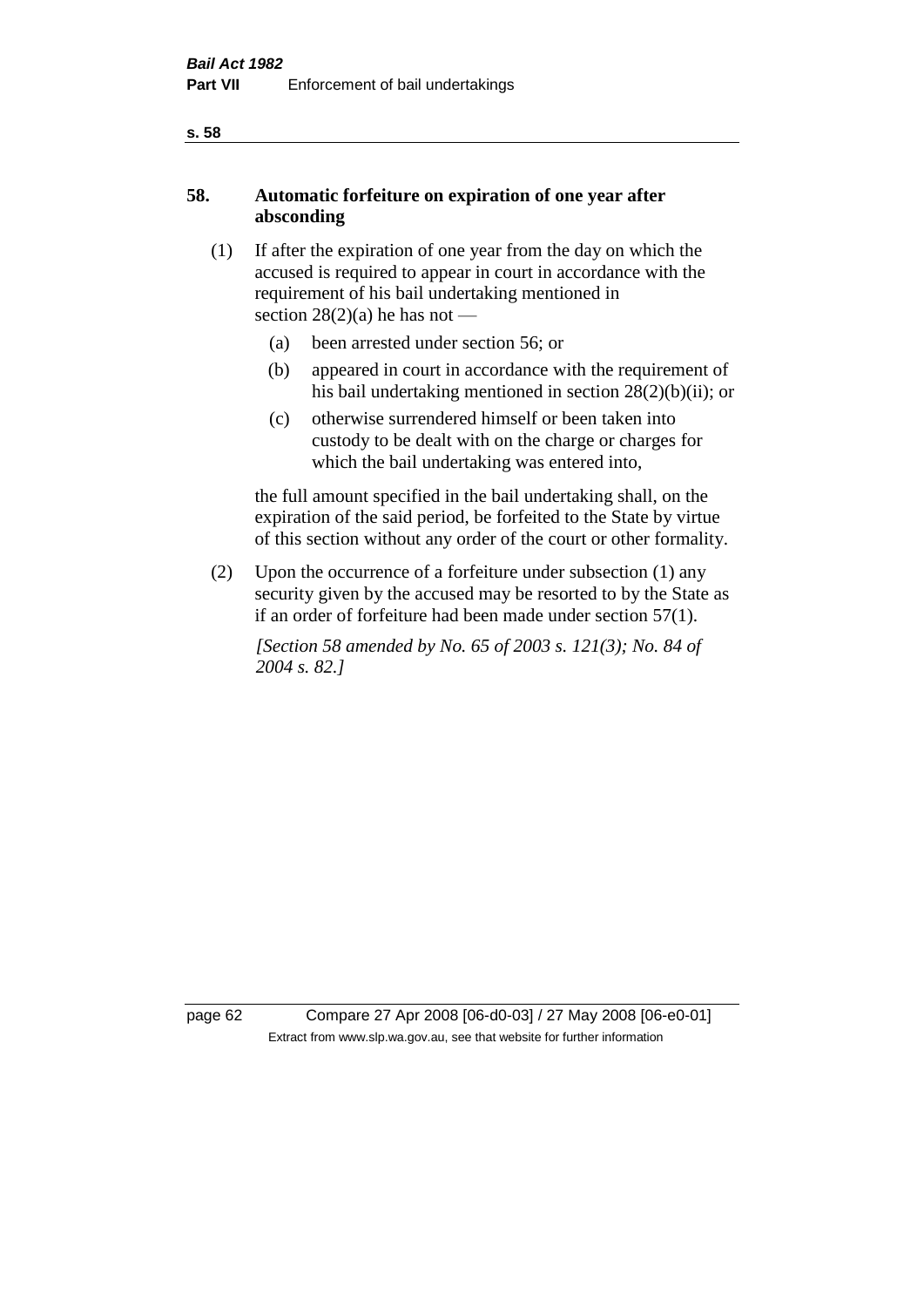## 58. Automatic forfeiture on expiration of one year after absconding

(1) If after the expiration of one year from the day on which the accused is required to appear in court in accordance with the requirement of his bail undertaking mentioned in section 28(2)(a) he has not —

- (a) been arrested under section 56; or
- (b) appeared in court in accordance with the requirement of his bail undertaking mentioned in section 28(2)(b)(ii); or
- (c) otherwise surrendered himself or been taken into custody to be dealt with on the charge or charges for which the bail undertaking was entered into,

the full amount specified in the bail undertaking shall, on the expiration of the said period, be forfeited to the State by virtue of this section without any order of the court or other formality.

(2) Upon the occurrence of a forfeiture under subsection (1) any security given by the accused may be resorted to by the State as if an order of forfeiture had been made under section 57(1).

*[Section 58 amended by No. 65 of 2003 s. 121(3); No. 84 of 2004 s. 82.]*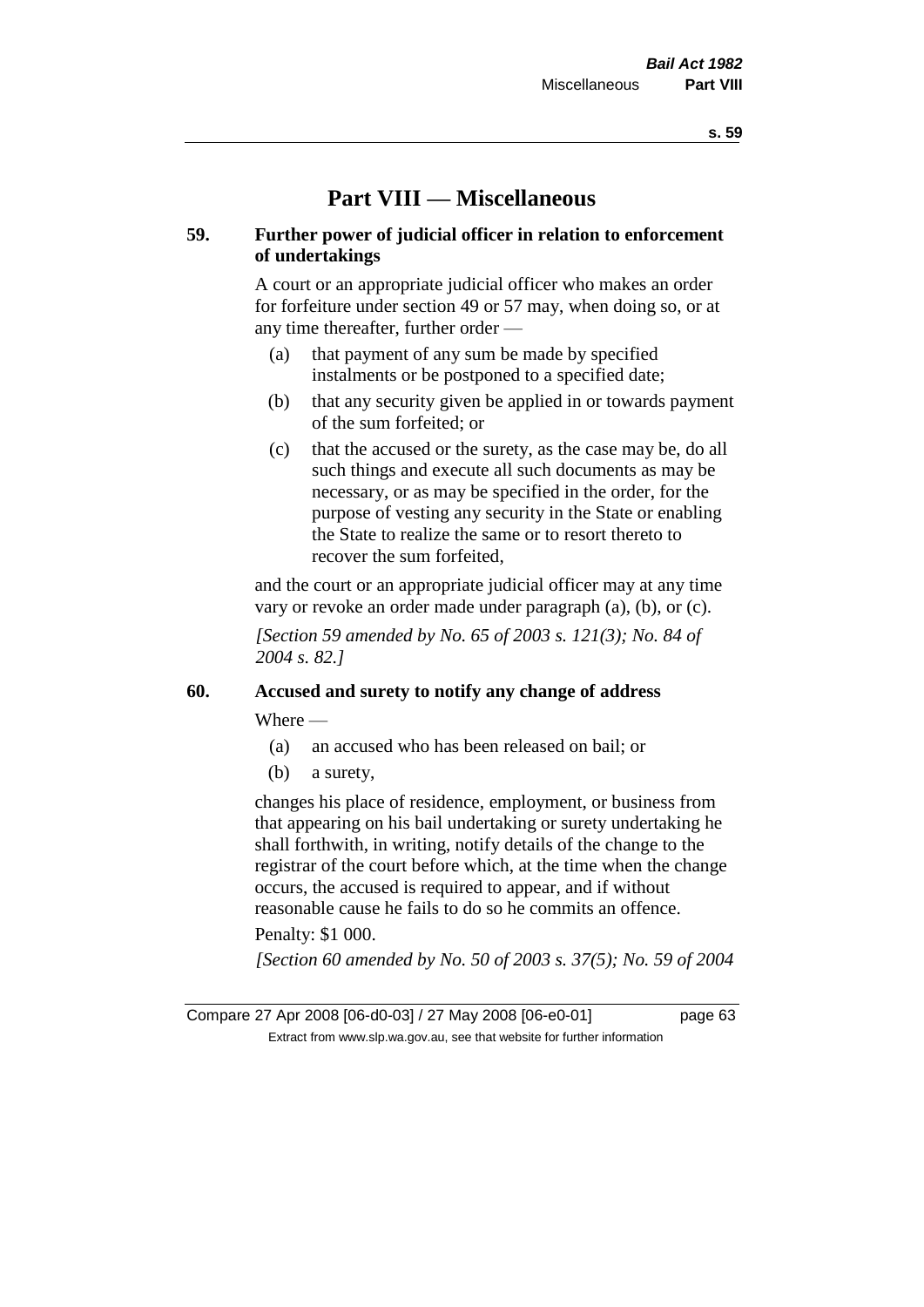# Part VIII — Miscellaneous

## 59. Further power of judicial officer in relation to enforcement of undertakings

A court or an appropriate judicial officer who makes an order for forfeiture under section 49 or 57 may, when doing so, or at any time thereafter, further order —

- (a) that payment of any sum be made by specified instalments or be postponed to a specified date;
- (b) that any security given be applied in or towards payment of the sum forfeited; or
- (c) that the accused or the surety, as the case may be, do all such things and execute all such documents as may be necessary, or as may be specified in the order, for the purpose of vesting any security in the State or enabling the State to realize the same or to resort thereto to recover the sum forfeited,

and the court or an appropriate judicial officer may at any time vary or revoke an order made under paragraph (a), (b), or (c).

*[Section 59 amended by No. 65 of 2003 s. 121(3); No. 84 of 2004 s. 82.]*

## 60. Accused and surety to notify any change of address

Where —

- (a) an accused who has been released on bail; or
- (b) a surety,

changes his place of residence, employment, or business from that appearing on his bail undertaking or surety undertaking he shall forthwith, in writing, notify details of the change to the registrar of the court before which, at the time when the change occurs, the accused is required to appear, and if without reasonable cause he fails to do so he commits an offence.

Penalty: $1 000.

*[Section 60 amended by No. 50 of 2003 s. 37(5); No. 59 of 2004*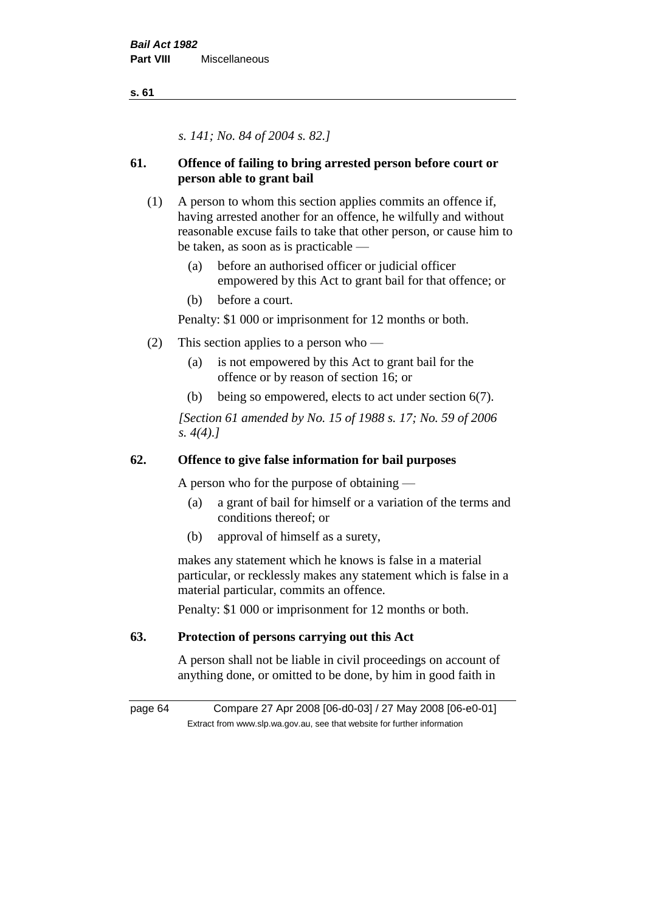*s. 141; No. 84 of 2004 s. 82.]*

## 61. Offence of failing to bring arrested person before court or person able to grant bail

(1) A person to whom this section applies commits an offence if, having arrested another for an offence, he wilfully and without reasonable excuse fails to take that other person, or cause him to be taken, as soon as is practicable —

- (a) before an authorised officer or judicial officer empowered by this Act to grant bail for that offence; or
- (b) before a court.

Penalty: $1 000 or imprisonment for 12 months or both.

(2) This section applies to a person who —

- (a) is not empowered by this Act to grant bail for the offence or by reason of section 16; or
- (b) being so empowered, elects to act under section 6(7).

*[Section 61 amended by No. 15 of 1988 s. 17; No. 59 of 2006 s. 4(4).]*

## 62. Offence to give false information for bail purposes

A person who for the purpose of obtaining —

- (a) a grant of bail for himself or a variation of the terms and conditions thereof; or
- (b) approval of himself as a surety,

makes any statement which he knows is false in a material particular, or recklessly makes any statement which is false in a material particular, commits an offence.

Penalty: $1 000 or imprisonment for 12 months or both.

## 63. Protection of persons carrying out this Act

A person shall not be liable in civil proceedings on account of anything done, or omitted to be done, by him in good faith in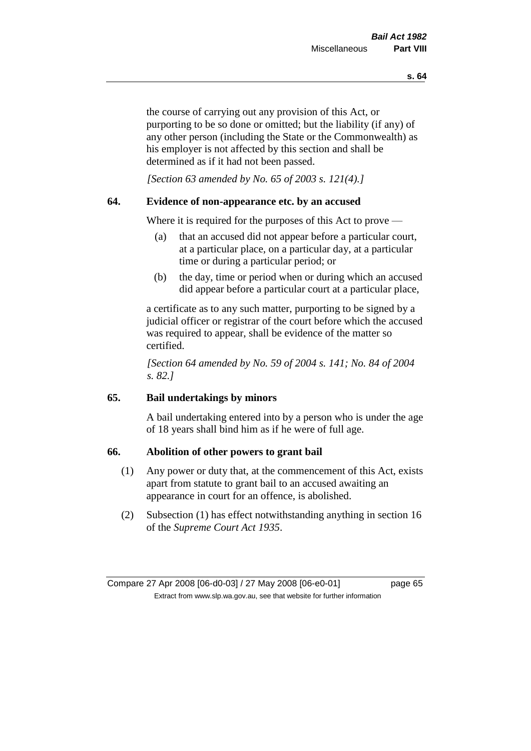the course of carrying out any provision of this Act, or purporting to be so done or omitted; but the liability (if any) of any other person (including the State or the Commonwealth) as his employer is not affected by this section and shall be determined as if it had not been passed.

*[Section 63 amended by No. 65 of 2003 s. 121(4).]*

## 64. Evidence of non-appearance etc. by an accused

Where it is required for the purposes of this Act to prove —

(a) that an accused did not appear before a particular court, at a particular place, on a particular day, at a particular time or during a particular period; or

(b) the day, time or period when or during which an accused did appear before a particular court at a particular place,

a certificate as to any such matter, purporting to be signed by a judicial officer or registrar of the court before which the accused was required to appear, shall be evidence of the matter so certified.

*[Section 64 amended by No. 59 of 2004 s. 141; No. 84 of 2004 s. 82.]*

## 65. Bail undertakings by minors

A bail undertaking entered into by a person who is under the age of 18 years shall bind him as if he were of full age.

## 66. Abolition of other powers to grant bail

(1) Any power or duty that, at the commencement of this Act, exists apart from statute to grant bail to an accused awaiting an appearance in court for an offence, is abolished.

(2) Subsection (1) has effect notwithstanding anything in section 16 of the *Supreme Court Act 1935*.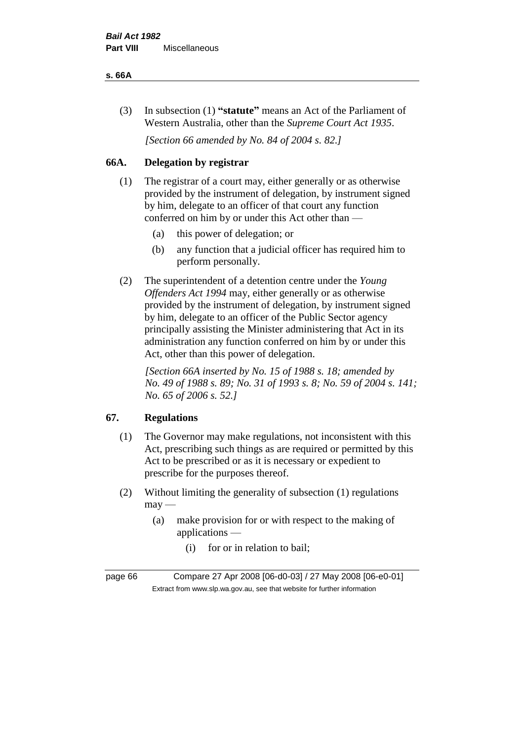(3) In subsection (1) **"statute"** means an Act of the Parliament of Western Australia, other than the *Supreme Court Act 1935*.

*[Section 66 amended by No. 84 of 2004 s. 82.]*

## 66A. Delegation by registrar

(1) The registrar of a court may, either generally or as otherwise provided by the instrument of delegation, by instrument signed by him, delegate to an officer of that court any function conferred on him by or under this Act other than —

   (a) this power of delegation; or

   (b) any function that a judicial officer has required him to perform personally.

(2) The superintendent of a detention centre under the *Young Offenders Act 1994* may, either generally or as otherwise provided by the instrument of delegation, by instrument signed by him, delegate to an officer of the Public Sector agency principally assisting the Minister administering that Act in its administration any function conferred on him by or under this Act, other than this power of delegation.

*[Section 66A inserted by No. 15 of 1988 s. 18; amended by No. 49 of 1988 s. 89; No. 31 of 1993 s. 8; No. 59 of 2004 s. 141; No. 65 of 2006 s. 52.]*

## 67. Regulations

(1) The Governor may make regulations, not inconsistent with this Act, prescribing such things as are required or permitted by this Act to be prescribed or as it is necessary or expedient to prescribe for the purposes thereof.

(2) Without limiting the generality of subsection (1) regulations may —

   (a) make provision for or with respect to the making of applications —

      (i) for or in relation to bail;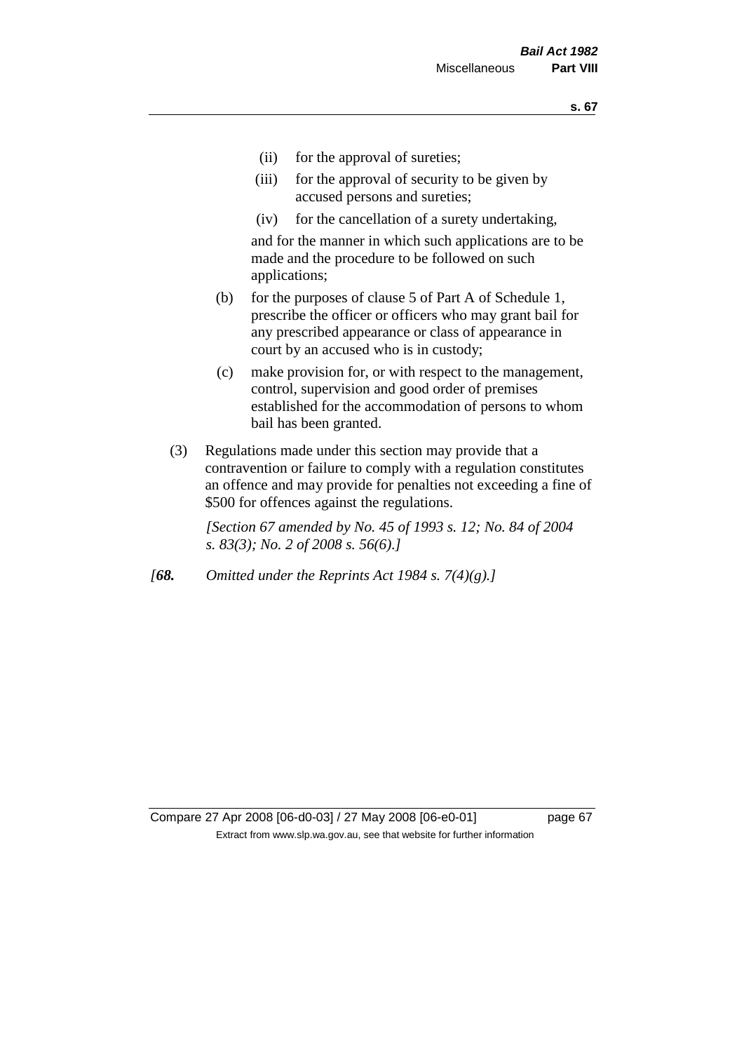(ii) for the approval of sureties;

(iii) for the approval of security to be given by accused persons and sureties;

(iv) for the cancellation of a surety undertaking,

and for the manner in which such applications are to be made and the procedure to be followed on such applications;

(b) for the purposes of clause 5 of Part A of Schedule 1, prescribe the officer or officers who may grant bail for any prescribed appearance or class of appearance in court by an accused who is in custody;

(c) make provision for, or with respect to the management, control, supervision and good order of premises established for the accommodation of persons to whom bail has been granted.

(3) Regulations made under this section may provide that a contravention or failure to comply with a regulation constitutes an offence and may provide for penalties not exceeding a fine of $500 for offences against the regulations.

*[Section 67 amended by No. 45 of 1993 s. 12; No. 84 of 2004 s. 83(3); No. 2 of 2008 s. 56(6).]*

*[**68.** Omitted under the Reprints Act 1984 s. 7(4)(g).]*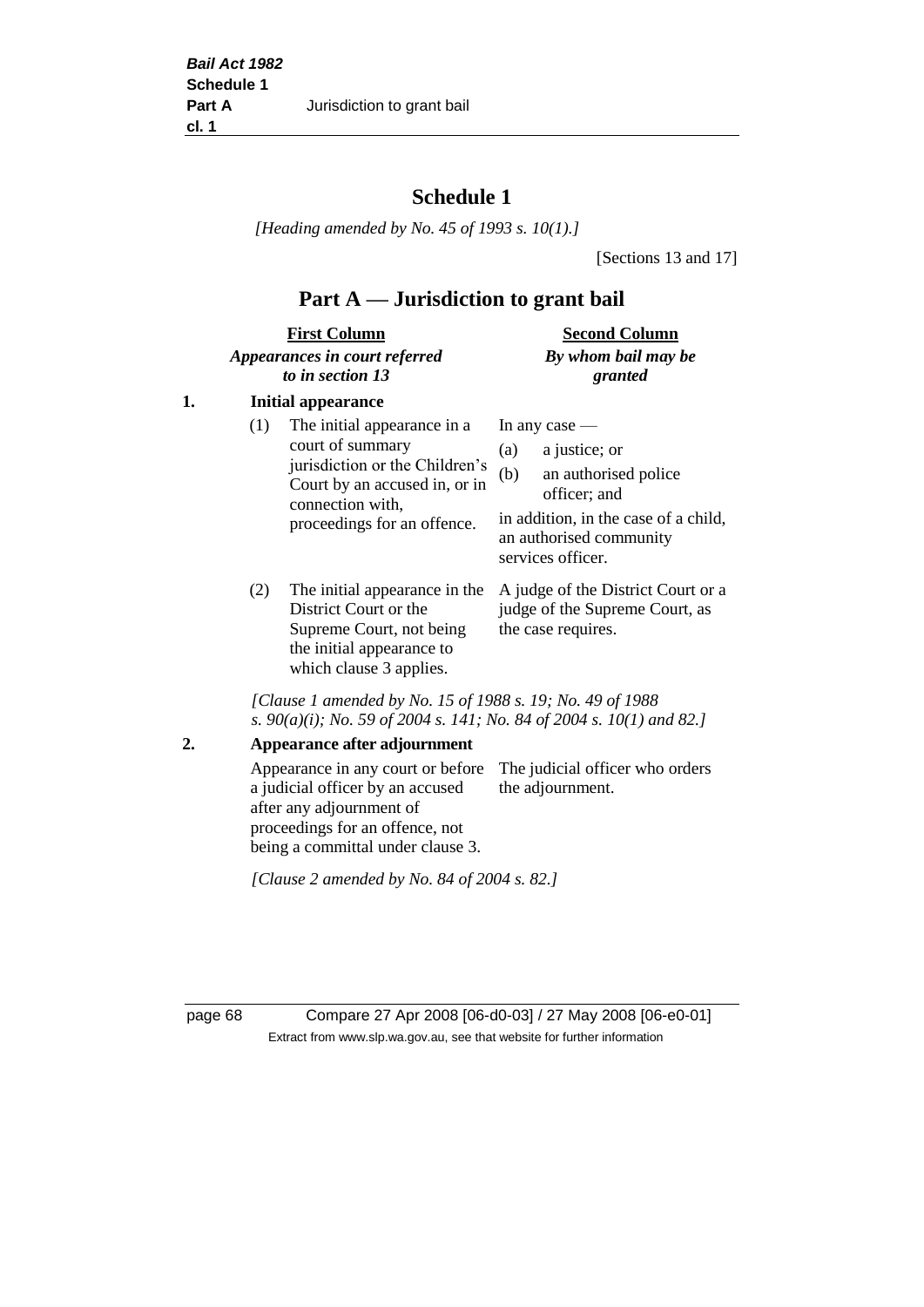# Schedule 1

*[Heading amended by No. 45 of 1993 s. 10(1).]*

[Sections 13 and 17]

## Part A — Jurisdiction to grant bail

| First Column<br>*Appearances in court referred to in section 13* | Second Column<br>*By whom bail may be granted* |
|---|---|

**1. Initial appearance**

| | |
|---|---|
| (1) The initial appearance in a court of summary jurisdiction or the Children's Court by an accused in, or in connection with, proceedings for an offence. | In any case —<br>(a) a justice; or<br>(b) an authorised police officer; and<br>in addition, in the case of a child, an authorised community services officer. |
| (2) The initial appearance in the District Court or the Supreme Court, not being the initial appearance to which clause 3 applies. | A judge of the District Court or a judge of the Supreme Court, as the case requires. |

*[Clause 1 amended by No. 15 of 1988 s. 19; No. 49 of 1988 s. 90(a)(i); No. 59 of 2004 s. 141; No. 84 of 2004 s. 10(1) and 82.]*

**2. Appearance after adjournment**

| | |
|---|---|
| Appearance in any court or before a judicial officer by an accused after any adjournment of proceedings for an offence, not being a committal under clause 3. | The judicial officer who orders the adjournment. |

*[Clause 2 amended by No. 84 of 2004 s. 82.]*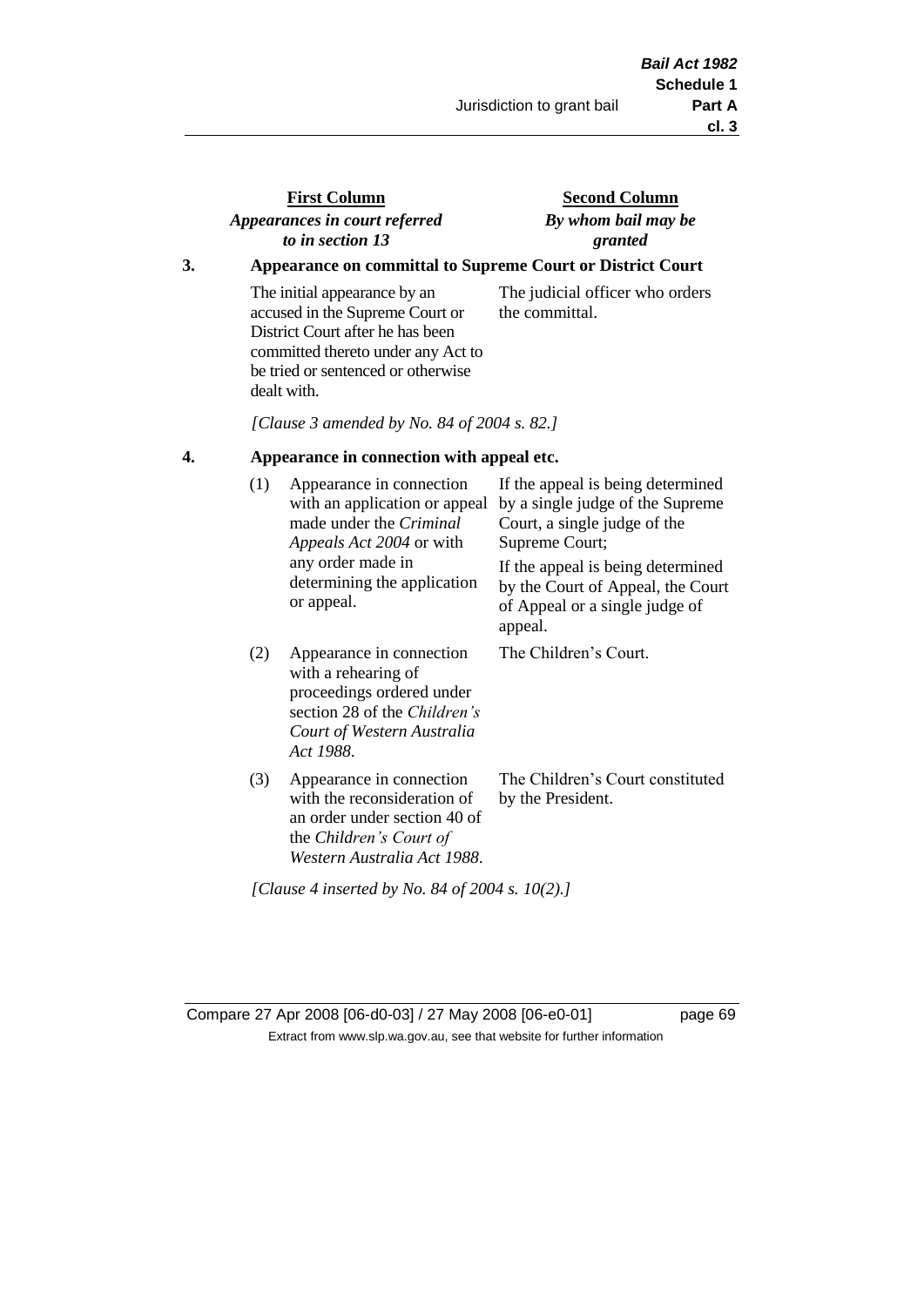| First Column<br>*Appearances in court referred to in section 13* | Second Column<br>*By whom bail may be granted* |
|---|---|

**3. Appearance on committal to Supreme Court or District Court**

| | |
|---|---|
| The initial appearance by an accused in the Supreme Court or District Court after he has been committed thereto under any Act to be tried or sentenced or otherwise dealt with. | The judicial officer who orders the committal. |

*[Clause 3 amended by No. 84 of 2004 s. 82.]*

**4. Appearance in connection with appeal etc.**

| | | |
|---|---|---|
| (1) | Appearance in connection with an application or appeal made under the *Criminal Appeals Act 2004* or with any order made in determining the application or appeal. | If the appeal is being determined by a single judge of the Supreme Court, a single judge of the Supreme Court;<br>If the appeal is being determined by the Court of Appeal, the Court of Appeal or a single judge of appeal. |
| (2) | Appearance in connection with a rehearing of proceedings ordered under section 28 of the *Children's Court of Western Australia Act 1988*. | The Children's Court. |
| (3) | Appearance in connection with the reconsideration of an order under section 40 of the *Children's Court of Western Australia Act 1988*. | The Children's Court constituted by the President. |

*[Clause 4 inserted by No. 84 of 2004 s. 10(2).]*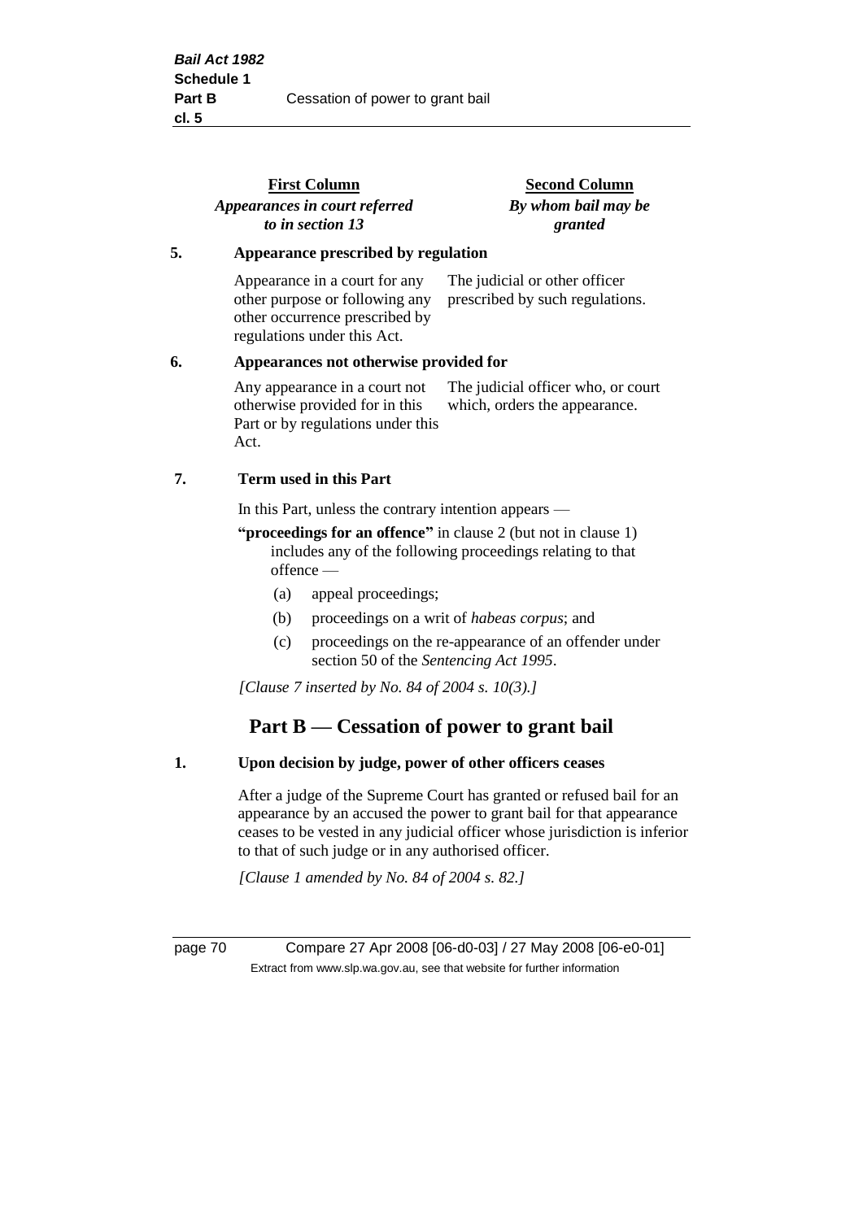| First Column | Second Column |
|---|---|
| *Appearances in court referred to in section 13* | *By whom bail may be granted* |

**5. Appearance prescribed by regulation**

| | |
|---|---|
| Appearance in a court for any other purpose or following any other occurrence prescribed by regulations under this Act. | The judicial or other officer prescribed by such regulations. |

**6. Appearances not otherwise provided for**

| | |
|---|---|
| Any appearance in a court not otherwise provided for in this Part or by regulations under this Act. | The judicial officer who, or court which, orders the appearance. |

**7. Term used in this Part**

In this Part, unless the contrary intention appears —

**"proceedings for an offence"** in clause 2 (but not in clause 1) includes any of the following proceedings relating to that offence —

- (a) appeal proceedings;
- (b) proceedings on a writ of *habeas corpus*; and
- (c) proceedings on the re-appearance of an offender under section 50 of the *Sentencing Act 1995*.

*[Clause 7 inserted by No. 84 of 2004 s. 10(3).]*

## Part B — Cessation of power to grant bail

**1. Upon decision by judge, power of other officers ceases**

After a judge of the Supreme Court has granted or refused bail for an appearance by an accused the power to grant bail for that appearance ceases to be vested in any judicial officer whose jurisdiction is inferior to that of such judge or in any authorised officer.

*[Clause 1 amended by No. 84 of 2004 s. 82.]*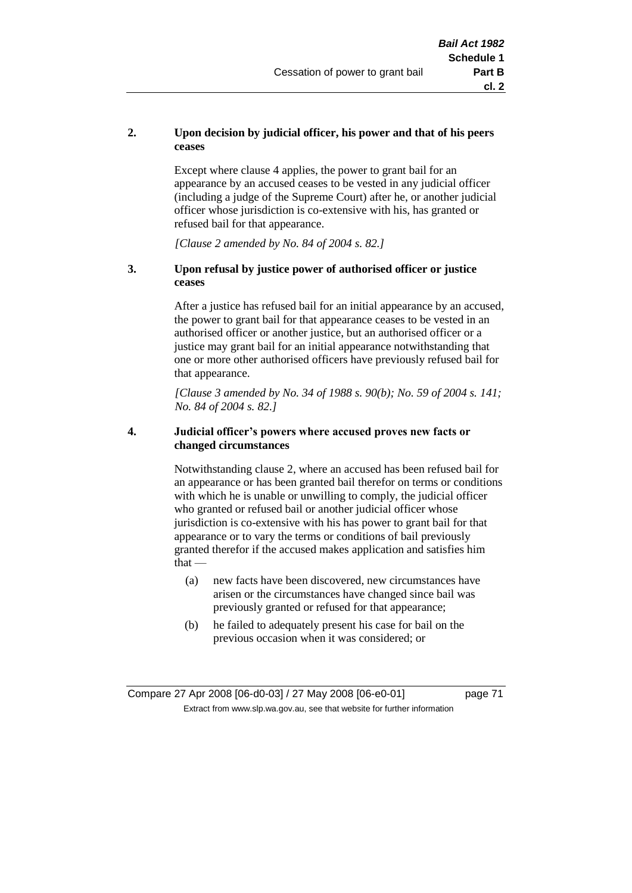**2. Upon decision by judicial officer, his power and that of his peers ceases**

Except where clause 4 applies, the power to grant bail for an appearance by an accused ceases to be vested in any judicial officer (including a judge of the Supreme Court) after he, or another judicial officer whose jurisdiction is co-extensive with his, has granted or refused bail for that appearance.

*[Clause 2 amended by No. 84 of 2004 s. 82.]*

**3. Upon refusal by justice power of authorised officer or justice ceases**

After a justice has refused bail for an initial appearance by an accused, the power to grant bail for that appearance ceases to be vested in an authorised officer or another justice, but an authorised officer or a justice may grant bail for an initial appearance notwithstanding that one or more other authorised officers have previously refused bail for that appearance.

*[Clause 3 amended by No. 34 of 1988 s. 90(b); No. 59 of 2004 s. 141; No. 84 of 2004 s. 82.]*

**4. Judicial officer's powers where accused proves new facts or changed circumstances**

Notwithstanding clause 2, where an accused has been refused bail for an appearance or has been granted bail therefor on terms or conditions with which he is unable or unwilling to comply, the judicial officer who granted or refused bail or another judicial officer whose jurisdiction is co-extensive with his has power to grant bail for that appearance or to vary the terms or conditions of bail previously granted therefor if the accused makes application and satisfies him that —

(a) new facts have been discovered, new circumstances have arisen or the circumstances have changed since bail was previously granted or refused for that appearance;

(b) he failed to adequately present his case for bail on the previous occasion when it was considered; or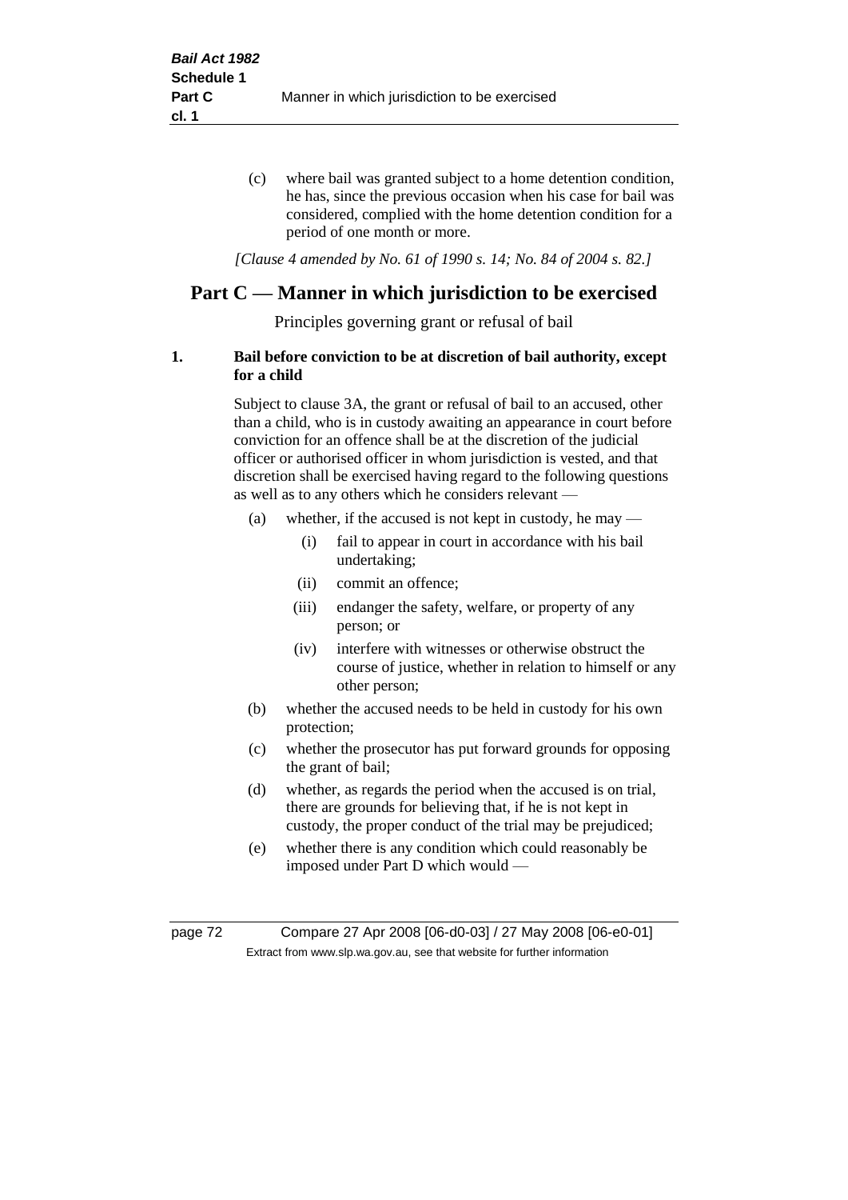(c) where bail was granted subject to a home detention condition, he has, since the previous occasion when his case for bail was considered, complied with the home detention condition for a period of one month or more.

*[Clause 4 amended by No. 61 of 1990 s. 14; No. 84 of 2004 s. 82.]*

## Part C — Manner in which jurisdiction to be exercised

Principles governing grant or refusal of bail

**1. Bail before conviction to be at discretion of bail authority, except for a child**

Subject to clause 3A, the grant or refusal of bail to an accused, other than a child, who is in custody awaiting an appearance in court before conviction for an offence shall be at the discretion of the judicial officer or authorised officer in whom jurisdiction is vested, and that discretion shall be exercised having regard to the following questions as well as to any others which he considers relevant —

- (a) whether, if the accused is not kept in custody, he may —
  - (i) fail to appear in court in accordance with his bail undertaking;
  - (ii) commit an offence;
  - (iii) endanger the safety, welfare, or property of any person; or
  - (iv) interfere with witnesses or otherwise obstruct the course of justice, whether in relation to himself or any other person;
- (b) whether the accused needs to be held in custody for his own protection;
- (c) whether the prosecutor has put forward grounds for opposing the grant of bail;
- (d) whether, as regards the period when the accused is on trial, there are grounds for believing that, if he is not kept in custody, the proper conduct of the trial may be prejudiced;
- (e) whether there is any condition which could reasonably be imposed under Part D which would —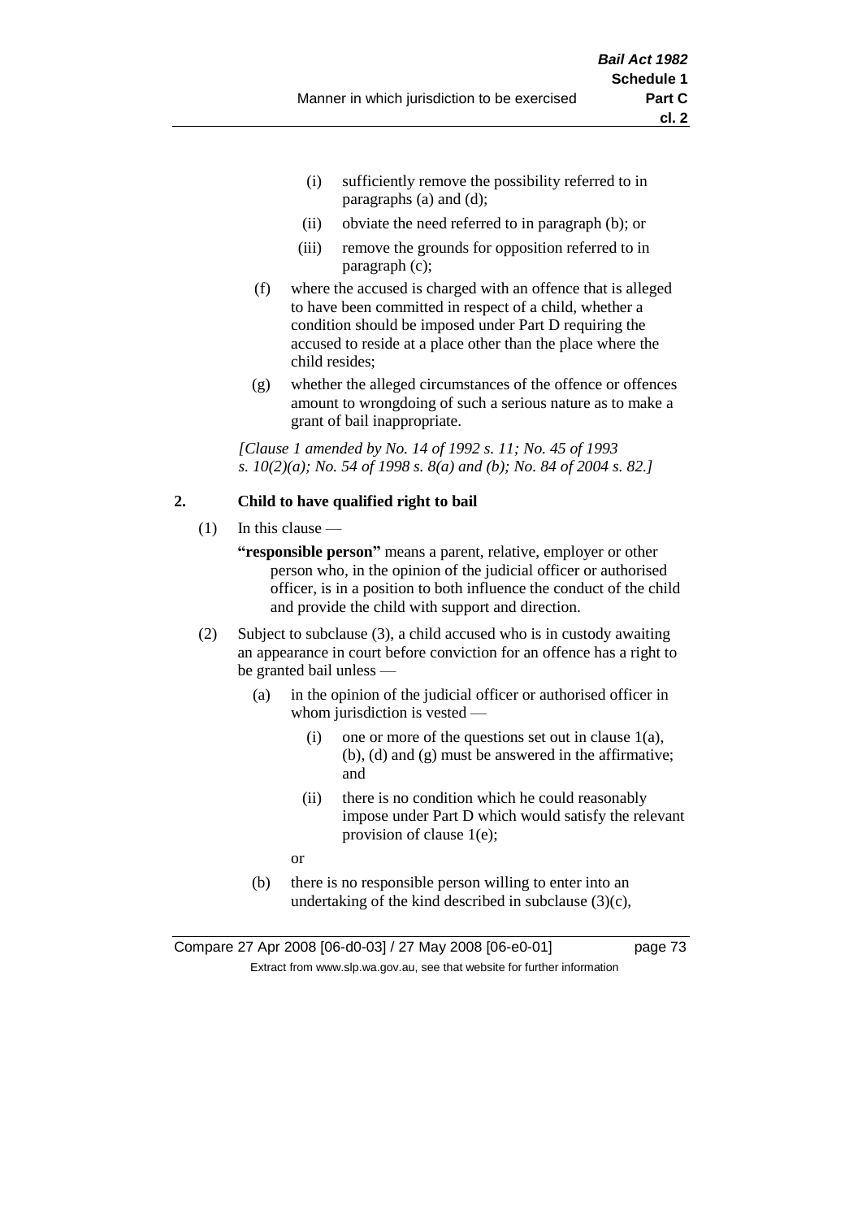(i) sufficiently remove the possibility referred to in paragraphs (a) and (d);

(ii) obviate the need referred to in paragraph (b); or

(iii) remove the grounds for opposition referred to in paragraph (c);

(f) where the accused is charged with an offence that is alleged to have been committed in respect of a child, whether a condition should be imposed under Part D requiring the accused to reside at a place other than the place where the child resides;

(g) whether the alleged circumstances of the offence or offences amount to wrongdoing of such a serious nature as to make a grant of bail inappropriate.

*[Clause 1 amended by No. 14 of 1992 s. 11; No. 45 of 1993 s. 10(2)(a); No. 54 of 1998 s. 8(a) and (b); No. 84 of 2004 s. 82.]*

**2. Child to have qualified right to bail**

(1) In this clause —

**"responsible person"** means a parent, relative, employer or other person who, in the opinion of the judicial officer or authorised officer, is in a position to both influence the conduct of the child and provide the child with support and direction.

(2) Subject to subclause (3), a child accused who is in custody awaiting an appearance in court before conviction for an offence has a right to be granted bail unless —

(a) in the opinion of the judicial officer or authorised officer in whom jurisdiction is vested —

(i) one or more of the questions set out in clause 1(a), (b), (d) and (g) must be answered in the affirmative; and

(ii) there is no condition which he could reasonably impose under Part D which would satisfy the relevant provision of clause 1(e);

or

(b) there is no responsible person willing to enter into an undertaking of the kind described in subclause (3)(c),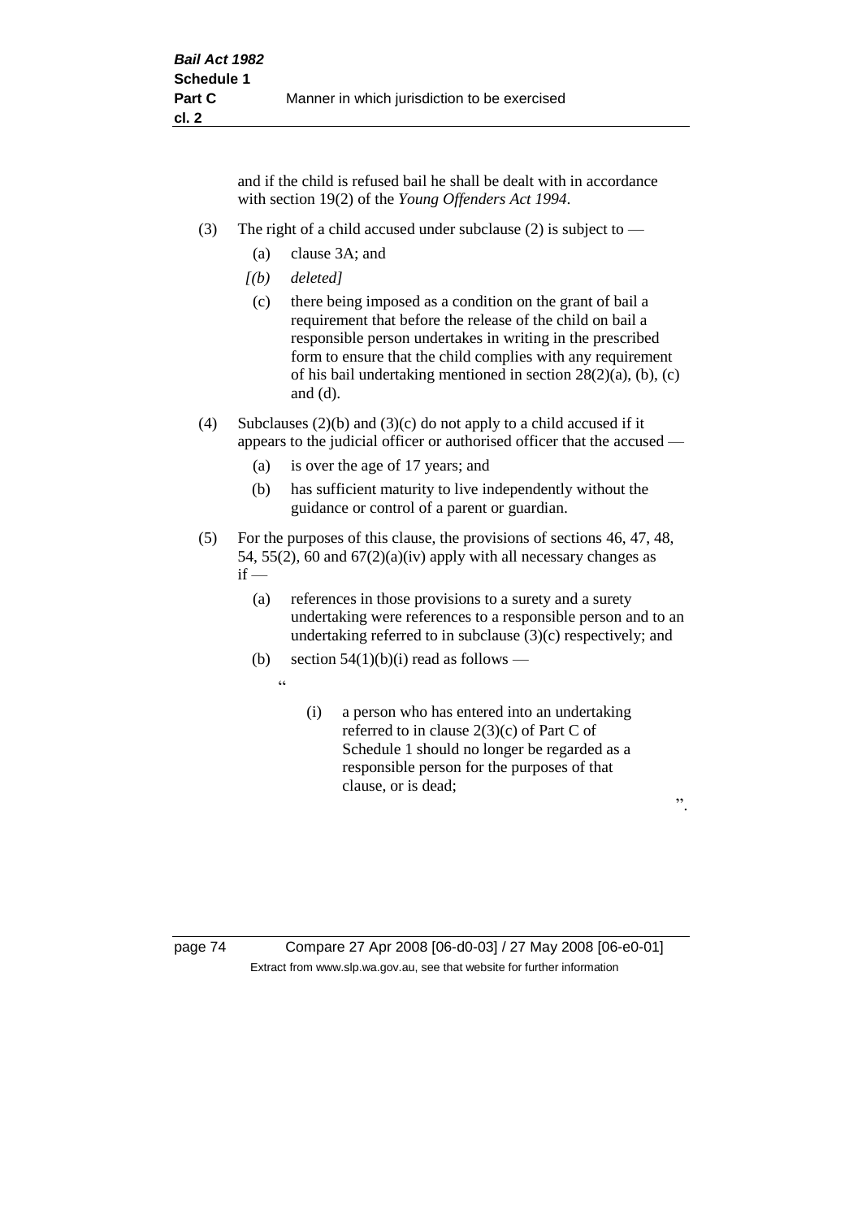and if the child is refused bail he shall be dealt with in accordance with section 19(2) of the *Young Offenders Act 1994*.

(3) The right of a child accused under subclause (2) is subject to —

(a) clause 3A; and

*[(b) deleted]*

(c) there being imposed as a condition on the grant of bail a requirement that before the release of the child on bail a responsible person undertakes in writing in the prescribed form to ensure that the child complies with any requirement of his bail undertaking mentioned in section 28(2)(a), (b), (c) and (d).

(4) Subclauses (2)(b) and (3)(c) do not apply to a child accused if it appears to the judicial officer or authorised officer that the accused —

(a) is over the age of 17 years; and

(b) has sufficient maturity to live independently without the guidance or control of a parent or guardian.

(5) For the purposes of this clause, the provisions of sections 46, 47, 48, 54, 55(2), 60 and 67(2)(a)(iv) apply with all necessary changes as if —

(a) references in those provisions to a surety and a surety undertaking were references to a responsible person and to an undertaking referred to in subclause (3)(c) respectively; and

(b) section 54(1)(b)(i) read as follows —

"

(i) a person who has entered into an undertaking referred to in clause 2(3)(c) of Part C of Schedule 1 should no longer be regarded as a responsible person for the purposes of that clause, or is dead;

".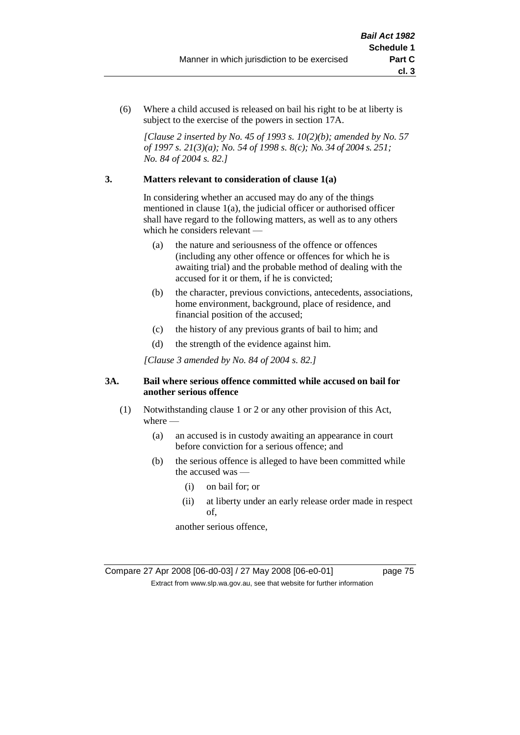(6) Where a child accused is released on bail his right to be at liberty is subject to the exercise of the powers in section 17A.

*[Clause 2 inserted by No. 45 of 1993 s. 10(2)(b); amended by No. 57 of 1997 s. 21(3)(a); No. 54 of 1998 s. 8(c); No. 34 of 2004 s. 251; No. 84 of 2004 s. 82.]*

**3. Matters relevant to consideration of clause 1(a)**

In considering whether an accused may do any of the things mentioned in clause 1(a), the judicial officer or authorised officer shall have regard to the following matters, as well as to any others which he considers relevant —

(a) the nature and seriousness of the offence or offences (including any other offence or offences for which he is awaiting trial) and the probable method of dealing with the accused for it or them, if he is convicted;

(b) the character, previous convictions, antecedents, associations, home environment, background, place of residence, and financial position of the accused;

(c) the history of any previous grants of bail to him; and

(d) the strength of the evidence against him.

*[Clause 3 amended by No. 84 of 2004 s. 82.]*

**3A. Bail where serious offence committed while accused on bail for another serious offence**

(1) Notwithstanding clause 1 or 2 or any other provision of this Act, where —

(a) an accused is in custody awaiting an appearance in court before conviction for a serious offence; and

(b) the serious offence is alleged to have been committed while the accused was —

(i) on bail for; or

(ii) at liberty under an early release order made in respect of,

another serious offence,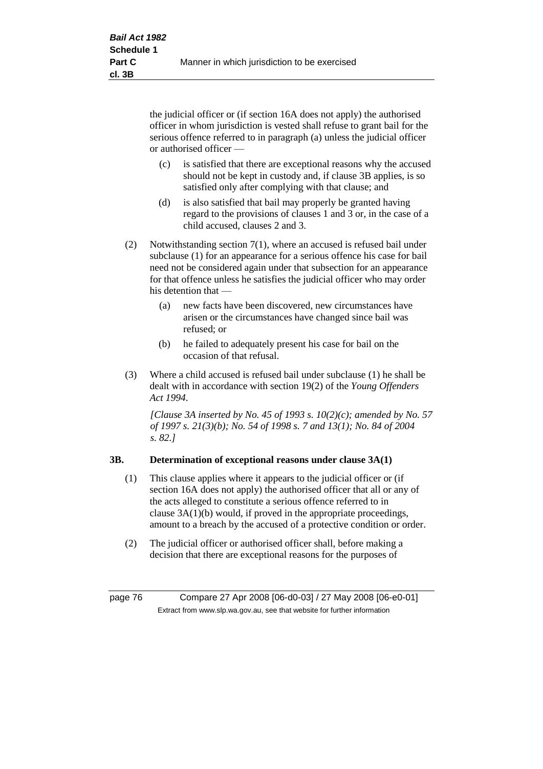the judicial officer or (if section 16A does not apply) the authorised officer in whom jurisdiction is vested shall refuse to grant bail for the serious offence referred to in paragraph (a) unless the judicial officer or authorised officer —

- (c) is satisfied that there are exceptional reasons why the accused should not be kept in custody and, if clause 3B applies, is so satisfied only after complying with that clause; and
- (d) is also satisfied that bail may properly be granted having regard to the provisions of clauses 1 and 3 or, in the case of a child accused, clauses 2 and 3.

(2) Notwithstanding section 7(1), where an accused is refused bail under subclause (1) for an appearance for a serious offence his case for bail need not be considered again under that subsection for an appearance for that offence unless he satisfies the judicial officer who may order his detention that —

- (a) new facts have been discovered, new circumstances have arisen or the circumstances have changed since bail was refused; or
- (b) he failed to adequately present his case for bail on the occasion of that refusal.

(3) Where a child accused is refused bail under subclause (1) he shall be dealt with in accordance with section 19(2) of the *Young Offenders Act 1994*.

*[Clause 3A inserted by No. 45 of 1993 s. 10(2)(c); amended by No. 57 of 1997 s. 21(3)(b); No. 54 of 1998 s. 7 and 13(1); No. 84 of 2004 s. 82.]*

### 3B. Determination of exceptional reasons under clause 3A(1)

(1) This clause applies where it appears to the judicial officer or (if section 16A does not apply) the authorised officer that all or any of the acts alleged to constitute a serious offence referred to in clause 3A(1)(b) would, if proved in the appropriate proceedings, amount to a breach by the accused of a protective condition or order.

(2) The judicial officer or authorised officer shall, before making a decision that there are exceptional reasons for the purposes of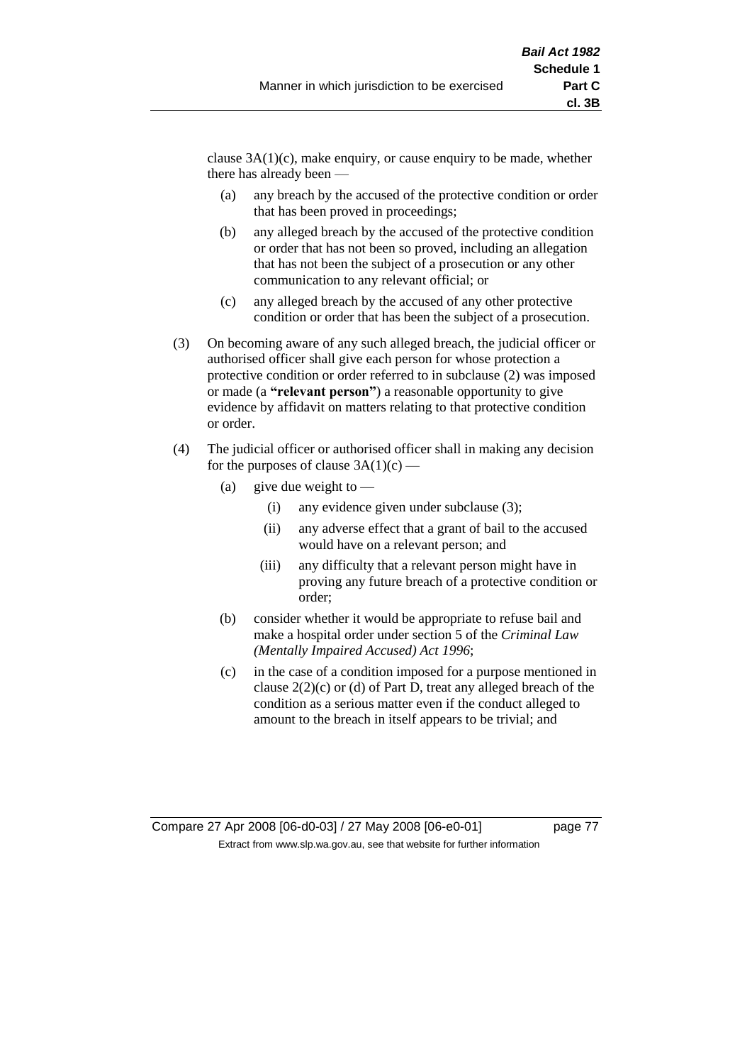clause 3A(1)(c), make enquiry, or cause enquiry to be made, whether there has already been —

(a) any breach by the accused of the protective condition or order that has been proved in proceedings;

(b) any alleged breach by the accused of the protective condition or order that has not been so proved, including an allegation that has not been the subject of a prosecution or any other communication to any relevant official; or

(c) any alleged breach by the accused of any other protective condition or order that has been the subject of a prosecution.

(3) On becoming aware of any such alleged breach, the judicial officer or authorised officer shall give each person for whose protection a protective condition or order referred to in subclause (2) was imposed or made (a **"relevant person"**) a reasonable opportunity to give evidence by affidavit on matters relating to that protective condition or order.

(4) The judicial officer or authorised officer shall in making any decision for the purposes of clause 3A(1)(c) —

(a) give due weight to —

(i) any evidence given under subclause (3);

(ii) any adverse effect that a grant of bail to the accused would have on a relevant person; and

(iii) any difficulty that a relevant person might have in proving any future breach of a protective condition or order;

(b) consider whether it would be appropriate to refuse bail and make a hospital order under section 5 of the *Criminal Law (Mentally Impaired Accused) Act 1996*;

(c) in the case of a condition imposed for a purpose mentioned in clause 2(2)(c) or (d) of Part D, treat any alleged breach of the condition as a serious matter even if the conduct alleged to amount to the breach in itself appears to be trivial; and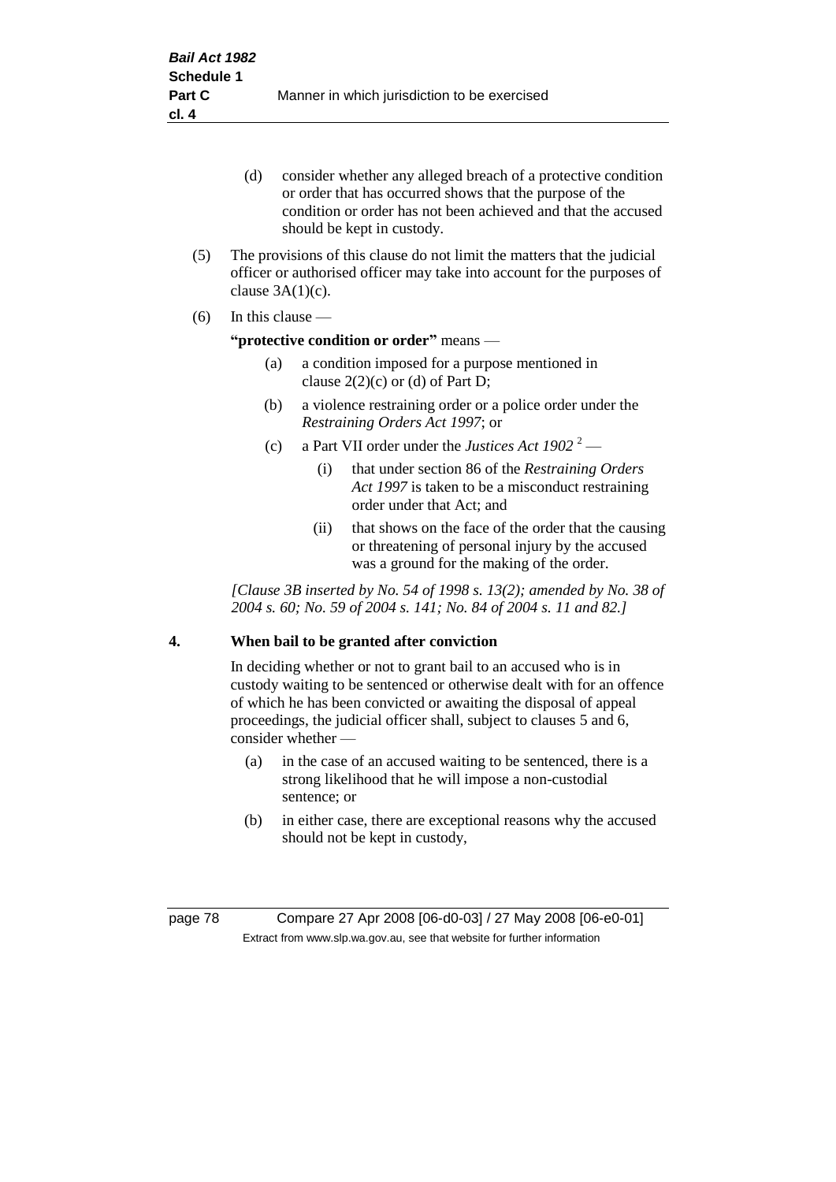(d) consider whether any alleged breach of a protective condition or order that has occurred shows that the purpose of the condition or order has not been achieved and that the accused should be kept in custody.

(5) The provisions of this clause do not limit the matters that the judicial officer or authorised officer may take into account for the purposes of clause 3A(1)(c).

(6) In this clause —

**"protective condition or order"** means —

(a) a condition imposed for a purpose mentioned in clause 2(2)(c) or (d) of Part D;

(b) a violence restraining order or a police order under the *Restraining Orders Act 1997*; or

(c) a Part VII order under the *Justices Act 1902* [2] —

(i) that under section 86 of the *Restraining Orders Act 1997* is taken to be a misconduct restraining order under that Act; and

(ii) that shows on the face of the order that the causing or threatening of personal injury by the accused was a ground for the making of the order.

*[Clause 3B inserted by No. 54 of 1998 s. 13(2); amended by No. 38 of 2004 s. 60; No. 59 of 2004 s. 141; No. 84 of 2004 s. 11 and 82.]*

## 4. When bail to be granted after conviction

In deciding whether or not to grant bail to an accused who is in custody waiting to be sentenced or otherwise dealt with for an offence of which he has been convicted or awaiting the disposal of appeal proceedings, the judicial officer shall, subject to clauses 5 and 6, consider whether —

(a) in the case of an accused waiting to be sentenced, there is a strong likelihood that he will impose a non-custodial sentence; or

(b) in either case, there are exceptional reasons why the accused should not be kept in custody,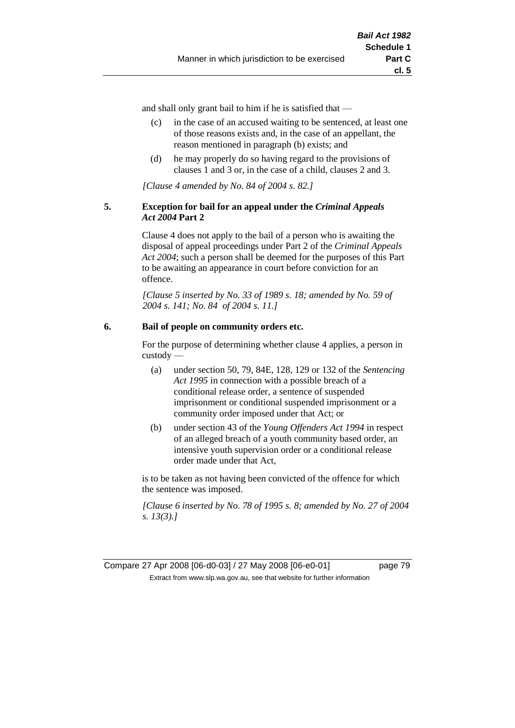and shall only grant bail to him if he is satisfied that —

(c) in the case of an accused waiting to be sentenced, at least one of those reasons exists and, in the case of an appellant, the reason mentioned in paragraph (b) exists; and

(d) he may properly do so having regard to the provisions of clauses 1 and 3 or, in the case of a child, clauses 2 and 3.

*[Clause 4 amended by No. 84 of 2004 s. 82.]*

**5. Exception for bail for an appeal under the *Criminal Appeals Act 2004* Part 2**

Clause 4 does not apply to the bail of a person who is awaiting the disposal of appeal proceedings under Part 2 of the *Criminal Appeals Act 2004*; such a person shall be deemed for the purposes of this Part to be awaiting an appearance in court before conviction for an offence.

*[Clause 5 inserted by No. 33 of 1989 s. 18; amended by No. 59 of 2004 s. 141; No. 84 of 2004 s. 11.]*

**6. Bail of people on community orders etc.**

For the purpose of determining whether clause 4 applies, a person in custody —

(a) under section 50, 79, 84E, 128, 129 or 132 of the *Sentencing Act 1995* in connection with a possible breach of a conditional release order, a sentence of suspended imprisonment or conditional suspended imprisonment or a community order imposed under that Act; or

(b) under section 43 of the *Young Offenders Act 1994* in respect of an alleged breach of a youth community based order, an intensive youth supervision order or a conditional release order made under that Act,

is to be taken as not having been convicted of the offence for which the sentence was imposed.

*[Clause 6 inserted by No. 78 of 1995 s. 8; amended by No. 27 of 2004 s. 13(3).]*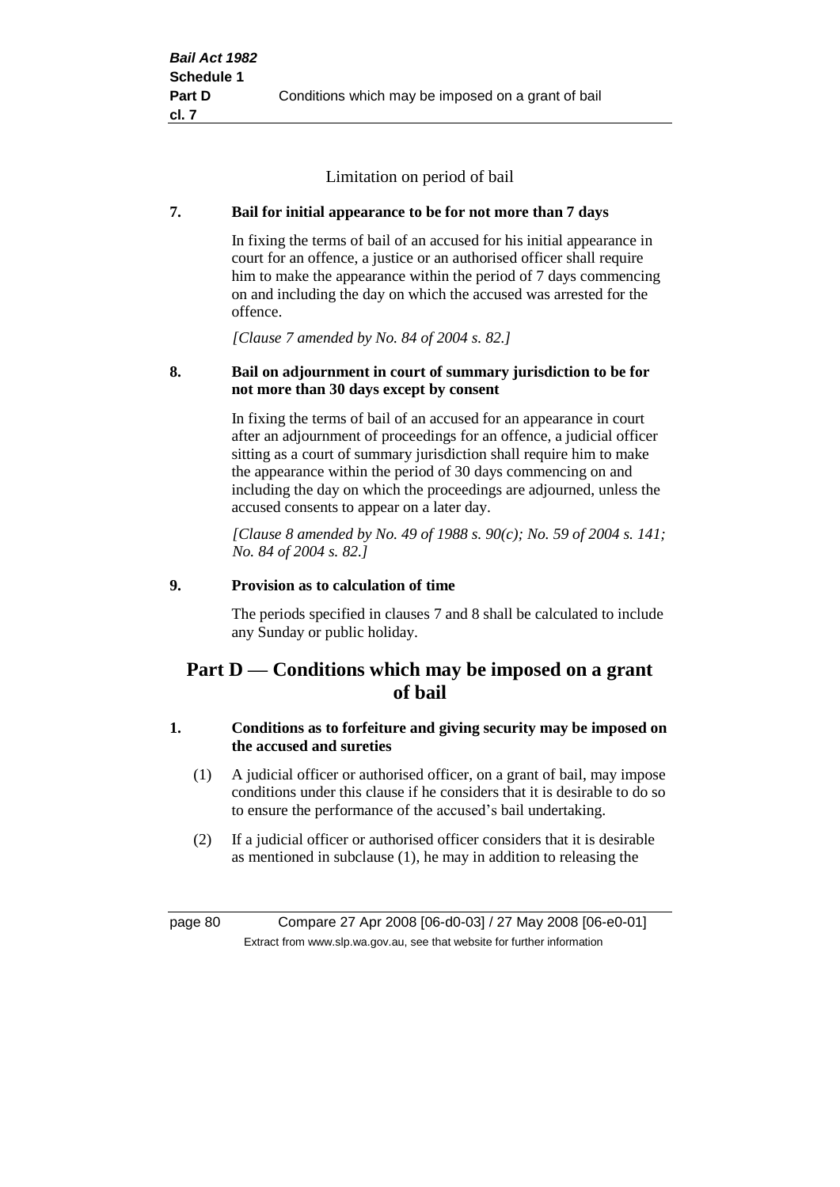Limitation on period of bail

**7. Bail for initial appearance to be for not more than 7 days**

In fixing the terms of bail of an accused for his initial appearance in court for an offence, a justice or an authorised officer shall require him to make the appearance within the period of 7 days commencing on and including the day on which the accused was arrested for the offence.

*[Clause 7 amended by No. 84 of 2004 s. 82.]*

**8. Bail on adjournment in court of summary jurisdiction to be for not more than 30 days except by consent**

In fixing the terms of bail of an accused for an appearance in court after an adjournment of proceedings for an offence, a judicial officer sitting as a court of summary jurisdiction shall require him to make the appearance within the period of 30 days commencing on and including the day on which the proceedings are adjourned, unless the accused consents to appear on a later day.

*[Clause 8 amended by No. 49 of 1988 s. 90(c); No. 59 of 2004 s. 141; No. 84 of 2004 s. 82.]*

**9. Provision as to calculation of time**

The periods specified in clauses 7 and 8 shall be calculated to include any Sunday or public holiday.

## Part D — Conditions which may be imposed on a grant of bail

**1. Conditions as to forfeiture and giving security may be imposed on the accused and sureties**

(1) A judicial officer or authorised officer, on a grant of bail, may impose conditions under this clause if he considers that it is desirable to do so to ensure the performance of the accused's bail undertaking.

(2) If a judicial officer or authorised officer considers that it is desirable as mentioned in subclause (1), he may in addition to releasing the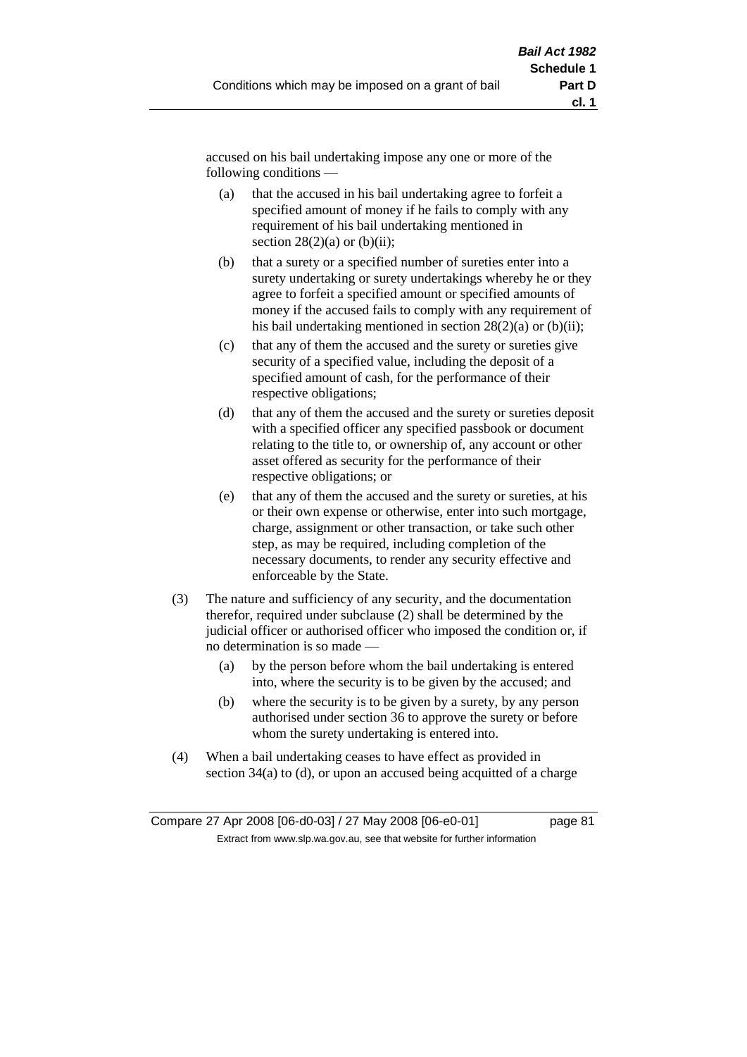accused on his bail undertaking impose any one or more of the following conditions —

(a) that the accused in his bail undertaking agree to forfeit a specified amount of money if he fails to comply with any requirement of his bail undertaking mentioned in section 28(2)(a) or (b)(ii);

(b) that a surety or a specified number of sureties enter into a surety undertaking or surety undertakings whereby he or they agree to forfeit a specified amount or specified amounts of money if the accused fails to comply with any requirement of his bail undertaking mentioned in section 28(2)(a) or (b)(ii);

(c) that any of them the accused and the surety or sureties give security of a specified value, including the deposit of a specified amount of cash, for the performance of their respective obligations;

(d) that any of them the accused and the surety or sureties deposit with a specified officer any specified passbook or document relating to the title to, or ownership of, any account or other asset offered as security for the performance of their respective obligations; or

(e) that any of them the accused and the surety or sureties, at his or their own expense or otherwise, enter into such mortgage, charge, assignment or other transaction, or take such other step, as may be required, including completion of the necessary documents, to render any security effective and enforceable by the State.

(3) The nature and sufficiency of any security, and the documentation therefor, required under subclause (2) shall be determined by the judicial officer or authorised officer who imposed the condition or, if no determination is so made —

(a) by the person before whom the bail undertaking is entered into, where the security is to be given by the accused; and

(b) where the security is to be given by a surety, by any person authorised under section 36 to approve the surety or before whom the surety undertaking is entered into.

(4) When a bail undertaking ceases to have effect as provided in section 34(a) to (d), or upon an accused being acquitted of a charge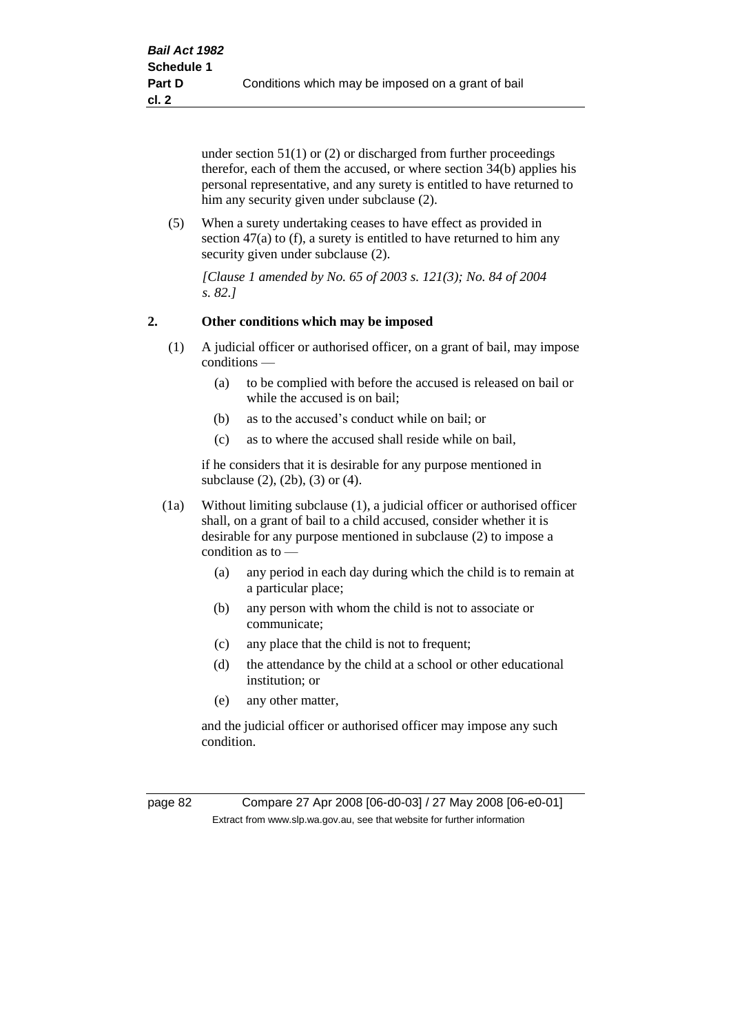under section 51(1) or (2) or discharged from further proceedings therefor, each of them the accused, or where section 34(b) applies his personal representative, and any surety is entitled to have returned to him any security given under subclause (2).

(5) When a surety undertaking ceases to have effect as provided in section 47(a) to (f), a surety is entitled to have returned to him any security given under subclause (2).

*[Clause 1 amended by No. 65 of 2003 s. 121(3); No. 84 of 2004 s. 82.]*

## 2. Other conditions which may be imposed

(1) A judicial officer or authorised officer, on a grant of bail, may impose conditions —

- (a) to be complied with before the accused is released on bail or while the accused is on bail;
- (b) as to the accused's conduct while on bail; or
- (c) as to where the accused shall reside while on bail,

if he considers that it is desirable for any purpose mentioned in subclause (2), (2b), (3) or (4).

(1a) Without limiting subclause (1), a judicial officer or authorised officer shall, on a grant of bail to a child accused, consider whether it is desirable for any purpose mentioned in subclause (2) to impose a condition as to —

- (a) any period in each day during which the child is to remain at a particular place;
- (b) any person with whom the child is not to associate or communicate;
- (c) any place that the child is not to frequent;
- (d) the attendance by the child at a school or other educational institution; or
- (e) any other matter,

and the judicial officer or authorised officer may impose any such condition.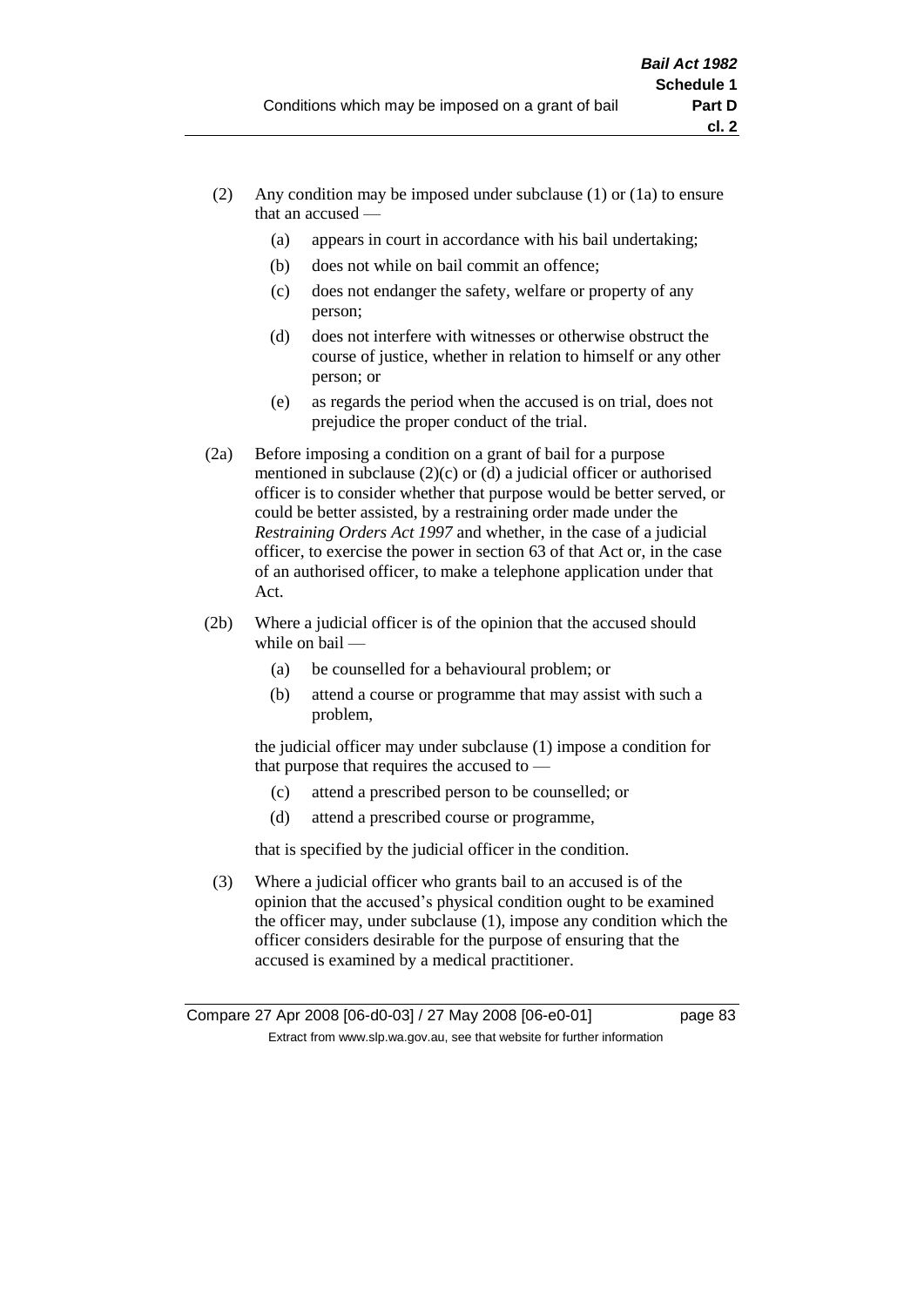(2) Any condition may be imposed under subclause (1) or (1a) to ensure that an accused —

  (a) appears in court in accordance with his bail undertaking;

  (b) does not while on bail commit an offence;

  (c) does not endanger the safety, welfare or property of any person;

  (d) does not interfere with witnesses or otherwise obstruct the course of justice, whether in relation to himself or any other person; or

  (e) as regards the period when the accused is on trial, does not prejudice the proper conduct of the trial.

(2a) Before imposing a condition on a grant of bail for a purpose mentioned in subclause (2)(c) or (d) a judicial officer or authorised officer is to consider whether that purpose would be better served, or could be better assisted, by a restraining order made under the *Restraining Orders Act 1997* and whether, in the case of a judicial officer, to exercise the power in section 63 of that Act or, in the case of an authorised officer, to make a telephone application under that Act.

(2b) Where a judicial officer is of the opinion that the accused should while on bail —

  (a) be counselled for a behavioural problem; or

  (b) attend a course or programme that may assist with such a problem,

  the judicial officer may under subclause (1) impose a condition for that purpose that requires the accused to —

  (c) attend a prescribed person to be counselled; or

  (d) attend a prescribed course or programme,

  that is specified by the judicial officer in the condition.

(3) Where a judicial officer who grants bail to an accused is of the opinion that the accused's physical condition ought to be examined the officer may, under subclause (1), impose any condition which the officer considers desirable for the purpose of ensuring that the accused is examined by a medical practitioner.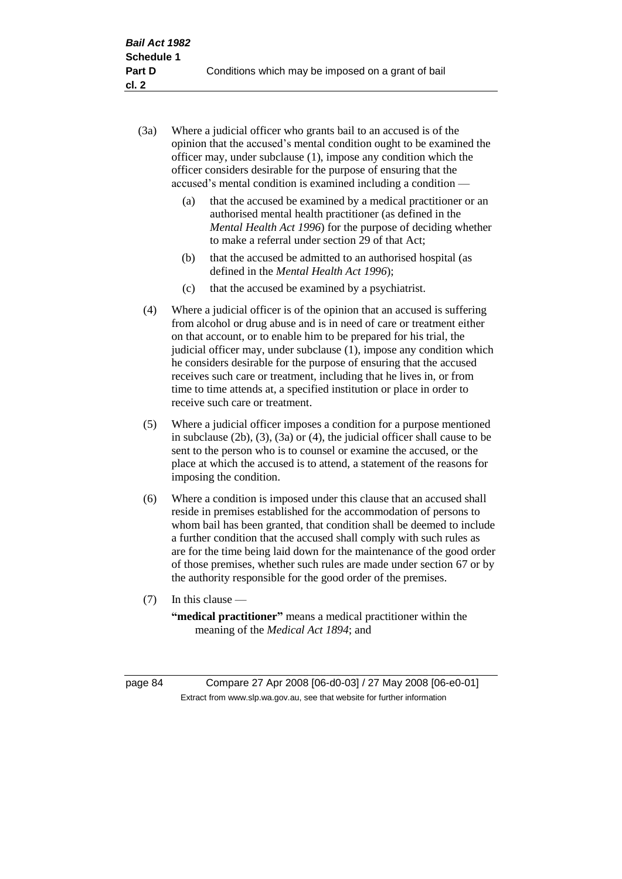(3a) Where a judicial officer who grants bail to an accused is of the opinion that the accused's mental condition ought to be examined the officer may, under subclause (1), impose any condition which the officer considers desirable for the purpose of ensuring that the accused's mental condition is examined including a condition —

(a) that the accused be examined by a medical practitioner or an authorised mental health practitioner (as defined in the *Mental Health Act 1996*) for the purpose of deciding whether to make a referral under section 29 of that Act;

(b) that the accused be admitted to an authorised hospital (as defined in the *Mental Health Act 1996*);

(c) that the accused be examined by a psychiatrist.

(4) Where a judicial officer is of the opinion that an accused is suffering from alcohol or drug abuse and is in need of care or treatment either on that account, or to enable him to be prepared for his trial, the judicial officer may, under subclause (1), impose any condition which he considers desirable for the purpose of ensuring that the accused receives such care or treatment, including that he lives in, or from time to time attends at, a specified institution or place in order to receive such care or treatment.

(5) Where a judicial officer imposes a condition for a purpose mentioned in subclause (2b), (3), (3a) or (4), the judicial officer shall cause to be sent to the person who is to counsel or examine the accused, or the place at which the accused is to attend, a statement of the reasons for imposing the condition.

(6) Where a condition is imposed under this clause that an accused shall reside in premises established for the accommodation of persons to whom bail has been granted, that condition shall be deemed to include a further condition that the accused shall comply with such rules as are for the time being laid down for the maintenance of the good order of those premises, whether such rules are made under section 67 or by the authority responsible for the good order of the premises.

(7) In this clause —

**"medical practitioner"** means a medical practitioner within the meaning of the *Medical Act 1894*; and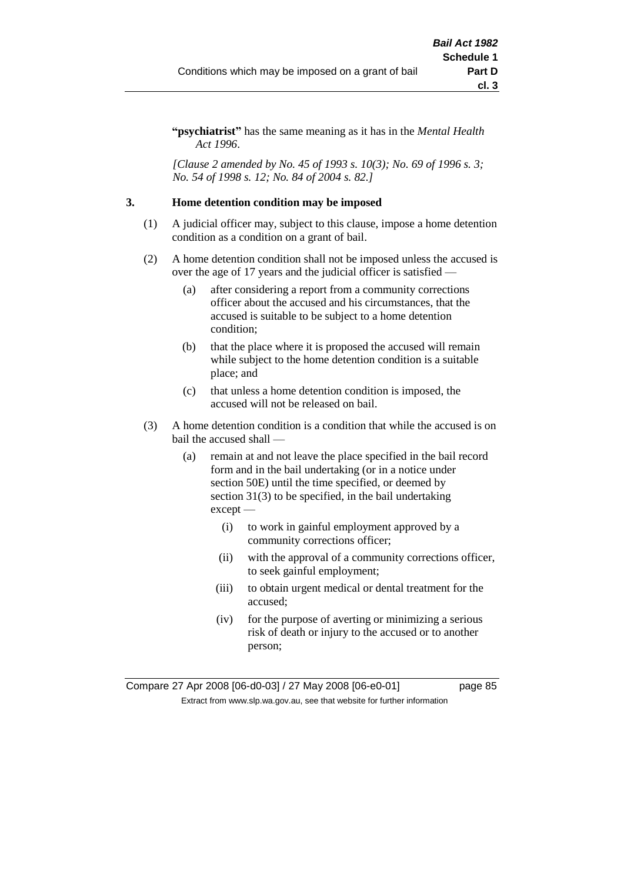**"psychiatrist"** has the same meaning as it has in the *Mental Health Act 1996*.

*[Clause 2 amended by No. 45 of 1993 s. 10(3); No. 69 of 1996 s. 3; No. 54 of 1998 s. 12; No. 84 of 2004 s. 82.]*

### 3. Home detention condition may be imposed

(1) A judicial officer may, subject to this clause, impose a home detention condition as a condition on a grant of bail.

(2) A home detention condition shall not be imposed unless the accused is over the age of 17 years and the judicial officer is satisfied —

- (a) after considering a report from a community corrections officer about the accused and his circumstances, that the accused is suitable to be subject to a home detention condition;
- (b) that the place where it is proposed the accused will remain while subject to the home detention condition is a suitable place; and
- (c) that unless a home detention condition is imposed, the accused will not be released on bail.

(3) A home detention condition is a condition that while the accused is on bail the accused shall —

- (a) remain at and not leave the place specified in the bail record form and in the bail undertaking (or in a notice under section 50E) until the time specified, or deemed by section 31(3) to be specified, in the bail undertaking except —
  - (i) to work in gainful employment approved by a community corrections officer;
  - (ii) with the approval of a community corrections officer, to seek gainful employment;
  - (iii) to obtain urgent medical or dental treatment for the accused;
  - (iv) for the purpose of averting or minimizing a serious risk of death or injury to the accused or to another person;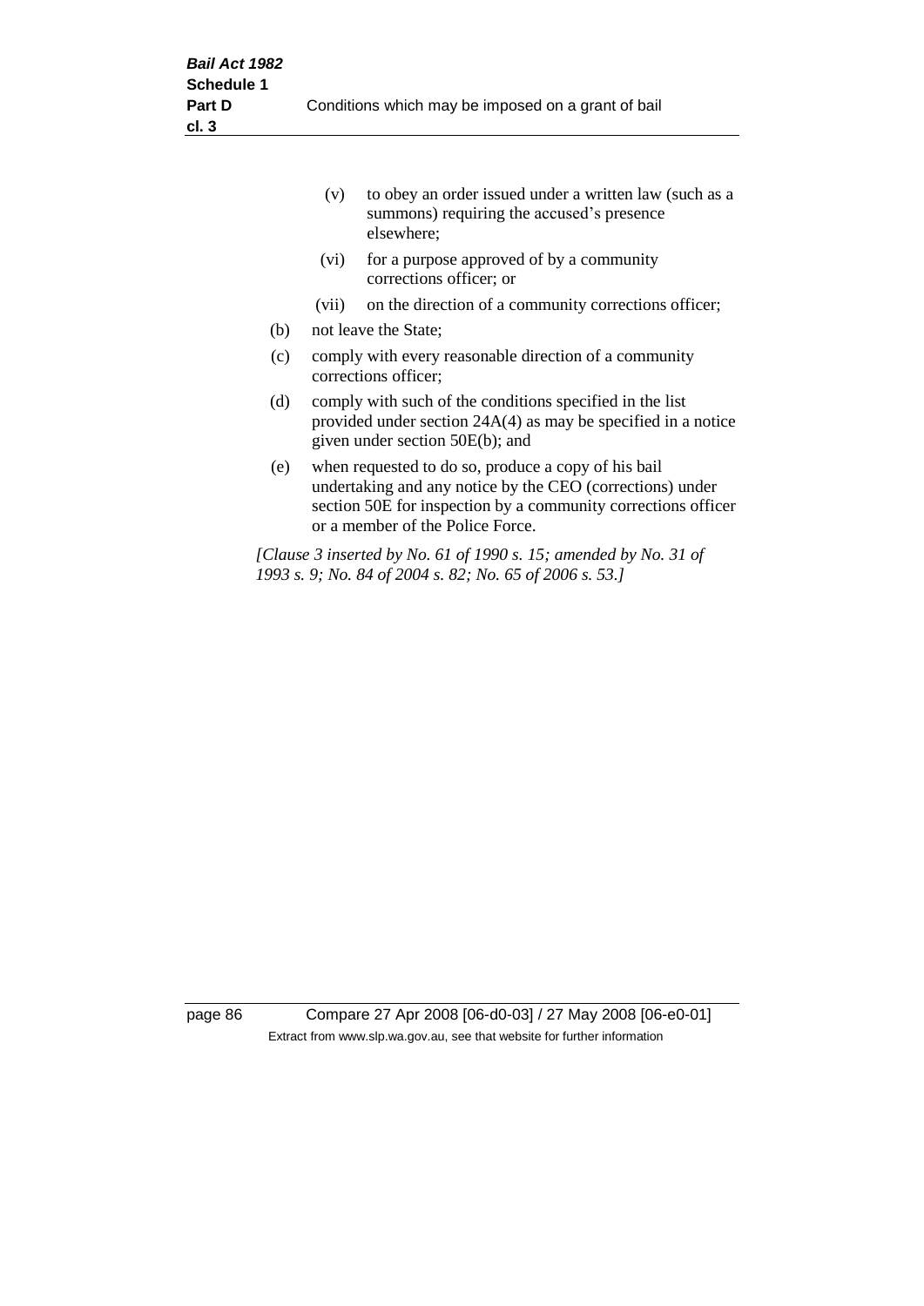(v) to obey an order issued under a written law (such as a summons) requiring the accused's presence elsewhere;

(vi) for a purpose approved of by a community corrections officer; or

(vii) on the direction of a community corrections officer;

(b) not leave the State;

(c) comply with every reasonable direction of a community corrections officer;

(d) comply with such of the conditions specified in the list provided under section 24A(4) as may be specified in a notice given under section 50E(b); and

(e) when requested to do so, produce a copy of his bail undertaking and any notice by the CEO (corrections) under section 50E for inspection by a community corrections officer or a member of the Police Force.

*[Clause 3 inserted by No. 61 of 1990 s. 15; amended by No. 31 of 1993 s. 9; No. 84 of 2004 s. 82; No. 65 of 2006 s. 53.]*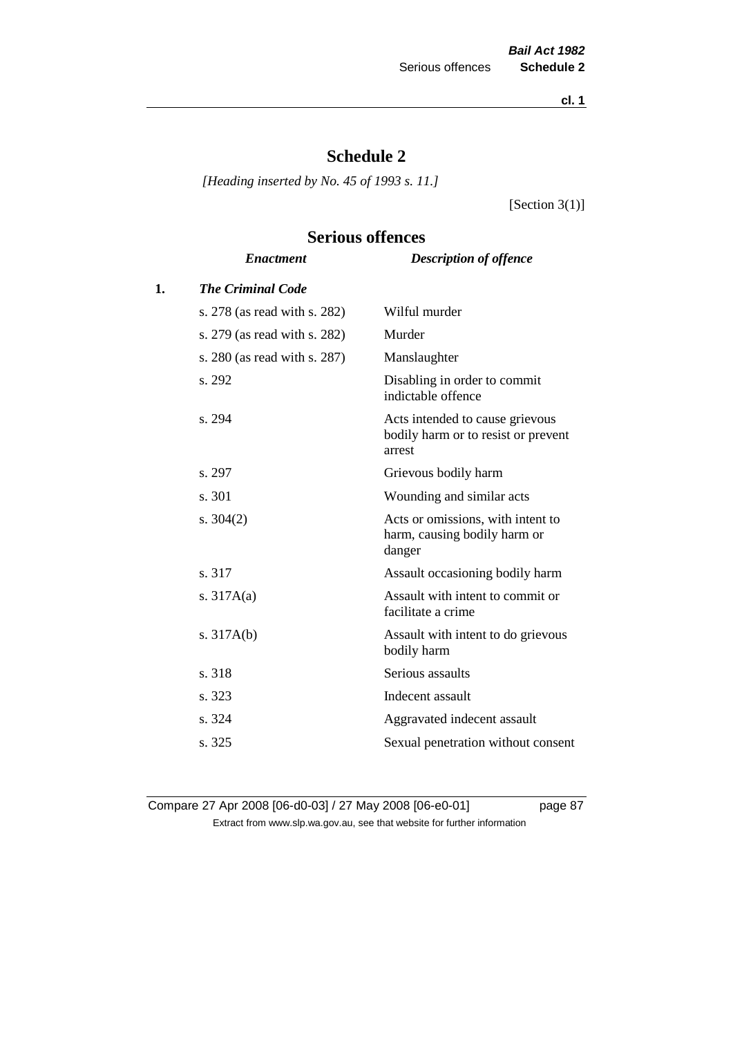# Schedule 2

*[Heading inserted by No. 45 of 1993 s. 11.]*

[Section 3(1)]

## Serious offences

| | *Enactment* | *Description of offence* |
|---|---|---|
| **1.** | ***The Criminal Code*** | |
| | s. 278 (as read with s. 282) | Wilful murder |
| | s. 279 (as read with s. 282) | Murder |
| | s. 280 (as read with s. 287) | Manslaughter |
| | s. 292 | Disabling in order to commit indictable offence |
| | s. 294 | Acts intended to cause grievous bodily harm or to resist or prevent arrest |
| | s. 297 | Grievous bodily harm |
| | s. 301 | Wounding and similar acts |
| | s. 304(2) | Acts or omissions, with intent to harm, causing bodily harm or danger |
| | s. 317 | Assault occasioning bodily harm |
| | s. 317A(a) | Assault with intent to commit or facilitate a crime |
| | s. 317A(b) | Assault with intent to do grievous bodily harm |
| | s. 318 | Serious assaults |
| | s. 323 | Indecent assault |
| | s. 324 | Aggravated indecent assault |
| | s. 325 | Sexual penetration without consent |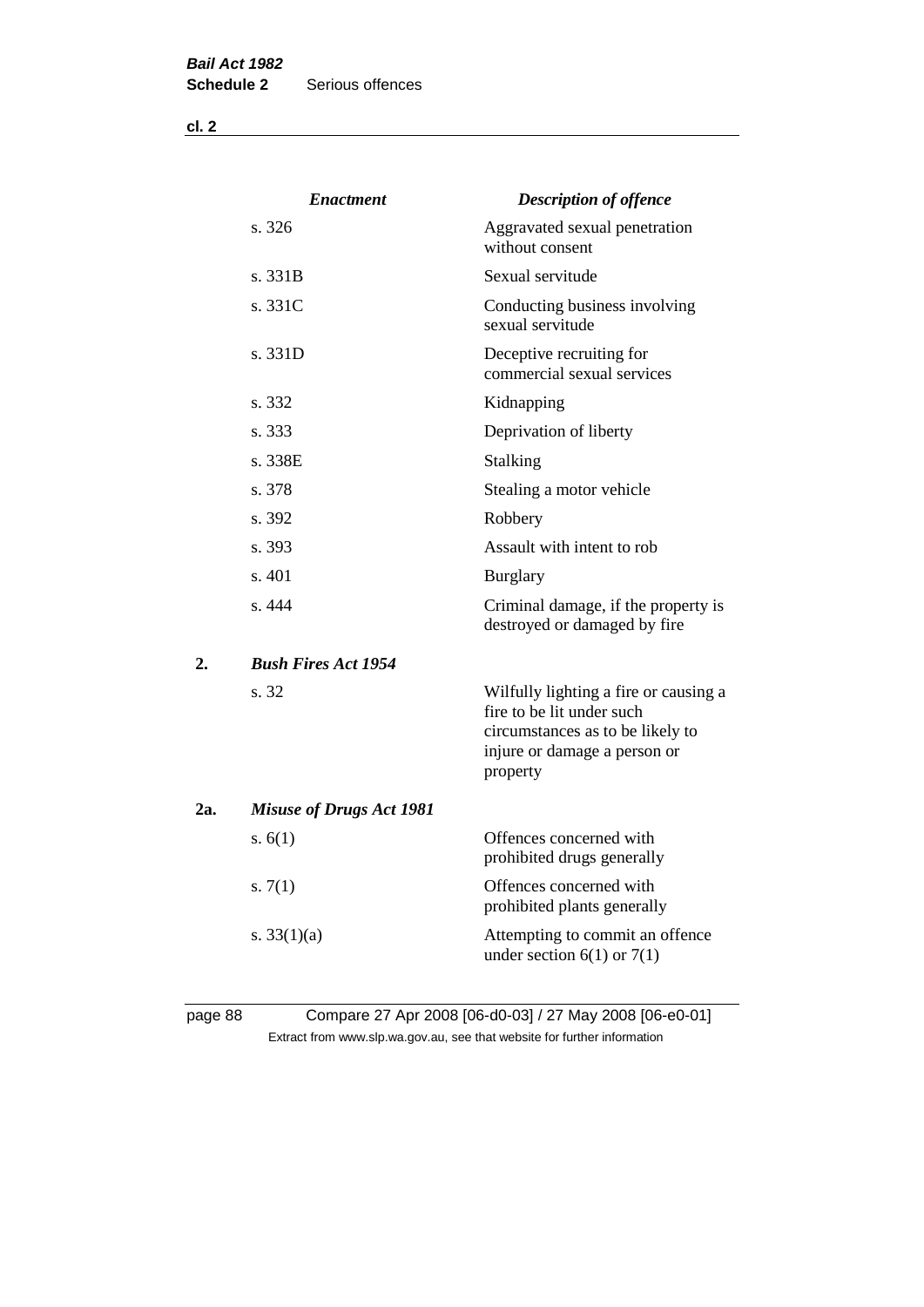| | *Enactment* | *Description of offence* |
|---|---|---|
| | s. 326 | Aggravated sexual penetration without consent |
| | s. 331B | Sexual servitude |
| | s. 331C | Conducting business involving sexual servitude |
| | s. 331D | Deceptive recruiting for commercial sexual services |
| | s. 332 | Kidnapping |
| | s. 333 | Deprivation of liberty |
| | s. 338E | Stalking |
| | s. 378 | Stealing a motor vehicle |
| | s. 392 | Robbery |
| | s. 393 | Assault with intent to rob |
| | s. 401 | Burglary |
| | s. 444 | Criminal damage, if the property is destroyed or damaged by fire |
| **2.** | ***Bush Fires Act 1954*** | |
| | s. 32 | Wilfully lighting a fire or causing a fire to be lit under such circumstances as to be likely to injure or damage a person or property |
| **2a.** | ***Misuse of Drugs Act 1981*** | |
| | s. 6(1) | Offences concerned with prohibited drugs generally |
| | s. 7(1) | Offences concerned with prohibited plants generally |
| | s. 33(1)(a) | Attempting to commit an offence under section 6(1) or 7(1) |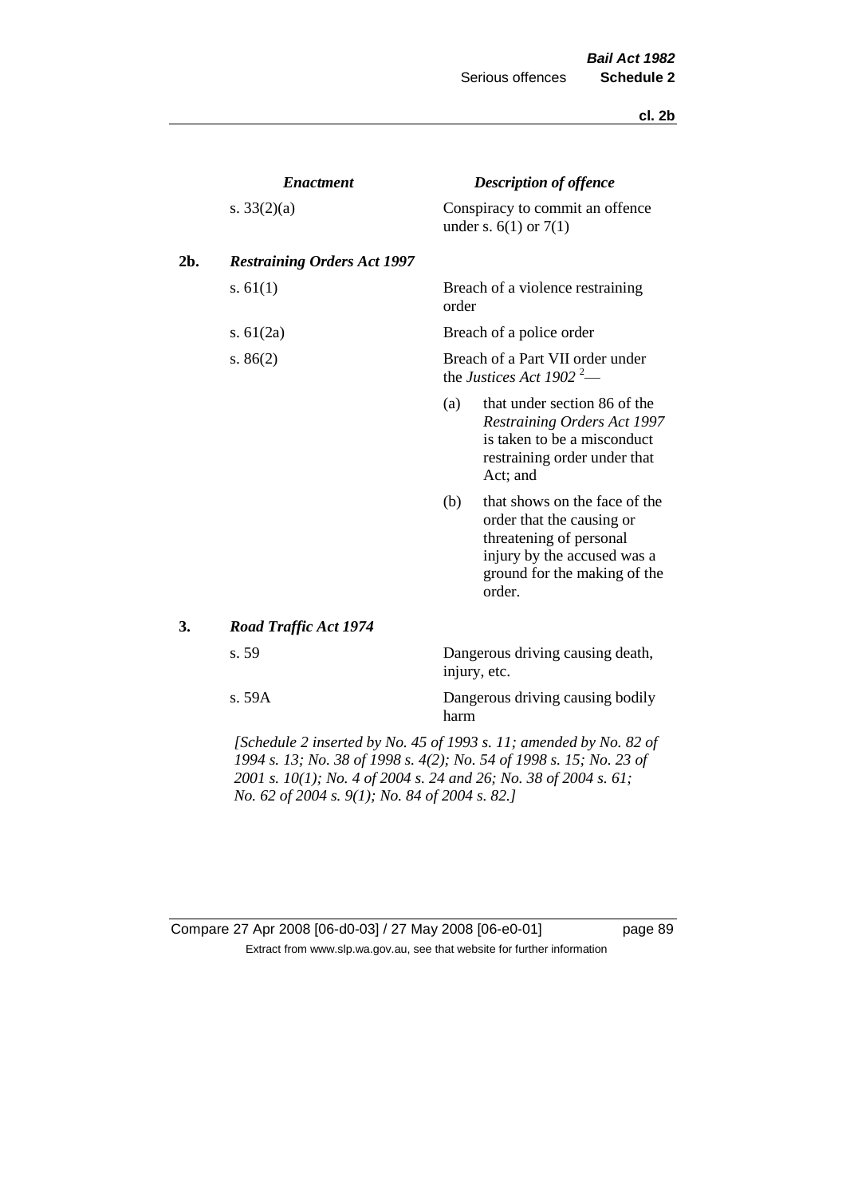| | *Enactment* | *Description of offence* |
|---|---|---|
| | s. 33(2)(a) | Conspiracy to commit an offence under s. 6(1) or 7(1) |
| **2b.** | ***Restraining Orders Act 1997*** | |
| | s. 61(1) | Breach of a violence restraining order |
| | s. 61(2a) | Breach of a police order |
| | s. 86(2) | Breach of a Part VII order under the *Justices Act 1902* [2]— (a) that under section 86 of the *Restraining Orders Act 1997* is taken to be a misconduct restraining order under that Act; and (b) that shows on the face of the order that the causing or threatening of personal injury by the accused was a ground for the making of the order. |
| **3.** | ***Road Traffic Act 1974*** | |
| | s. 59 | Dangerous driving causing death, injury, etc. |
| | s. 59A | Dangerous driving causing bodily harm |

*[Schedule 2 inserted by No. 45 of 1993 s. 11; amended by No. 82 of 1994 s. 13; No. 38 of 1998 s. 4(2); No. 54 of 1998 s. 15; No. 23 of 2001 s. 10(1); No. 4 of 2004 s. 24 and 26; No. 38 of 2004 s. 61; No. 62 of 2004 s. 9(1); No. 84 of 2004 s. 82.]*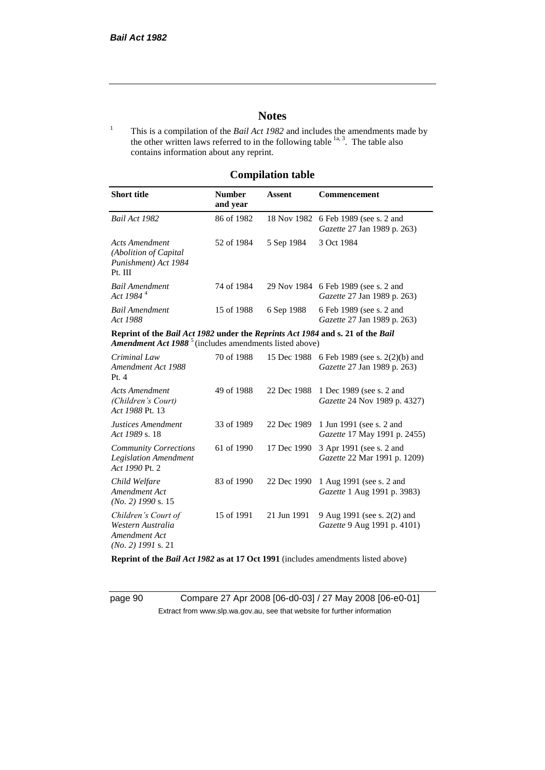# Notes

[1] This is a compilation of the *Bail Act 1982* and includes the amendments made by the other written laws referred to in the following table [1a, 3]. The table also contains information about any reprint.

## Compilation table

| Short title | Number and year | Assent | Commencement |
|---|---|---|---|
| *Bail Act 1982* | 86 of 1982 | 18 Nov 1982 | 6 Feb 1989 (see s. 2 and *Gazette* 27 Jan 1989 p. 263) |
| *Acts Amendment (Abolition of Capital Punishment) Act 1984* Pt. III | 52 of 1984 | 5 Sep 1984 | 3 Oct 1984 |
| *Bail Amendment Act 1984* [4] | 74 of 1984 | 29 Nov 1984 | 6 Feb 1989 (see s. 2 and *Gazette* 27 Jan 1989 p. 263) |
| *Bail Amendment Act 1988* | 15 of 1988 | 6 Sep 1988 | 6 Feb 1989 (see s. 2 and *Gazette* 27 Jan 1989 p. 263) |
| **Reprint of the *Bail Act 1982* under the *Reprints Act 1984* and s. 21 of the *Bail Amendment Act 1988*** [5] (includes amendments listed above) | | | |
| *Criminal Law Amendment Act 1988* Pt. 4 | 70 of 1988 | 15 Dec 1988 | 6 Feb 1989 (see s. 2(2)(b) and *Gazette* 27 Jan 1989 p. 263) |
| *Acts Amendment (Children's Court) Act 1988* Pt. 13 | 49 of 1988 | 22 Dec 1988 | 1 Dec 1989 (see s. 2 and *Gazette* 24 Nov 1989 p. 4327) |
| *Justices Amendment Act 1989* s. 18 | 33 of 1989 | 22 Dec 1989 | 1 Jun 1991 (see s. 2 and *Gazette* 17 May 1991 p. 2455) |
| *Community Corrections Legislation Amendment Act 1990* Pt. 2 | 61 of 1990 | 17 Dec 1990 | 3 Apr 1991 (see s. 2 and *Gazette* 22 Mar 1991 p. 1209) |
| *Child Welfare Amendment Act (No. 2) 1990* s. 15 | 83 of 1990 | 22 Dec 1990 | 1 Aug 1991 (see s. 2 and *Gazette* 1 Aug 1991 p. 3983) |
| *Children's Court of Western Australia Amendment Act (No. 2) 1991* s. 21 | 15 of 1991 | 21 Jun 1991 | 9 Aug 1991 (see s. 2(2) and *Gazette* 9 Aug 1991 p. 4101) |
| **Reprint of the *Bail Act 1982* as at 17 Oct 1991** (includes amendments listed above) | | | |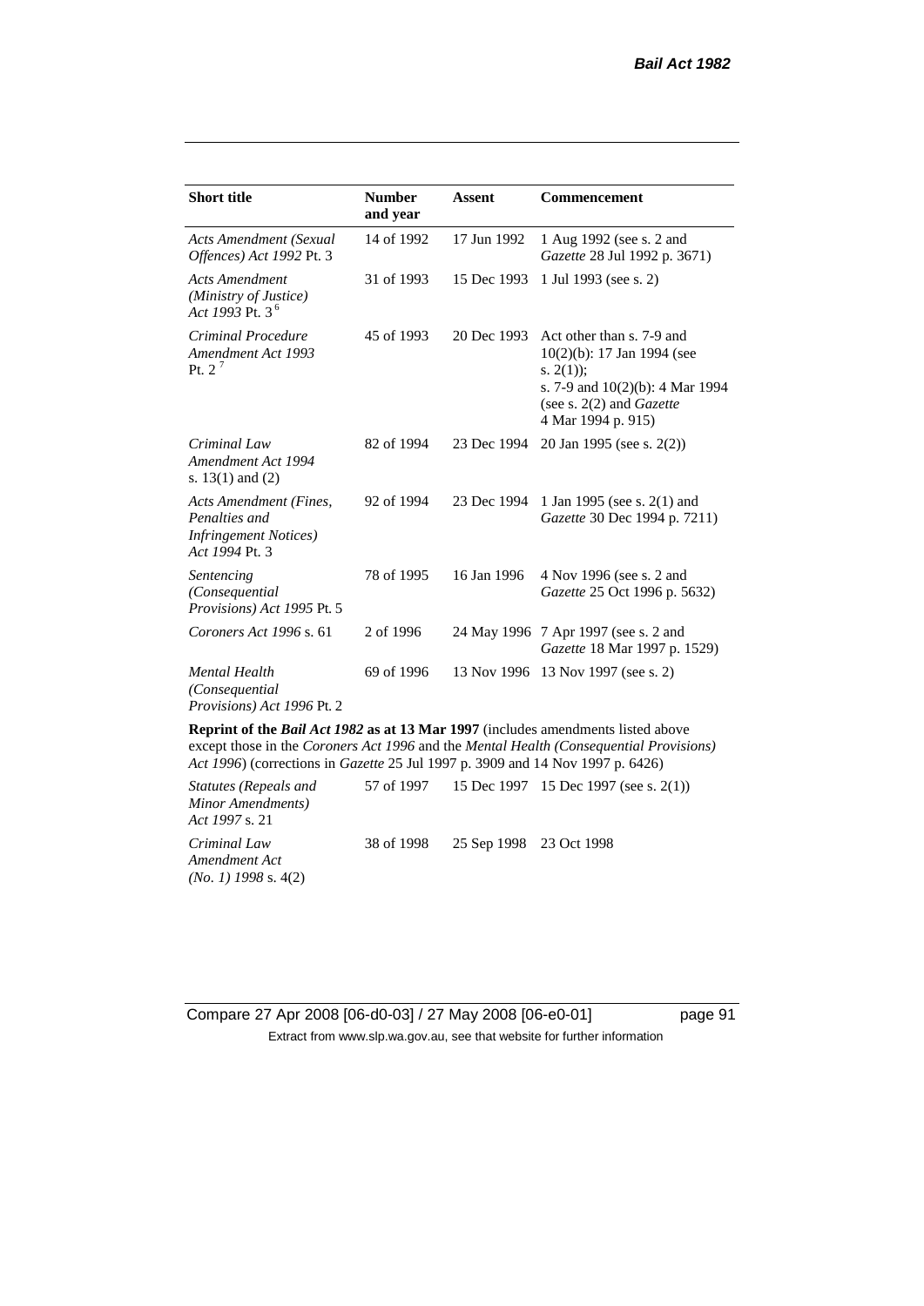| Short title | Number and year | Assent | Commencement |
|---|---|---|---|
| *Acts Amendment (Sexual Offences) Act 1992* Pt. 3 | 14 of 1992 | 17 Jun 1992 | 1 Aug 1992 (see s. 2 and *Gazette* 28 Jul 1992 p. 3671) |
| *Acts Amendment (Ministry of Justice) Act 1993* Pt. 3 [6] | 31 of 1993 | 15 Dec 1993 | 1 Jul 1993 (see s. 2) |
| *Criminal Procedure Amendment Act 1993* Pt. 2 [7] | 45 of 1993 | 20 Dec 1993 | Act other than s. 7-9 and 10(2)(b): 17 Jan 1994 (see s. 2(1));<br>s. 7-9 and 10(2)(b): 4 Mar 1994 (see s. 2(2) and *Gazette* 4 Mar 1994 p. 915) |
| *Criminal Law Amendment Act 1994* s. 13(1) and (2) | 82 of 1994 | 23 Dec 1994 | 20 Jan 1995 (see s. 2(2)) |
| *Acts Amendment (Fines, Penalties and Infringement Notices) Act 1994* Pt. 3 | 92 of 1994 | 23 Dec 1994 | 1 Jan 1995 (see s. 2(1) and *Gazette* 30 Dec 1994 p. 7211) |
| *Sentencing (Consequential Provisions) Act 1995* Pt. 5 | 78 of 1995 | 16 Jan 1996 | 4 Nov 1996 (see s. 2 and *Gazette* 25 Oct 1996 p. 5632) |
| *Coroners Act 1996* s. 61 | 2 of 1996 | 24 May 1996 | 7 Apr 1997 (see s. 2 and *Gazette* 18 Mar 1997 p. 1529) |
| *Mental Health (Consequential Provisions) Act 1996* Pt. 2 | 69 of 1996 | 13 Nov 1996 | 13 Nov 1997 (see s. 2) |
| **Reprint of the *Bail Act 1982* as at 13 Mar 1997** (includes amendments listed above except those in the *Coroners Act 1996* and the *Mental Health (Consequential Provisions) Act 1996*) (corrections in *Gazette* 25 Jul 1997 p. 3909 and 14 Nov 1997 p. 6426) | | | |
| *Statutes (Repeals and Minor Amendments) Act 1997* s. 21 | 57 of 1997 | 15 Dec 1997 | 15 Dec 1997 (see s. 2(1)) |
| *Criminal Law Amendment Act (No. 1) 1998* s. 4(2) | 38 of 1998 | 25 Sep 1998 | 23 Oct 1998 |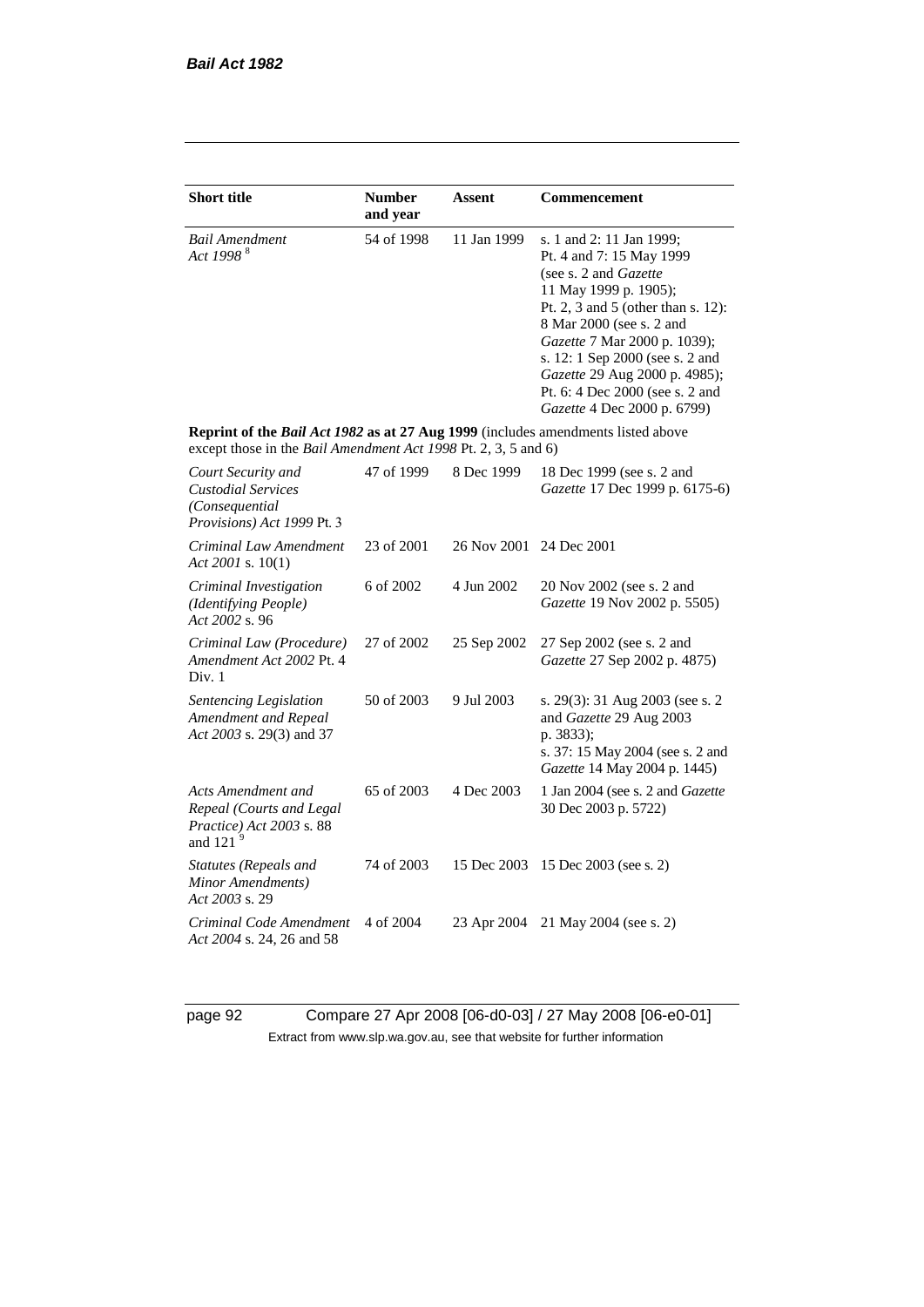| Short title | Number and year | Assent | Commencement |
|---|---|---|---|
| *Bail Amendment Act 1998* [8] | 54 of 1998 | 11 Jan 1999 | s. 1 and 2: 11 Jan 1999; Pt. 4 and 7: 15 May 1999 (see s. 2 and *Gazette* 11 May 1999 p. 1905); Pt. 2, 3 and 5 (other than s. 12): 8 Mar 2000 (see s. 2 and *Gazette* 7 Mar 2000 p. 1039); s. 12: 1 Sep 2000 (see s. 2 and *Gazette* 29 Aug 2000 p. 4985); Pt. 6: 4 Dec 2000 (see s. 2 and *Gazette* 4 Dec 2000 p. 6799) |
| **Reprint of the *Bail Act 1982* as at 27 Aug 1999** (includes amendments listed above except those in the *Bail Amendment Act 1998* Pt. 2, 3, 5 and 6) | | | |
| *Court Security and Custodial Services (Consequential Provisions) Act 1999* Pt. 3 | 47 of 1999 | 8 Dec 1999 | 18 Dec 1999 (see s. 2 and *Gazette* 17 Dec 1999 p. 6175-6) |
| *Criminal Law Amendment Act 2001* s. 10(1) | 23 of 2001 | 26 Nov 2001 | 24 Dec 2001 |
| *Criminal Investigation (Identifying People) Act 2002* s. 96 | 6 of 2002 | 4 Jun 2002 | 20 Nov 2002 (see s. 2 and *Gazette* 19 Nov 2002 p. 5505) |
| *Criminal Law (Procedure) Amendment Act 2002* Pt. 4 Div. 1 | 27 of 2002 | 25 Sep 2002 | 27 Sep 2002 (see s. 2 and *Gazette* 27 Sep 2002 p. 4875) |
| *Sentencing Legislation Amendment and Repeal Act 2003* s. 29(3) and 37 | 50 of 2003 | 9 Jul 2003 | s. 29(3): 31 Aug 2003 (see s. 2 and *Gazette* 29 Aug 2003 p. 3833); s. 37: 15 May 2004 (see s. 2 and *Gazette* 14 May 2004 p. 1445) |
| *Acts Amendment and Repeal (Courts and Legal Practice) Act 2003* s. 88 and 121 [9] | 65 of 2003 | 4 Dec 2003 | 1 Jan 2004 (see s. 2 and *Gazette* 30 Dec 2003 p. 5722) |
| *Statutes (Repeals and Minor Amendments) Act 2003* s. 29 | 74 of 2003 | 15 Dec 2003 | 15 Dec 2003 (see s. 2) |
| *Criminal Code Amendment Act 2004* s. 24, 26 and 58 | 4 of 2004 | 23 Apr 2004 | 21 May 2004 (see s. 2) |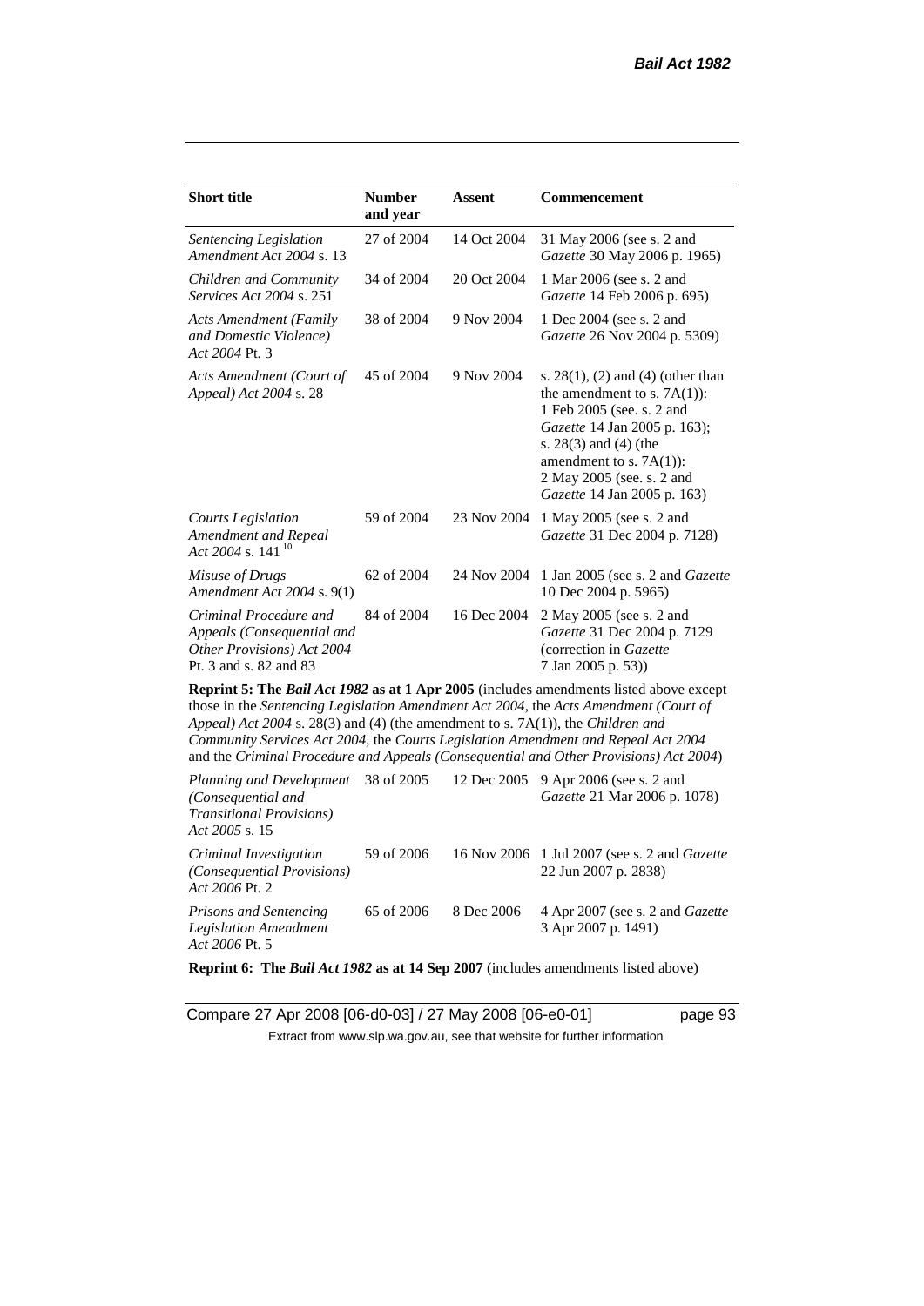| Short title | Number and year | Assent | Commencement |
|---|---|---|---|
| *Sentencing Legislation Amendment Act 2004* s. 13 | 27 of 2004 | 14 Oct 2004 | 31 May 2006 (see s. 2 and *Gazette* 30 May 2006 p. 1965) |
| *Children and Community Services Act 2004* s. 251 | 34 of 2004 | 20 Oct 2004 | 1 Mar 2006 (see s. 2 and *Gazette* 14 Feb 2006 p. 695) |
| *Acts Amendment (Family and Domestic Violence) Act 2004* Pt. 3 | 38 of 2004 | 9 Nov 2004 | 1 Dec 2004 (see s. 2 and *Gazette* 26 Nov 2004 p. 5309) |
| *Acts Amendment (Court of Appeal) Act 2004* s. 28 | 45 of 2004 | 9 Nov 2004 | s. 28(1), (2) and (4) (other than the amendment to s. 7A(1)): 1 Feb 2005 (see. s. 2 and *Gazette* 14 Jan 2005 p. 163); s. 28(3) and (4) (the amendment to s. 7A(1)): 2 May 2005 (see. s. 2 and *Gazette* 14 Jan 2005 p. 163) |
| *Courts Legislation Amendment and Repeal Act 2004* s. 141 [10] | 59 of 2004 | 23 Nov 2004 | 1 May 2005 (see s. 2 and *Gazette* 31 Dec 2004 p. 7128) |
| *Misuse of Drugs Amendment Act 2004* s. 9(1) | 62 of 2004 | 24 Nov 2004 | 1 Jan 2005 (see s. 2 and *Gazette* 10 Dec 2004 p. 5965) |
| *Criminal Procedure and Appeals (Consequential and Other Provisions) Act 2004* Pt. 3 and s. 82 and 83 | 84 of 2004 | 16 Dec 2004 | 2 May 2005 (see s. 2 and *Gazette* 31 Dec 2004 p. 7129 (correction in *Gazette* 7 Jan 2005 p. 53)) |
| **Reprint 5: The *Bail Act 1982* as at 1 Apr 2005** (includes amendments listed above except those in the *Sentencing Legislation Amendment Act 2004*, the *Acts Amendment (Court of Appeal) Act 2004* s. 28(3) and (4) (the amendment to s. 7A(1)), the *Children and Community Services Act 2004*, the *Courts Legislation Amendment and Repeal Act 2004* and the *Criminal Procedure and Appeals (Consequential and Other Provisions) Act 2004*) | | | |
| *Planning and Development (Consequential and Transitional Provisions) Act 2005* s. 15 | 38 of 2005 | 12 Dec 2005 | 9 Apr 2006 (see s. 2 and *Gazette* 21 Mar 2006 p. 1078) |
| *Criminal Investigation (Consequential Provisions) Act 2006* Pt. 2 | 59 of 2006 | 16 Nov 2006 | 1 Jul 2007 (see s. 2 and *Gazette* 22 Jun 2007 p. 2838) |
| *Prisons and Sentencing Legislation Amendment Act 2006* Pt. 5 | 65 of 2006 | 8 Dec 2006 | 4 Apr 2007 (see s. 2 and *Gazette* 3 Apr 2007 p. 1491) |
| **Reprint 6: The *Bail Act 1982* as at 14 Sep 2007** (includes amendments listed above) | | | |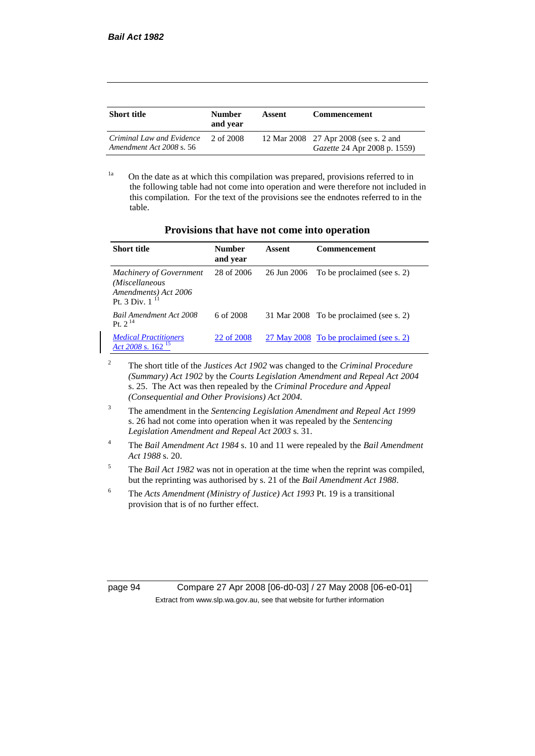| Short title | Number and year | Assent | Commencement |
|---|---|---|---|
| *Criminal Law and Evidence Amendment Act 2008* s. 56 | 2 of 2008 | 12 Mar 2008 | 27 Apr 2008 (see s. 2 and *Gazette* 24 Apr 2008 p. 1559) |

[1a] On the date as at which this compilation was prepared, provisions referred to in the following table had not come into operation and were therefore not included in this compilation. For the text of the provisions see the endnotes referred to in the table.

### Provisions that have not come into operation

| Short title | Number and year | Assent | Commencement |
|---|---|---|---|
| *Machinery of Government (Miscellaneous Amendments) Act 2006* Pt. 3 Div. 1 [11] | 28 of 2006 | 26 Jun 2006 | To be proclaimed (see s. 2) |
| *Bail Amendment Act 2008* Pt. 2 [14] | 6 of 2008 | 31 Mar 2008 | To be proclaimed (see s. 2) |
| *Medical Practitioners Act 2008* s. 162 [15] | 22 of 2008 | 27 May 2008 | To be proclaimed (see s. 2) |

[2] The short title of the *Justices Act 1902* was changed to the *Criminal Procedure (Summary) Act 1902* by the *Courts Legislation Amendment and Repeal Act 2004* s. 25. The Act was then repealed by the *Criminal Procedure and Appeal (Consequential and Other Provisions) Act 2004.*

[3] The amendment in the *Sentencing Legislation Amendment and Repeal Act 1999* s. 26 had not come into operation when it was repealed by the *Sentencing Legislation Amendment and Repeal Act 2003* s. 31.

[4] The *Bail Amendment Act 1984* s. 10 and 11 were repealed by the *Bail Amendment Act 1988* s. 20.

[5] The *Bail Act 1982* was not in operation at the time when the reprint was compiled, but the reprinting was authorised by s. 21 of the *Bail Amendment Act 1988*.

[6] The *Acts Amendment (Ministry of Justice) Act 1993* Pt. 19 is a transitional provision that is of no further effect.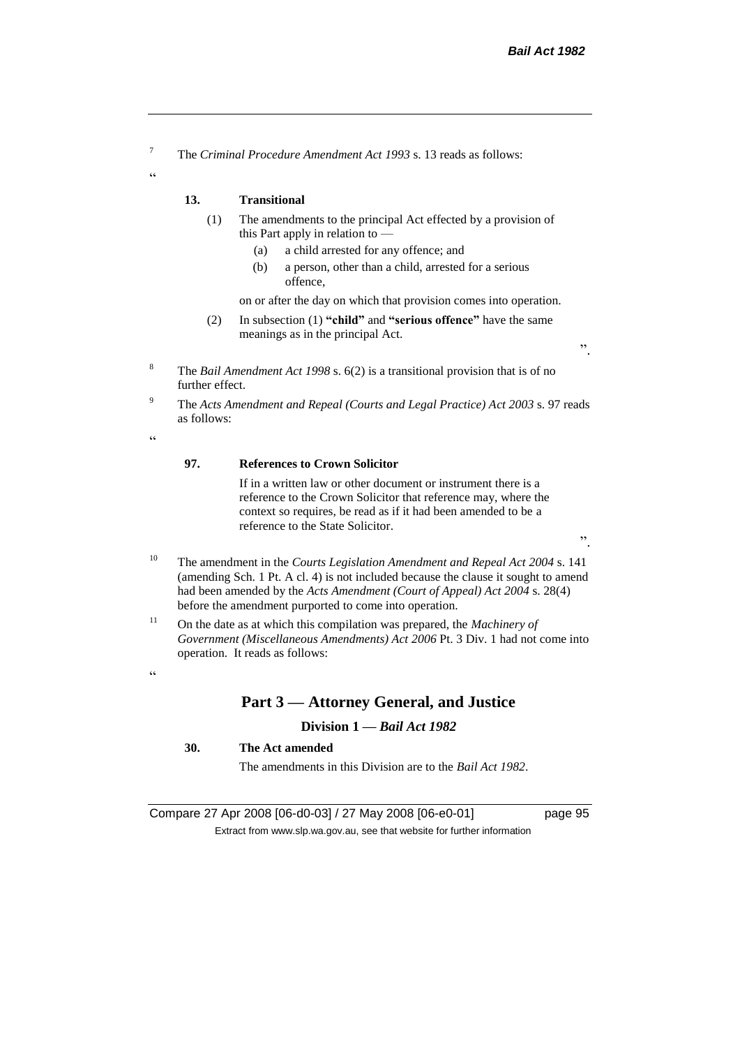[7] The *Criminal Procedure Amendment Act 1993* s. 13 reads as follows:

"

**13. Transitional**

(1) The amendments to the principal Act effected by a provision of this Part apply in relation to —

(a) a child arrested for any offence; and

(b) a person, other than a child, arrested for a serious offence,

on or after the day on which that provision comes into operation.

(2) In subsection (1) **"child"** and **"serious offence"** have the same meanings as in the principal Act.

".

[8] The *Bail Amendment Act 1998* s. 6(2) is a transitional provision that is of no further effect.

[9] The *Acts Amendment and Repeal (Courts and Legal Practice) Act 2003* s. 97 reads as follows:

"

**97. References to Crown Solicitor**

If in a written law or other document or instrument there is a reference to the Crown Solicitor that reference may, where the context so requires, be read as if it had been amended to be a reference to the State Solicitor.

".

[10] The amendment in the *Courts Legislation Amendment and Repeal Act 2004* s. 141 (amending Sch. 1 Pt. A cl. 4) is not included because the clause it sought to amend had been amended by the *Acts Amendment (Court of Appeal) Act 2004* s. 28(4) before the amendment purported to come into operation.

[11] On the date as at which this compilation was prepared, the *Machinery of Government (Miscellaneous Amendments) Act 2006* Pt. 3 Div. 1 had not come into operation. It reads as follows:

"

## Part 3 — Attorney General, and Justice

### Division 1 — *Bail Act 1982*

**30. The Act amended**

The amendments in this Division are to the *Bail Act 1982*.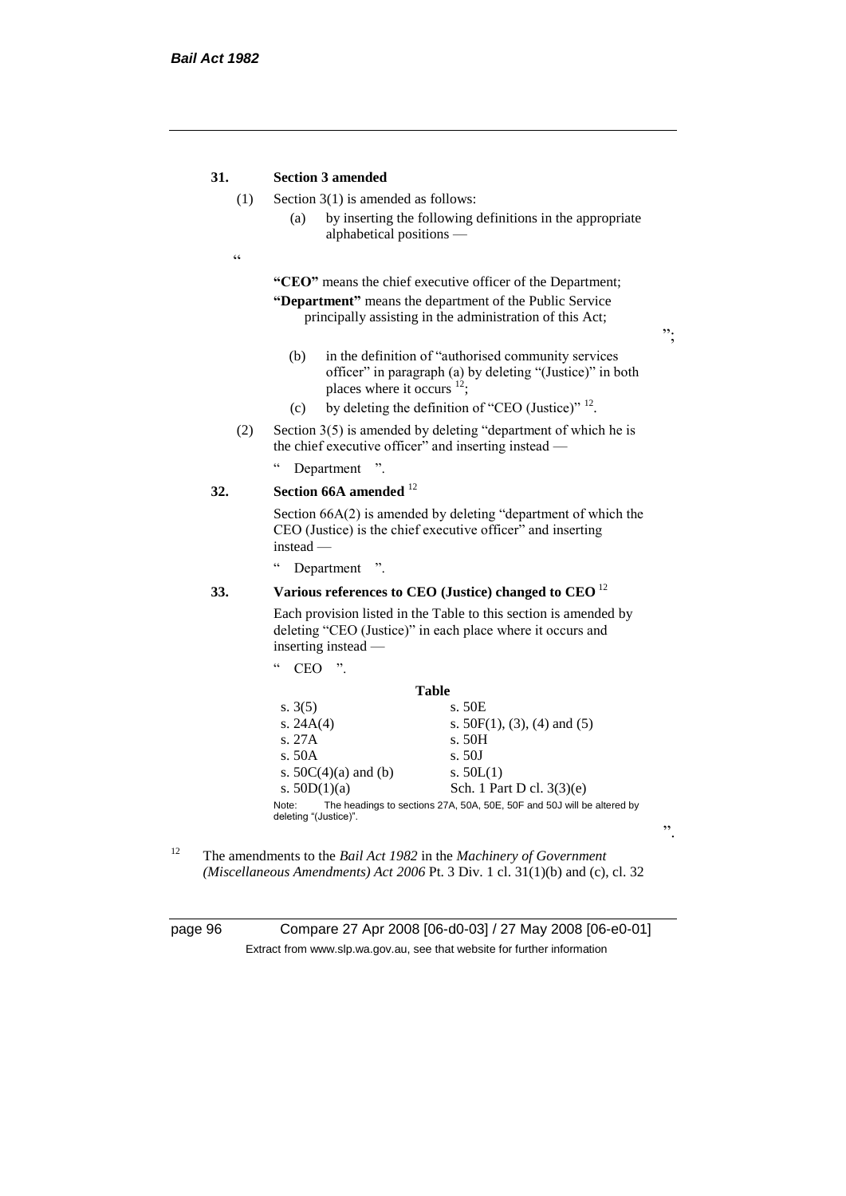**31. Section 3 amended**

(1) Section 3(1) is amended as follows:

(a) by inserting the following definitions in the appropriate alphabetical positions —

"

**"CEO"** means the chief executive officer of the Department;

**"Department"** means the department of the Public Service principally assisting in the administration of this Act;

";

(b) in the definition of "authorised community services officer" in paragraph (a) by deleting "(Justice)" in both places where it occurs [12];

(c) by deleting the definition of "CEO (Justice)" [12].

(2) Section 3(5) is amended by deleting "department of which he is the chief executive officer" and inserting instead —

" Department ".

**32. Section 66A amended** [12]

Section 66A(2) is amended by deleting "department of which the CEO (Justice) is the chief executive officer" and inserting instead —

" Department ".

**33. Various references to CEO (Justice) changed to CEO** [12]

Each provision listed in the Table to this section is amended by deleting "CEO (Justice)" in each place where it occurs and inserting instead —

" CEO ".

**Table**

| | |
|---|---|
| s. 3(5) | s. 50E |
| s. 24A(4) | s. 50F(1), (3), (4) and (5) |
| s. 27A | s. 50H |
| s. 50A | s. 50J |
| s. 50C(4)(a) and (b) | s. 50L(1) |
| s. 50D(1)(a) | Sch. 1 Part D cl. 3(3)(e) |

Note: The headings to sections 27A, 50A, 50E, 50F and 50J will be altered by deleting "(Justice)".

".

[12] The amendments to the *Bail Act 1982* in the *Machinery of Government (Miscellaneous Amendments) Act 2006* Pt. 3 Div. 1 cl. 31(1)(b) and (c), cl. 32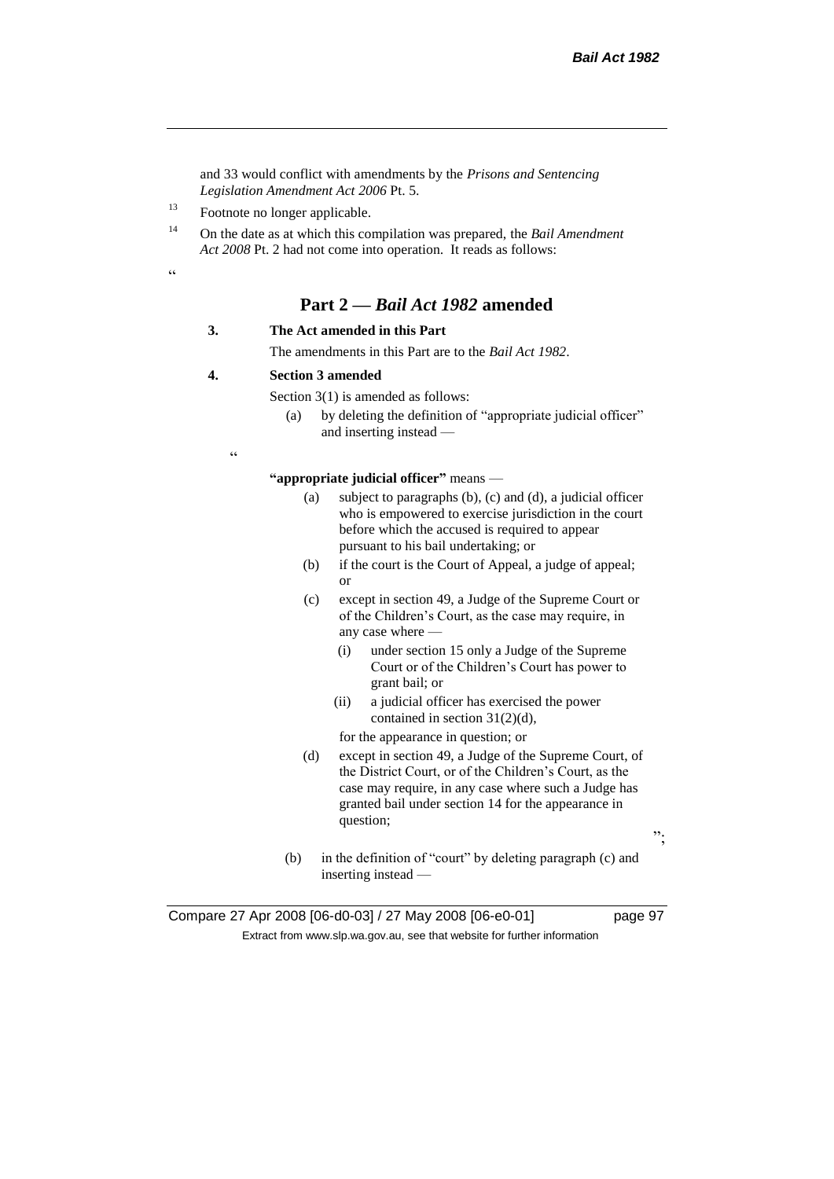and 33 would conflict with amendments by the *Prisons and Sentencing Legislation Amendment Act 2006* Pt. 5.

[13] Footnote no longer applicable.

[14] On the date as at which this compilation was prepared, the *Bail Amendment Act 2008* Pt. 2 had not come into operation. It reads as follows:

"

## Part 2 — *Bail Act 1982* amended

**3. The Act amended in this Part**

The amendments in this Part are to the *Bail Act 1982*.

**4. Section 3 amended**

Section 3(1) is amended as follows:

(a) by deleting the definition of "appropriate judicial officer" and inserting instead —

"

**"appropriate judicial officer"** means —

(a) subject to paragraphs (b), (c) and (d), a judicial officer who is empowered to exercise jurisdiction in the court before which the accused is required to appear pursuant to his bail undertaking; or

(b) if the court is the Court of Appeal, a judge of appeal; or

(c) except in section 49, a Judge of the Supreme Court or of the Children's Court, as the case may require, in any case where —

(i) under section 15 only a Judge of the Supreme Court or of the Children's Court has power to grant bail; or

(ii) a judicial officer has exercised the power contained in section 31(2)(d),

for the appearance in question; or

(d) except in section 49, a Judge of the Supreme Court, of the District Court, or of the Children's Court, as the case may require, in any case where such a Judge has granted bail under section 14 for the appearance in question;

";

(b) in the definition of "court" by deleting paragraph (c) and inserting instead —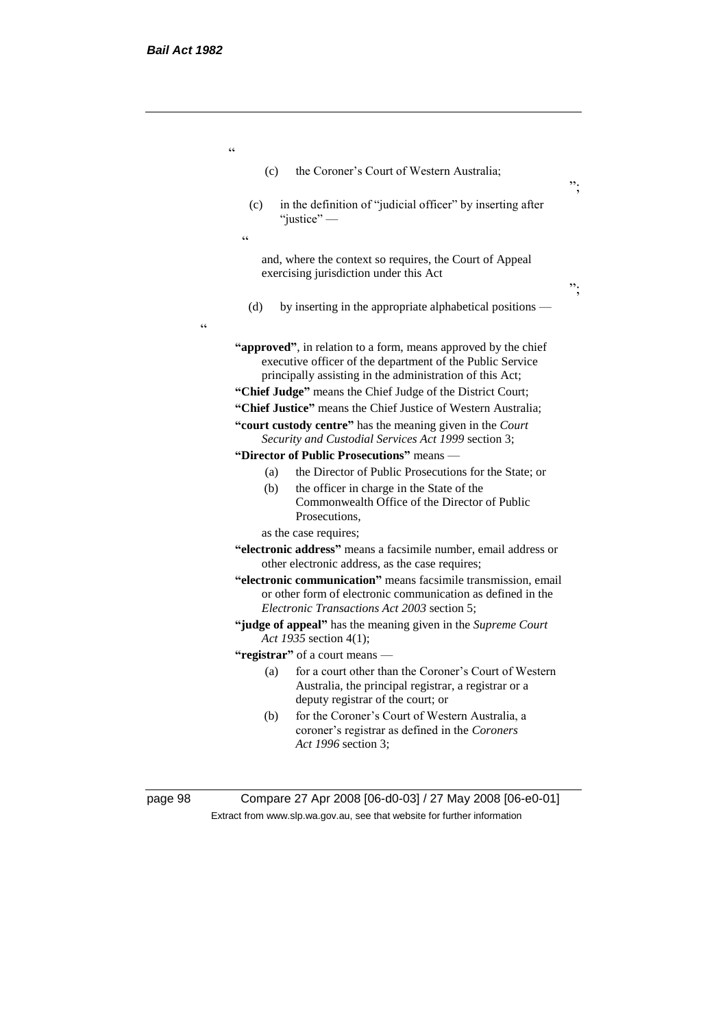"

(c) the Coroner's Court of Western Australia;

";

(c) in the definition of "judicial officer" by inserting after "justice" —

"

and, where the context so requires, the Court of Appeal exercising jurisdiction under this Act

";

(d) by inserting in the appropriate alphabetical positions —

"

**"approved"**, in relation to a form, means approved by the chief executive officer of the department of the Public Service principally assisting in the administration of this Act;

**"Chief Judge"** means the Chief Judge of the District Court;

**"Chief Justice"** means the Chief Justice of Western Australia;

**"court custody centre"** has the meaning given in the *Court Security and Custodial Services Act 1999* section 3;

**"Director of Public Prosecutions"** means —

(a) the Director of Public Prosecutions for the State; or

(b) the officer in charge in the State of the Commonwealth Office of the Director of Public Prosecutions,

as the case requires;

**"electronic address"** means a facsimile number, email address or other electronic address, as the case requires;

**"electronic communication"** means facsimile transmission, email or other form of electronic communication as defined in the *Electronic Transactions Act 2003* section 5;

**"judge of appeal"** has the meaning given in the *Supreme Court Act 1935* section 4(1);

**"registrar"** of a court means —

(a) for a court other than the Coroner's Court of Western Australia, the principal registrar, a registrar or a deputy registrar of the court; or

(b) for the Coroner's Court of Western Australia, a coroner's registrar as defined in the *Coroners Act 1996* section 3;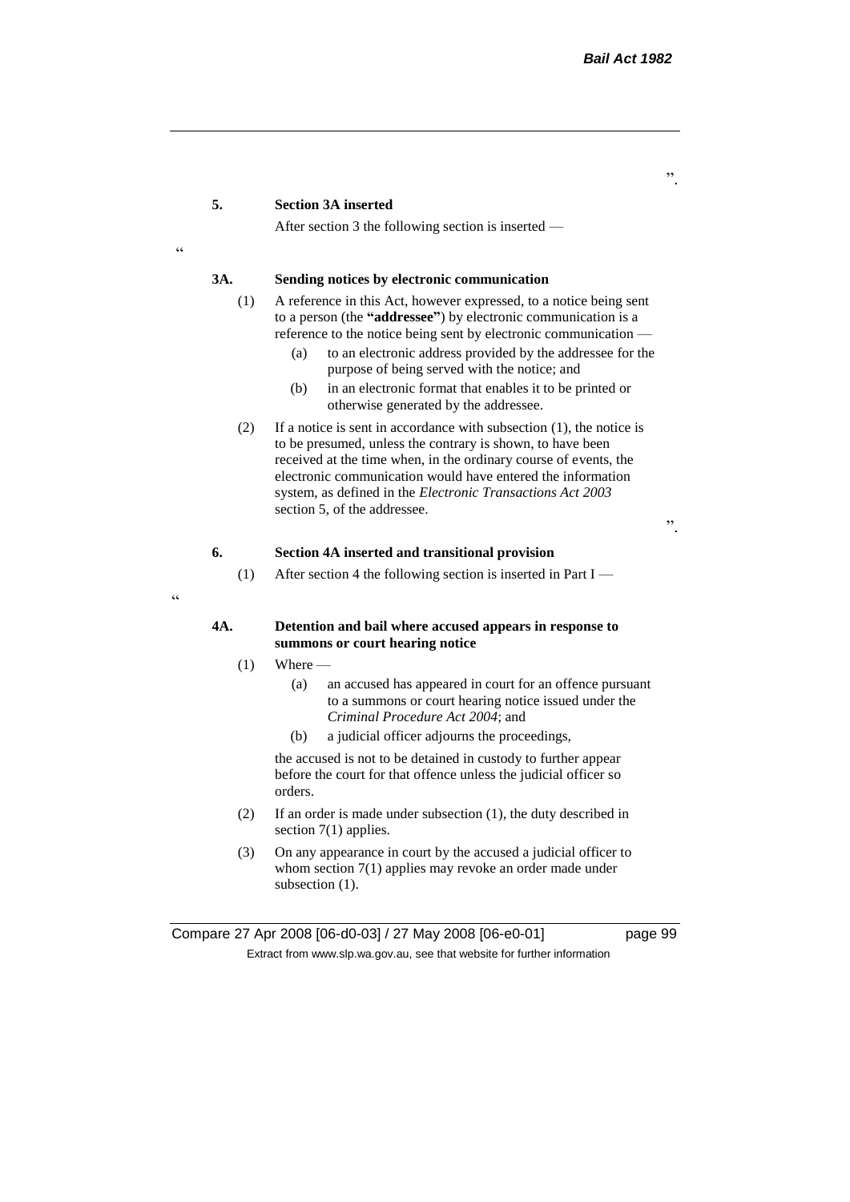".

**5. Section 3A inserted**

After section 3 the following section is inserted —

"

**3A. Sending notices by electronic communication**

(1) A reference in this Act, however expressed, to a notice being sent to a person (the **"addressee"**) by electronic communication is a reference to the notice being sent by electronic communication —

(a) to an electronic address provided by the addressee for the purpose of being served with the notice; and

(b) in an electronic format that enables it to be printed or otherwise generated by the addressee.

(2) If a notice is sent in accordance with subsection (1), the notice is to be presumed, unless the contrary is shown, to have been received at the time when, in the ordinary course of events, the electronic communication would have entered the information system, as defined in the *Electronic Transactions Act 2003* section 5, of the addressee.

".

**6. Section 4A inserted and transitional provision**

(1) After section 4 the following section is inserted in Part I —

"

**4A. Detention and bail where accused appears in response to summons or court hearing notice**

(1) Where —

(a) an accused has appeared in court for an offence pursuant to a summons or court hearing notice issued under the *Criminal Procedure Act 2004*; and

(b) a judicial officer adjourns the proceedings,

the accused is not to be detained in custody to further appear before the court for that offence unless the judicial officer so orders.

(2) If an order is made under subsection (1), the duty described in section 7(1) applies.

(3) On any appearance in court by the accused a judicial officer to whom section 7(1) applies may revoke an order made under subsection (1).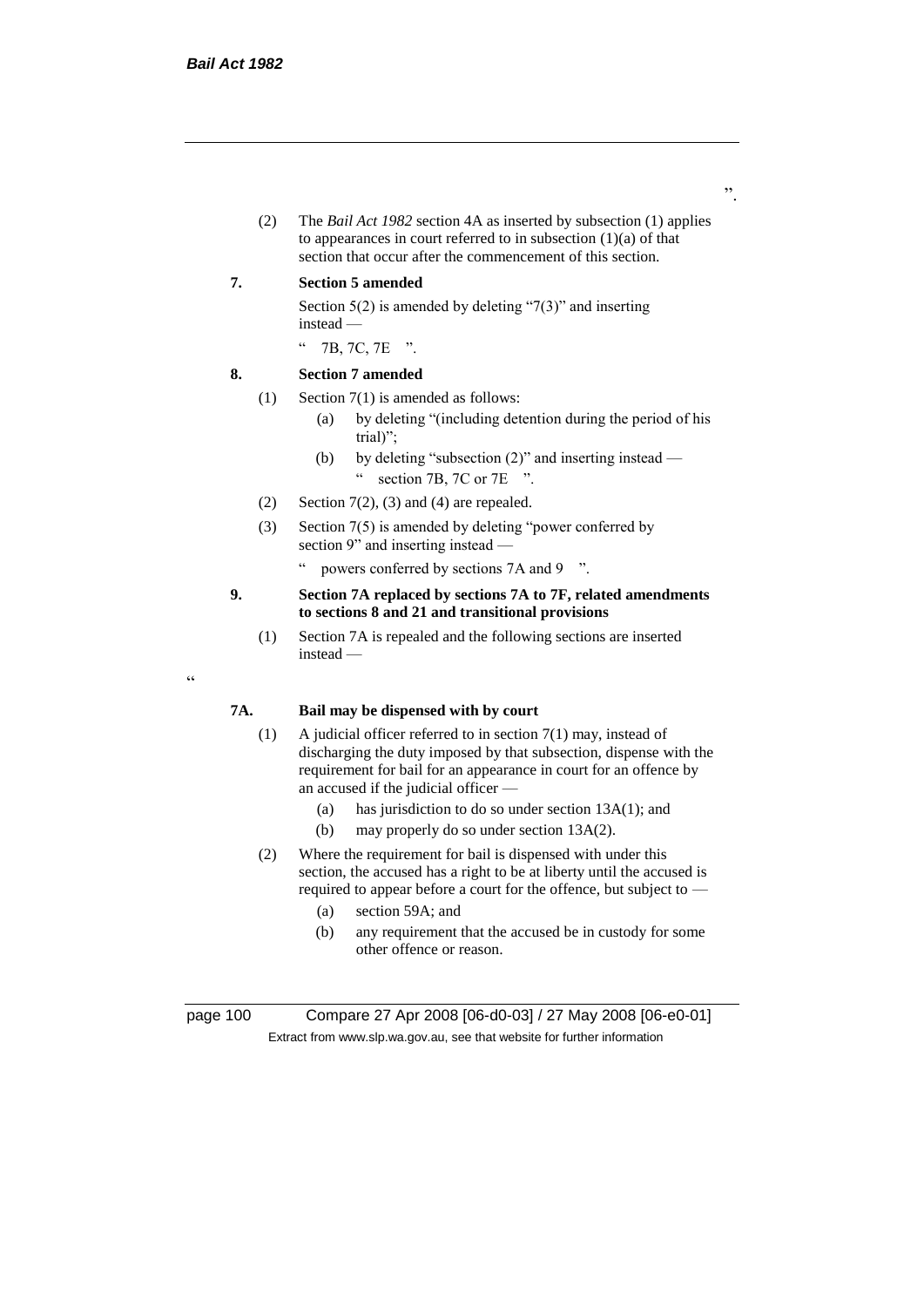".

(2) The *Bail Act 1982* section 4A as inserted by subsection (1) applies to appearances in court referred to in subsection (1)(a) of that section that occur after the commencement of this section.

**7. Section 5 amended**

Section 5(2) is amended by deleting "7(3)" and inserting instead —

" 7B, 7C, 7E ".

**8. Section 7 amended**

(1) Section 7(1) is amended as follows:

(a) by deleting "(including detention during the period of his trial)";

(b) by deleting "subsection (2)" and inserting instead —

" section 7B, 7C or 7E ".

(2) Section 7(2), (3) and (4) are repealed.

(3) Section 7(5) is amended by deleting "power conferred by section 9" and inserting instead —

" powers conferred by sections 7A and 9 ".

**9. Section 7A replaced by sections 7A to 7F, related amendments to sections 8 and 21 and transitional provisions**

(1) Section 7A is repealed and the following sections are inserted instead —

"

**7A. Bail may be dispensed with by court**

(1) A judicial officer referred to in section 7(1) may, instead of discharging the duty imposed by that subsection, dispense with the requirement for bail for an appearance in court for an offence by an accused if the judicial officer —

(a) has jurisdiction to do so under section 13A(1); and

(b) may properly do so under section 13A(2).

(2) Where the requirement for bail is dispensed with under this section, the accused has a right to be at liberty until the accused is required to appear before a court for the offence, but subject to —

(a) section 59A; and

(b) any requirement that the accused be in custody for some other offence or reason.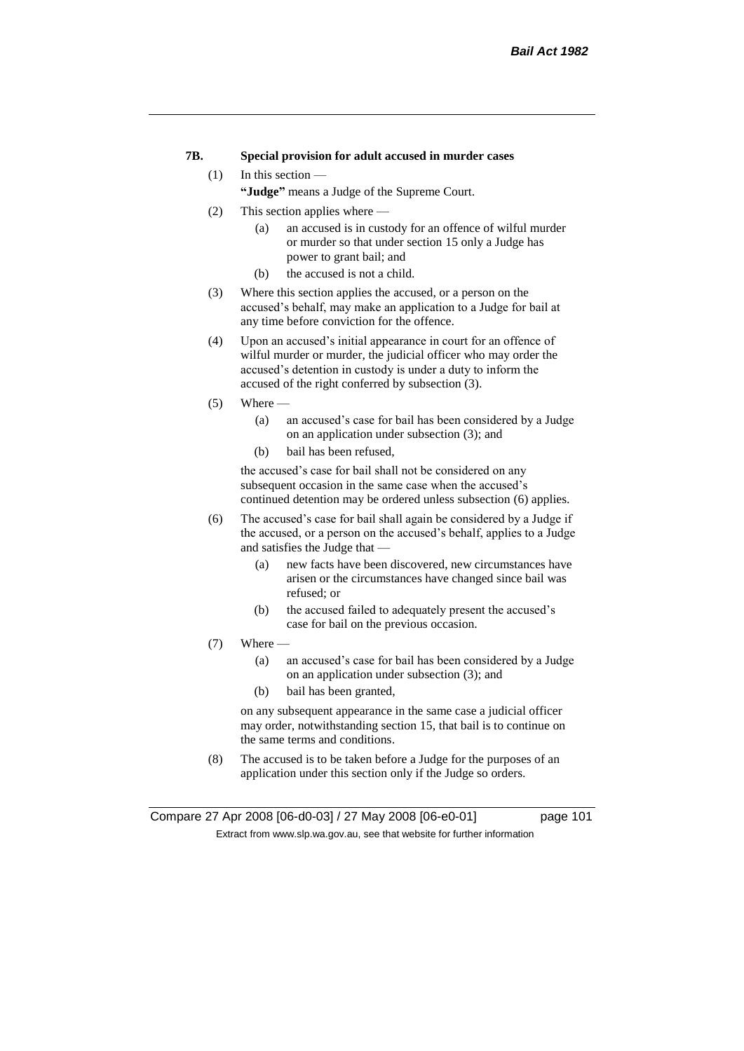**7B. Special provision for adult accused in murder cases**

(1) In this section —

**"Judge"** means a Judge of the Supreme Court.

(2) This section applies where —

(a) an accused is in custody for an offence of wilful murder or murder so that under section 15 only a Judge has power to grant bail; and

(b) the accused is not a child.

(3) Where this section applies the accused, or a person on the accused's behalf, may make an application to a Judge for bail at any time before conviction for the offence.

(4) Upon an accused's initial appearance in court for an offence of wilful murder or murder, the judicial officer who may order the accused's detention in custody is under a duty to inform the accused of the right conferred by subsection (3).

(5) Where —

(a) an accused's case for bail has been considered by a Judge on an application under subsection (3); and

(b) bail has been refused,

the accused's case for bail shall not be considered on any subsequent occasion in the same case when the accused's continued detention may be ordered unless subsection (6) applies.

(6) The accused's case for bail shall again be considered by a Judge if the accused, or a person on the accused's behalf, applies to a Judge and satisfies the Judge that —

(a) new facts have been discovered, new circumstances have arisen or the circumstances have changed since bail was refused; or

(b) the accused failed to adequately present the accused's case for bail on the previous occasion.

(7) Where —

(a) an accused's case for bail has been considered by a Judge on an application under subsection (3); and

(b) bail has been granted,

on any subsequent appearance in the same case a judicial officer may order, notwithstanding section 15, that bail is to continue on the same terms and conditions.

(8) The accused is to be taken before a Judge for the purposes of an application under this section only if the Judge so orders.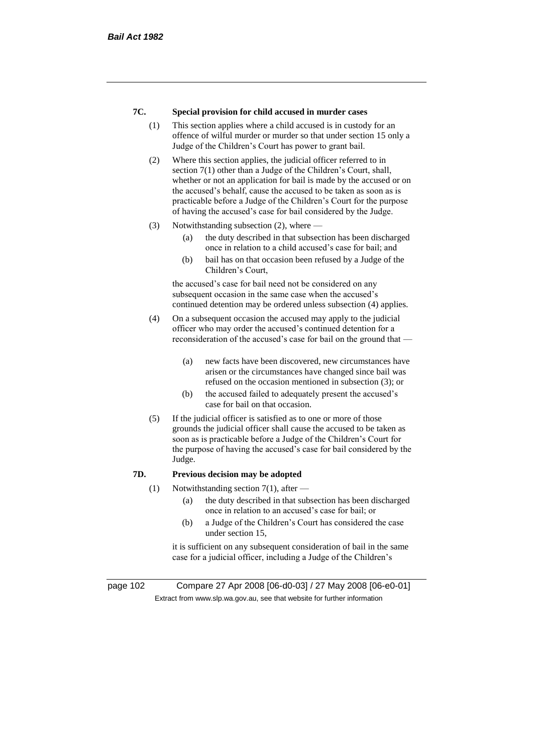**7C. Special provision for child accused in murder cases**

(1) This section applies where a child accused is in custody for an offence of wilful murder or murder so that under section 15 only a Judge of the Children's Court has power to grant bail.

(2) Where this section applies, the judicial officer referred to in section 7(1) other than a Judge of the Children's Court, shall, whether or not an application for bail is made by the accused or on the accused's behalf, cause the accused to be taken as soon as is practicable before a Judge of the Children's Court for the purpose of having the accused's case for bail considered by the Judge.

(3) Notwithstanding subsection (2), where —

- (a) the duty described in that subsection has been discharged once in relation to a child accused's case for bail; and
- (b) bail has on that occasion been refused by a Judge of the Children's Court,

the accused's case for bail need not be considered on any subsequent occasion in the same case when the accused's continued detention may be ordered unless subsection (4) applies.

(4) On a subsequent occasion the accused may apply to the judicial officer who may order the accused's continued detention for a reconsideration of the accused's case for bail on the ground that —

- (a) new facts have been discovered, new circumstances have arisen or the circumstances have changed since bail was refused on the occasion mentioned in subsection (3); or
- (b) the accused failed to adequately present the accused's case for bail on that occasion.

(5) If the judicial officer is satisfied as to one or more of those grounds the judicial officer shall cause the accused to be taken as soon as is practicable before a Judge of the Children's Court for the purpose of having the accused's case for bail considered by the Judge.

**7D. Previous decision may be adopted**

(1) Notwithstanding section 7(1), after —

- (a) the duty described in that subsection has been discharged once in relation to an accused's case for bail; or
- (b) a Judge of the Children's Court has considered the case under section 15,

it is sufficient on any subsequent consideration of bail in the same case for a judicial officer, including a Judge of the Children's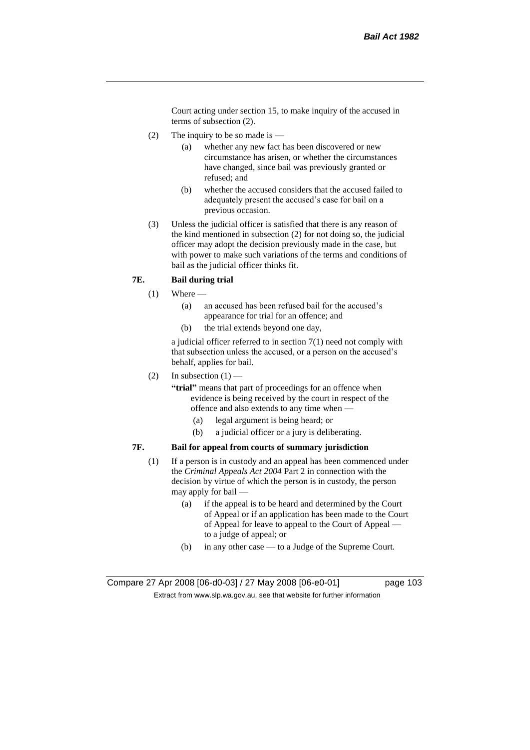Court acting under section 15, to make inquiry of the accused in terms of subsection (2).

(2) The inquiry to be so made is —

(a) whether any new fact has been discovered or new circumstance has arisen, or whether the circumstances have changed, since bail was previously granted or refused; and

(b) whether the accused considers that the accused failed to adequately present the accused's case for bail on a previous occasion.

(3) Unless the judicial officer is satisfied that there is any reason of the kind mentioned in subsection (2) for not doing so, the judicial officer may adopt the decision previously made in the case, but with power to make such variations of the terms and conditions of bail as the judicial officer thinks fit.

**7E. Bail during trial**

(1) Where —

(a) an accused has been refused bail for the accused's appearance for trial for an offence; and

(b) the trial extends beyond one day,

a judicial officer referred to in section 7(1) need not comply with that subsection unless the accused, or a person on the accused's behalf, applies for bail.

(2) In subsection (1) —

**"trial"** means that part of proceedings for an offence when evidence is being received by the court in respect of the offence and also extends to any time when —

(a) legal argument is being heard; or

(b) a judicial officer or a jury is deliberating.

**7F. Bail for appeal from courts of summary jurisdiction**

(1) If a person is in custody and an appeal has been commenced under the *Criminal Appeals Act 2004* Part 2 in connection with the decision by virtue of which the person is in custody, the person may apply for bail —

(a) if the appeal is to be heard and determined by the Court of Appeal or if an application has been made to the Court of Appeal for leave to appeal to the Court of Appeal — to a judge of appeal; or

(b) in any other case — to a Judge of the Supreme Court.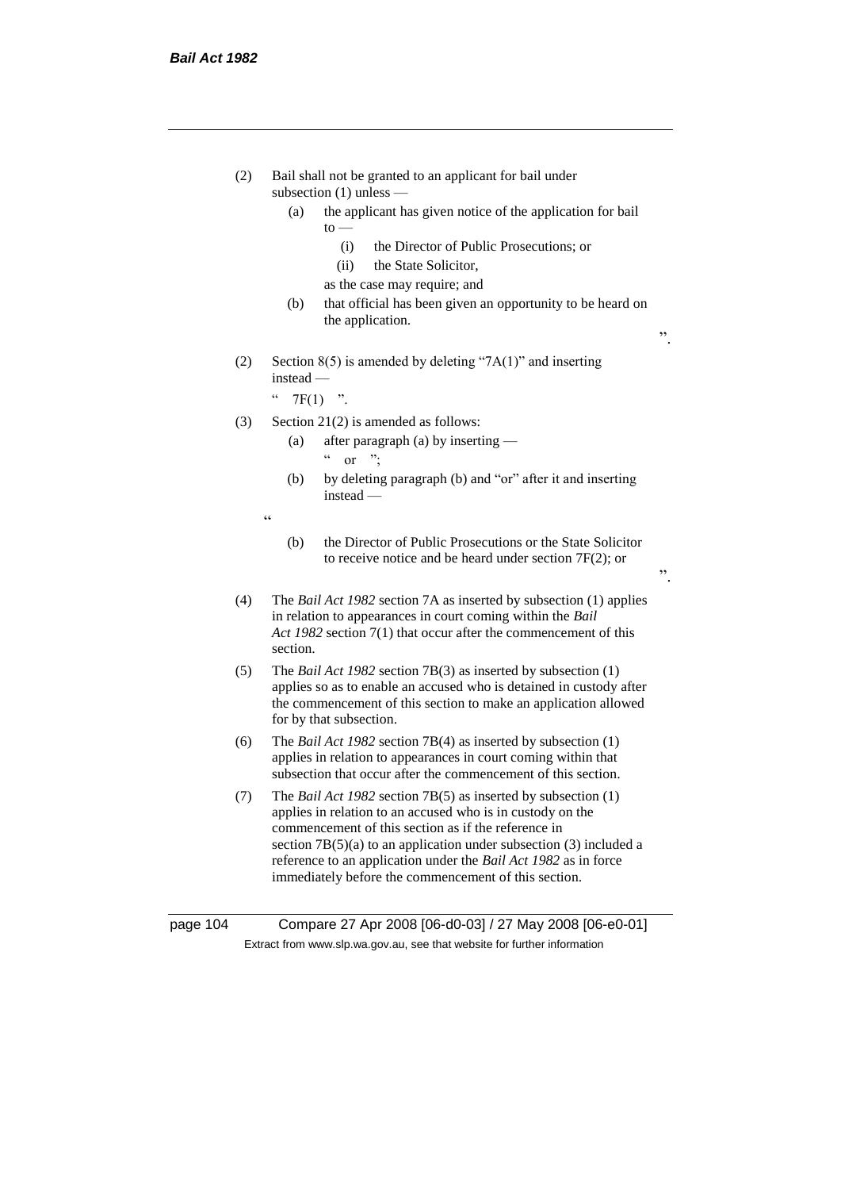(2) Bail shall not be granted to an applicant for bail under subsection (1) unless —

  (a) the applicant has given notice of the application for bail to —

    (i) the Director of Public Prosecutions; or

    (ii) the State Solicitor,

  as the case may require; and

  (b) that official has been given an opportunity to be heard on the application.

”.

(2) Section 8(5) is amended by deleting “7A(1)” and inserting instead —

“ 7F(1) ”.

(3) Section 21(2) is amended as follows:

  (a) after paragraph (a) by inserting —

  “ or ”;

  (b) by deleting paragraph (b) and “or” after it and inserting instead —

“

  (b) the Director of Public Prosecutions or the State Solicitor to receive notice and be heard under section 7F(2); or

”.

(4) The *Bail Act 1982* section 7A as inserted by subsection (1) applies in relation to appearances in court coming within the *Bail Act 1982* section 7(1) that occur after the commencement of this section.

(5) The *Bail Act 1982* section 7B(3) as inserted by subsection (1) applies so as to enable an accused who is detained in custody after the commencement of this section to make an application allowed for by that subsection.

(6) The *Bail Act 1982* section 7B(4) as inserted by subsection (1) applies in relation to appearances in court coming within that subsection that occur after the commencement of this section.

(7) The *Bail Act 1982* section 7B(5) as inserted by subsection (1) applies in relation to an accused who is in custody on the commencement of this section as if the reference in section 7B(5)(a) to an application under subsection (3) included a reference to an application under the *Bail Act 1982* as in force immediately before the commencement of this section.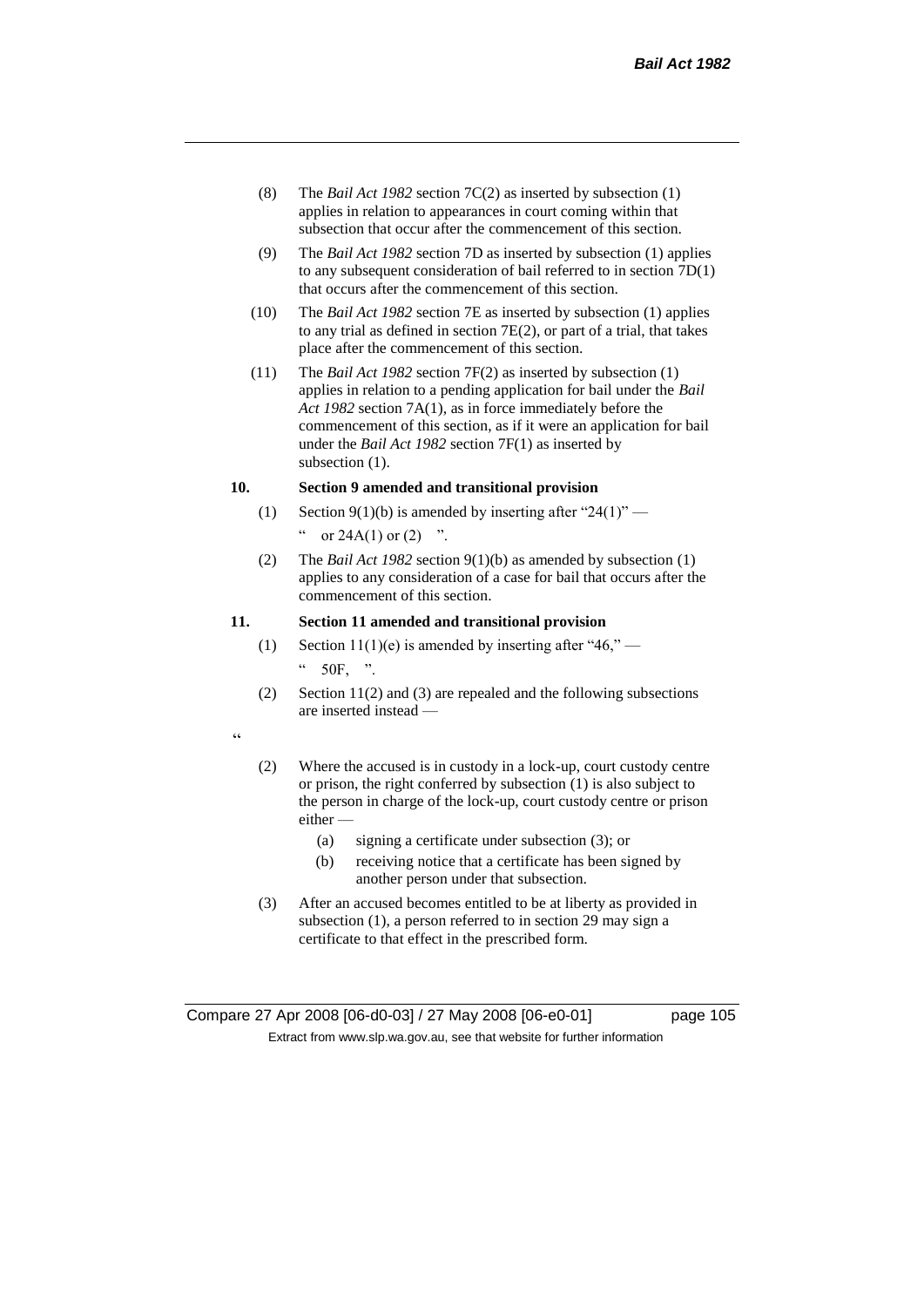(8) The *Bail Act 1982* section 7C(2) as inserted by subsection (1) applies in relation to appearances in court coming within that subsection that occur after the commencement of this section.

(9) The *Bail Act 1982* section 7D as inserted by subsection (1) applies to any subsequent consideration of bail referred to in section 7D(1) that occurs after the commencement of this section.

(10) The *Bail Act 1982* section 7E as inserted by subsection (1) applies to any trial as defined in section 7E(2), or part of a trial, that takes place after the commencement of this section.

(11) The *Bail Act 1982* section 7F(2) as inserted by subsection (1) applies in relation to a pending application for bail under the *Bail Act 1982* section 7A(1), as in force immediately before the commencement of this section, as if it were an application for bail under the *Bail Act 1982* section 7F(1) as inserted by subsection (1).

**10. Section 9 amended and transitional provision**

(1) Section 9(1)(b) is amended by inserting after "24(1)" —

" or 24A(1) or (2) ".

(2) The *Bail Act 1982* section 9(1)(b) as amended by subsection (1) applies to any consideration of a case for bail that occurs after the commencement of this section.

**11. Section 11 amended and transitional provision**

(1) Section 11(1)(e) is amended by inserting after "46," —

" 50F, ".

(2) Section 11(2) and (3) are repealed and the following subsections are inserted instead —

"

(2) Where the accused is in custody in a lock-up, court custody centre or prison, the right conferred by subsection (1) is also subject to the person in charge of the lock-up, court custody centre or prison either —

(a) signing a certificate under subsection (3); or

(b) receiving notice that a certificate has been signed by another person under that subsection.

(3) After an accused becomes entitled to be at liberty as provided in subsection (1), a person referred to in section 29 may sign a certificate to that effect in the prescribed form.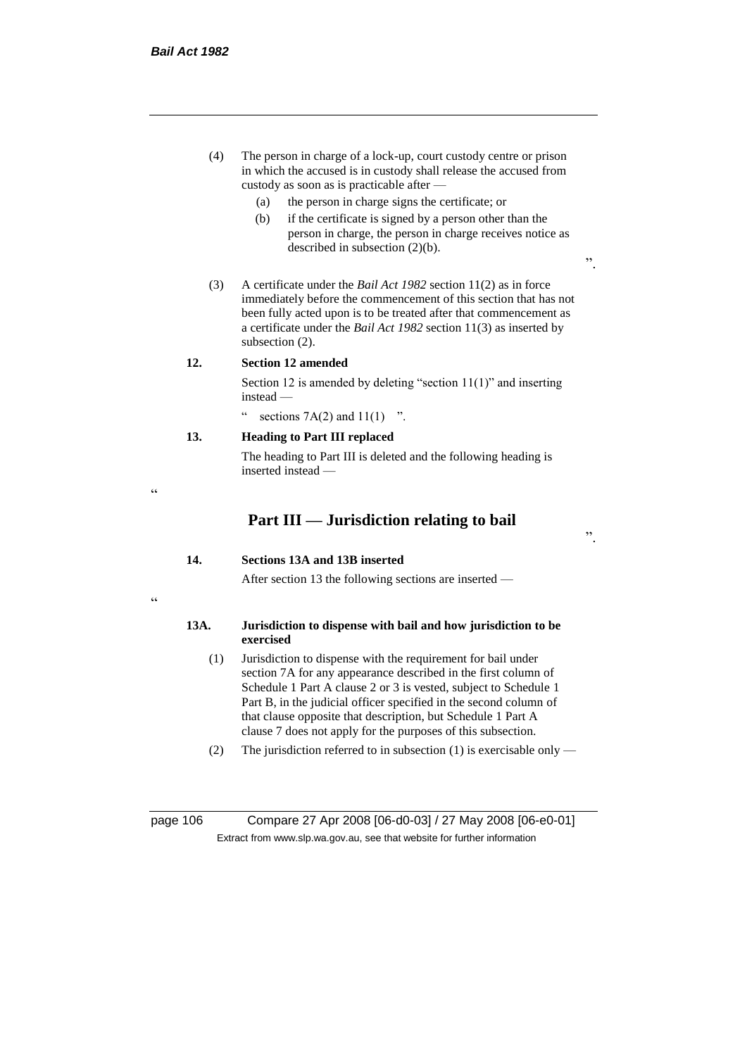(4) The person in charge of a lock-up, court custody centre or prison in which the accused is in custody shall release the accused from custody as soon as is practicable after —

(a) the person in charge signs the certificate; or

(b) if the certificate is signed by a person other than the person in charge, the person in charge receives notice as described in subsection (2)(b).

".

(3) A certificate under the *Bail Act 1982* section 11(2) as in force immediately before the commencement of this section that has not been fully acted upon is to be treated after that commencement as a certificate under the *Bail Act 1982* section 11(3) as inserted by subsection (2).

**12. Section 12 amended**

Section 12 is amended by deleting "section 11(1)" and inserting instead —

" sections 7A(2) and 11(1) ".

**13. Heading to Part III replaced**

The heading to Part III is deleted and the following heading is inserted instead —

"

## Part III — Jurisdiction relating to bail

".

**14. Sections 13A and 13B inserted**

After section 13 the following sections are inserted —

"

**13A. Jurisdiction to dispense with bail and how jurisdiction to be exercised**

(1) Jurisdiction to dispense with the requirement for bail under section 7A for any appearance described in the first column of Schedule 1 Part A clause 2 or 3 is vested, subject to Schedule 1 Part B, in the judicial officer specified in the second column of that clause opposite that description, but Schedule 1 Part A clause 7 does not apply for the purposes of this subsection.

(2) The jurisdiction referred to in subsection (1) is exercisable only —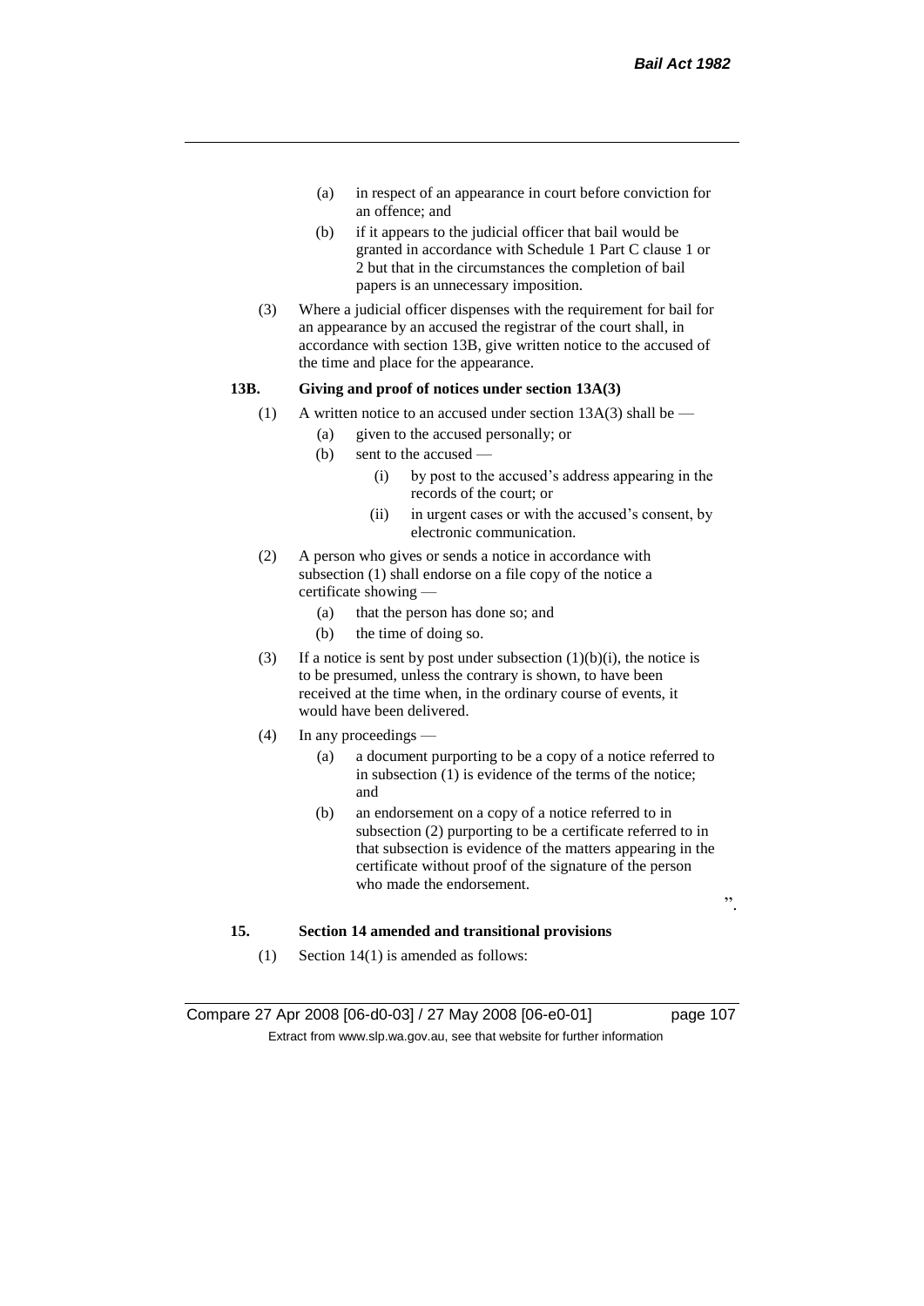(a) in respect of an appearance in court before conviction for an offence; and

(b) if it appears to the judicial officer that bail would be granted in accordance with Schedule 1 Part C clause 1 or 2 but that in the circumstances the completion of bail papers is an unnecessary imposition.

(3) Where a judicial officer dispenses with the requirement for bail for an appearance by an accused the registrar of the court shall, in accordance with section 13B, give written notice to the accused of the time and place for the appearance.

**13B. Giving and proof of notices under section 13A(3)**

(1) A written notice to an accused under section 13A(3) shall be —

(a) given to the accused personally; or

(b) sent to the accused —

(i) by post to the accused's address appearing in the records of the court; or

(ii) in urgent cases or with the accused's consent, by electronic communication.

(2) A person who gives or sends a notice in accordance with subsection (1) shall endorse on a file copy of the notice a certificate showing —

(a) that the person has done so; and

(b) the time of doing so.

(3) If a notice is sent by post under subsection (1)(b)(i), the notice is to be presumed, unless the contrary is shown, to have been received at the time when, in the ordinary course of events, it would have been delivered.

(4) In any proceedings —

(a) a document purporting to be a copy of a notice referred to in subsection (1) is evidence of the terms of the notice; and

(b) an endorsement on a copy of a notice referred to in subsection (2) purporting to be a certificate referred to in that subsection is evidence of the matters appearing in the certificate without proof of the signature of the person who made the endorsement.

".

**15. Section 14 amended and transitional provisions**

(1) Section 14(1) is amended as follows: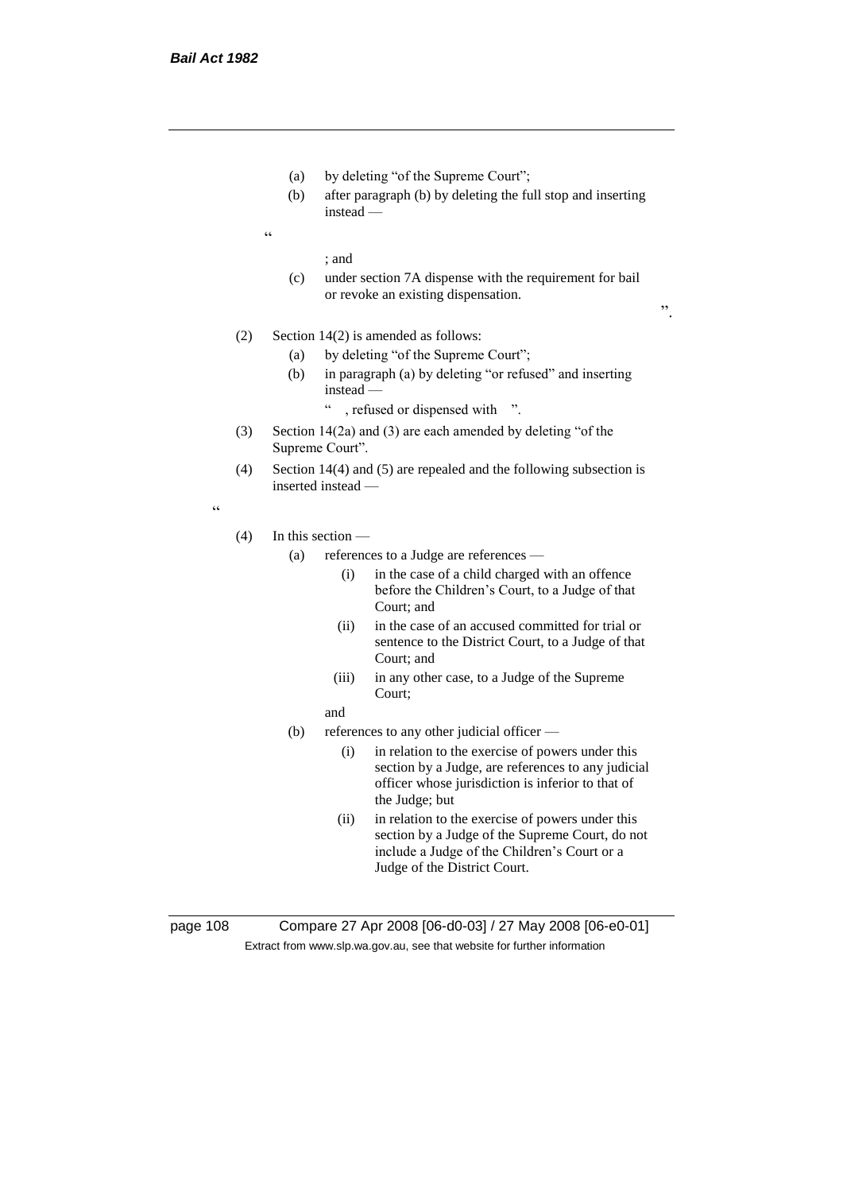(a) by deleting "of the Supreme Court";

(b) after paragraph (b) by deleting the full stop and inserting instead —

"

; and

(c) under section 7A dispense with the requirement for bail or revoke an existing dispensation.

".

(2) Section 14(2) is amended as follows:

(a) by deleting "of the Supreme Court";

(b) in paragraph (a) by deleting "or refused" and inserting instead —

" , refused or dispensed with ".

(3) Section 14(2a) and (3) are each amended by deleting "of the Supreme Court".

(4) Section 14(4) and (5) are repealed and the following subsection is inserted instead —

"

(4) In this section —

(a) references to a Judge are references —

(i) in the case of a child charged with an offence before the Children's Court, to a Judge of that Court; and

(ii) in the case of an accused committed for trial or sentence to the District Court, to a Judge of that Court; and

(iii) in any other case, to a Judge of the Supreme Court;

and

(b) references to any other judicial officer —

(i) in relation to the exercise of powers under this section by a Judge, are references to any judicial officer whose jurisdiction is inferior to that of the Judge; but

(ii) in relation to the exercise of powers under this section by a Judge of the Supreme Court, do not include a Judge of the Children's Court or a Judge of the District Court.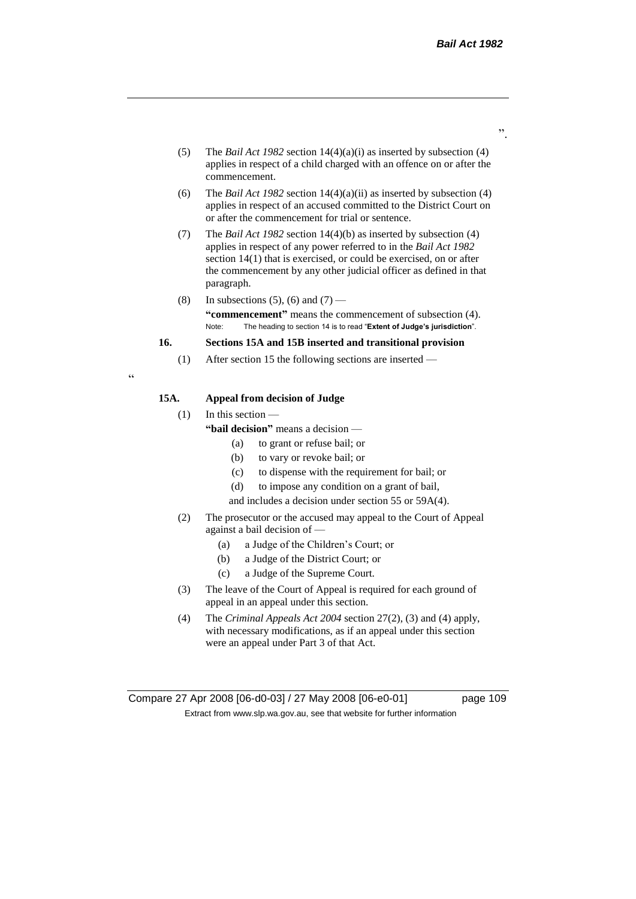".

(5) The *Bail Act 1982* section 14(4)(a)(i) as inserted by subsection (4) applies in respect of a child charged with an offence on or after the commencement.

(6) The *Bail Act 1982* section 14(4)(a)(ii) as inserted by subsection (4) applies in respect of an accused committed to the District Court on or after the commencement for trial or sentence.

(7) The *Bail Act 1982* section 14(4)(b) as inserted by subsection (4) applies in respect of any power referred to in the *Bail Act 1982* section 14(1) that is exercised, or could be exercised, on or after the commencement by any other judicial officer as defined in that paragraph.

(8) In subsections (5), (6) and (7) —

**"commencement"** means the commencement of subsection (4).

Note: The heading to section 14 is to read "**Extent of Judge's jurisdiction**".

**16. Sections 15A and 15B inserted and transitional provision**

(1) After section 15 the following sections are inserted —

"

**15A. Appeal from decision of Judge**

(1) In this section —

**"bail decision"** means a decision —

(a) to grant or refuse bail; or

(b) to vary or revoke bail; or

(c) to dispense with the requirement for bail; or

(d) to impose any condition on a grant of bail,

and includes a decision under section 55 or 59A(4).

(2) The prosecutor or the accused may appeal to the Court of Appeal against a bail decision of —

(a) a Judge of the Children's Court; or

(b) a Judge of the District Court; or

(c) a Judge of the Supreme Court.

(3) The leave of the Court of Appeal is required for each ground of appeal in an appeal under this section.

(4) The *Criminal Appeals Act 2004* section 27(2), (3) and (4) apply, with necessary modifications, as if an appeal under this section were an appeal under Part 3 of that Act.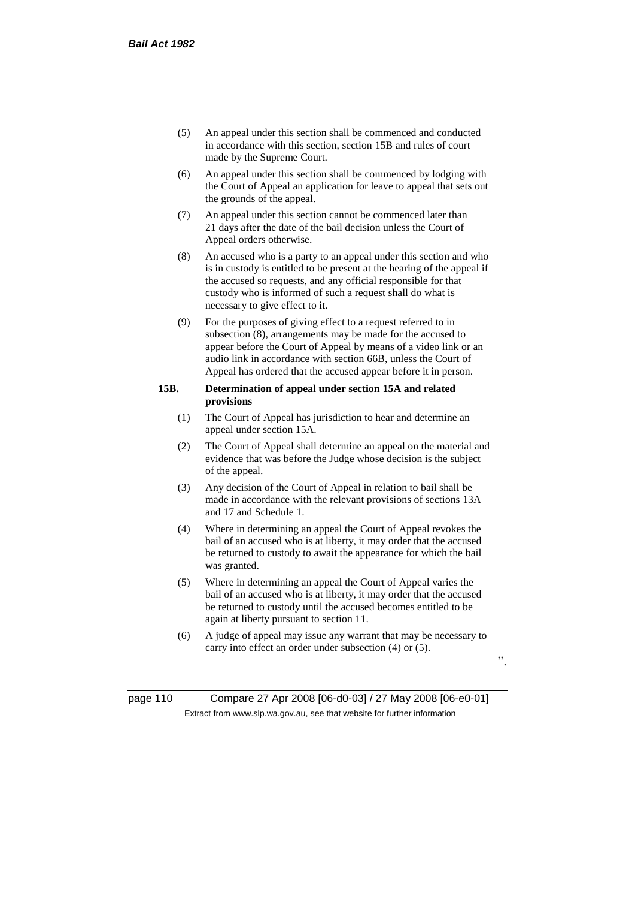(5) An appeal under this section shall be commenced and conducted in accordance with this section, section 15B and rules of court made by the Supreme Court.

(6) An appeal under this section shall be commenced by lodging with the Court of Appeal an application for leave to appeal that sets out the grounds of the appeal.

(7) An appeal under this section cannot be commenced later than 21 days after the date of the bail decision unless the Court of Appeal orders otherwise.

(8) An accused who is a party to an appeal under this section and who is in custody is entitled to be present at the hearing of the appeal if the accused so requests, and any official responsible for that custody who is informed of such a request shall do what is necessary to give effect to it.

(9) For the purposes of giving effect to a request referred to in subsection (8), arrangements may be made for the accused to appear before the Court of Appeal by means of a video link or an audio link in accordance with section 66B, unless the Court of Appeal has ordered that the accused appear before it in person.

**15B. Determination of appeal under section 15A and related provisions**

(1) The Court of Appeal has jurisdiction to hear and determine an appeal under section 15A.

(2) The Court of Appeal shall determine an appeal on the material and evidence that was before the Judge whose decision is the subject of the appeal.

(3) Any decision of the Court of Appeal in relation to bail shall be made in accordance with the relevant provisions of sections 13A and 17 and Schedule 1.

(4) Where in determining an appeal the Court of Appeal revokes the bail of an accused who is at liberty, it may order that the accused be returned to custody to await the appearance for which the bail was granted.

(5) Where in determining an appeal the Court of Appeal varies the bail of an accused who is at liberty, it may order that the accused be returned to custody until the accused becomes entitled to be again at liberty pursuant to section 11.

(6) A judge of appeal may issue any warrant that may be necessary to carry into effect an order under subsection (4) or (5).

".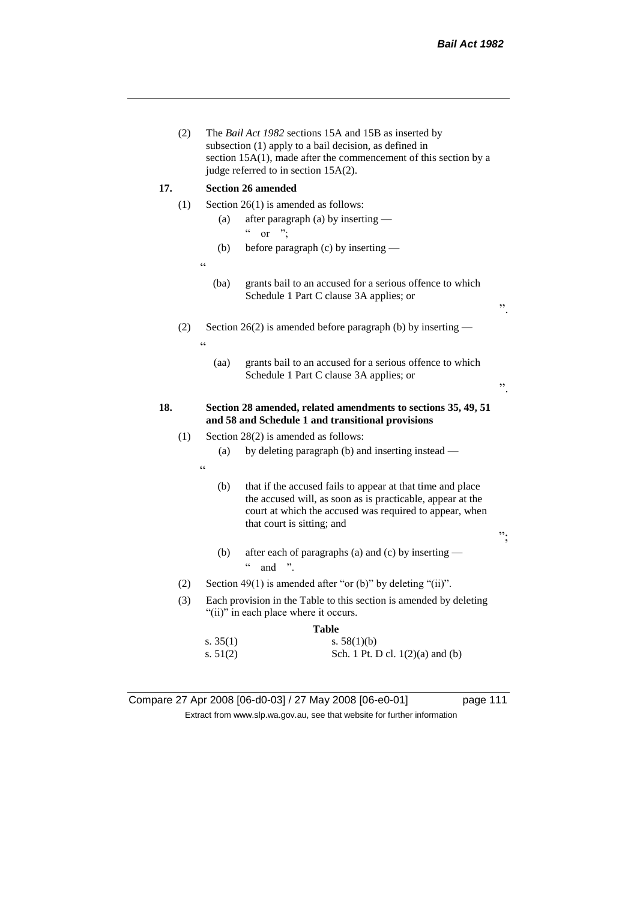(2) The *Bail Act 1982* sections 15A and 15B as inserted by subsection (1) apply to a bail decision, as defined in section 15A(1), made after the commencement of this section by a judge referred to in section 15A(2).

**17. Section 26 amended**

(1) Section 26(1) is amended as follows:

(a) after paragraph (a) by inserting —

" or ";

(b) before paragraph (c) by inserting —

"

(ba) grants bail to an accused for a serious offence to which Schedule 1 Part C clause 3A applies; or

".

(2) Section 26(2) is amended before paragraph (b) by inserting —

"

(aa) grants bail to an accused for a serious offence to which Schedule 1 Part C clause 3A applies; or

".

**18. Section 28 amended, related amendments to sections 35, 49, 51 and 58 and Schedule 1 and transitional provisions**

(1) Section 28(2) is amended as follows:

(a) by deleting paragraph (b) and inserting instead —

"

(b) that if the accused fails to appear at that time and place the accused will, as soon as is practicable, appear at the court at which the accused was required to appear, when that court is sitting; and

";

(b) after each of paragraphs (a) and (c) by inserting —

" and ".

(2) Section 49(1) is amended after "or (b)" by deleting "(ii)".

(3) Each provision in the Table to this section is amended by deleting "(ii)" in each place where it occurs.

**Table**

| | |
|---|---|
| s. 35(1) | s. 58(1)(b) |
| s. 51(2) | Sch. 1 Pt. D cl. 1(2)(a) and (b) |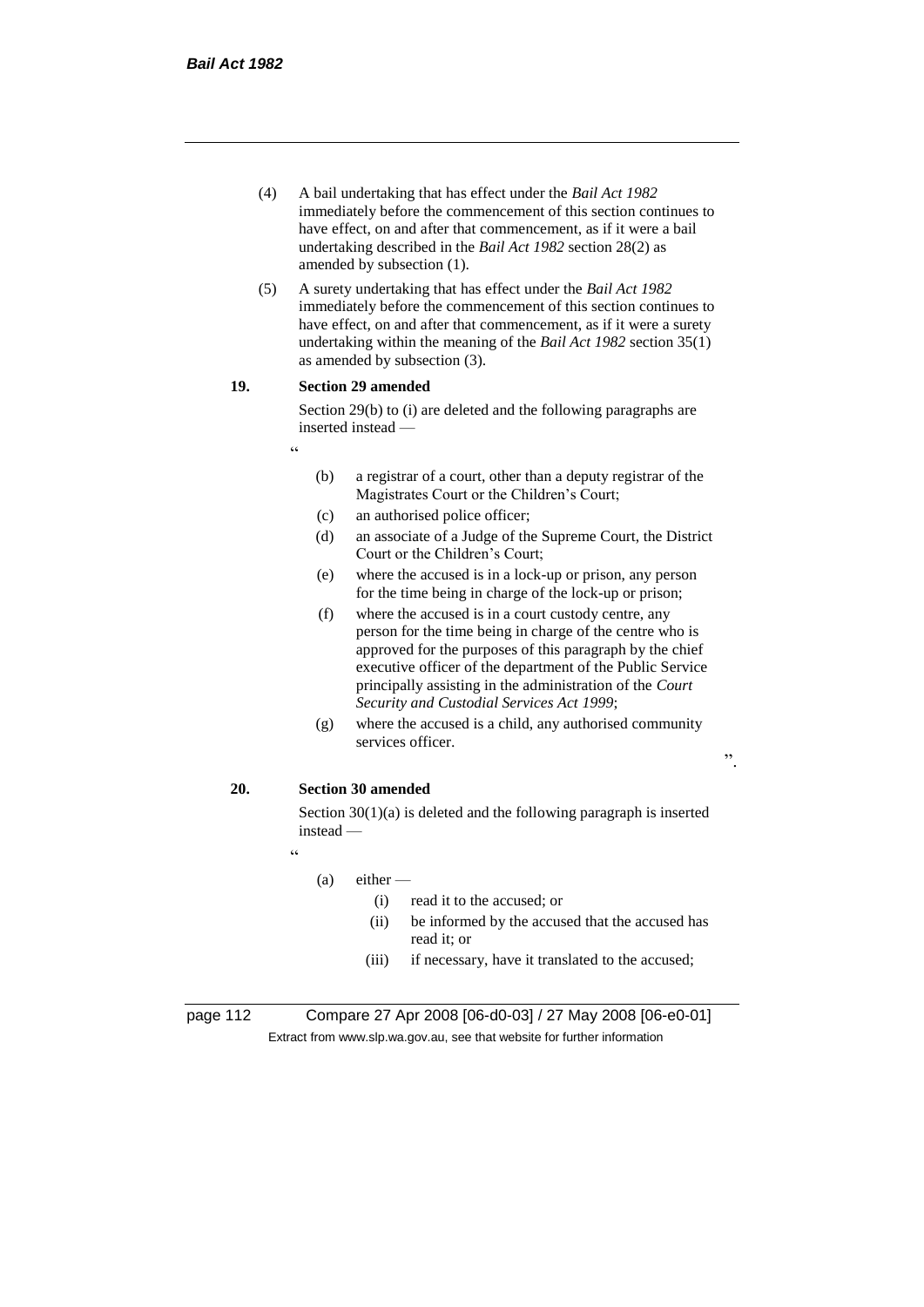(4) A bail undertaking that has effect under the *Bail Act 1982* immediately before the commencement of this section continues to have effect, on and after that commencement, as if it were a bail undertaking described in the *Bail Act 1982* section 28(2) as amended by subsection (1).

(5) A surety undertaking that has effect under the *Bail Act 1982* immediately before the commencement of this section continues to have effect, on and after that commencement, as if it were a surety undertaking within the meaning of the *Bail Act 1982* section 35(1) as amended by subsection (3).

**19. Section 29 amended**

Section 29(b) to (i) are deleted and the following paragraphs are inserted instead —

"

(b) a registrar of a court, other than a deputy registrar of the Magistrates Court or the Children's Court;

(c) an authorised police officer;

(d) an associate of a Judge of the Supreme Court, the District Court or the Children's Court;

(e) where the accused is in a lock-up or prison, any person for the time being in charge of the lock-up or prison;

(f) where the accused is in a court custody centre, any person for the time being in charge of the centre who is approved for the purposes of this paragraph by the chief executive officer of the department of the Public Service principally assisting in the administration of the *Court Security and Custodial Services Act 1999*;

(g) where the accused is a child, any authorised community services officer.

".

**20. Section 30 amended**

Section 30(1)(a) is deleted and the following paragraph is inserted instead —

"

(a) either —

(i) read it to the accused; or

(ii) be informed by the accused that the accused has read it; or

(iii) if necessary, have it translated to the accused;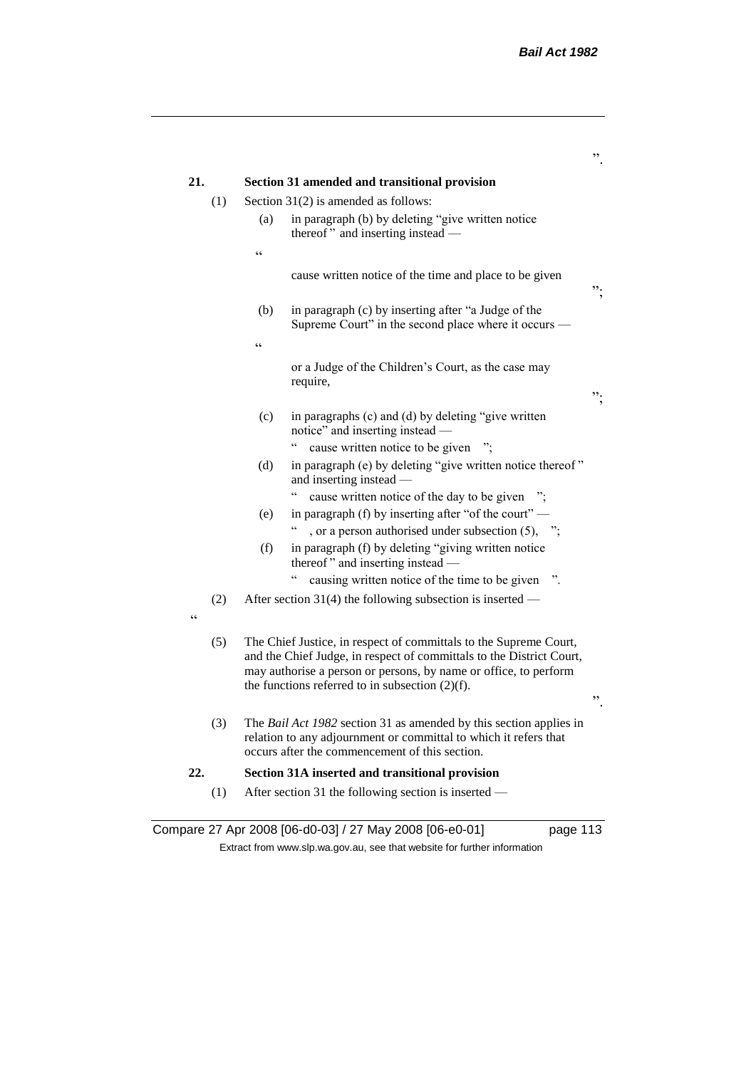”.

**21. Section 31 amended and transitional provision**

(1) Section 31(2) is amended as follows:

(a) in paragraph (b) by deleting “give written notice thereof ” and inserting instead —

“

cause written notice of the time and place to be given

”;

(b) in paragraph (c) by inserting after “a Judge of the Supreme Court” in the second place where it occurs —

“

or a Judge of the Children’s Court, as the case may require,

”;

(c) in paragraphs (c) and (d) by deleting “give written notice” and inserting instead —

“ cause written notice to be given ”;

(d) in paragraph (e) by deleting “give written notice thereof ” and inserting instead —

“ cause written notice of the day to be given ”;

(e) in paragraph (f) by inserting after “of the court” —

“ , or a person authorised under subsection (5), ”;

(f) in paragraph (f) by deleting “giving written notice thereof ” and inserting instead —

“ causing written notice of the time to be given ”.

(2) After section 31(4) the following subsection is inserted —

“

(5) The Chief Justice, in respect of committals to the Supreme Court, and the Chief Judge, in respect of committals to the District Court, may authorise a person or persons, by name or office, to perform the functions referred to in subsection (2)(f).

”.

(3) The *Bail Act 1982* section 31 as amended by this section applies in relation to any adjournment or committal to which it refers that occurs after the commencement of this section.

**22. Section 31A inserted and transitional provision**

(1) After section 31 the following section is inserted —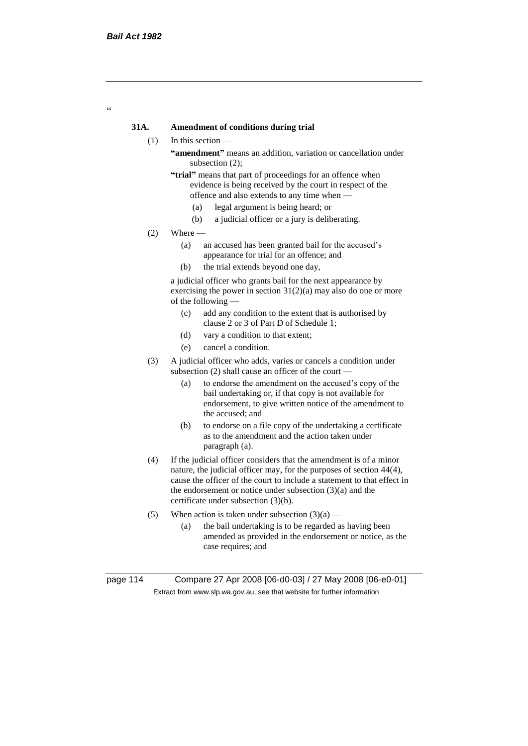"

**31A. Amendment of conditions during trial**

(1) In this section —

**"amendment"** means an addition, variation or cancellation under subsection (2);

**"trial"** means that part of proceedings for an offence when evidence is being received by the court in respect of the offence and also extends to any time when —

(a) legal argument is being heard; or

(b) a judicial officer or a jury is deliberating.

(2) Where —

(a) an accused has been granted bail for the accused's appearance for trial for an offence; and

(b) the trial extends beyond one day,

a judicial officer who grants bail for the next appearance by exercising the power in section 31(2)(a) may also do one or more of the following —

(c) add any condition to the extent that is authorised by clause 2 or 3 of Part D of Schedule 1;

(d) vary a condition to that extent;

(e) cancel a condition.

(3) A judicial officer who adds, varies or cancels a condition under subsection (2) shall cause an officer of the court —

(a) to endorse the amendment on the accused's copy of the bail undertaking or, if that copy is not available for endorsement, to give written notice of the amendment to the accused; and

(b) to endorse on a file copy of the undertaking a certificate as to the amendment and the action taken under paragraph (a).

(4) If the judicial officer considers that the amendment is of a minor nature, the judicial officer may, for the purposes of section 44(4), cause the officer of the court to include a statement to that effect in the endorsement or notice under subsection (3)(a) and the certificate under subsection (3)(b).

(5) When action is taken under subsection (3)(a) —

(a) the bail undertaking is to be regarded as having been amended as provided in the endorsement or notice, as the case requires; and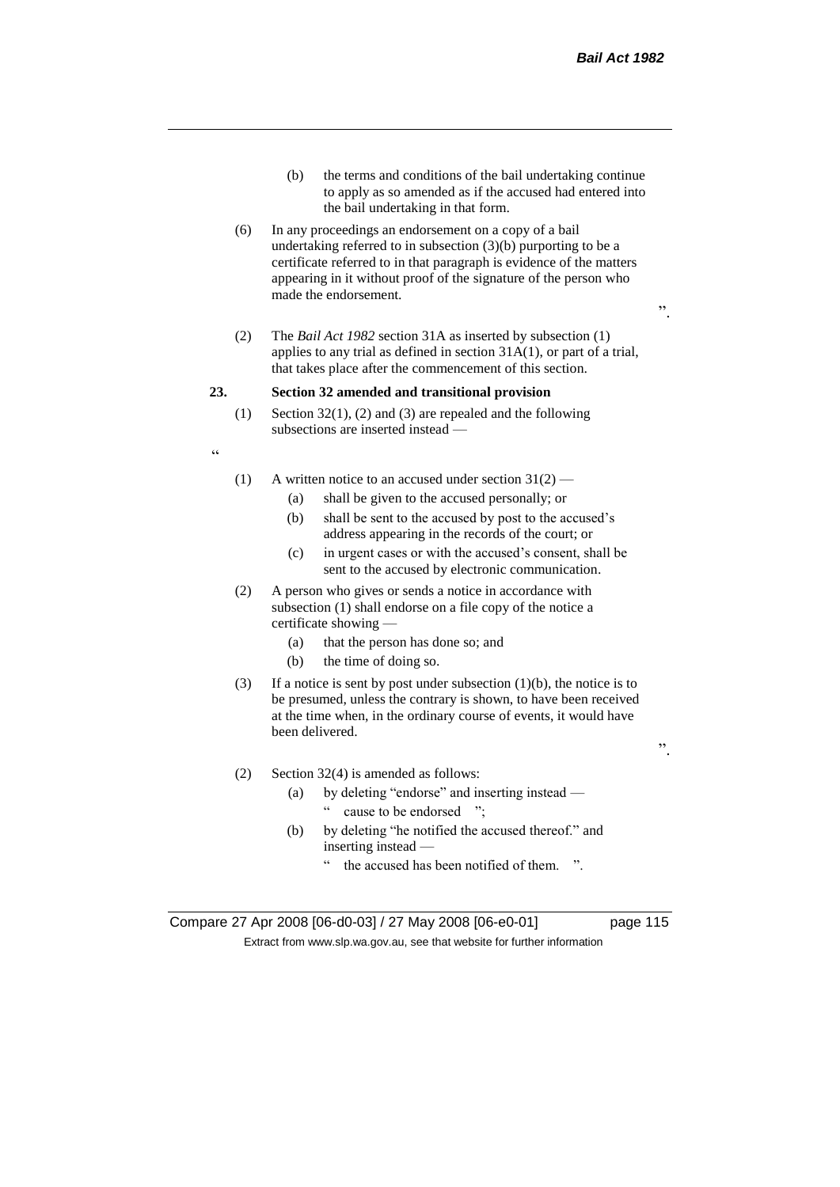(b) the terms and conditions of the bail undertaking continue to apply as so amended as if the accused had entered into the bail undertaking in that form.

(6) In any proceedings an endorsement on a copy of a bail undertaking referred to in subsection (3)(b) purporting to be a certificate referred to in that paragraph is evidence of the matters appearing in it without proof of the signature of the person who made the endorsement.

".

(2) The *Bail Act 1982* section 31A as inserted by subsection (1) applies to any trial as defined in section 31A(1), or part of a trial, that takes place after the commencement of this section.

**23. Section 32 amended and transitional provision**

(1) Section 32(1), (2) and (3) are repealed and the following subsections are inserted instead —

"

(1) A written notice to an accused under section 31(2) —

(a) shall be given to the accused personally; or

(b) shall be sent to the accused by post to the accused's address appearing in the records of the court; or

(c) in urgent cases or with the accused's consent, shall be sent to the accused by electronic communication.

(2) A person who gives or sends a notice in accordance with subsection (1) shall endorse on a file copy of the notice a certificate showing —

(a) that the person has done so; and

(b) the time of doing so.

(3) If a notice is sent by post under subsection (1)(b), the notice is to be presumed, unless the contrary is shown, to have been received at the time when, in the ordinary course of events, it would have been delivered.

".

(2) Section 32(4) is amended as follows:

(a) by deleting "endorse" and inserting instead —

" cause to be endorsed ";

(b) by deleting "he notified the accused thereof." and inserting instead —

" the accused has been notified of them. ".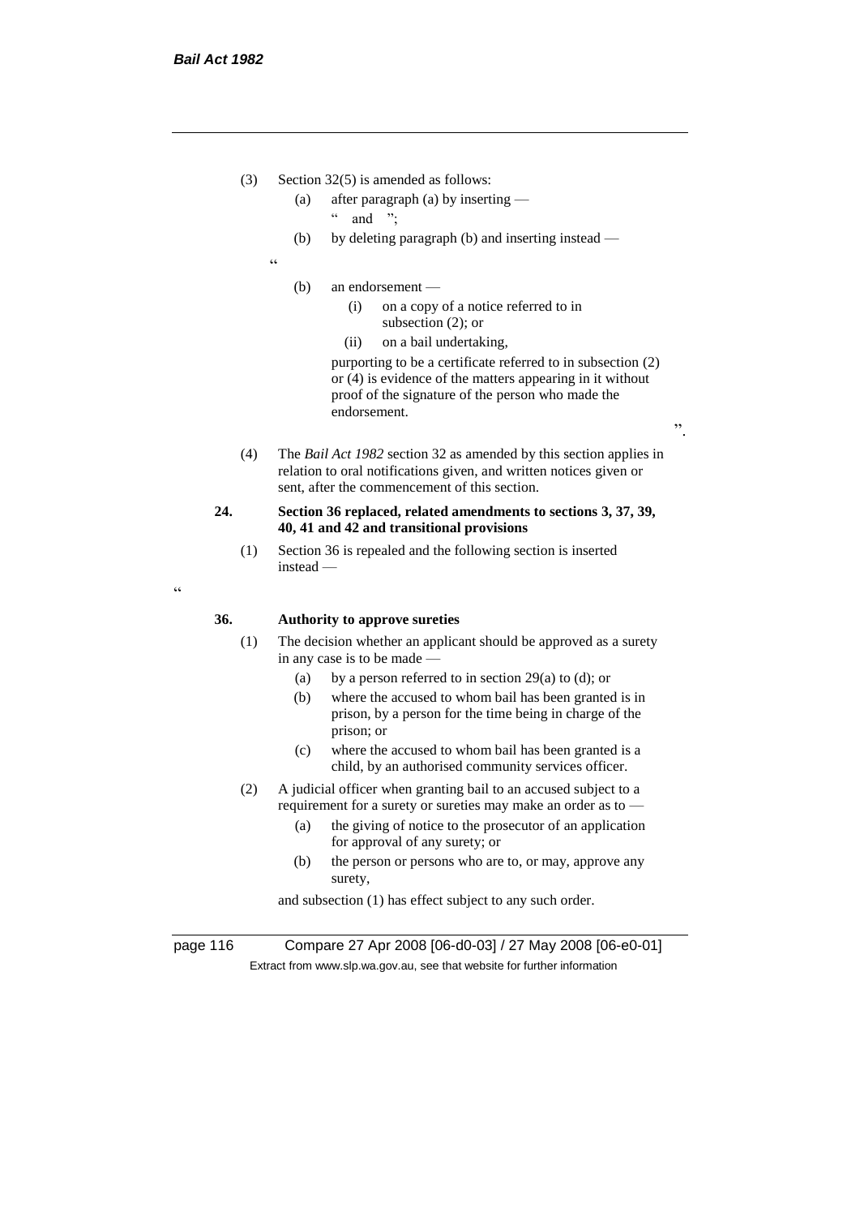(3) Section 32(5) is amended as follows:

(a) after paragraph (a) by inserting —

" and ";

(b) by deleting paragraph (b) and inserting instead —

"

(b) an endorsement —

(i) on a copy of a notice referred to in subsection (2); or

(ii) on a bail undertaking,

purporting to be a certificate referred to in subsection (2) or (4) is evidence of the matters appearing in it without proof of the signature of the person who made the endorsement.

".

(4) The *Bail Act 1982* section 32 as amended by this section applies in relation to oral notifications given, and written notices given or sent, after the commencement of this section.

**24. Section 36 replaced, related amendments to sections 3, 37, 39, 40, 41 and 42 and transitional provisions**

(1) Section 36 is repealed and the following section is inserted instead —

"

**36. Authority to approve sureties**

(1) The decision whether an applicant should be approved as a surety in any case is to be made —

(a) by a person referred to in section 29(a) to (d); or

(b) where the accused to whom bail has been granted is in prison, by a person for the time being in charge of the prison; or

(c) where the accused to whom bail has been granted is a child, by an authorised community services officer.

(2) A judicial officer when granting bail to an accused subject to a requirement for a surety or sureties may make an order as to —

(a) the giving of notice to the prosecutor of an application for approval of any surety; or

(b) the person or persons who are to, or may, approve any surety,

and subsection (1) has effect subject to any such order.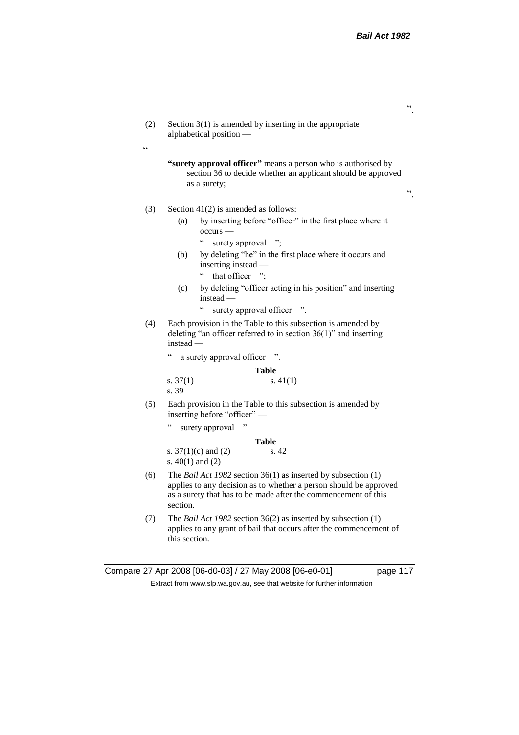".

(2) Section 3(1) is amended by inserting in the appropriate alphabetical position —

"

**"surety approval officer"** means a person who is authorised by section 36 to decide whether an applicant should be approved as a surety;

".

(3) Section 41(2) is amended as follows:

(a) by inserting before "officer" in the first place where it occurs —

" surety approval ";

(b) by deleting "he" in the first place where it occurs and inserting instead —

" that officer ";

(c) by deleting "officer acting in his position" and inserting instead —

" surety approval officer ".

(4) Each provision in the Table to this subsection is amended by deleting "an officer referred to in section 36(1)" and inserting instead —

" a surety approval officer ".

**Table**

| | |
|---|---|
| s. 37(1) | s. 41(1) |
| s. 39 | |

(5) Each provision in the Table to this subsection is amended by inserting before "officer" —

" surety approval ".

**Table**

| | |
|---|---|
| s. 37(1)(c) and (2) | s. 42 |
| s. 40(1) and (2) | |

(6) The *Bail Act 1982* section 36(1) as inserted by subsection (1) applies to any decision as to whether a person should be approved as a surety that has to be made after the commencement of this section.

(7) The *Bail Act 1982* section 36(2) as inserted by subsection (1) applies to any grant of bail that occurs after the commencement of this section.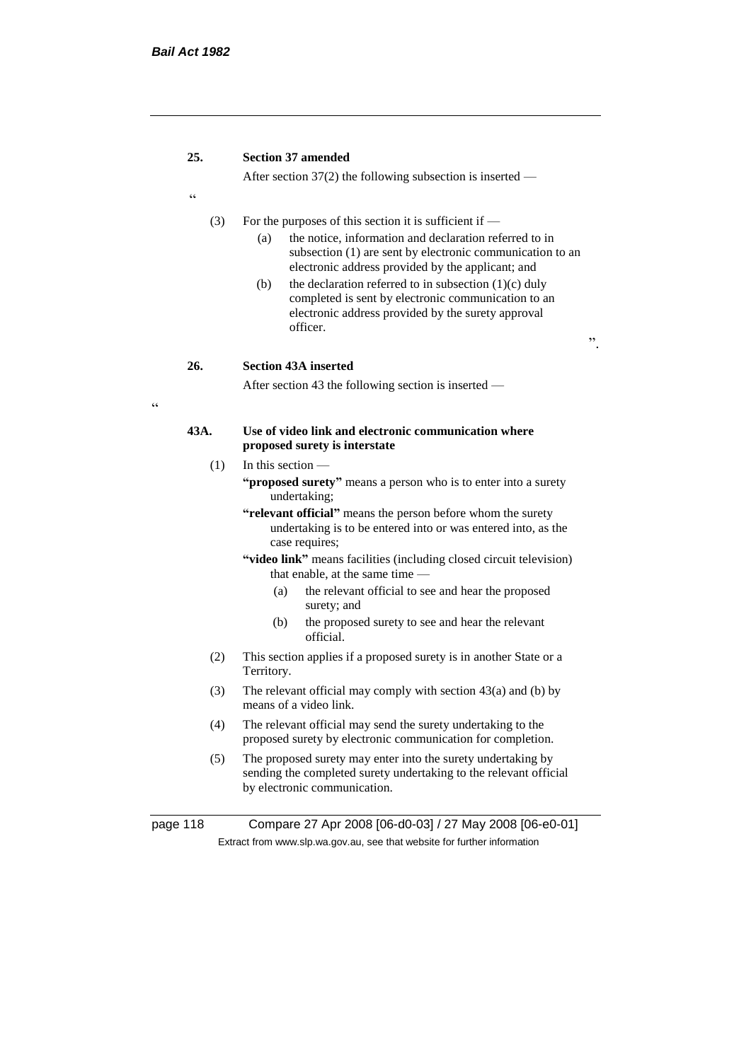**25. Section 37 amended**

After section 37(2) the following subsection is inserted —

"

(3) For the purposes of this section it is sufficient if —

(a) the notice, information and declaration referred to in subsection (1) are sent by electronic communication to an electronic address provided by the applicant; and

(b) the declaration referred to in subsection (1)(c) duly completed is sent by electronic communication to an electronic address provided by the surety approval officer.

".

**26. Section 43A inserted**

After section 43 the following section is inserted —

"

**43A. Use of video link and electronic communication where proposed surety is interstate**

(1) In this section —

**"proposed surety"** means a person who is to enter into a surety undertaking;

**"relevant official"** means the person before whom the surety undertaking is to be entered into or was entered into, as the case requires;

**"video link"** means facilities (including closed circuit television) that enable, at the same time —

(a) the relevant official to see and hear the proposed surety; and

(b) the proposed surety to see and hear the relevant official.

(2) This section applies if a proposed surety is in another State or a Territory.

(3) The relevant official may comply with section 43(a) and (b) by means of a video link.

(4) The relevant official may send the surety undertaking to the proposed surety by electronic communication for completion.

(5) The proposed surety may enter into the surety undertaking by sending the completed surety undertaking to the relevant official by electronic communication.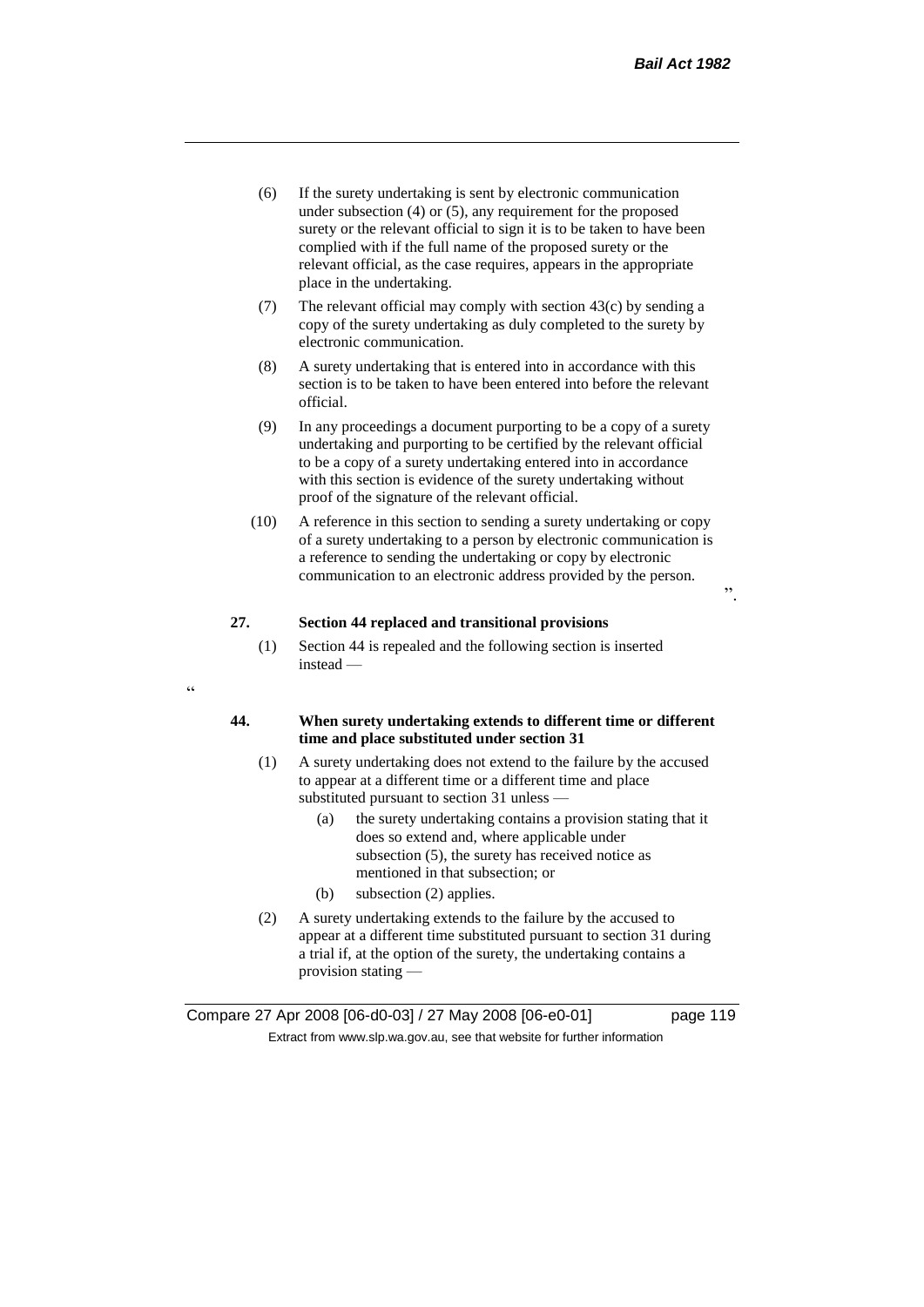(6) If the surety undertaking is sent by electronic communication under subsection (4) or (5), any requirement for the proposed surety or the relevant official to sign it is to be taken to have been complied with if the full name of the proposed surety or the relevant official, as the case requires, appears in the appropriate place in the undertaking.

(7) The relevant official may comply with section 43(c) by sending a copy of the surety undertaking as duly completed to the surety by electronic communication.

(8) A surety undertaking that is entered into in accordance with this section is to be taken to have been entered into before the relevant official.

(9) In any proceedings a document purporting to be a copy of a surety undertaking and purporting to be certified by the relevant official to be a copy of a surety undertaking entered into in accordance with this section is evidence of the surety undertaking without proof of the signature of the relevant official.

(10) A reference in this section to sending a surety undertaking or copy of a surety undertaking to a person by electronic communication is a reference to sending the undertaking or copy by electronic communication to an electronic address provided by the person.

".

**27. Section 44 replaced and transitional provisions**

(1) Section 44 is repealed and the following section is inserted instead —

"

**44. When surety undertaking extends to different time or different time and place substituted under section 31**

(1) A surety undertaking does not extend to the failure by the accused to appear at a different time or a different time and place substituted pursuant to section 31 unless —

(a) the surety undertaking contains a provision stating that it does so extend and, where applicable under subsection (5), the surety has received notice as mentioned in that subsection; or

(b) subsection (2) applies.

(2) A surety undertaking extends to the failure by the accused to appear at a different time substituted pursuant to section 31 during a trial if, at the option of the surety, the undertaking contains a provision stating —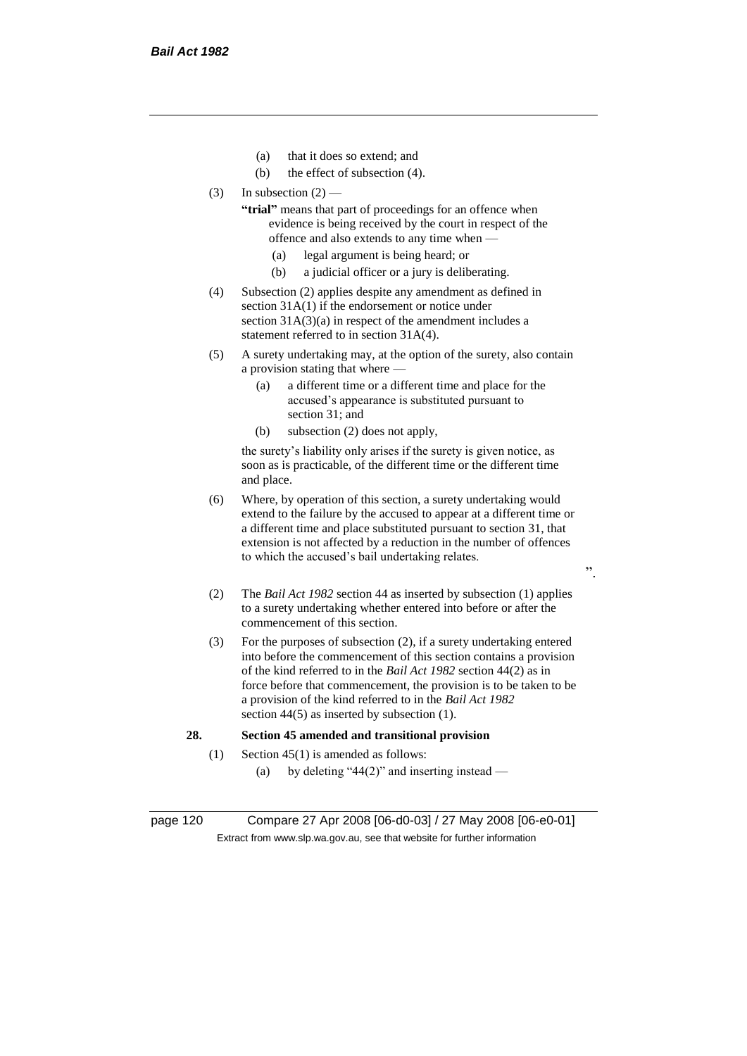(a) that it does so extend; and

(b) the effect of subsection (4).

(3) In subsection (2) —

**"trial"** means that part of proceedings for an offence when evidence is being received by the court in respect of the offence and also extends to any time when —

(a) legal argument is being heard; or

(b) a judicial officer or a jury is deliberating.

(4) Subsection (2) applies despite any amendment as defined in section 31A(1) if the endorsement or notice under section 31A(3)(a) in respect of the amendment includes a statement referred to in section 31A(4).

(5) A surety undertaking may, at the option of the surety, also contain a provision stating that where —

(a) a different time or a different time and place for the accused's appearance is substituted pursuant to section 31; and

(b) subsection (2) does not apply,

the surety's liability only arises if the surety is given notice, as soon as is practicable, of the different time or the different time and place.

(6) Where, by operation of this section, a surety undertaking would extend to the failure by the accused to appear at a different time or a different time and place substituted pursuant to section 31, that extension is not affected by a reduction in the number of offences to which the accused's bail undertaking relates.

".

(2) The *Bail Act 1982* section 44 as inserted by subsection (1) applies to a surety undertaking whether entered into before or after the commencement of this section.

(3) For the purposes of subsection (2), if a surety undertaking entered into before the commencement of this section contains a provision of the kind referred to in the *Bail Act 1982* section 44(2) as in force before that commencement, the provision is to be taken to be a provision of the kind referred to in the *Bail Act 1982* section 44(5) as inserted by subsection (1).

**28. Section 45 amended and transitional provision**

(1) Section 45(1) is amended as follows:

(a) by deleting "44(2)" and inserting instead —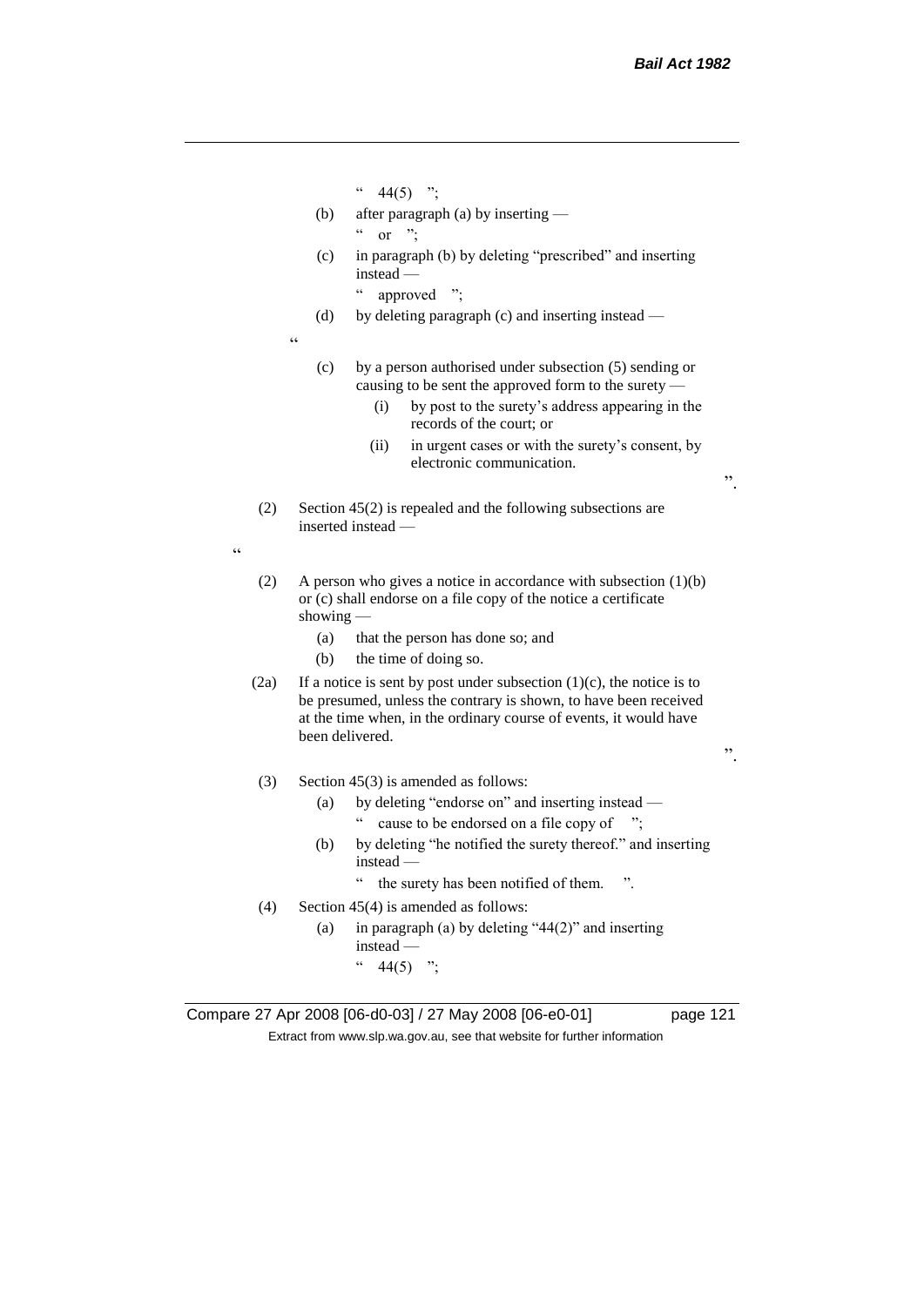" 44(5) ";

(b) after paragraph (a) by inserting —

" or ";

(c) in paragraph (b) by deleting "prescribed" and inserting instead —

" approved ";

(d) by deleting paragraph (c) and inserting instead —

"

(c) by a person authorised under subsection (5) sending or causing to be sent the approved form to the surety —

(i) by post to the surety's address appearing in the records of the court; or

(ii) in urgent cases or with the surety's consent, by electronic communication.

".

(2) Section 45(2) is repealed and the following subsections are inserted instead —

"

(2) A person who gives a notice in accordance with subsection (1)(b) or (c) shall endorse on a file copy of the notice a certificate showing —

(a) that the person has done so; and

(b) the time of doing so.

(2a) If a notice is sent by post under subsection (1)(c), the notice is to be presumed, unless the contrary is shown, to have been received at the time when, in the ordinary course of events, it would have been delivered.

".

(3) Section 45(3) is amended as follows:

(a) by deleting "endorse on" and inserting instead —

" cause to be endorsed on a file copy of ";

(b) by deleting "he notified the surety thereof." and inserting instead —

" the surety has been notified of them. ".

(4) Section 45(4) is amended as follows:

(a) in paragraph (a) by deleting "44(2)" and inserting instead —

" 44(5) ";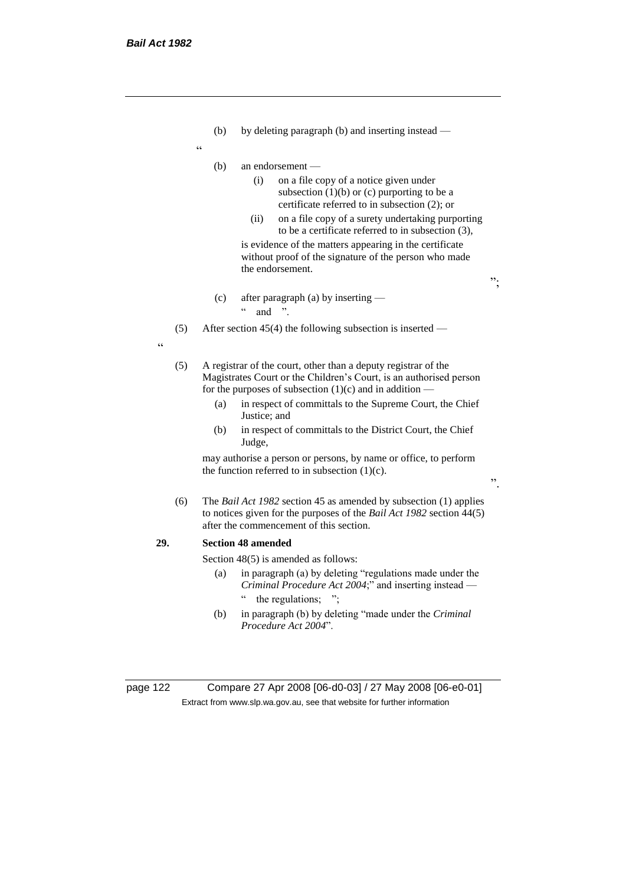(b) by deleting paragraph (b) and inserting instead —

"

(b) an endorsement —

(i) on a file copy of a notice given under subsection (1)(b) or (c) purporting to be a certificate referred to in subsection (2); or

(ii) on a file copy of a surety undertaking purporting to be a certificate referred to in subsection (3),

is evidence of the matters appearing in the certificate without proof of the signature of the person who made the endorsement.

";

(c) after paragraph (a) by inserting —

" and ".

(5) After section 45(4) the following subsection is inserted —

"

(5) A registrar of the court, other than a deputy registrar of the Magistrates Court or the Children's Court, is an authorised person for the purposes of subsection (1)(c) and in addition —

(a) in respect of committals to the Supreme Court, the Chief Justice; and

(b) in respect of committals to the District Court, the Chief Judge,

may authorise a person or persons, by name or office, to perform the function referred to in subsection (1)(c).

".

(6) The *Bail Act 1982* section 45 as amended by subsection (1) applies to notices given for the purposes of the *Bail Act 1982* section 44(5) after the commencement of this section.

**29. Section 48 amended**

Section 48(5) is amended as follows:

(a) in paragraph (a) by deleting "regulations made under the *Criminal Procedure Act 2004*;" and inserting instead —

" the regulations; ";

(b) in paragraph (b) by deleting "made under the *Criminal Procedure Act 2004*".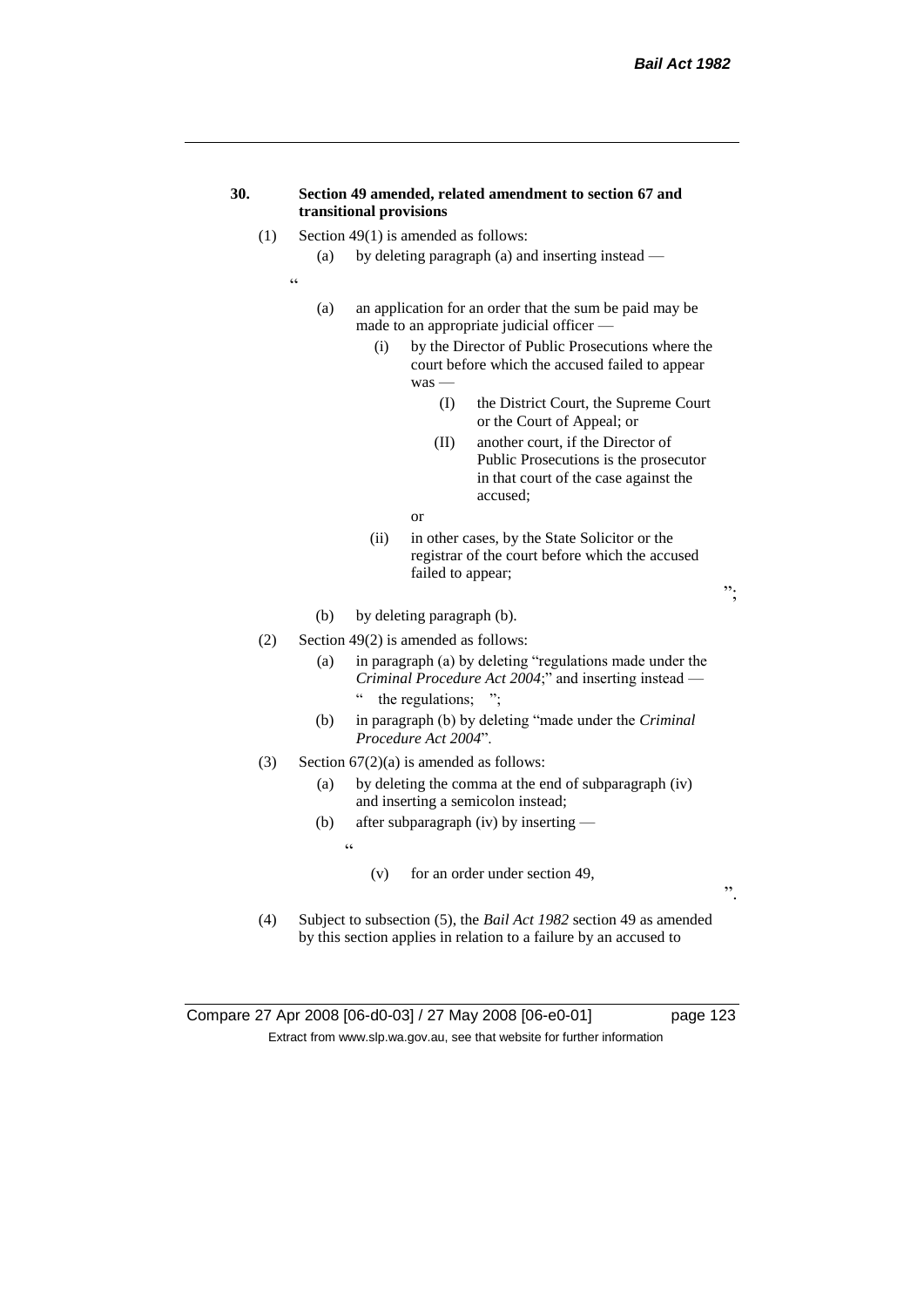**30. Section 49 amended, related amendment to section 67 and transitional provisions**

(1) Section 49(1) is amended as follows:

(a) by deleting paragraph (a) and inserting instead —

"

(a) an application for an order that the sum be paid may be made to an appropriate judicial officer —

(i) by the Director of Public Prosecutions where the court before which the accused failed to appear was —

(I) the District Court, the Supreme Court or the Court of Appeal; or

(II) another court, if the Director of Public Prosecutions is the prosecutor in that court of the case against the accused;

or

(ii) in other cases, by the State Solicitor or the registrar of the court before which the accused failed to appear;

";

(b) by deleting paragraph (b).

(2) Section 49(2) is amended as follows:

(a) in paragraph (a) by deleting "regulations made under the *Criminal Procedure Act 2004*;" and inserting instead —

" the regulations; ";

(b) in paragraph (b) by deleting "made under the *Criminal Procedure Act 2004*".

(3) Section 67(2)(a) is amended as follows:

(a) by deleting the comma at the end of subparagraph (iv) and inserting a semicolon instead;

(b) after subparagraph (iv) by inserting —

"

(v) for an order under section 49,

".

(4) Subject to subsection (5), the *Bail Act 1982* section 49 as amended by this section applies in relation to a failure by an accused to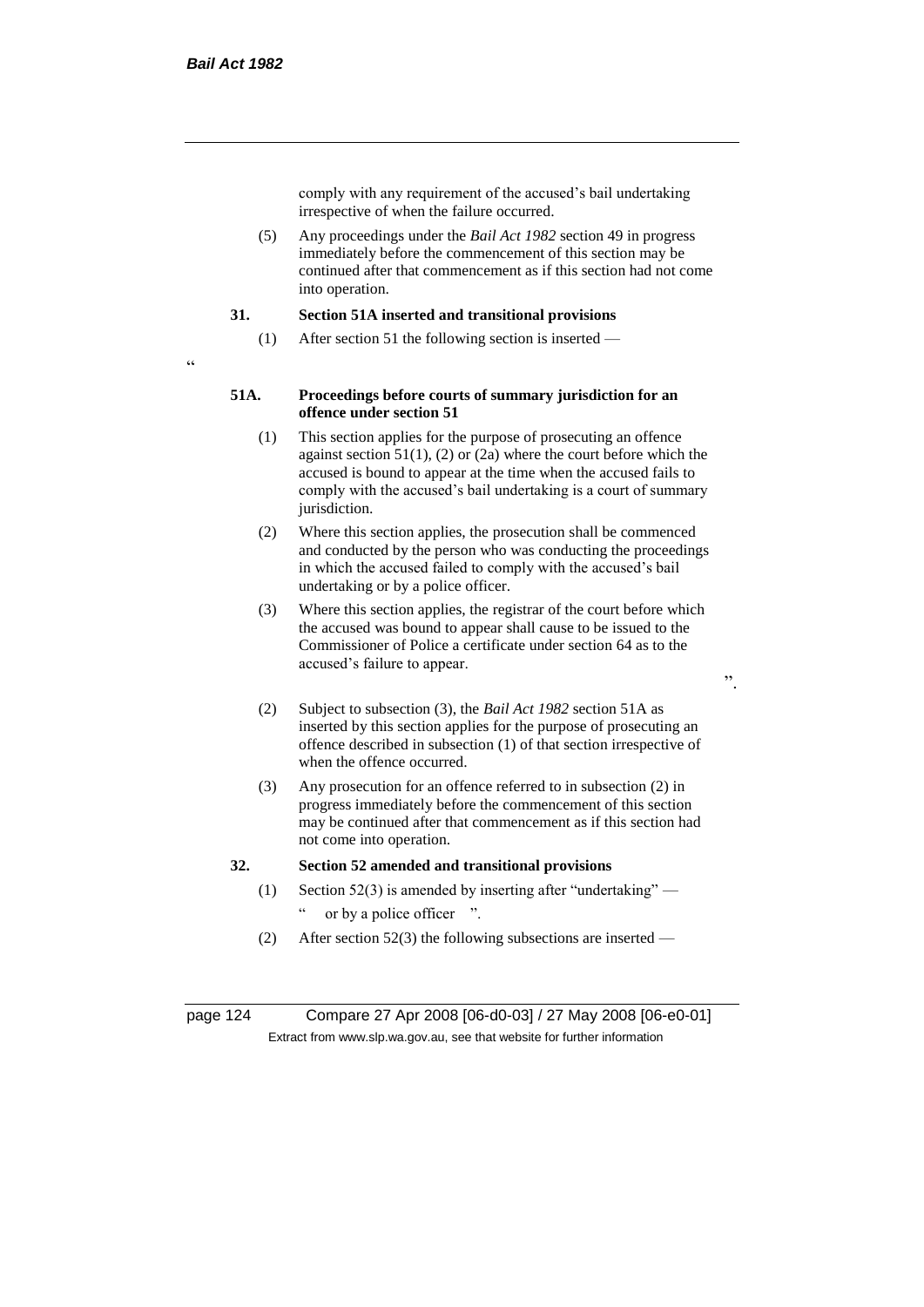comply with any requirement of the accused's bail undertaking irrespective of when the failure occurred.

(5) Any proceedings under the *Bail Act 1982* section 49 in progress immediately before the commencement of this section may be continued after that commencement as if this section had not come into operation.

**31. Section 51A inserted and transitional provisions**

(1) After section 51 the following section is inserted —

"

**51A. Proceedings before courts of summary jurisdiction for an offence under section 51**

(1) This section applies for the purpose of prosecuting an offence against section 51(1), (2) or (2a) where the court before which the accused is bound to appear at the time when the accused fails to comply with the accused's bail undertaking is a court of summary jurisdiction.

(2) Where this section applies, the prosecution shall be commenced and conducted by the person who was conducting the proceedings in which the accused failed to comply with the accused's bail undertaking or by a police officer.

(3) Where this section applies, the registrar of the court before which the accused was bound to appear shall cause to be issued to the Commissioner of Police a certificate under section 64 as to the accused's failure to appear.

".

(2) Subject to subsection (3), the *Bail Act 1982* section 51A as inserted by this section applies for the purpose of prosecuting an offence described in subsection (1) of that section irrespective of when the offence occurred.

(3) Any prosecution for an offence referred to in subsection (2) in progress immediately before the commencement of this section may be continued after that commencement as if this section had not come into operation.

**32. Section 52 amended and transitional provisions**

(1) Section 52(3) is amended by inserting after "undertaking" —

" or by a police officer ".

(2) After section 52(3) the following subsections are inserted —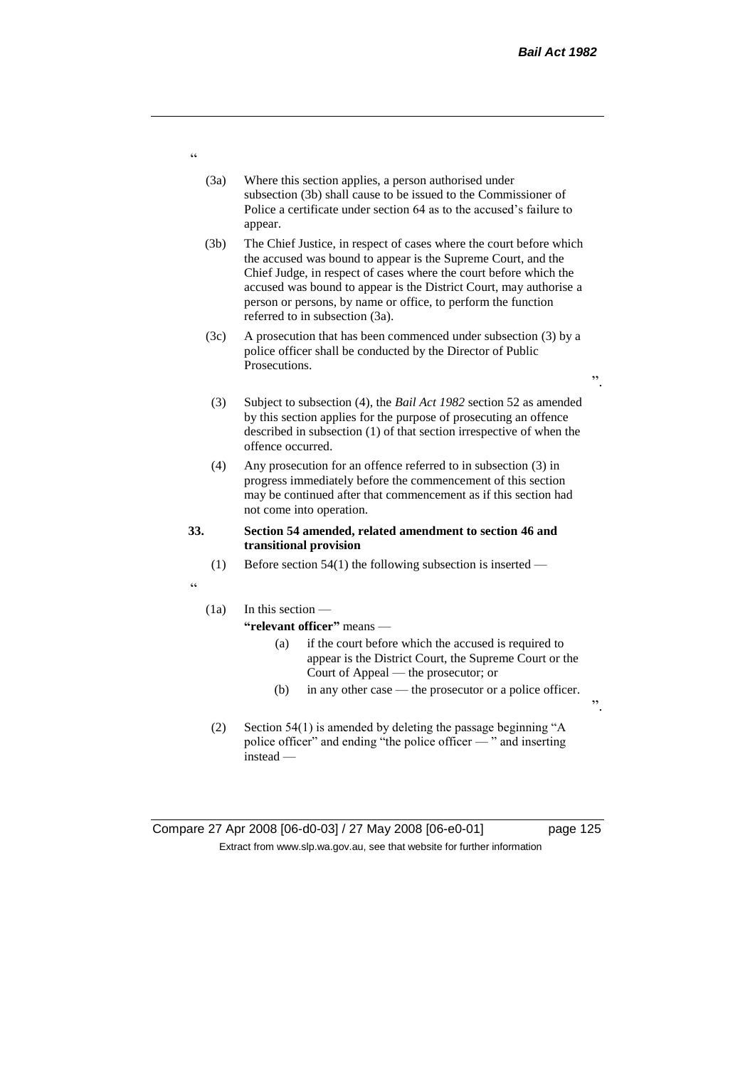"

(3a) Where this section applies, a person authorised under subsection (3b) shall cause to be issued to the Commissioner of Police a certificate under section 64 as to the accused's failure to appear.

(3b) The Chief Justice, in respect of cases where the court before which the accused was bound to appear is the Supreme Court, and the Chief Judge, in respect of cases where the court before which the accused was bound to appear is the District Court, may authorise a person or persons, by name or office, to perform the function referred to in subsection (3a).

(3c) A prosecution that has been commenced under subsection (3) by a police officer shall be conducted by the Director of Public Prosecutions.

".

(3) Subject to subsection (4), the *Bail Act 1982* section 52 as amended by this section applies for the purpose of prosecuting an offence described in subsection (1) of that section irrespective of when the offence occurred.

(4) Any prosecution for an offence referred to in subsection (3) in progress immediately before the commencement of this section may be continued after that commencement as if this section had not come into operation.

**33. Section 54 amended, related amendment to section 46 and transitional provision**

(1) Before section 54(1) the following subsection is inserted —

"

(1a) In this section —

**"relevant officer"** means —

(a) if the court before which the accused is required to appear is the District Court, the Supreme Court or the Court of Appeal — the prosecutor; or

(b) in any other case — the prosecutor or a police officer.

".

(2) Section 54(1) is amended by deleting the passage beginning "A police officer" and ending "the police officer — " and inserting instead —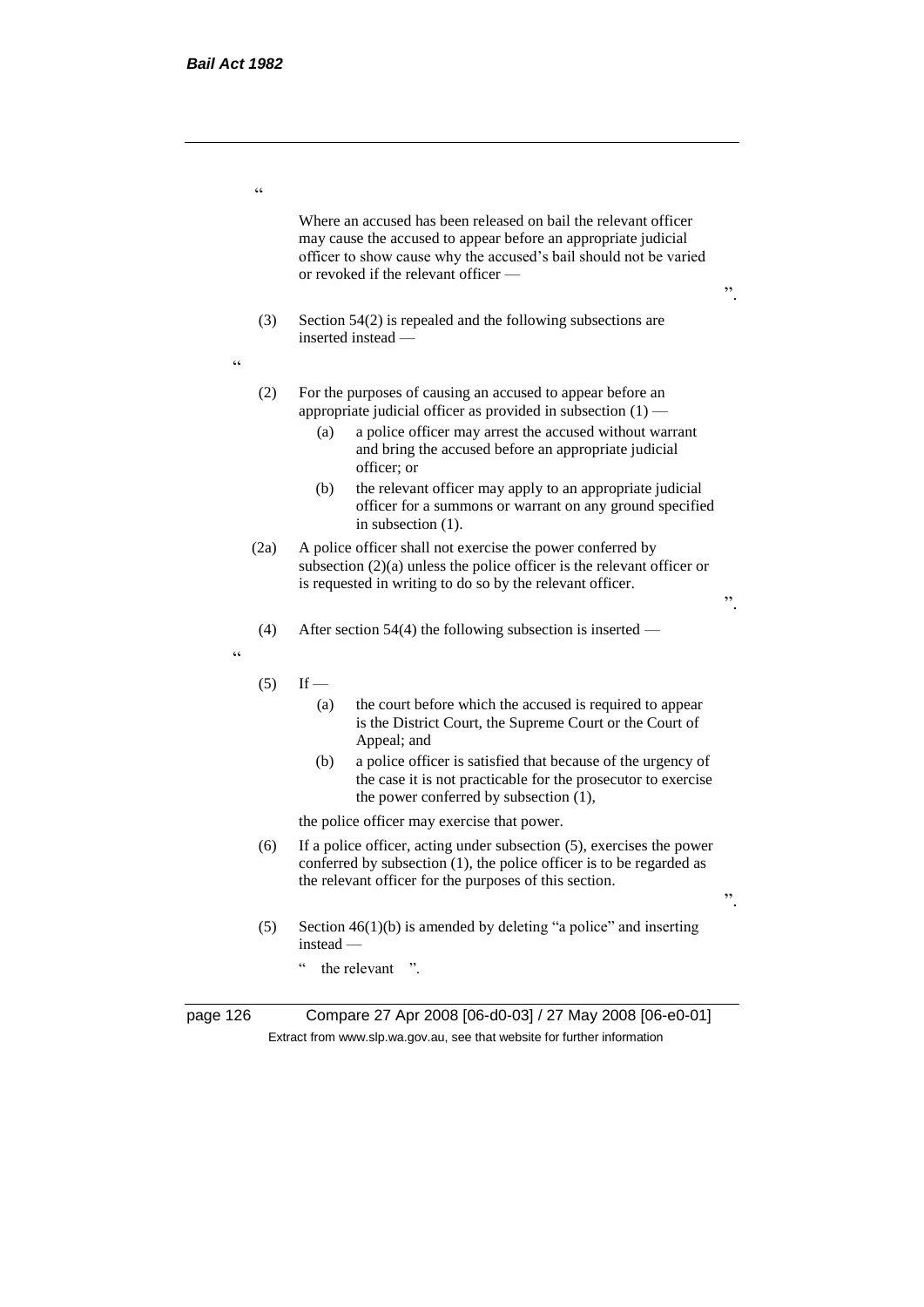"

Where an accused has been released on bail the relevant officer may cause the accused to appear before an appropriate judicial officer to show cause why the accused's bail should not be varied or revoked if the relevant officer —

".

(3) Section 54(2) is repealed and the following subsections are inserted instead —

"

(2) For the purposes of causing an accused to appear before an appropriate judicial officer as provided in subsection (1) —

(a) a police officer may arrest the accused without warrant and bring the accused before an appropriate judicial officer; or

(b) the relevant officer may apply to an appropriate judicial officer for a summons or warrant on any ground specified in subsection (1).

(2a) A police officer shall not exercise the power conferred by subsection (2)(a) unless the police officer is the relevant officer or is requested in writing to do so by the relevant officer.

".

(4) After section 54(4) the following subsection is inserted —

"

(5) If —

(a) the court before which the accused is required to appear is the District Court, the Supreme Court or the Court of Appeal; and

(b) a police officer is satisfied that because of the urgency of the case it is not practicable for the prosecutor to exercise the power conferred by subsection (1),

the police officer may exercise that power.

(6) If a police officer, acting under subsection (5), exercises the power conferred by subsection (1), the police officer is to be regarded as the relevant officer for the purposes of this section.

".

(5) Section 46(1)(b) is amended by deleting "a police" and inserting instead —

" the relevant ".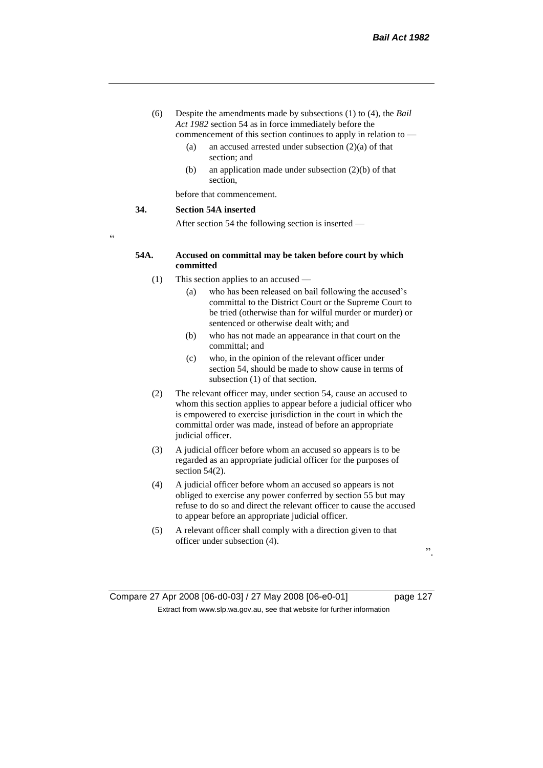(6) Despite the amendments made by subsections (1) to (4), the *Bail Act 1982* section 54 as in force immediately before the commencement of this section continues to apply in relation to —

(a) an accused arrested under subsection (2)(a) of that section; and

(b) an application made under subsection (2)(b) of that section,

before that commencement.

**34. Section 54A inserted**

After section 54 the following section is inserted —

"

**54A. Accused on committal may be taken before court by which committed**

(1) This section applies to an accused —

(a) who has been released on bail following the accused's committal to the District Court or the Supreme Court to be tried (otherwise than for wilful murder or murder) or sentenced or otherwise dealt with; and

(b) who has not made an appearance in that court on the committal; and

(c) who, in the opinion of the relevant officer under section 54, should be made to show cause in terms of subsection (1) of that section.

(2) The relevant officer may, under section 54, cause an accused to whom this section applies to appear before a judicial officer who is empowered to exercise jurisdiction in the court in which the committal order was made, instead of before an appropriate judicial officer.

(3) A judicial officer before whom an accused so appears is to be regarded as an appropriate judicial officer for the purposes of section 54(2).

(4) A judicial officer before whom an accused so appears is not obliged to exercise any power conferred by section 55 but may refuse to do so and direct the relevant officer to cause the accused to appear before an appropriate judicial officer.

(5) A relevant officer shall comply with a direction given to that officer under subsection (4).

".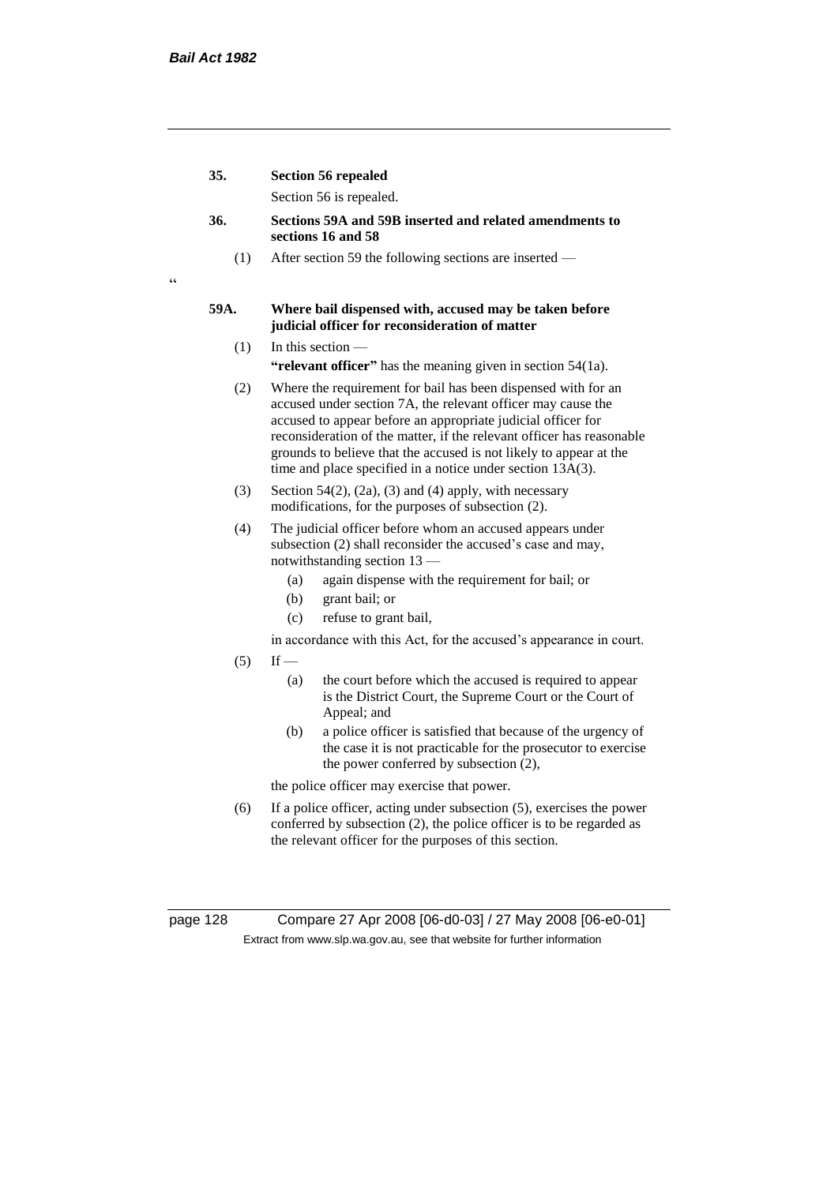**35. Section 56 repealed**

Section 56 is repealed.

**36. Sections 59A and 59B inserted and related amendments to sections 16 and 58**

(1) After section 59 the following sections are inserted —

"

**59A. Where bail dispensed with, accused may be taken before judicial officer for reconsideration of matter**

(1) In this section —

**"relevant officer"** has the meaning given in section 54(1a).

(2) Where the requirement for bail has been dispensed with for an accused under section 7A, the relevant officer may cause the accused to appear before an appropriate judicial officer for reconsideration of the matter, if the relevant officer has reasonable grounds to believe that the accused is not likely to appear at the time and place specified in a notice under section 13A(3).

(3) Section 54(2), (2a), (3) and (4) apply, with necessary modifications, for the purposes of subsection (2).

(4) The judicial officer before whom an accused appears under subsection (2) shall reconsider the accused's case and may, notwithstanding section 13 —

(a) again dispense with the requirement for bail; or

(b) grant bail; or

(c) refuse to grant bail,

in accordance with this Act, for the accused's appearance in court.

(5) If —

(a) the court before which the accused is required to appear is the District Court, the Supreme Court or the Court of Appeal; and

(b) a police officer is satisfied that because of the urgency of the case it is not practicable for the prosecutor to exercise the power conferred by subsection (2),

the police officer may exercise that power.

(6) If a police officer, acting under subsection (5), exercises the power conferred by subsection (2), the police officer is to be regarded as the relevant officer for the purposes of this section.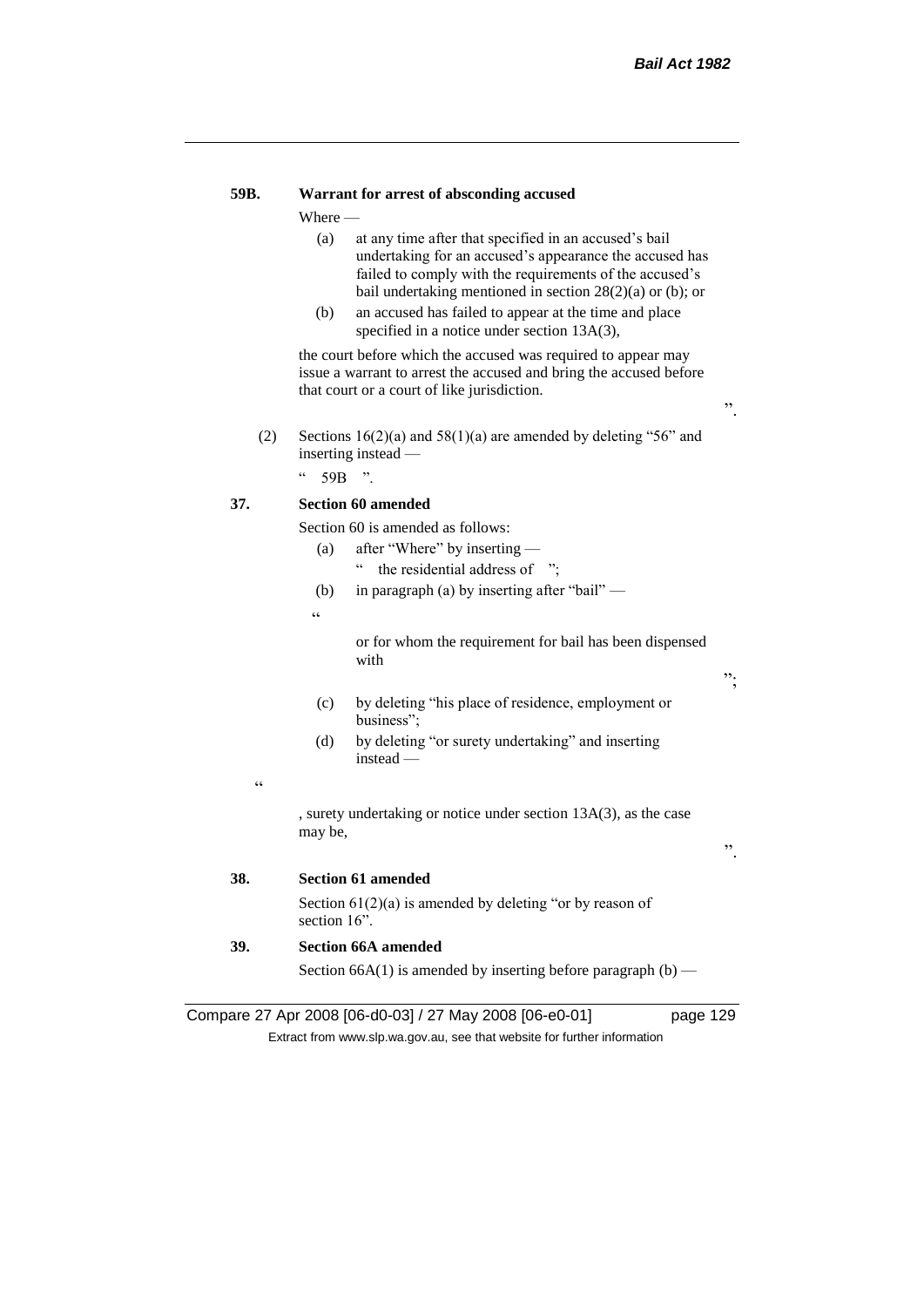**59B. Warrant for arrest of absconding accused**

Where —

(a) at any time after that specified in an accused's bail undertaking for an accused's appearance the accused has failed to comply with the requirements of the accused's bail undertaking mentioned in section 28(2)(a) or (b); or

(b) an accused has failed to appear at the time and place specified in a notice under section 13A(3),

the court before which the accused was required to appear may issue a warrant to arrest the accused and bring the accused before that court or a court of like jurisdiction.

".

(2) Sections 16(2)(a) and 58(1)(a) are amended by deleting "56" and inserting instead —

" 59B ".

**37. Section 60 amended**

Section 60 is amended as follows:

(a) after "Where" by inserting —

" the residential address of ";

(b) in paragraph (a) by inserting after "bail" —

"

or for whom the requirement for bail has been dispensed with

";

(c) by deleting "his place of residence, employment or business";

(d) by deleting "or surety undertaking" and inserting instead —

"

, surety undertaking or notice under section 13A(3), as the case may be,

".

**38. Section 61 amended**

Section 61(2)(a) is amended by deleting "or by reason of section 16".

**39. Section 66A amended**

Section 66A(1) is amended by inserting before paragraph (b) —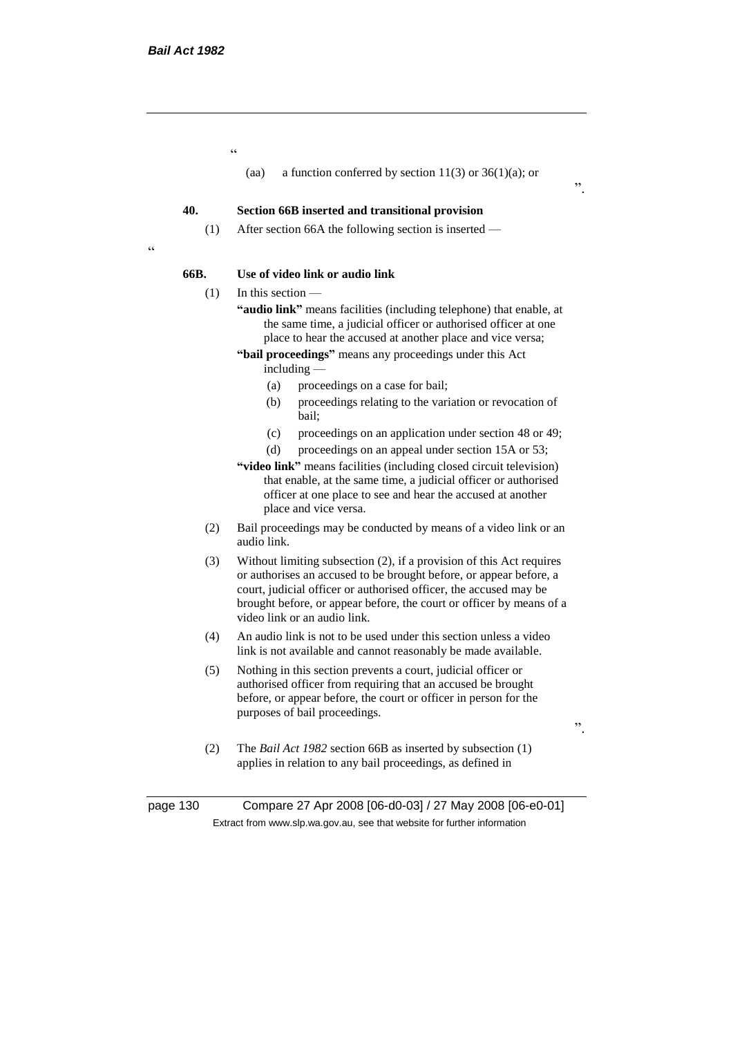"

(aa) a function conferred by section 11(3) or 36(1)(a); or

".

**40. Section 66B inserted and transitional provision**

(1) After section 66A the following section is inserted —

"

**66B. Use of video link or audio link**

(1) In this section —

**"audio link"** means facilities (including telephone) that enable, at the same time, a judicial officer or authorised officer at one place to hear the accused at another place and vice versa;

**"bail proceedings"** means any proceedings under this Act including —

(a) proceedings on a case for bail;

(b) proceedings relating to the variation or revocation of bail;

(c) proceedings on an application under section 48 or 49;

(d) proceedings on an appeal under section 15A or 53;

**"video link"** means facilities (including closed circuit television) that enable, at the same time, a judicial officer or authorised officer at one place to see and hear the accused at another place and vice versa.

(2) Bail proceedings may be conducted by means of a video link or an audio link.

(3) Without limiting subsection (2), if a provision of this Act requires or authorises an accused to be brought before, or appear before, a court, judicial officer or authorised officer, the accused may be brought before, or appear before, the court or officer by means of a video link or an audio link.

(4) An audio link is not to be used under this section unless a video link is not available and cannot reasonably be made available.

(5) Nothing in this section prevents a court, judicial officer or authorised officer from requiring that an accused be brought before, or appear before, the court or officer in person for the purposes of bail proceedings.

".

(2) The *Bail Act 1982* section 66B as inserted by subsection (1) applies in relation to any bail proceedings, as defined in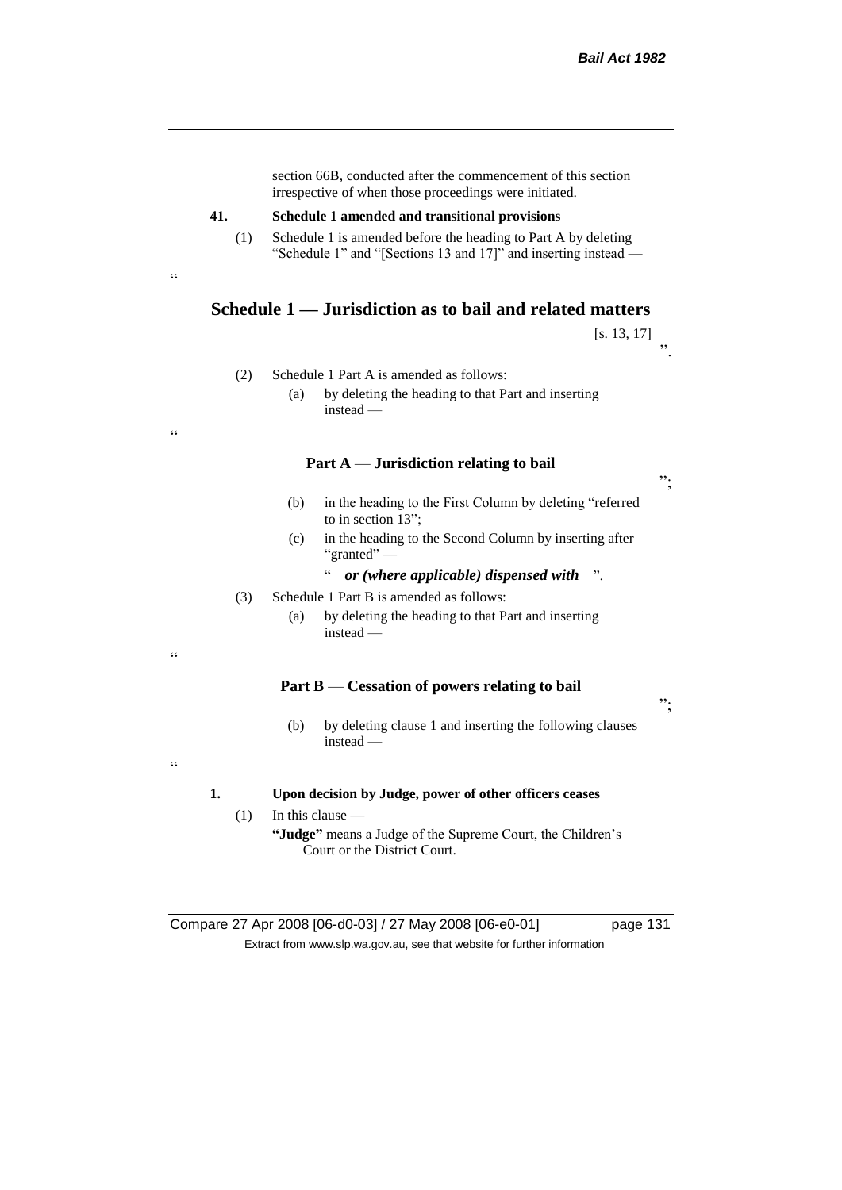section 66B, conducted after the commencement of this section irrespective of when those proceedings were initiated.

**41. Schedule 1 amended and transitional provisions**

(1) Schedule 1 is amended before the heading to Part A by deleting "Schedule 1" and "[Sections 13 and 17]" and inserting instead —

"

## Schedule 1 — Jurisdiction as to bail and related matters

[s. 13, 17]

".

(2) Schedule 1 Part A is amended as follows:

(a) by deleting the heading to that Part and inserting instead —

"

### Part A — Jurisdiction relating to bail

";

(b) in the heading to the First Column by deleting "referred to in section 13";

(c) in the heading to the Second Column by inserting after "granted" —

" ***or (where applicable) dispensed with*** ".

(3) Schedule 1 Part B is amended as follows:

(a) by deleting the heading to that Part and inserting instead —

"

### Part B — Cessation of powers relating to bail

";

(b) by deleting clause 1 and inserting the following clauses instead —

"

**1. Upon decision by Judge, power of other officers ceases**

(1) In this clause —

**"Judge"** means a Judge of the Supreme Court, the Children's Court or the District Court.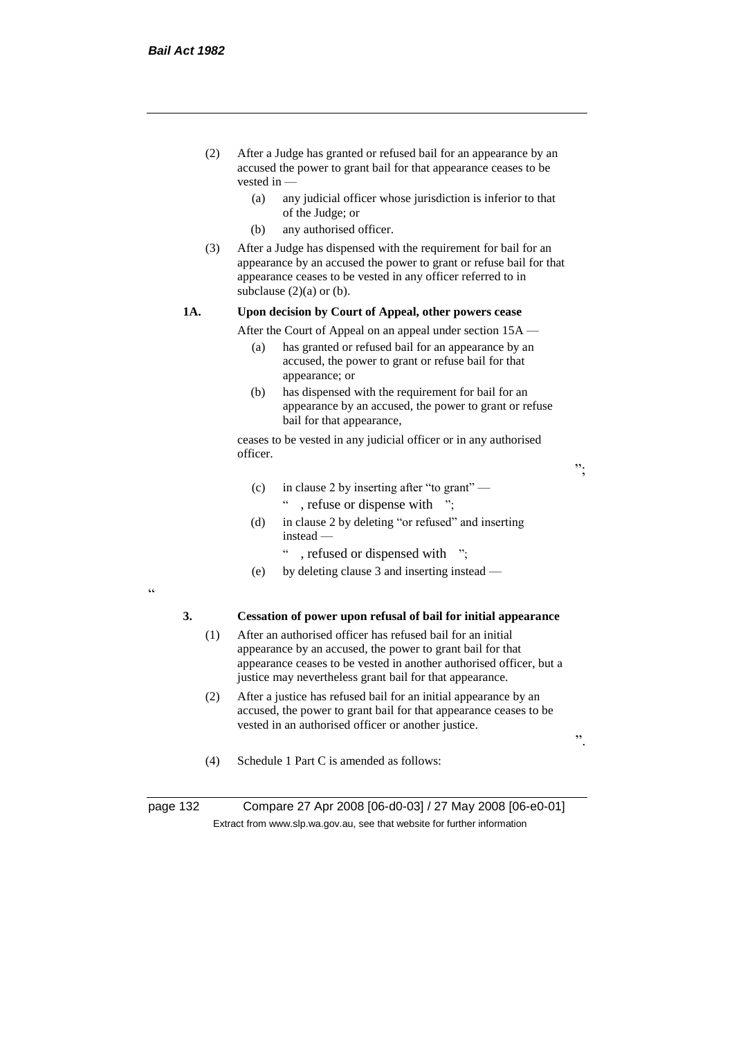(2) After a Judge has granted or refused bail for an appearance by an accused the power to grant bail for that appearance ceases to be vested in —

(a) any judicial officer whose jurisdiction is inferior to that of the Judge; or

(b) any authorised officer.

(3) After a Judge has dispensed with the requirement for bail for an appearance by an accused the power to grant or refuse bail for that appearance ceases to be vested in any officer referred to in subclause (2)(a) or (b).

**1A. Upon decision by Court of Appeal, other powers cease**

After the Court of Appeal on an appeal under section 15A —

(a) has granted or refused bail for an appearance by an accused, the power to grant or refuse bail for that appearance; or

(b) has dispensed with the requirement for bail for an appearance by an accused, the power to grant or refuse bail for that appearance,

ceases to be vested in any judicial officer or in any authorised officer.

";

(c) in clause 2 by inserting after "to grant" —

" , refuse or dispense with ";

(d) in clause 2 by deleting "or refused" and inserting instead —

" , refused or dispensed with ";

(e) by deleting clause 3 and inserting instead —

"

**3. Cessation of power upon refusal of bail for initial appearance**

(1) After an authorised officer has refused bail for an initial appearance by an accused, the power to grant bail for that appearance ceases to be vested in another authorised officer, but a justice may nevertheless grant bail for that appearance.

(2) After a justice has refused bail for an initial appearance by an accused, the power to grant bail for that appearance ceases to be vested in an authorised officer or another justice.

".

(4) Schedule 1 Part C is amended as follows: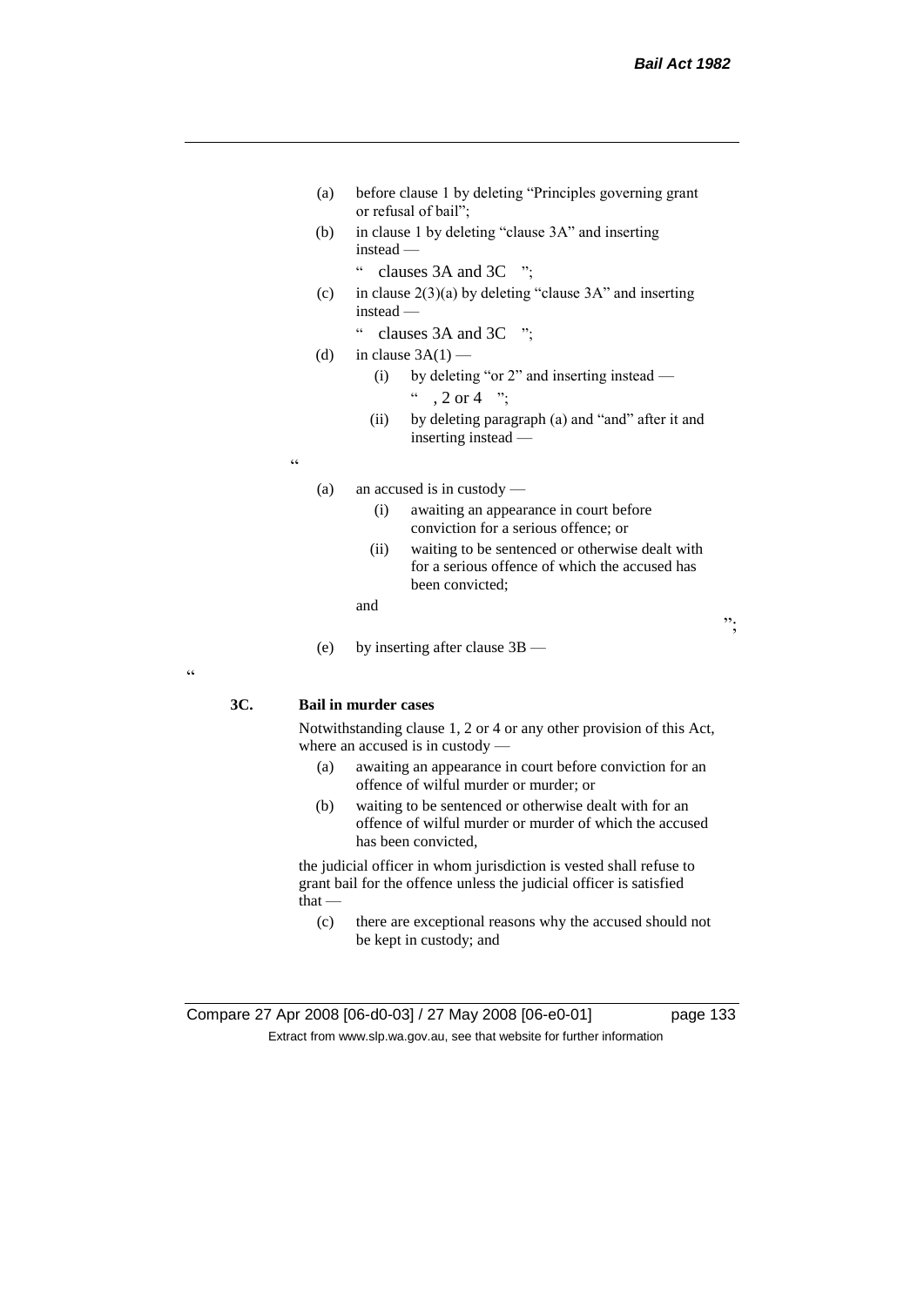(a) before clause 1 by deleting “Principles governing grant or refusal of bail”;

(b) in clause 1 by deleting “clause 3A” and inserting instead —

“ clauses 3A and 3C ”;

(c) in clause 2(3)(a) by deleting “clause 3A” and inserting instead —

“ clauses 3A and 3C ”;

(d) in clause 3A(1) —

(i) by deleting “or 2” and inserting instead —

“ , 2 or 4 ”;

(ii) by deleting paragraph (a) and “and” after it and inserting instead —

“

(a) an accused is in custody —

(i) awaiting an appearance in court before conviction for a serious offence; or

(ii) waiting to be sentenced or otherwise dealt with for a serious offence of which the accused has been convicted;

and

”;

(e) by inserting after clause 3B —

“

**3C. Bail in murder cases**

Notwithstanding clause 1, 2 or 4 or any other provision of this Act, where an accused is in custody —

(a) awaiting an appearance in court before conviction for an offence of wilful murder or murder; or

(b) waiting to be sentenced or otherwise dealt with for an offence of wilful murder or murder of which the accused has been convicted,

the judicial officer in whom jurisdiction is vested shall refuse to grant bail for the offence unless the judicial officer is satisfied that —

(c) there are exceptional reasons why the accused should not be kept in custody; and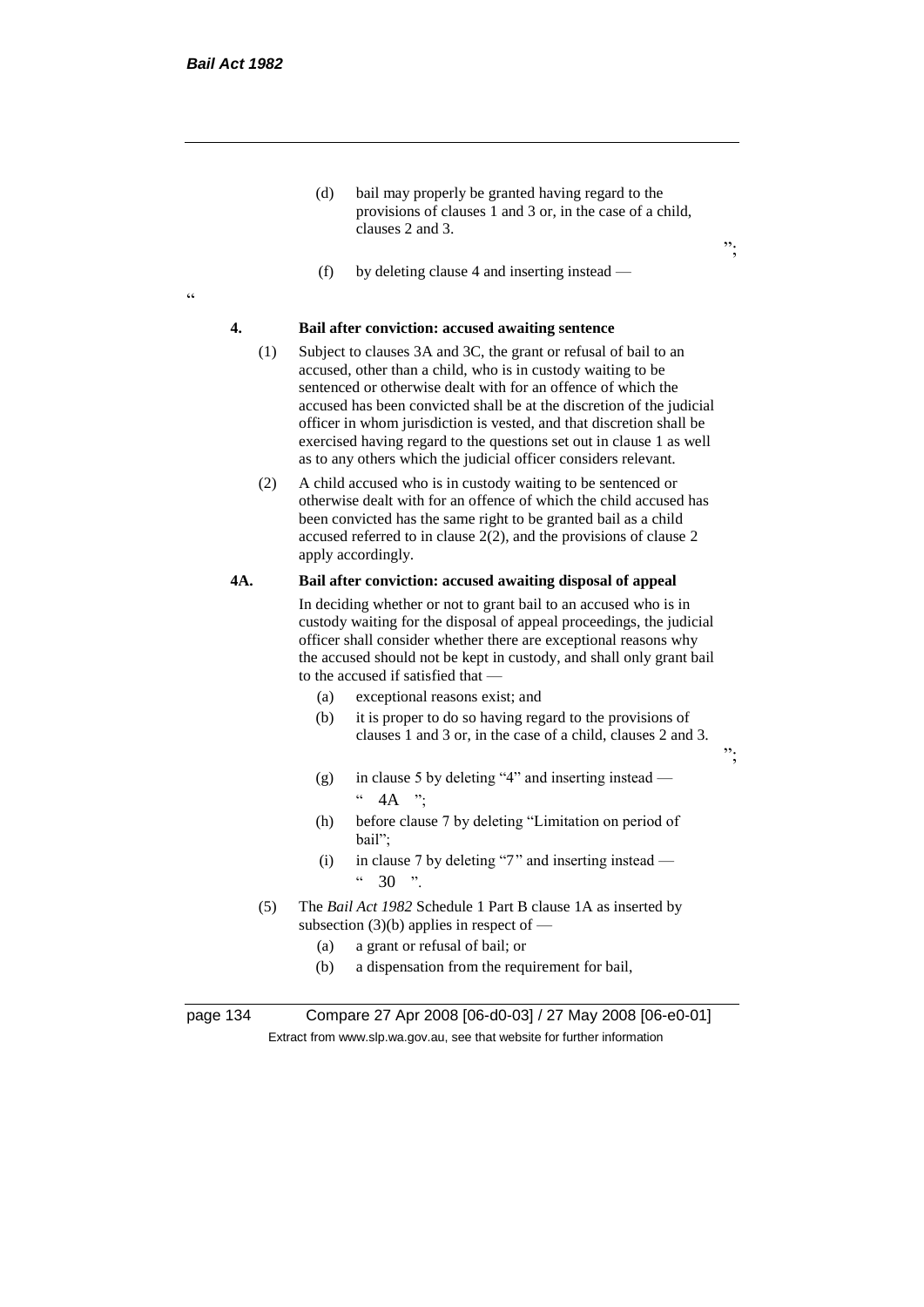(d) bail may properly be granted having regard to the provisions of clauses 1 and 3 or, in the case of a child, clauses 2 and 3.

";

(f) by deleting clause 4 and inserting instead —

"

**4. Bail after conviction: accused awaiting sentence**

(1) Subject to clauses 3A and 3C, the grant or refusal of bail to an accused, other than a child, who is in custody waiting to be sentenced or otherwise dealt with for an offence of which the accused has been convicted shall be at the discretion of the judicial officer in whom jurisdiction is vested, and that discretion shall be exercised having regard to the questions set out in clause 1 as well as to any others which the judicial officer considers relevant.

(2) A child accused who is in custody waiting to be sentenced or otherwise dealt with for an offence of which the child accused has been convicted has the same right to be granted bail as a child accused referred to in clause 2(2), and the provisions of clause 2 apply accordingly.

**4A. Bail after conviction: accused awaiting disposal of appeal**

In deciding whether or not to grant bail to an accused who is in custody waiting for the disposal of appeal proceedings, the judicial officer shall consider whether there are exceptional reasons why the accused should not be kept in custody, and shall only grant bail to the accused if satisfied that —

(a) exceptional reasons exist; and

(b) it is proper to do so having regard to the provisions of clauses 1 and 3 or, in the case of a child, clauses 2 and 3.

";

(g) in clause 5 by deleting "4" and inserting instead — " 4A ";

(h) before clause 7 by deleting "Limitation on period of bail";

(i) in clause 7 by deleting "7" and inserting instead — " 30 ".

(5) The *Bail Act 1982* Schedule 1 Part B clause 1A as inserted by subsection (3)(b) applies in respect of —

(a) a grant or refusal of bail; or

(b) a dispensation from the requirement for bail,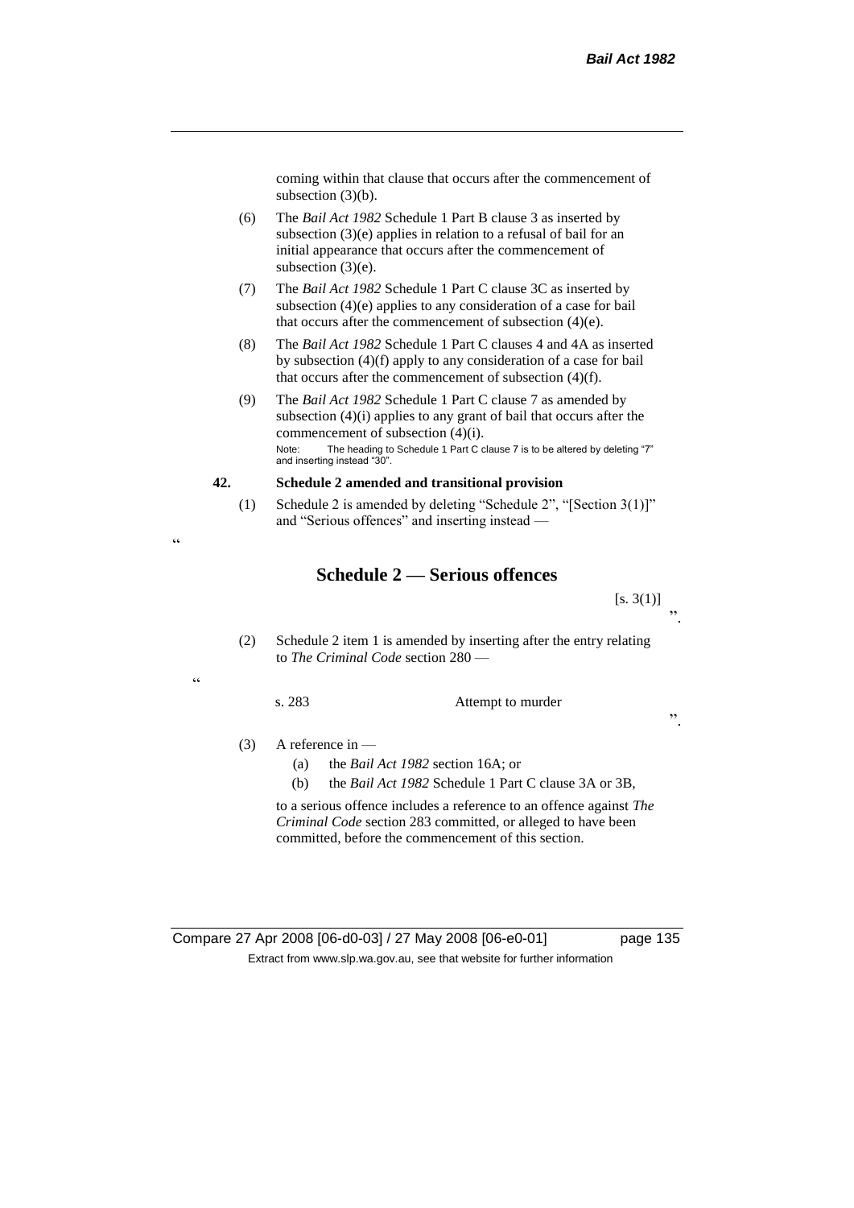coming within that clause that occurs after the commencement of subsection (3)(b).

(6) The *Bail Act 1982* Schedule 1 Part B clause 3 as inserted by subsection (3)(e) applies in relation to a refusal of bail for an initial appearance that occurs after the commencement of subsection (3)(e).

(7) The *Bail Act 1982* Schedule 1 Part C clause 3C as inserted by subsection (4)(e) applies to any consideration of a case for bail that occurs after the commencement of subsection (4)(e).

(8) The *Bail Act 1982* Schedule 1 Part C clauses 4 and 4A as inserted by subsection (4)(f) apply to any consideration of a case for bail that occurs after the commencement of subsection (4)(f).

(9) The *Bail Act 1982* Schedule 1 Part C clause 7 as amended by subsection (4)(i) applies to any grant of bail that occurs after the commencement of subsection (4)(i).

Note: The heading to Schedule 1 Part C clause 7 is to be altered by deleting "7" and inserting instead "30".

**42. Schedule 2 amended and transitional provision**

(1) Schedule 2 is amended by deleting "Schedule 2", "[Section 3(1)]" and "Serious offences" and inserting instead —

"

## Schedule 2 — Serious offences

[s. 3(1)]

".

(2) Schedule 2 item 1 is amended by inserting after the entry relating to *The Criminal Code* section 280 —

"

s. 283 Attempt to murder

".

(3) A reference in —

(a) the *Bail Act 1982* section 16A; or

(b) the *Bail Act 1982* Schedule 1 Part C clause 3A or 3B,

to a serious offence includes a reference to an offence against *The Criminal Code* section 283 committed, or alleged to have been committed, before the commencement of this section.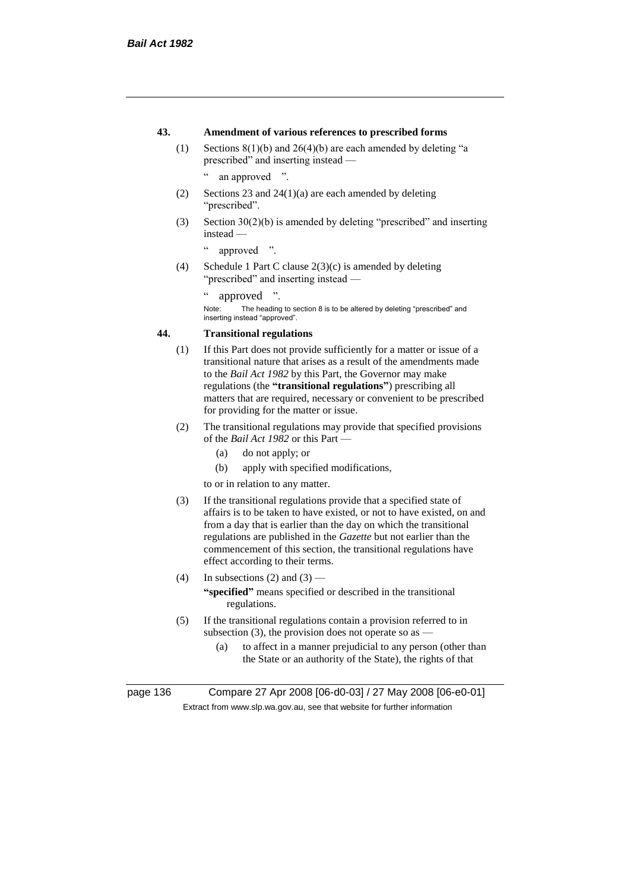**43. Amendment of various references to prescribed forms**

(1) Sections 8(1)(b) and 26(4)(b) are each amended by deleting "a prescribed" and inserting instead —

" an approved ".

(2) Sections 23 and 24(1)(a) are each amended by deleting "prescribed".

(3) Section 30(2)(b) is amended by deleting "prescribed" and inserting instead —

" approved ".

(4) Schedule 1 Part C clause 2(3)(c) is amended by deleting "prescribed" and inserting instead —

" approved ".

Note: The heading to section 8 is to be altered by deleting "prescribed" and inserting instead "approved".

**44. Transitional regulations**

(1) If this Part does not provide sufficiently for a matter or issue of a transitional nature that arises as a result of the amendments made to the *Bail Act 1982* by this Part, the Governor may make regulations (the **"transitional regulations"**) prescribing all matters that are required, necessary or convenient to be prescribed for providing for the matter or issue.

(2) The transitional regulations may provide that specified provisions of the *Bail Act 1982* or this Part —

(a) do not apply; or

(b) apply with specified modifications,

to or in relation to any matter.

(3) If the transitional regulations provide that a specified state of affairs is to be taken to have existed, or not to have existed, on and from a day that is earlier than the day on which the transitional regulations are published in the *Gazette* but not earlier than the commencement of this section, the transitional regulations have effect according to their terms.

(4) In subsections (2) and (3) —

**"specified"** means specified or described in the transitional regulations.

(5) If the transitional regulations contain a provision referred to in subsection (3), the provision does not operate so as —

(a) to affect in a manner prejudicial to any person (other than the State or an authority of the State), the rights of that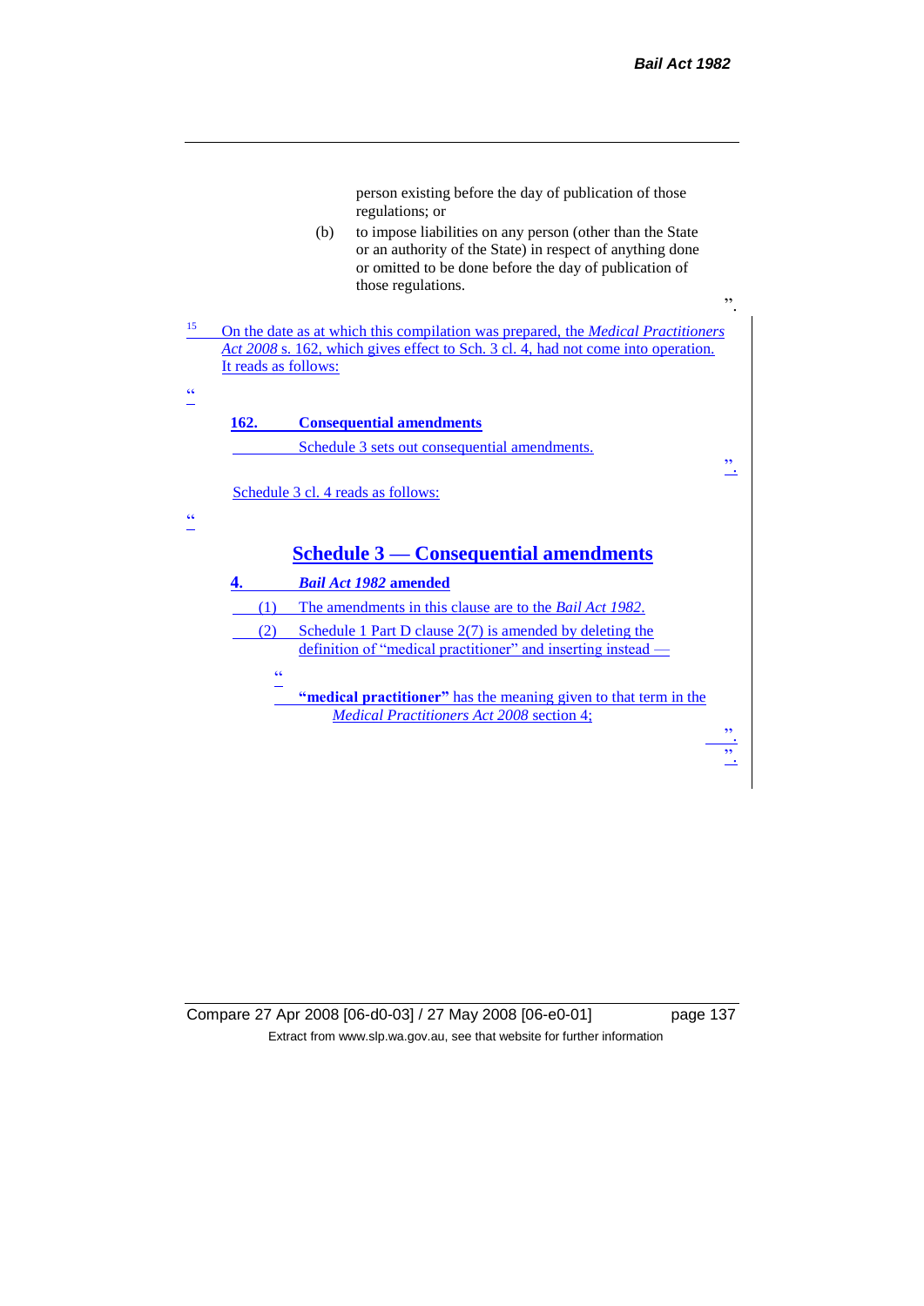person existing before the day of publication of those regulations; or

(b) to impose liabilities on any person (other than the State or an authority of the State) in respect of anything done or omitted to be done before the day of publication of those regulations.

".

[15] On the date as at which this compilation was prepared, the *Medical Practitioners Act 2008* s. 162, which gives effect to Sch. 3 cl. 4, had not come into operation. It reads as follows:

"

**162. Consequential amendments**

Schedule 3 sets out consequential amendments.

".

Schedule 3 cl. 4 reads as follows:

"

## Schedule 3 — Consequential amendments

**4. *Bail Act 1982* amended**

(1) The amendments in this clause are to the *Bail Act 1982*.

(2) Schedule 1 Part D clause 2(7) is amended by deleting the definition of "medical practitioner" and inserting instead —

"

**"medical practitioner"** has the meaning given to that term in the *Medical Practitioners Act 2008* section 4;

".

".